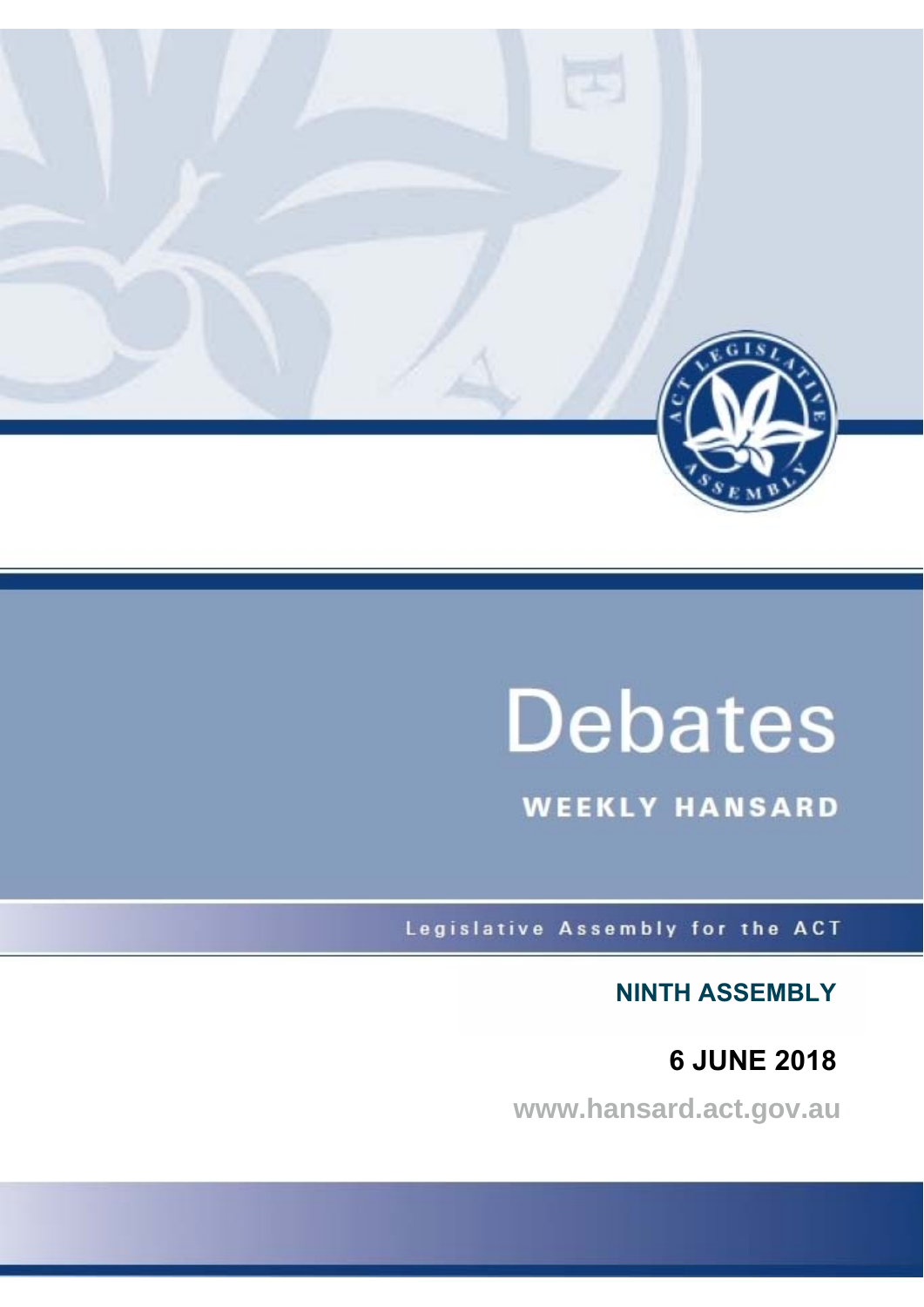# Debates

## WEEKLY HANSARD

Legislative Assembly for the ACT

**NINTH ASSEMBLY**

**6 JUNE 2018**

www.hansard.act.gov.au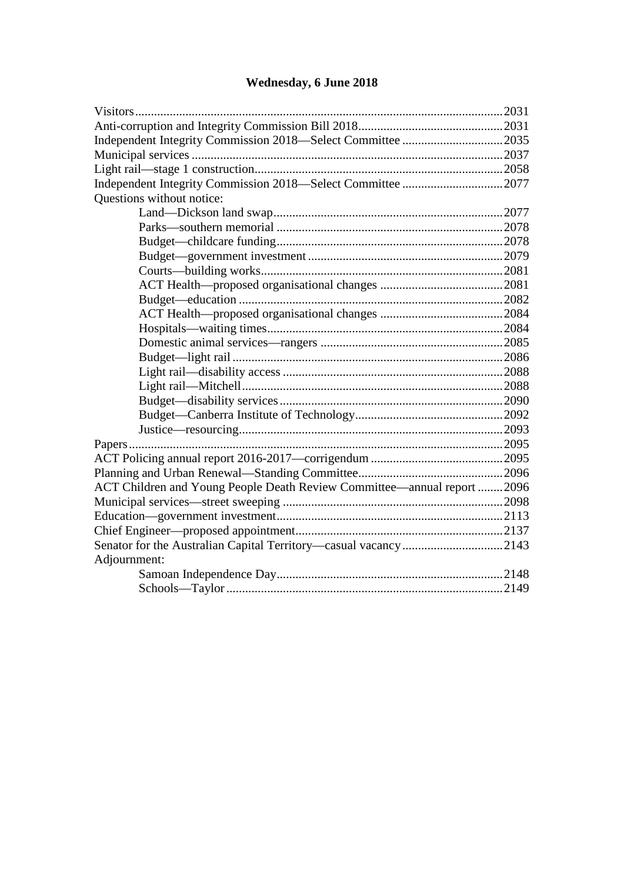# Wednesday, 6 June 2018

Visitors ..... 2031
Anti-corruption and Integrity Commission Bill 2018 ..... 2031
Independent Integrity Commission 2018—Select Committee ..... 2035
Municipal services ..... 2037
Light rail—stage 1 construction ..... 2058
Independent Integrity Commission 2018—Select Committee ..... 2077
Questions without notice:
- Land—Dickson land swap ..... 2077
- Parks—southern memorial ..... 2078
- Budget—childcare funding ..... 2078
- Budget—government investment ..... 2079
- Courts—building works ..... 2081
- ACT Health—proposed organisational changes ..... 2081
- Budget—education ..... 2082
- ACT Health—proposed organisational changes ..... 2084
- Hospitals—waiting times ..... 2084
- Domestic animal services—rangers ..... 2085
- Budget—light rail ..... 2086
- Light rail—disability access ..... 2088
- Light rail—Mitchell ..... 2088
- Budget—disability services ..... 2090
- Budget—Canberra Institute of Technology ..... 2092
- Justice—resourcing ..... 2093

Papers ..... 2095
ACT Policing annual report 2016-2017—corrigendum ..... 2095
Planning and Urban Renewal—Standing Committee ..... 2096
ACT Children and Young People Death Review Committee—annual report ..... 2096
Municipal services—street sweeping ..... 2098
Education—government investment ..... 2113
Chief Engineer—proposed appointment ..... 2137
Senator for the Australian Capital Territory—casual vacancy ..... 2143
Adjournment:
- Samoan Independence Day ..... 2148
- Schools—Taylor ..... 2149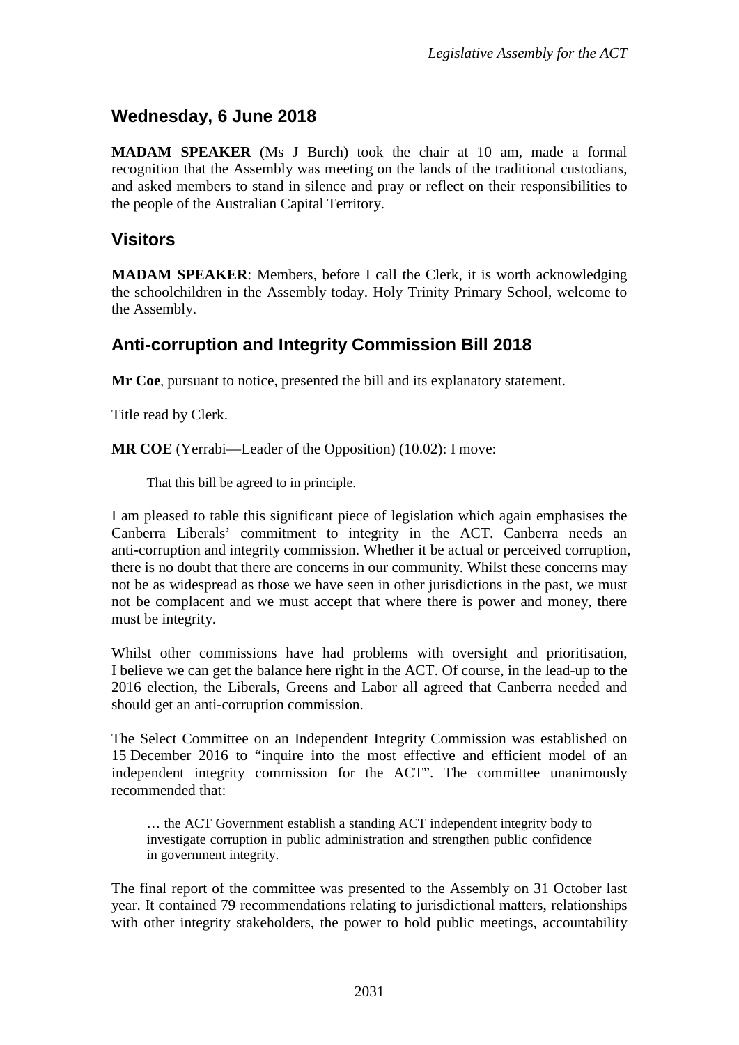## Wednesday, 6 June 2018

**MADAM SPEAKER** (Ms J Burch) took the chair at 10 am, made a formal recognition that the Assembly was meeting on the lands of the traditional custodians, and asked members to stand in silence and pray or reflect on their responsibilities to the people of the Australian Capital Territory.

## Visitors

**MADAM SPEAKER**: Members, before I call the Clerk, it is worth acknowledging the schoolchildren in the Assembly today. Holy Trinity Primary School, welcome to the Assembly.

## Anti-corruption and Integrity Commission Bill 2018

**Mr Coe**, pursuant to notice, presented the bill and its explanatory statement.

Title read by Clerk.

**MR COE** (Yerrabi—Leader of the Opposition) (10.02): I move:

> That this bill be agreed to in principle.

I am pleased to table this significant piece of legislation which again emphasises the Canberra Liberals' commitment to integrity in the ACT. Canberra needs an anti-corruption and integrity commission. Whether it be actual or perceived corruption, there is no doubt that there are concerns in our community. Whilst these concerns may not be as widespread as those we have seen in other jurisdictions in the past, we must not be complacent and we must accept that where there is power and money, there must be integrity.

Whilst other commissions have had problems with oversight and prioritisation, I believe we can get the balance here right in the ACT. Of course, in the lead-up to the 2016 election, the Liberals, Greens and Labor all agreed that Canberra needed and should get an anti-corruption commission.

The Select Committee on an Independent Integrity Commission was established on 15 December 2016 to "inquire into the most effective and efficient model of an independent integrity commission for the ACT". The committee unanimously recommended that:

> … the ACT Government establish a standing ACT independent integrity body to investigate corruption in public administration and strengthen public confidence in government integrity.

The final report of the committee was presented to the Assembly on 31 October last year. It contained 79 recommendations relating to jurisdictional matters, relationships with other integrity stakeholders, the power to hold public meetings, accountability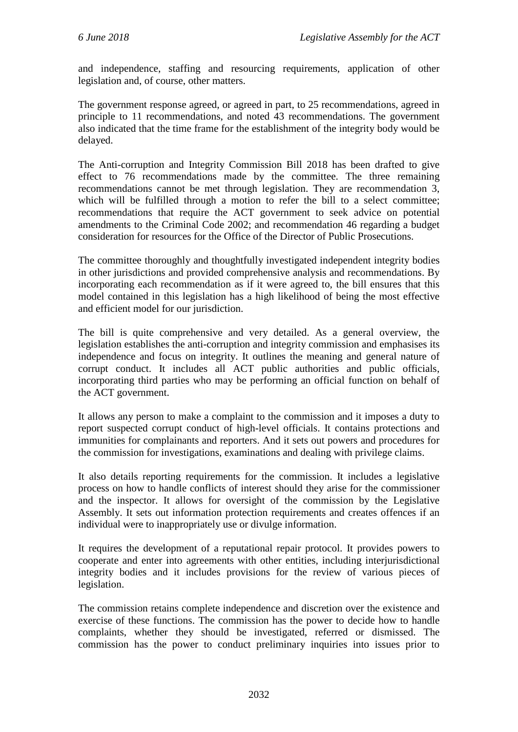and independence, staffing and resourcing requirements, application of other legislation and, of course, other matters.

The government response agreed, or agreed in part, to 25 recommendations, agreed in principle to 11 recommendations, and noted 43 recommendations. The government also indicated that the time frame for the establishment of the integrity body would be delayed.

The Anti-corruption and Integrity Commission Bill 2018 has been drafted to give effect to 76 recommendations made by the committee. The three remaining recommendations cannot be met through legislation. They are recommendation 3, which will be fulfilled through a motion to refer the bill to a select committee; recommendations that require the ACT government to seek advice on potential amendments to the Criminal Code 2002; and recommendation 46 regarding a budget consideration for resources for the Office of the Director of Public Prosecutions.

The committee thoroughly and thoughtfully investigated independent integrity bodies in other jurisdictions and provided comprehensive analysis and recommendations. By incorporating each recommendation as if it were agreed to, the bill ensures that this model contained in this legislation has a high likelihood of being the most effective and efficient model for our jurisdiction.

The bill is quite comprehensive and very detailed. As a general overview, the legislation establishes the anti-corruption and integrity commission and emphasises its independence and focus on integrity. It outlines the meaning and general nature of corrupt conduct. It includes all ACT public authorities and public officials, incorporating third parties who may be performing an official function on behalf of the ACT government.

It allows any person to make a complaint to the commission and it imposes a duty to report suspected corrupt conduct of high-level officials. It contains protections and immunities for complainants and reporters. And it sets out powers and procedures for the commission for investigations, examinations and dealing with privilege claims.

It also details reporting requirements for the commission. It includes a legislative process on how to handle conflicts of interest should they arise for the commissioner and the inspector. It allows for oversight of the commission by the Legislative Assembly. It sets out information protection requirements and creates offences if an individual were to inappropriately use or divulge information.

It requires the development of a reputational repair protocol. It provides powers to cooperate and enter into agreements with other entities, including interjurisdictional integrity bodies and it includes provisions for the review of various pieces of legislation.

The commission retains complete independence and discretion over the existence and exercise of these functions. The commission has the power to decide how to handle complaints, whether they should be investigated, referred or dismissed. The commission has the power to conduct preliminary inquiries into issues prior to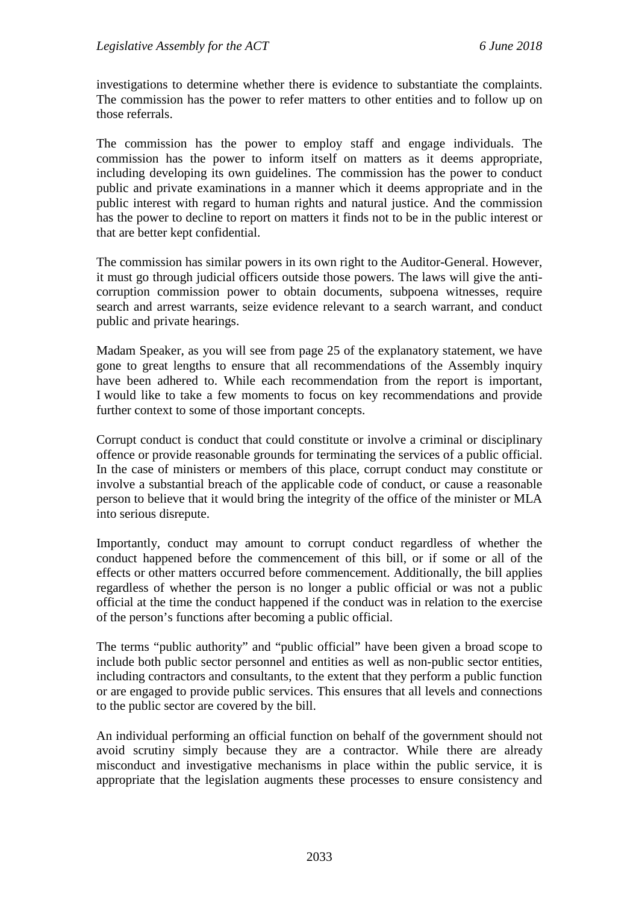investigations to determine whether there is evidence to substantiate the complaints. The commission has the power to refer matters to other entities and to follow up on those referrals.

The commission has the power to employ staff and engage individuals. The commission has the power to inform itself on matters as it deems appropriate, including developing its own guidelines. The commission has the power to conduct public and private examinations in a manner which it deems appropriate and in the public interest with regard to human rights and natural justice. And the commission has the power to decline to report on matters it finds not to be in the public interest or that are better kept confidential.

The commission has similar powers in its own right to the Auditor-General. However, it must go through judicial officers outside those powers. The laws will give the anti-corruption commission power to obtain documents, subpoena witnesses, require search and arrest warrants, seize evidence relevant to a search warrant, and conduct public and private hearings.

Madam Speaker, as you will see from page 25 of the explanatory statement, we have gone to great lengths to ensure that all recommendations of the Assembly inquiry have been adhered to. While each recommendation from the report is important, I would like to take a few moments to focus on key recommendations and provide further context to some of those important concepts.

Corrupt conduct is conduct that could constitute or involve a criminal or disciplinary offence or provide reasonable grounds for terminating the services of a public official. In the case of ministers or members of this place, corrupt conduct may constitute or involve a substantial breach of the applicable code of conduct, or cause a reasonable person to believe that it would bring the integrity of the office of the minister or MLA into serious disrepute.

Importantly, conduct may amount to corrupt conduct regardless of whether the conduct happened before the commencement of this bill, or if some or all of the effects or other matters occurred before commencement. Additionally, the bill applies regardless of whether the person is no longer a public official or was not a public official at the time the conduct happened if the conduct was in relation to the exercise of the person's functions after becoming a public official.

The terms "public authority" and "public official" have been given a broad scope to include both public sector personnel and entities as well as non-public sector entities, including contractors and consultants, to the extent that they perform a public function or are engaged to provide public services. This ensures that all levels and connections to the public sector are covered by the bill.

An individual performing an official function on behalf of the government should not avoid scrutiny simply because they are a contractor. While there are already misconduct and investigative mechanisms in place within the public service, it is appropriate that the legislation augments these processes to ensure consistency and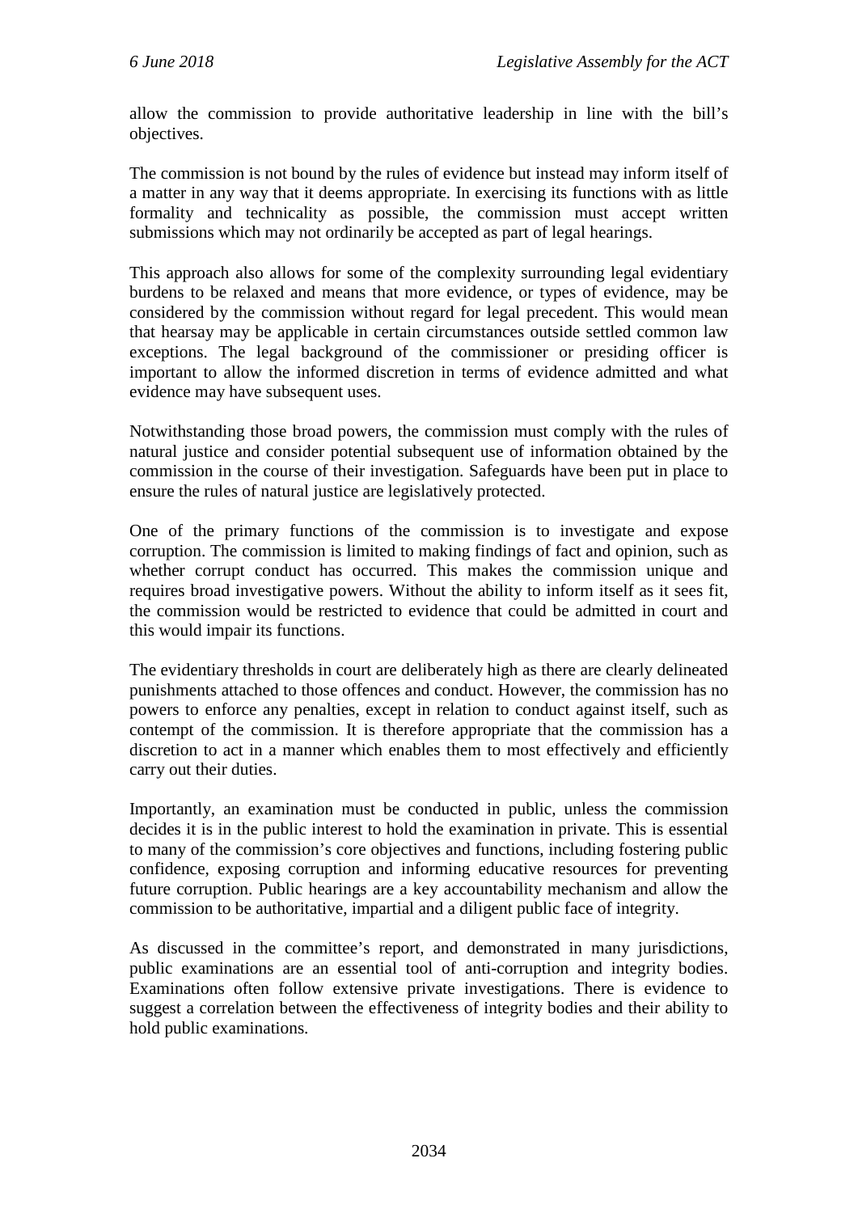allow the commission to provide authoritative leadership in line with the bill's objectives.

The commission is not bound by the rules of evidence but instead may inform itself of a matter in any way that it deems appropriate. In exercising its functions with as little formality and technicality as possible, the commission must accept written submissions which may not ordinarily be accepted as part of legal hearings.

This approach also allows for some of the complexity surrounding legal evidentiary burdens to be relaxed and means that more evidence, or types of evidence, may be considered by the commission without regard for legal precedent. This would mean that hearsay may be applicable in certain circumstances outside settled common law exceptions. The legal background of the commissioner or presiding officer is important to allow the informed discretion in terms of evidence admitted and what evidence may have subsequent uses.

Notwithstanding those broad powers, the commission must comply with the rules of natural justice and consider potential subsequent use of information obtained by the commission in the course of their investigation. Safeguards have been put in place to ensure the rules of natural justice are legislatively protected.

One of the primary functions of the commission is to investigate and expose corruption. The commission is limited to making findings of fact and opinion, such as whether corrupt conduct has occurred. This makes the commission unique and requires broad investigative powers. Without the ability to inform itself as it sees fit, the commission would be restricted to evidence that could be admitted in court and this would impair its functions.

The evidentiary thresholds in court are deliberately high as there are clearly delineated punishments attached to those offences and conduct. However, the commission has no powers to enforce any penalties, except in relation to conduct against itself, such as contempt of the commission. It is therefore appropriate that the commission has a discretion to act in a manner which enables them to most effectively and efficiently carry out their duties.

Importantly, an examination must be conducted in public, unless the commission decides it is in the public interest to hold the examination in private. This is essential to many of the commission's core objectives and functions, including fostering public confidence, exposing corruption and informing educative resources for preventing future corruption. Public hearings are a key accountability mechanism and allow the commission to be authoritative, impartial and a diligent public face of integrity.

As discussed in the committee's report, and demonstrated in many jurisdictions, public examinations are an essential tool of anti-corruption and integrity bodies. Examinations often follow extensive private investigations. There is evidence to suggest a correlation between the effectiveness of integrity bodies and their ability to hold public examinations.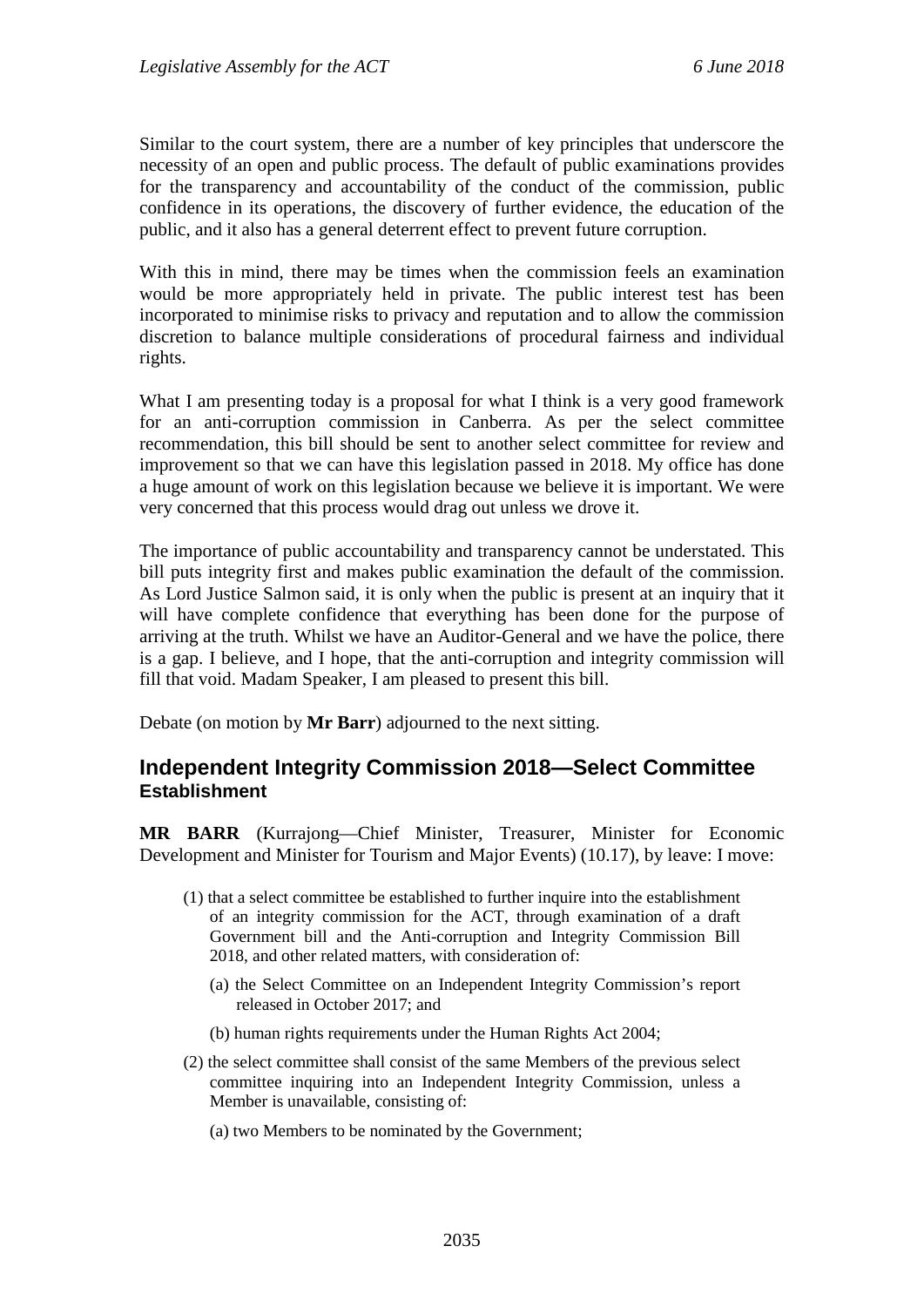Similar to the court system, there are a number of key principles that underscore the necessity of an open and public process. The default of public examinations provides for the transparency and accountability of the conduct of the commission, public confidence in its operations, the discovery of further evidence, the education of the public, and it also has a general deterrent effect to prevent future corruption.

With this in mind, there may be times when the commission feels an examination would be more appropriately held in private. The public interest test has been incorporated to minimise risks to privacy and reputation and to allow the commission discretion to balance multiple considerations of procedural fairness and individual rights.

What I am presenting today is a proposal for what I think is a very good framework for an anti-corruption commission in Canberra. As per the select committee recommendation, this bill should be sent to another select committee for review and improvement so that we can have this legislation passed in 2018. My office has done a huge amount of work on this legislation because we believe it is important. We were very concerned that this process would drag out unless we drove it.

The importance of public accountability and transparency cannot be understated. This bill puts integrity first and makes public examination the default of the commission. As Lord Justice Salmon said, it is only when the public is present at an inquiry that it will have complete confidence that everything has been done for the purpose of arriving at the truth. Whilst we have an Auditor-General and we have the police, there is a gap. I believe, and I hope, that the anti-corruption and integrity commission will fill that void. Madam Speaker, I am pleased to present this bill.

Debate (on motion by **Mr Barr**) adjourned to the next sitting.

## Independent Integrity Commission 2018—Select Committee
### Establishment

**MR BARR** (Kurrajong—Chief Minister, Treasurer, Minister for Economic Development and Minister for Tourism and Major Events) (10.17), by leave: I move:

(1) that a select committee be established to further inquire into the establishment of an integrity commission for the ACT, through examination of a draft Government bill and the Anti-corruption and Integrity Commission Bill 2018, and other related matters, with consideration of:

   (a) the Select Committee on an Independent Integrity Commission's report released in October 2017; and

   (b) human rights requirements under the Human Rights Act 2004;

(2) the select committee shall consist of the same Members of the previous select committee inquiring into an Independent Integrity Commission, unless a Member is unavailable, consisting of:

   (a) two Members to be nominated by the Government;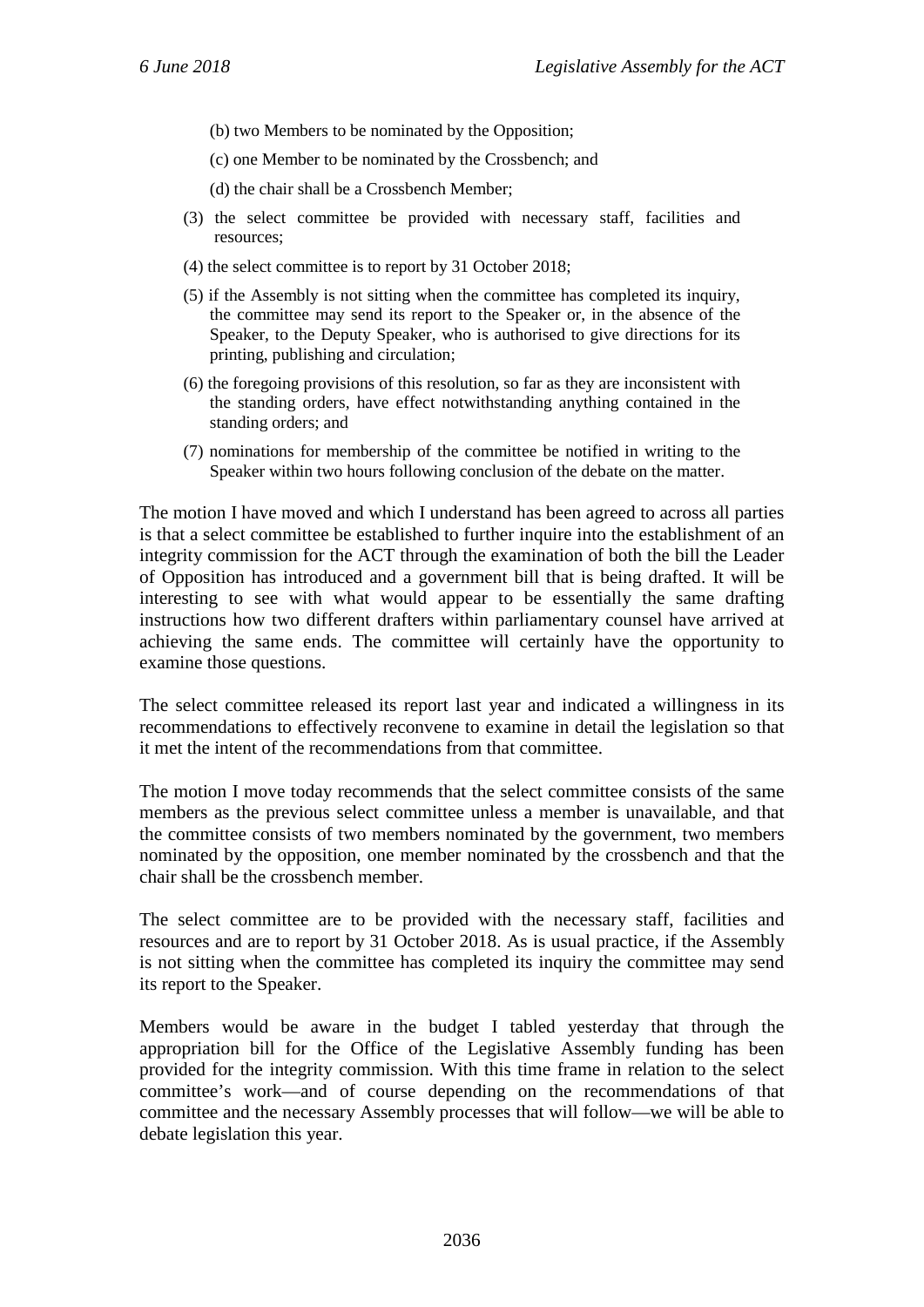(b) two Members to be nominated by the Opposition;

(c) one Member to be nominated by the Crossbench; and

(d) the chair shall be a Crossbench Member;

(3) the select committee be provided with necessary staff, facilities and resources;

(4) the select committee is to report by 31 October 2018;

(5) if the Assembly is not sitting when the committee has completed its inquiry, the committee may send its report to the Speaker or, in the absence of the Speaker, to the Deputy Speaker, who is authorised to give directions for its printing, publishing and circulation;

(6) the foregoing provisions of this resolution, so far as they are inconsistent with the standing orders, have effect notwithstanding anything contained in the standing orders; and

(7) nominations for membership of the committee be notified in writing to the Speaker within two hours following conclusion of the debate on the matter.

The motion I have moved and which I understand has been agreed to across all parties is that a select committee be established to further inquire into the establishment of an integrity commission for the ACT through the examination of both the bill the Leader of Opposition has introduced and a government bill that is being drafted. It will be interesting to see with what would appear to be essentially the same drafting instructions how two different drafters within parliamentary counsel have arrived at achieving the same ends. The committee will certainly have the opportunity to examine those questions.

The select committee released its report last year and indicated a willingness in its recommendations to effectively reconvene to examine in detail the legislation so that it met the intent of the recommendations from that committee.

The motion I move today recommends that the select committee consists of the same members as the previous select committee unless a member is unavailable, and that the committee consists of two members nominated by the government, two members nominated by the opposition, one member nominated by the crossbench and that the chair shall be the crossbench member.

The select committee are to be provided with the necessary staff, facilities and resources and are to report by 31 October 2018. As is usual practice, if the Assembly is not sitting when the committee has completed its inquiry the committee may send its report to the Speaker.

Members would be aware in the budget I tabled yesterday that through the appropriation bill for the Office of the Legislative Assembly funding has been provided for the integrity commission. With this time frame in relation to the select committee's work—and of course depending on the recommendations of that committee and the necessary Assembly processes that will follow—we will be able to debate legislation this year.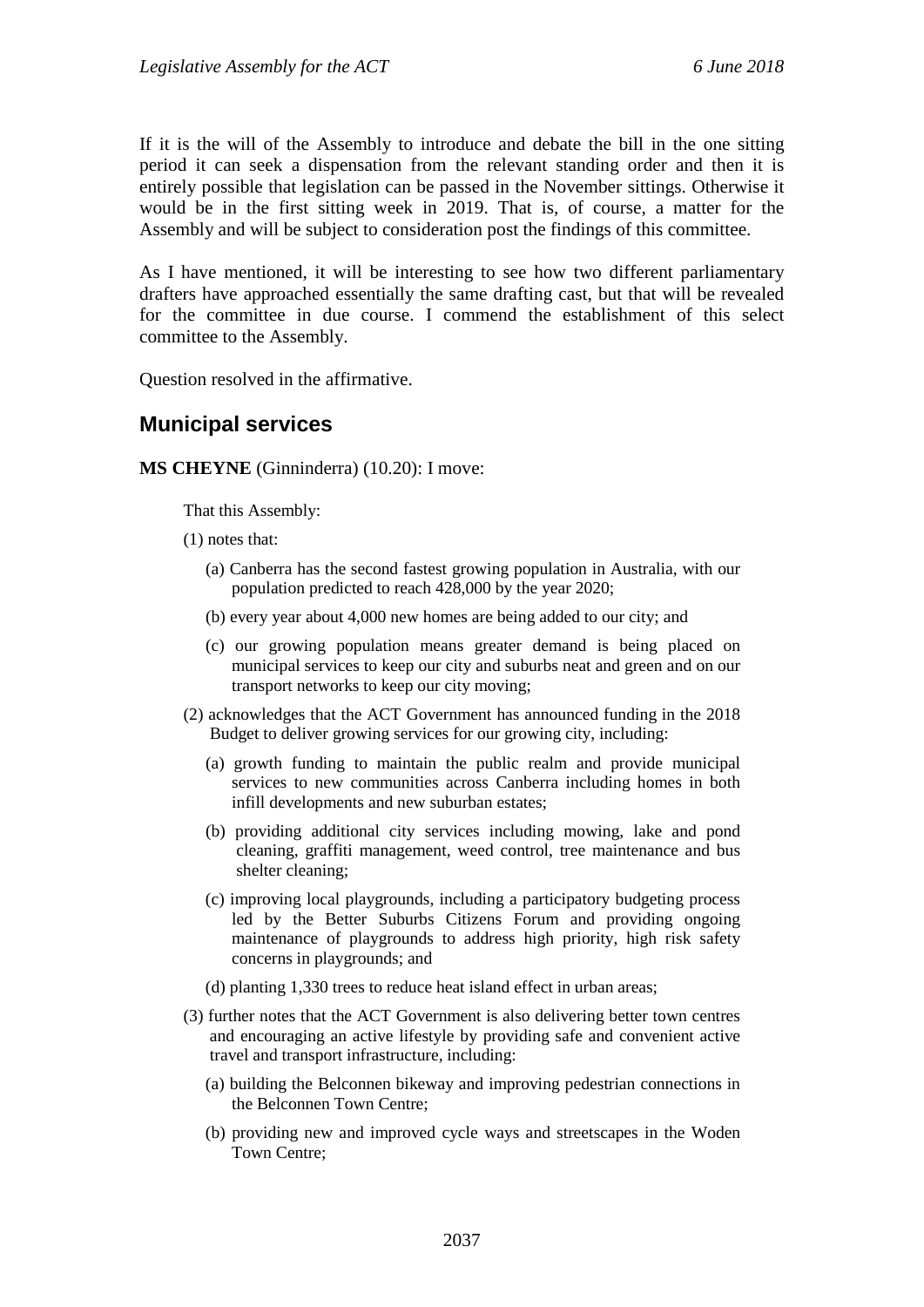If it is the will of the Assembly to introduce and debate the bill in the one sitting period it can seek a dispensation from the relevant standing order and then it is entirely possible that legislation can be passed in the November sittings. Otherwise it would be in the first sitting week in 2019. That is, of course, a matter for the Assembly and will be subject to consideration post the findings of this committee.

As I have mentioned, it will be interesting to see how two different parliamentary drafters have approached essentially the same drafting cast, but that will be revealed for the committee in due course. I commend the establishment of this select committee to the Assembly.

Question resolved in the affirmative.

## Municipal services

**MS CHEYNE** (Ginninderra) (10.20): I move:

> That this Assembly:
>
> (1) notes that:
>
> (a) Canberra has the second fastest growing population in Australia, with our population predicted to reach 428,000 by the year 2020;
>
> (b) every year about 4,000 new homes are being added to our city; and
>
> (c) our growing population means greater demand is being placed on municipal services to keep our city and suburbs neat and green and on our transport networks to keep our city moving;
>
> (2) acknowledges that the ACT Government has announced funding in the 2018 Budget to deliver growing services for our growing city, including:
>
> (a) growth funding to maintain the public realm and provide municipal services to new communities across Canberra including homes in both infill developments and new suburban estates;
>
> (b) providing additional city services including mowing, lake and pond cleaning, graffiti management, weed control, tree maintenance and bus shelter cleaning;
>
> (c) improving local playgrounds, including a participatory budgeting process led by the Better Suburbs Citizens Forum and providing ongoing maintenance of playgrounds to address high priority, high risk safety concerns in playgrounds; and
>
> (d) planting 1,330 trees to reduce heat island effect in urban areas;
>
> (3) further notes that the ACT Government is also delivering better town centres and encouraging an active lifestyle by providing safe and convenient active travel and transport infrastructure, including:
>
> (a) building the Belconnen bikeway and improving pedestrian connections in the Belconnen Town Centre;
>
> (b) providing new and improved cycle ways and streetscapes in the Woden Town Centre;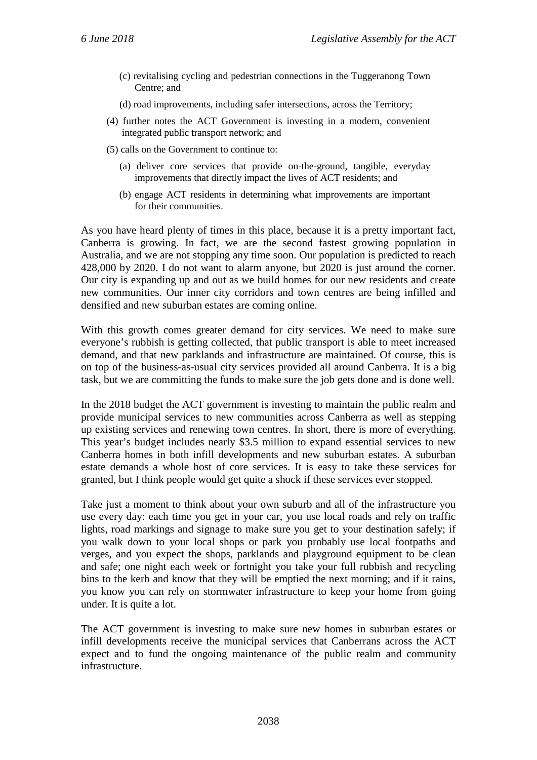(c) revitalising cycling and pedestrian connections in the Tuggeranong Town Centre; and

(d) road improvements, including safer intersections, across the Territory;

(4) further notes the ACT Government is investing in a modern, convenient integrated public transport network; and

(5) calls on the Government to continue to:

(a) deliver core services that provide on-the-ground, tangible, everyday improvements that directly impact the lives of ACT residents; and

(b) engage ACT residents in determining what improvements are important for their communities.

As you have heard plenty of times in this place, because it is a pretty important fact, Canberra is growing. In fact, we are the second fastest growing population in Australia, and we are not stopping any time soon. Our population is predicted to reach 428,000 by 2020. I do not want to alarm anyone, but 2020 is just around the corner. Our city is expanding up and out as we build homes for our new residents and create new communities. Our inner city corridors and town centres are being infilled and densified and new suburban estates are coming online.

With this growth comes greater demand for city services. We need to make sure everyone's rubbish is getting collected, that public transport is able to meet increased demand, and that new parklands and infrastructure are maintained. Of course, this is on top of the business-as-usual city services provided all around Canberra. It is a big task, but we are committing the funds to make sure the job gets done and is done well.

In the 2018 budget the ACT government is investing to maintain the public realm and provide municipal services to new communities across Canberra as well as stepping up existing services and renewing town centres. In short, there is more of everything. This year's budget includes nearly $3.5 million to expand essential services to new Canberra homes in both infill developments and new suburban estates. A suburban estate demands a whole host of core services. It is easy to take these services for granted, but I think people would get quite a shock if these services ever stopped.

Take just a moment to think about your own suburb and all of the infrastructure you use every day: each time you get in your car, you use local roads and rely on traffic lights, road markings and signage to make sure you get to your destination safely; if you walk down to your local shops or park you probably use local footpaths and verges, and you expect the shops, parklands and playground equipment to be clean and safe; one night each week or fortnight you take your full rubbish and recycling bins to the kerb and know that they will be emptied the next morning; and if it rains, you know you can rely on stormwater infrastructure to keep your home from going under. It is quite a lot.

The ACT government is investing to make sure new homes in suburban estates or infill developments receive the municipal services that Canberrans across the ACT expect and to fund the ongoing maintenance of the public realm and community infrastructure.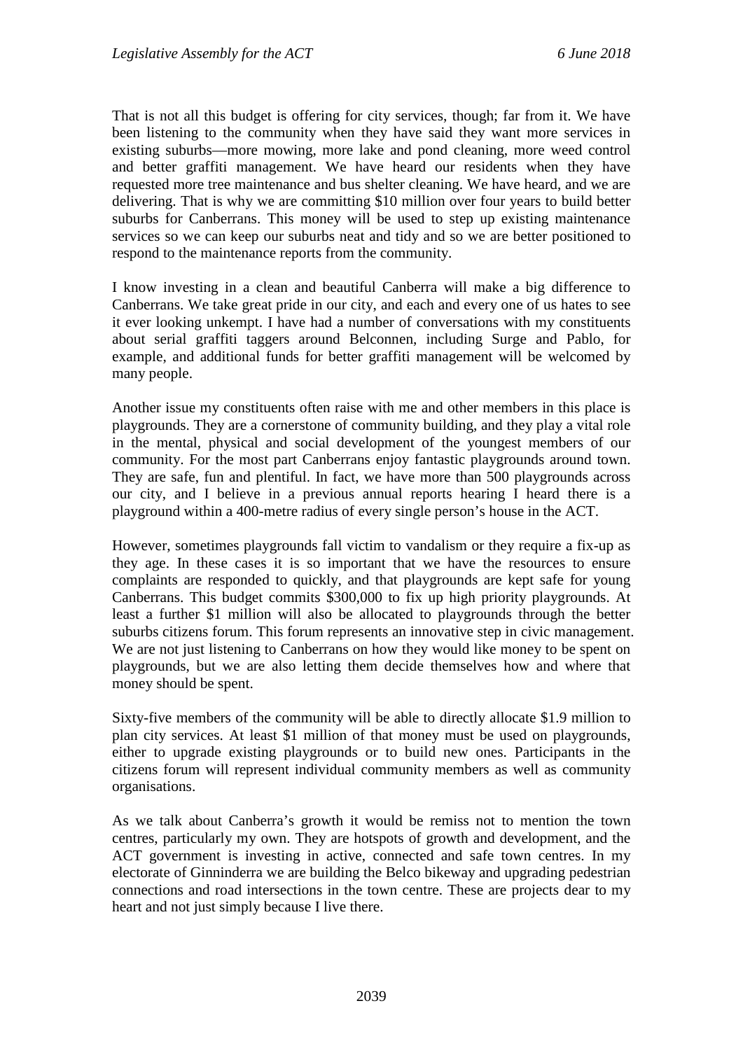That is not all this budget is offering for city services, though; far from it. We have been listening to the community when they have said they want more services in existing suburbs—more mowing, more lake and pond cleaning, more weed control and better graffiti management. We have heard our residents when they have requested more tree maintenance and bus shelter cleaning. We have heard, and we are delivering. That is why we are committing $10 million over four years to build better suburbs for Canberrans. This money will be used to step up existing maintenance services so we can keep our suburbs neat and tidy and so we are better positioned to respond to the maintenance reports from the community.

I know investing in a clean and beautiful Canberra will make a big difference to Canberrans. We take great pride in our city, and each and every one of us hates to see it ever looking unkempt. I have had a number of conversations with my constituents about serial graffiti taggers around Belconnen, including Surge and Pablo, for example, and additional funds for better graffiti management will be welcomed by many people.

Another issue my constituents often raise with me and other members in this place is playgrounds. They are a cornerstone of community building, and they play a vital role in the mental, physical and social development of the youngest members of our community. For the most part Canberrans enjoy fantastic playgrounds around town. They are safe, fun and plentiful. In fact, we have more than 500 playgrounds across our city, and I believe in a previous annual reports hearing I heard there is a playground within a 400-metre radius of every single person's house in the ACT.

However, sometimes playgrounds fall victim to vandalism or they require a fix-up as they age. In these cases it is so important that we have the resources to ensure complaints are responded to quickly, and that playgrounds are kept safe for young Canberrans. This budget commits $300,000 to fix up high priority playgrounds. At least a further $1 million will also be allocated to playgrounds through the better suburbs citizens forum. This forum represents an innovative step in civic management. We are not just listening to Canberrans on how they would like money to be spent on playgrounds, but we are also letting them decide themselves how and where that money should be spent.

Sixty-five members of the community will be able to directly allocate $1.9 million to plan city services. At least $1 million of that money must be used on playgrounds, either to upgrade existing playgrounds or to build new ones. Participants in the citizens forum will represent individual community members as well as community organisations.

As we talk about Canberra's growth it would be remiss not to mention the town centres, particularly my own. They are hotspots of growth and development, and the ACT government is investing in active, connected and safe town centres. In my electorate of Ginninderra we are building the Belco bikeway and upgrading pedestrian connections and road intersections in the town centre. These are projects dear to my heart and not just simply because I live there.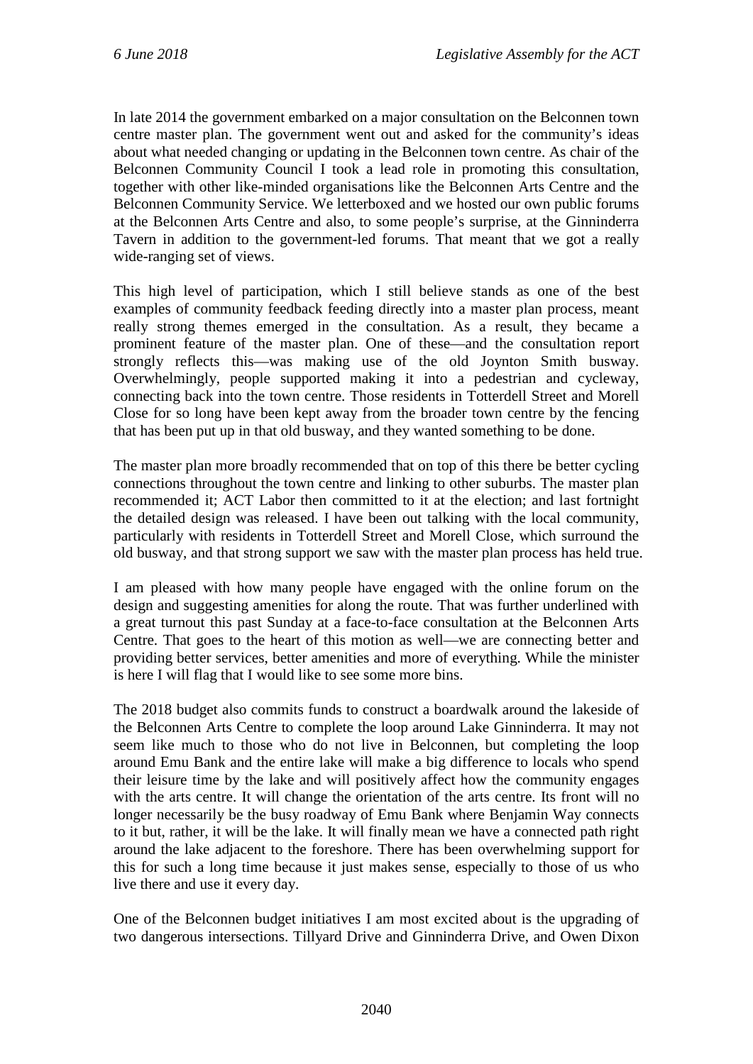In late 2014 the government embarked on a major consultation on the Belconnen town centre master plan. The government went out and asked for the community's ideas about what needed changing or updating in the Belconnen town centre. As chair of the Belconnen Community Council I took a lead role in promoting this consultation, together with other like-minded organisations like the Belconnen Arts Centre and the Belconnen Community Service. We letterboxed and we hosted our own public forums at the Belconnen Arts Centre and also, to some people's surprise, at the Ginninderra Tavern in addition to the government-led forums. That meant that we got a really wide-ranging set of views.

This high level of participation, which I still believe stands as one of the best examples of community feedback feeding directly into a master plan process, meant really strong themes emerged in the consultation. As a result, they became a prominent feature of the master plan. One of these—and the consultation report strongly reflects this—was making use of the old Joynton Smith busway. Overwhelmingly, people supported making it into a pedestrian and cycleway, connecting back into the town centre. Those residents in Totterdell Street and Morell Close for so long have been kept away from the broader town centre by the fencing that has been put up in that old busway, and they wanted something to be done.

The master plan more broadly recommended that on top of this there be better cycling connections throughout the town centre and linking to other suburbs. The master plan recommended it; ACT Labor then committed to it at the election; and last fortnight the detailed design was released. I have been out talking with the local community, particularly with residents in Totterdell Street and Morell Close, which surround the old busway, and that strong support we saw with the master plan process has held true.

I am pleased with how many people have engaged with the online forum on the design and suggesting amenities for along the route. That was further underlined with a great turnout this past Sunday at a face-to-face consultation at the Belconnen Arts Centre. That goes to the heart of this motion as well—we are connecting better and providing better services, better amenities and more of everything. While the minister is here I will flag that I would like to see some more bins.

The 2018 budget also commits funds to construct a boardwalk around the lakeside of the Belconnen Arts Centre to complete the loop around Lake Ginninderra. It may not seem like much to those who do not live in Belconnen, but completing the loop around Emu Bank and the entire lake will make a big difference to locals who spend their leisure time by the lake and will positively affect how the community engages with the arts centre. It will change the orientation of the arts centre. Its front will no longer necessarily be the busy roadway of Emu Bank where Benjamin Way connects to it but, rather, it will be the lake. It will finally mean we have a connected path right around the lake adjacent to the foreshore. There has been overwhelming support for this for such a long time because it just makes sense, especially to those of us who live there and use it every day.

One of the Belconnen budget initiatives I am most excited about is the upgrading of two dangerous intersections. Tillyard Drive and Ginninderra Drive, and Owen Dixon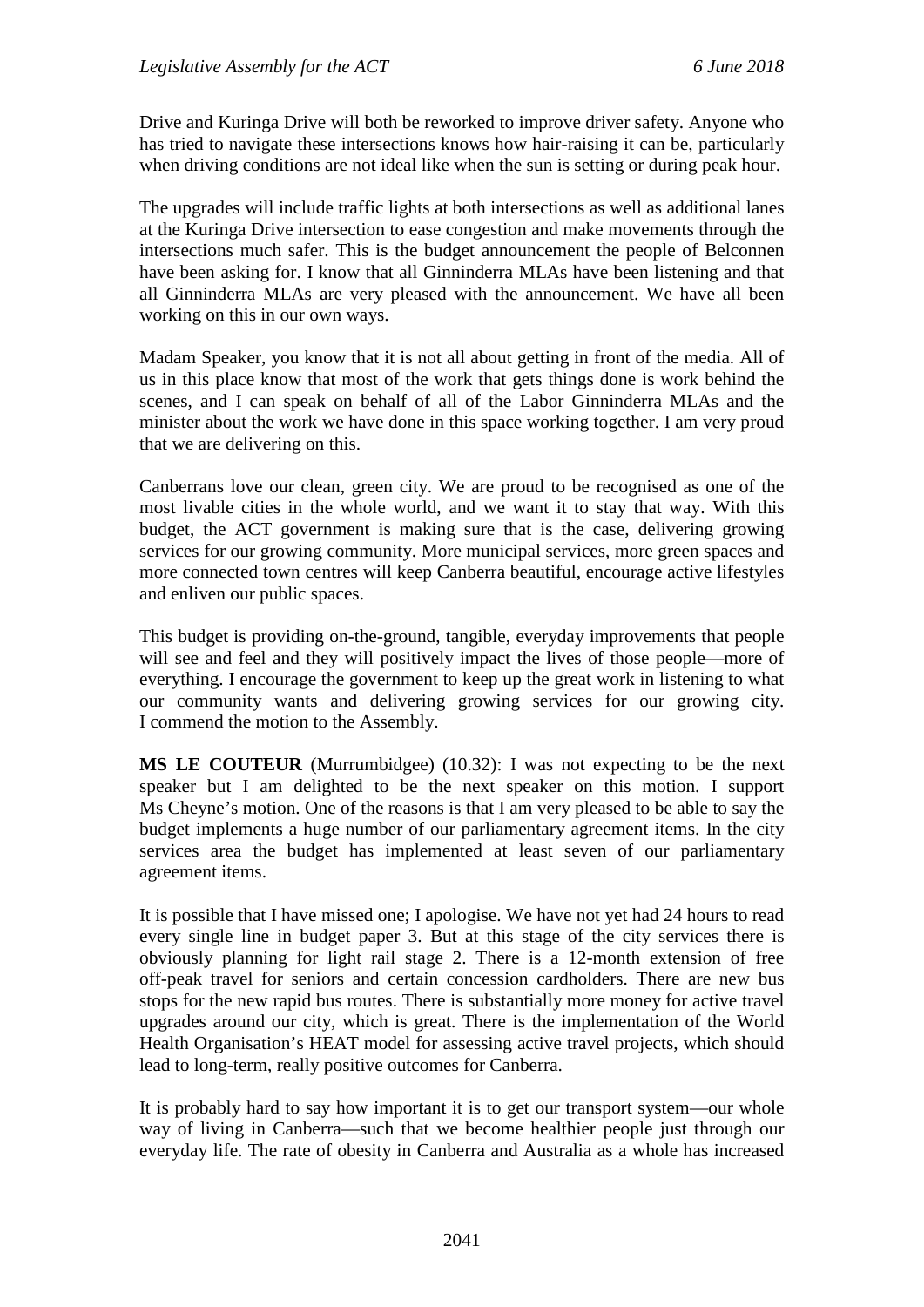Drive and Kuringa Drive will both be reworked to improve driver safety. Anyone who has tried to navigate these intersections knows how hair-raising it can be, particularly when driving conditions are not ideal like when the sun is setting or during peak hour.

The upgrades will include traffic lights at both intersections as well as additional lanes at the Kuringa Drive intersection to ease congestion and make movements through the intersections much safer. This is the budget announcement the people of Belconnen have been asking for. I know that all Ginninderra MLAs have been listening and that all Ginninderra MLAs are very pleased with the announcement. We have all been working on this in our own ways.

Madam Speaker, you know that it is not all about getting in front of the media. All of us in this place know that most of the work that gets things done is work behind the scenes, and I can speak on behalf of all of the Labor Ginninderra MLAs and the minister about the work we have done in this space working together. I am very proud that we are delivering on this.

Canberrans love our clean, green city. We are proud to be recognised as one of the most livable cities in the whole world, and we want it to stay that way. With this budget, the ACT government is making sure that is the case, delivering growing services for our growing community. More municipal services, more green spaces and more connected town centres will keep Canberra beautiful, encourage active lifestyles and enliven our public spaces.

This budget is providing on-the-ground, tangible, everyday improvements that people will see and feel and they will positively impact the lives of those people—more of everything. I encourage the government to keep up the great work in listening to what our community wants and delivering growing services for our growing city. I commend the motion to the Assembly.

**MS LE COUTEUR** (Murrumbidgee) (10.32): I was not expecting to be the next speaker but I am delighted to be the next speaker on this motion. I support Ms Cheyne's motion. One of the reasons is that I am very pleased to be able to say the budget implements a huge number of our parliamentary agreement items. In the city services area the budget has implemented at least seven of our parliamentary agreement items.

It is possible that I have missed one; I apologise. We have not yet had 24 hours to read every single line in budget paper 3. But at this stage of the city services there is obviously planning for light rail stage 2. There is a 12-month extension of free off-peak travel for seniors and certain concession cardholders. There are new bus stops for the new rapid bus routes. There is substantially more money for active travel upgrades around our city, which is great. There is the implementation of the World Health Organisation's HEAT model for assessing active travel projects, which should lead to long-term, really positive outcomes for Canberra.

It is probably hard to say how important it is to get our transport system—our whole way of living in Canberra—such that we become healthier people just through our everyday life. The rate of obesity in Canberra and Australia as a whole has increased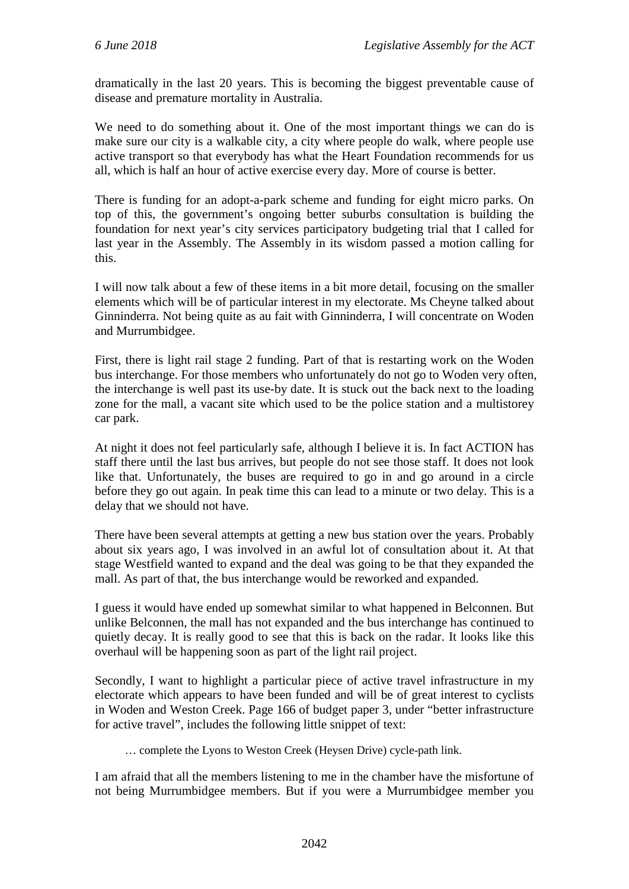dramatically in the last 20 years. This is becoming the biggest preventable cause of disease and premature mortality in Australia.

We need to do something about it. One of the most important things we can do is make sure our city is a walkable city, a city where people do walk, where people use active transport so that everybody has what the Heart Foundation recommends for us all, which is half an hour of active exercise every day. More of course is better.

There is funding for an adopt-a-park scheme and funding for eight micro parks. On top of this, the government's ongoing better suburbs consultation is building the foundation for next year's city services participatory budgeting trial that I called for last year in the Assembly. The Assembly in its wisdom passed a motion calling for this.

I will now talk about a few of these items in a bit more detail, focusing on the smaller elements which will be of particular interest in my electorate. Ms Cheyne talked about Ginninderra. Not being quite as au fait with Ginninderra, I will concentrate on Woden and Murrumbidgee.

First, there is light rail stage 2 funding. Part of that is restarting work on the Woden bus interchange. For those members who unfortunately do not go to Woden very often, the interchange is well past its use-by date. It is stuck out the back next to the loading zone for the mall, a vacant site which used to be the police station and a multistorey car park.

At night it does not feel particularly safe, although I believe it is. In fact ACTION has staff there until the last bus arrives, but people do not see those staff. It does not look like that. Unfortunately, the buses are required to go in and go around in a circle before they go out again. In peak time this can lead to a minute or two delay. This is a delay that we should not have.

There have been several attempts at getting a new bus station over the years. Probably about six years ago, I was involved in an awful lot of consultation about it. At that stage Westfield wanted to expand and the deal was going to be that they expanded the mall. As part of that, the bus interchange would be reworked and expanded.

I guess it would have ended up somewhat similar to what happened in Belconnen. But unlike Belconnen, the mall has not expanded and the bus interchange has continued to quietly decay. It is really good to see that this is back on the radar. It looks like this overhaul will be happening soon as part of the light rail project.

Secondly, I want to highlight a particular piece of active travel infrastructure in my electorate which appears to have been funded and will be of great interest to cyclists in Woden and Weston Creek. Page 166 of budget paper 3, under "better infrastructure for active travel", includes the following little snippet of text:

> … complete the Lyons to Weston Creek (Heysen Drive) cycle-path link.

I am afraid that all the members listening to me in the chamber have the misfortune of not being Murrumbidgee members. But if you were a Murrumbidgee member you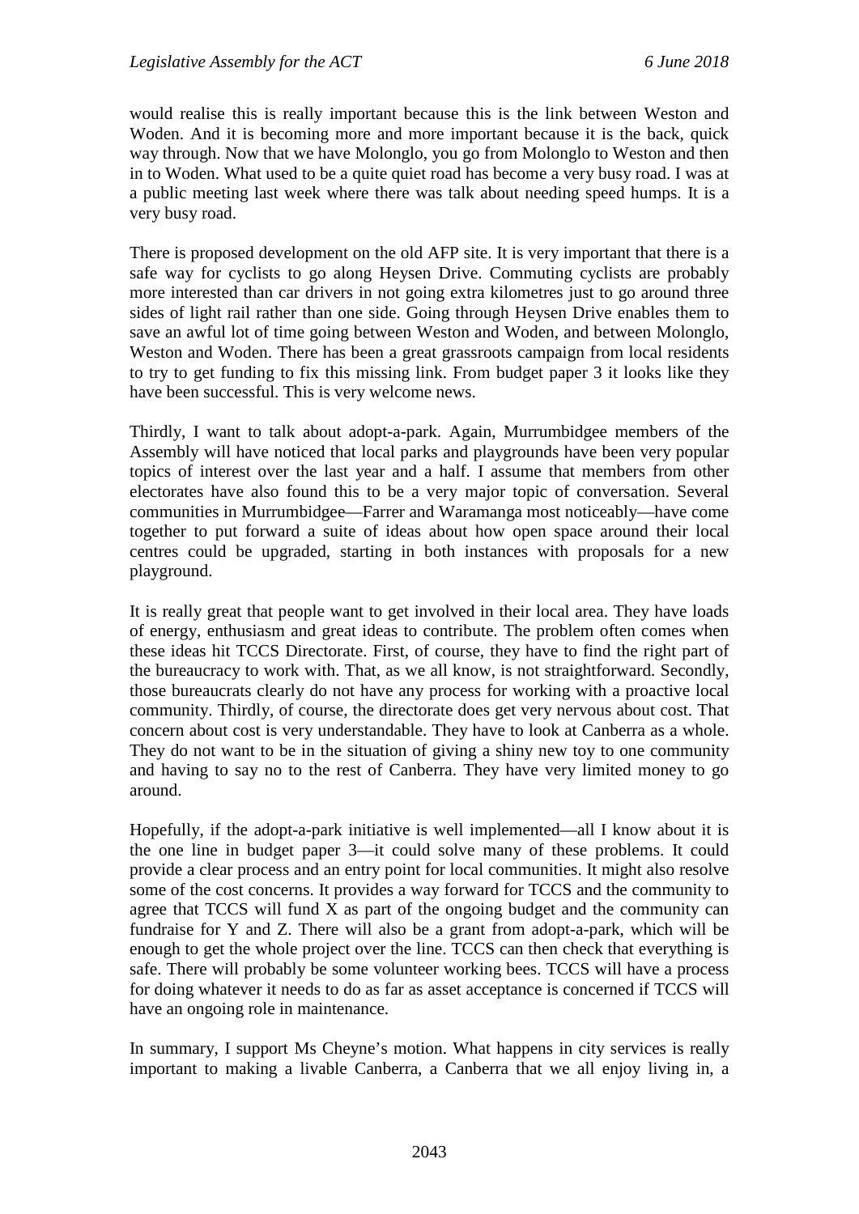would realise this is really important because this is the link between Weston and Woden. And it is becoming more and more important because it is the back, quick way through. Now that we have Molonglo, you go from Molonglo to Weston and then in to Woden. What used to be a quite quiet road has become a very busy road. I was at a public meeting last week where there was talk about needing speed humps. It is a very busy road.

There is proposed development on the old AFP site. It is very important that there is a safe way for cyclists to go along Heysen Drive. Commuting cyclists are probably more interested than car drivers in not going extra kilometres just to go around three sides of light rail rather than one side. Going through Heysen Drive enables them to save an awful lot of time going between Weston and Woden, and between Molonglo, Weston and Woden. There has been a great grassroots campaign from local residents to try to get funding to fix this missing link. From budget paper 3 it looks like they have been successful. This is very welcome news.

Thirdly, I want to talk about adopt-a-park. Again, Murrumbidgee members of the Assembly will have noticed that local parks and playgrounds have been very popular topics of interest over the last year and a half. I assume that members from other electorates have also found this to be a very major topic of conversation. Several communities in Murrumbidgee—Farrer and Waramanga most noticeably—have come together to put forward a suite of ideas about how open space around their local centres could be upgraded, starting in both instances with proposals for a new playground.

It is really great that people want to get involved in their local area. They have loads of energy, enthusiasm and great ideas to contribute. The problem often comes when these ideas hit TCCS Directorate. First, of course, they have to find the right part of the bureaucracy to work with. That, as we all know, is not straightforward. Secondly, those bureaucrats clearly do not have any process for working with a proactive local community. Thirdly, of course, the directorate does get very nervous about cost. That concern about cost is very understandable. They have to look at Canberra as a whole. They do not want to be in the situation of giving a shiny new toy to one community and having to say no to the rest of Canberra. They have very limited money to go around.

Hopefully, if the adopt-a-park initiative is well implemented—all I know about it is the one line in budget paper 3—it could solve many of these problems. It could provide a clear process and an entry point for local communities. It might also resolve some of the cost concerns. It provides a way forward for TCCS and the community to agree that TCCS will fund X as part of the ongoing budget and the community can fundraise for Y and Z. There will also be a grant from adopt-a-park, which will be enough to get the whole project over the line. TCCS can then check that everything is safe. There will probably be some volunteer working bees. TCCS will have a process for doing whatever it needs to do as far as asset acceptance is concerned if TCCS will have an ongoing role in maintenance.

In summary, I support Ms Cheyne's motion. What happens in city services is really important to making a livable Canberra, a Canberra that we all enjoy living in, a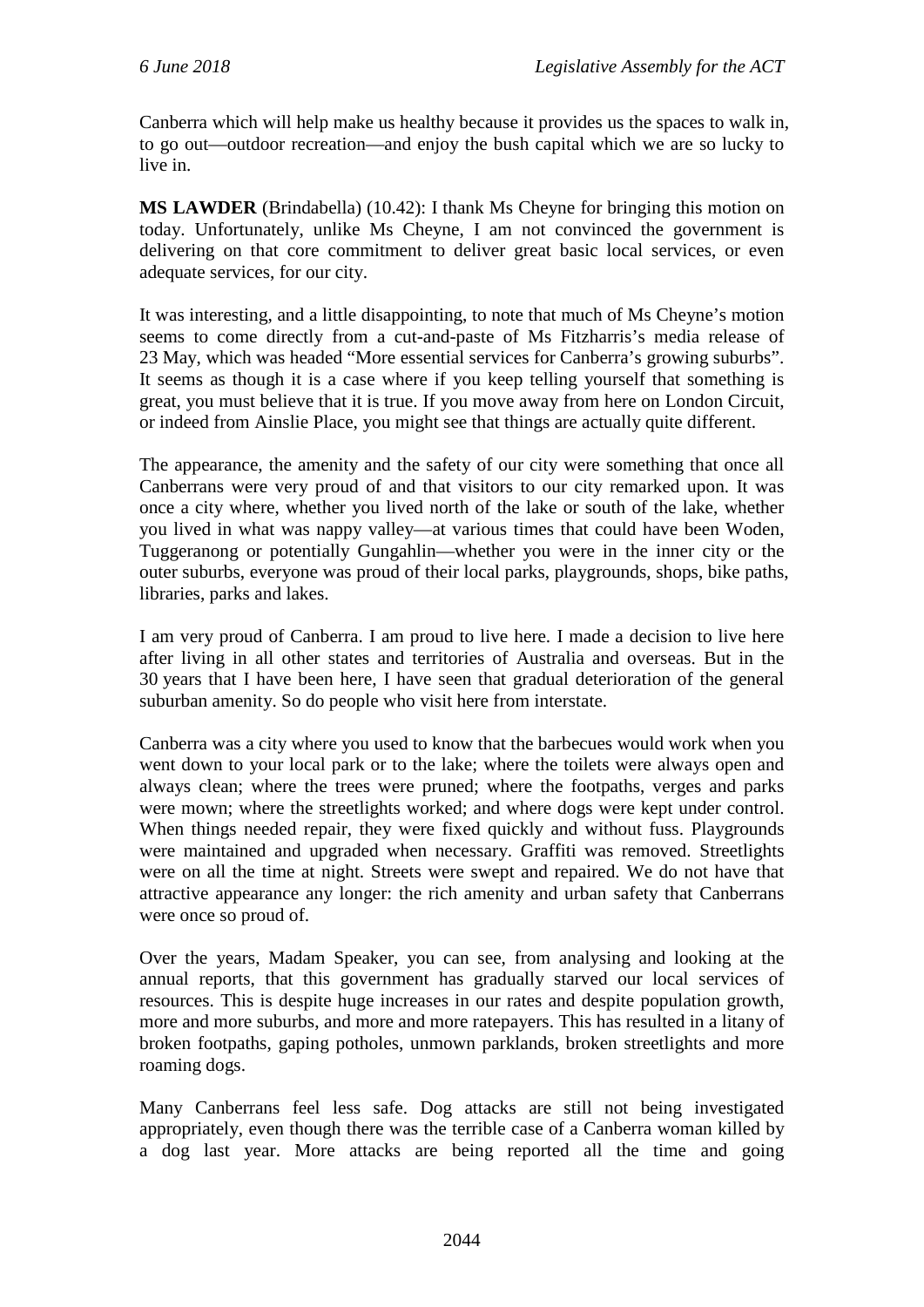Canberra which will help make us healthy because it provides us the spaces to walk in, to go out—outdoor recreation—and enjoy the bush capital which we are so lucky to live in.

**MS LAWDER** (Brindabella) (10.42): I thank Ms Cheyne for bringing this motion on today. Unfortunately, unlike Ms Cheyne, I am not convinced the government is delivering on that core commitment to deliver great basic local services, or even adequate services, for our city.

It was interesting, and a little disappointing, to note that much of Ms Cheyne's motion seems to come directly from a cut-and-paste of Ms Fitzharris's media release of 23 May, which was headed "More essential services for Canberra's growing suburbs". It seems as though it is a case where if you keep telling yourself that something is great, you must believe that it is true. If you move away from here on London Circuit, or indeed from Ainslie Place, you might see that things are actually quite different.

The appearance, the amenity and the safety of our city were something that once all Canberrans were very proud of and that visitors to our city remarked upon. It was once a city where, whether you lived north of the lake or south of the lake, whether you lived in what was nappy valley—at various times that could have been Woden, Tuggeranong or potentially Gungahlin—whether you were in the inner city or the outer suburbs, everyone was proud of their local parks, playgrounds, shops, bike paths, libraries, parks and lakes.

I am very proud of Canberra. I am proud to live here. I made a decision to live here after living in all other states and territories of Australia and overseas. But in the 30 years that I have been here, I have seen that gradual deterioration of the general suburban amenity. So do people who visit here from interstate.

Canberra was a city where you used to know that the barbecues would work when you went down to your local park or to the lake; where the toilets were always open and always clean; where the trees were pruned; where the footpaths, verges and parks were mown; where the streetlights worked; and where dogs were kept under control. When things needed repair, they were fixed quickly and without fuss. Playgrounds were maintained and upgraded when necessary. Graffiti was removed. Streetlights were on all the time at night. Streets were swept and repaired. We do not have that attractive appearance any longer: the rich amenity and urban safety that Canberrans were once so proud of.

Over the years, Madam Speaker, you can see, from analysing and looking at the annual reports, that this government has gradually starved our local services of resources. This is despite huge increases in our rates and despite population growth, more and more suburbs, and more and more ratepayers. This has resulted in a litany of broken footpaths, gaping potholes, unmown parklands, broken streetlights and more roaming dogs.

Many Canberrans feel less safe. Dog attacks are still not being investigated appropriately, even though there was the terrible case of a Canberra woman killed by a dog last year. More attacks are being reported all the time and going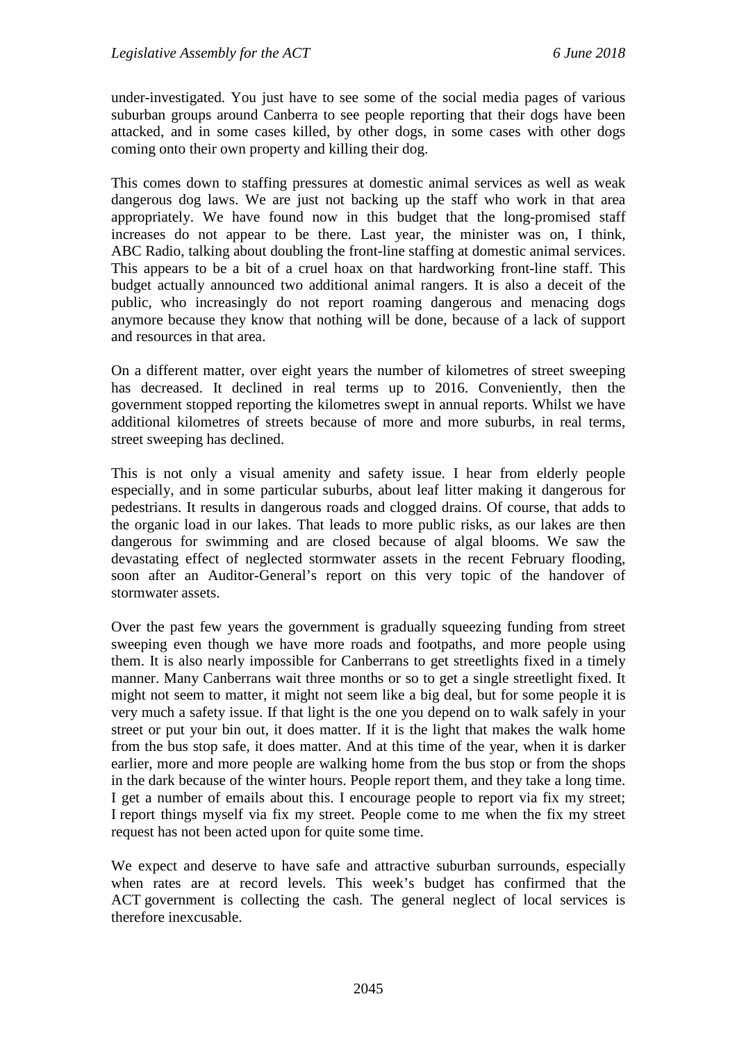under-investigated. You just have to see some of the social media pages of various suburban groups around Canberra to see people reporting that their dogs have been attacked, and in some cases killed, by other dogs, in some cases with other dogs coming onto their own property and killing their dog.

This comes down to staffing pressures at domestic animal services as well as weak dangerous dog laws. We are just not backing up the staff who work in that area appropriately. We have found now in this budget that the long-promised staff increases do not appear to be there. Last year, the minister was on, I think, ABC Radio, talking about doubling the front-line staffing at domestic animal services. This appears to be a bit of a cruel hoax on that hardworking front-line staff. This budget actually announced two additional animal rangers. It is also a deceit of the public, who increasingly do not report roaming dangerous and menacing dogs anymore because they know that nothing will be done, because of a lack of support and resources in that area.

On a different matter, over eight years the number of kilometres of street sweeping has decreased. It declined in real terms up to 2016. Conveniently, then the government stopped reporting the kilometres swept in annual reports. Whilst we have additional kilometres of streets because of more and more suburbs, in real terms, street sweeping has declined.

This is not only a visual amenity and safety issue. I hear from elderly people especially, and in some particular suburbs, about leaf litter making it dangerous for pedestrians. It results in dangerous roads and clogged drains. Of course, that adds to the organic load in our lakes. That leads to more public risks, as our lakes are then dangerous for swimming and are closed because of algal blooms. We saw the devastating effect of neglected stormwater assets in the recent February flooding, soon after an Auditor-General's report on this very topic of the handover of stormwater assets.

Over the past few years the government is gradually squeezing funding from street sweeping even though we have more roads and footpaths, and more people using them. It is also nearly impossible for Canberrans to get streetlights fixed in a timely manner. Many Canberrans wait three months or so to get a single streetlight fixed. It might not seem to matter, it might not seem like a big deal, but for some people it is very much a safety issue. If that light is the one you depend on to walk safely in your street or put your bin out, it does matter. If it is the light that makes the walk home from the bus stop safe, it does matter. And at this time of the year, when it is darker earlier, more and more people are walking home from the bus stop or from the shops in the dark because of the winter hours. People report them, and they take a long time. I get a number of emails about this. I encourage people to report via fix my street; I report things myself via fix my street. People come to me when the fix my street request has not been acted upon for quite some time.

We expect and deserve to have safe and attractive suburban surrounds, especially when rates are at record levels. This week's budget has confirmed that the ACT government is collecting the cash. The general neglect of local services is therefore inexcusable.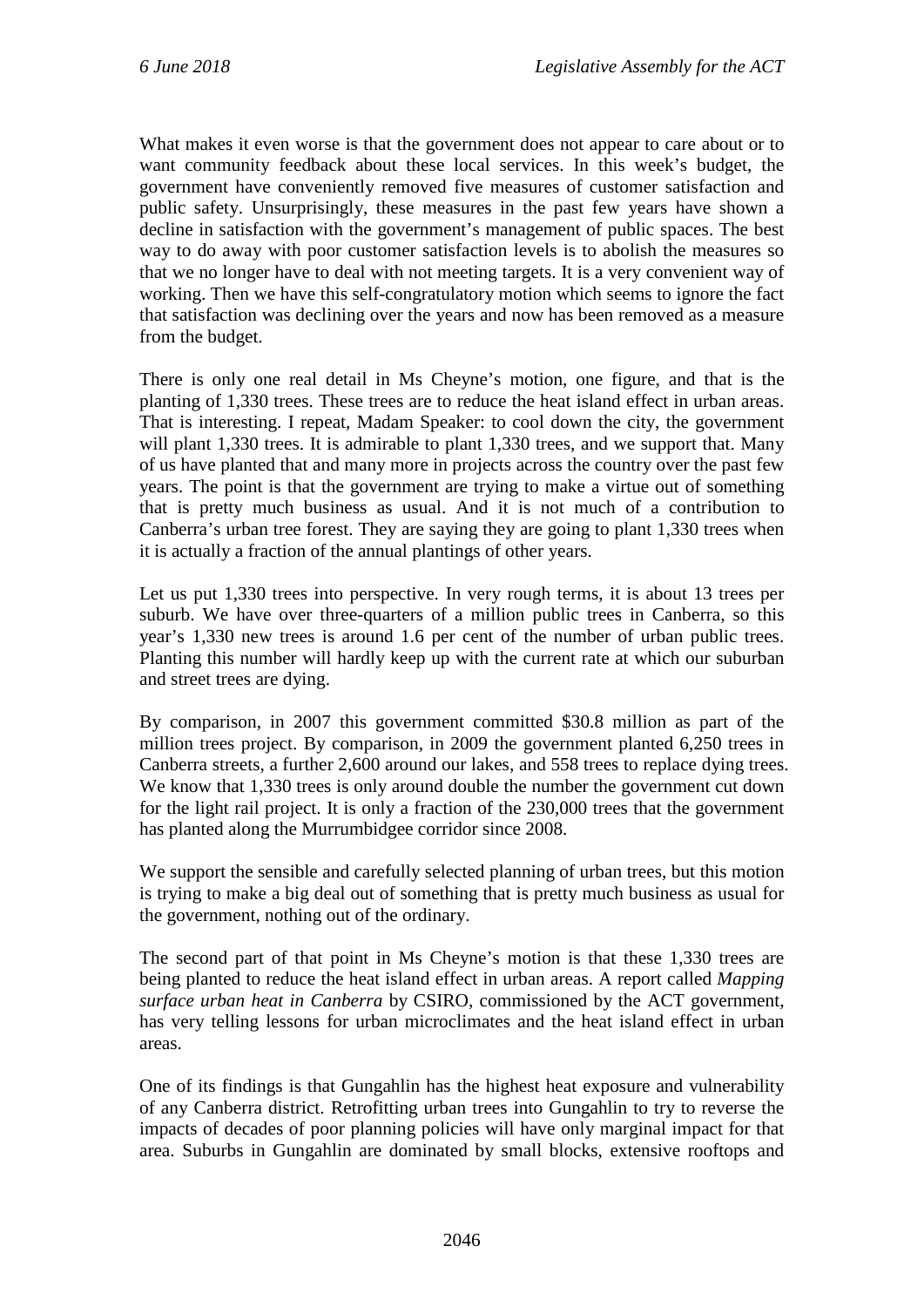What makes it even worse is that the government does not appear to care about or to want community feedback about these local services. In this week's budget, the government have conveniently removed five measures of customer satisfaction and public safety. Unsurprisingly, these measures in the past few years have shown a decline in satisfaction with the government's management of public spaces. The best way to do away with poor customer satisfaction levels is to abolish the measures so that we no longer have to deal with not meeting targets. It is a very convenient way of working. Then we have this self-congratulatory motion which seems to ignore the fact that satisfaction was declining over the years and now has been removed as a measure from the budget.

There is only one real detail in Ms Cheyne's motion, one figure, and that is the planting of 1,330 trees. These trees are to reduce the heat island effect in urban areas. That is interesting. I repeat, Madam Speaker: to cool down the city, the government will plant 1,330 trees. It is admirable to plant 1,330 trees, and we support that. Many of us have planted that and many more in projects across the country over the past few years. The point is that the government are trying to make a virtue out of something that is pretty much business as usual. And it is not much of a contribution to Canberra's urban tree forest. They are saying they are going to plant 1,330 trees when it is actually a fraction of the annual plantings of other years.

Let us put 1,330 trees into perspective. In very rough terms, it is about 13 trees per suburb. We have over three-quarters of a million public trees in Canberra, so this year's 1,330 new trees is around 1.6 per cent of the number of urban public trees. Planting this number will hardly keep up with the current rate at which our suburban and street trees are dying.

By comparison, in 2007 this government committed $30.8 million as part of the million trees project. By comparison, in 2009 the government planted 6,250 trees in Canberra streets, a further 2,600 around our lakes, and 558 trees to replace dying trees. We know that 1,330 trees is only around double the number the government cut down for the light rail project. It is only a fraction of the 230,000 trees that the government has planted along the Murrumbidgee corridor since 2008.

We support the sensible and carefully selected planning of urban trees, but this motion is trying to make a big deal out of something that is pretty much business as usual for the government, nothing out of the ordinary.

The second part of that point in Ms Cheyne's motion is that these 1,330 trees are being planted to reduce the heat island effect in urban areas. A report called *Mapping surface urban heat in Canberra* by CSIRO, commissioned by the ACT government, has very telling lessons for urban microclimates and the heat island effect in urban areas.

One of its findings is that Gungahlin has the highest heat exposure and vulnerability of any Canberra district. Retrofitting urban trees into Gungahlin to try to reverse the impacts of decades of poor planning policies will have only marginal impact for that area. Suburbs in Gungahlin are dominated by small blocks, extensive rooftops and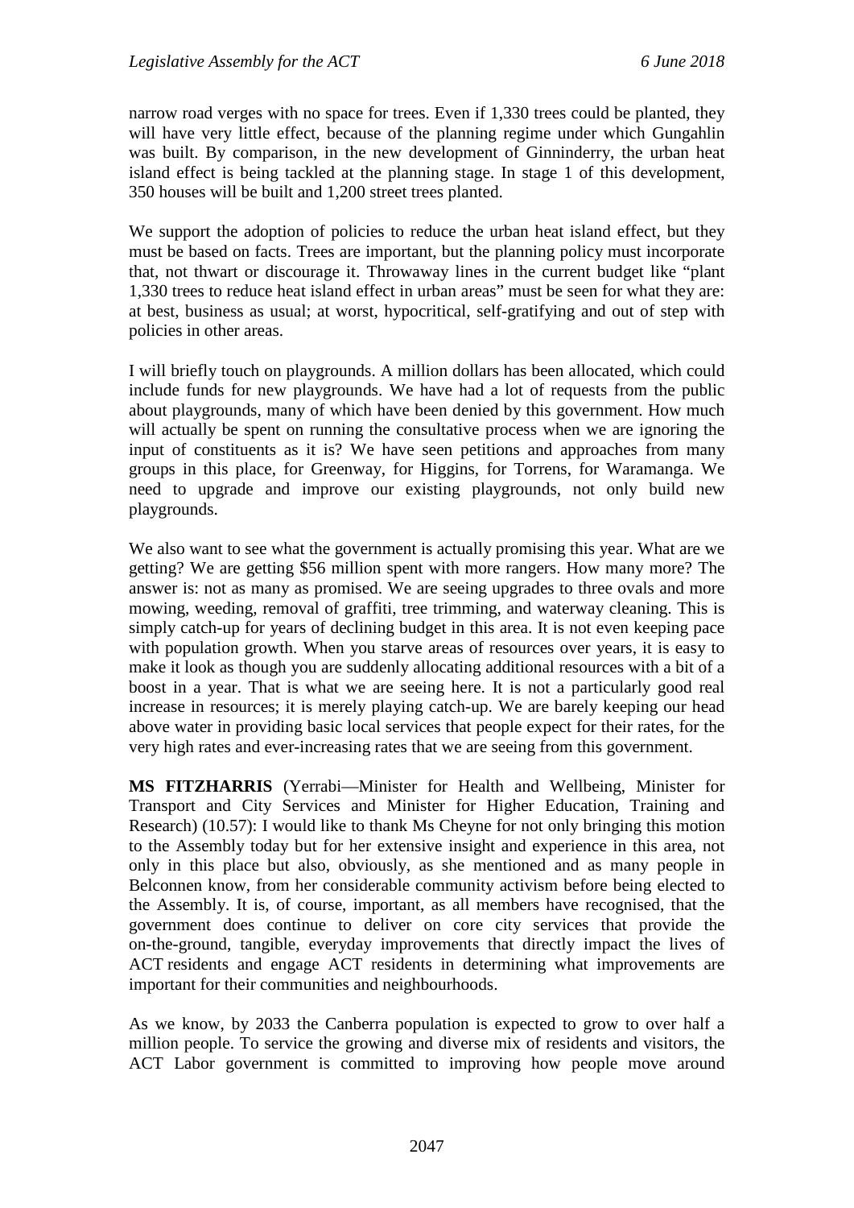narrow road verges with no space for trees. Even if 1,330 trees could be planted, they will have very little effect, because of the planning regime under which Gungahlin was built. By comparison, in the new development of Ginninderry, the urban heat island effect is being tackled at the planning stage. In stage 1 of this development, 350 houses will be built and 1,200 street trees planted.

We support the adoption of policies to reduce the urban heat island effect, but they must be based on facts. Trees are important, but the planning policy must incorporate that, not thwart or discourage it. Throwaway lines in the current budget like "plant 1,330 trees to reduce heat island effect in urban areas" must be seen for what they are: at best, business as usual; at worst, hypocritical, self-gratifying and out of step with policies in other areas.

I will briefly touch on playgrounds. A million dollars has been allocated, which could include funds for new playgrounds. We have had a lot of requests from the public about playgrounds, many of which have been denied by this government. How much will actually be spent on running the consultative process when we are ignoring the input of constituents as it is? We have seen petitions and approaches from many groups in this place, for Greenway, for Higgins, for Torrens, for Waramanga. We need to upgrade and improve our existing playgrounds, not only build new playgrounds.

We also want to see what the government is actually promising this year. What are we getting? We are getting $56 million spent with more rangers. How many more? The answer is: not as many as promised. We are seeing upgrades to three ovals and more mowing, weeding, removal of graffiti, tree trimming, and waterway cleaning. This is simply catch-up for years of declining budget in this area. It is not even keeping pace with population growth. When you starve areas of resources over years, it is easy to make it look as though you are suddenly allocating additional resources with a bit of a boost in a year. That is what we are seeing here. It is not a particularly good real increase in resources; it is merely playing catch-up. We are barely keeping our head above water in providing basic local services that people expect for their rates, for the very high rates and ever-increasing rates that we are seeing from this government.

**MS FITZHARRIS** (Yerrabi—Minister for Health and Wellbeing, Minister for Transport and City Services and Minister for Higher Education, Training and Research) (10.57): I would like to thank Ms Cheyne for not only bringing this motion to the Assembly today but for her extensive insight and experience in this area, not only in this place but also, obviously, as she mentioned and as many people in Belconnen know, from her considerable community activism before being elected to the Assembly. It is, of course, important, as all members have recognised, that the government does continue to deliver on core city services that provide the on-the-ground, tangible, everyday improvements that directly impact the lives of ACT residents and engage ACT residents in determining what improvements are important for their communities and neighbourhoods.

As we know, by 2033 the Canberra population is expected to grow to over half a million people. To service the growing and diverse mix of residents and visitors, the ACT Labor government is committed to improving how people move around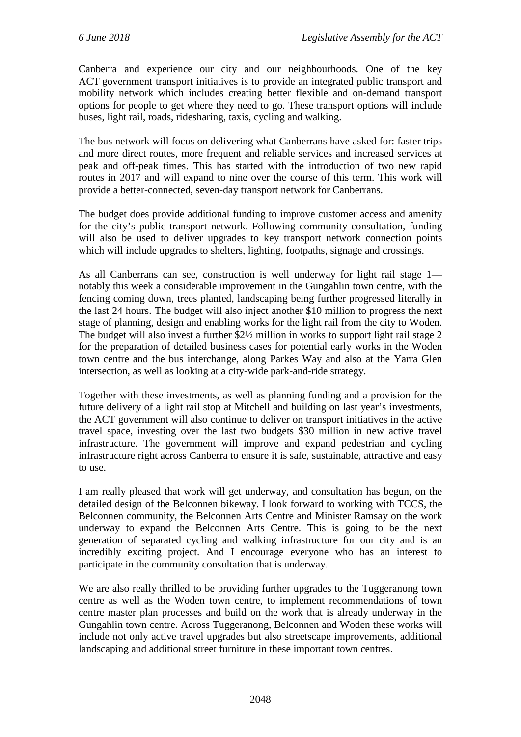Canberra and experience our city and our neighbourhoods. One of the key ACT government transport initiatives is to provide an integrated public transport and mobility network which includes creating better flexible and on-demand transport options for people to get where they need to go. These transport options will include buses, light rail, roads, ridesharing, taxis, cycling and walking.

The bus network will focus on delivering what Canberrans have asked for: faster trips and more direct routes, more frequent and reliable services and increased services at peak and off-peak times. This has started with the introduction of two new rapid routes in 2017 and will expand to nine over the course of this term. This work will provide a better-connected, seven-day transport network for Canberrans.

The budget does provide additional funding to improve customer access and amenity for the city's public transport network. Following community consultation, funding will also be used to deliver upgrades to key transport network connection points which will include upgrades to shelters, lighting, footpaths, signage and crossings.

As all Canberrans can see, construction is well underway for light rail stage 1—notably this week a considerable improvement in the Gungahlin town centre, with the fencing coming down, trees planted, landscaping being further progressed literally in the last 24 hours. The budget will also inject another $10 million to progress the next stage of planning, design and enabling works for the light rail from the city to Woden. The budget will also invest a further $2½ million in works to support light rail stage 2 for the preparation of detailed business cases for potential early works in the Woden town centre and the bus interchange, along Parkes Way and also at the Yarra Glen intersection, as well as looking at a city-wide park-and-ride strategy.

Together with these investments, as well as planning funding and a provision for the future delivery of a light rail stop at Mitchell and building on last year's investments, the ACT government will also continue to deliver on transport initiatives in the active travel space, investing over the last two budgets $30 million in new active travel infrastructure. The government will improve and expand pedestrian and cycling infrastructure right across Canberra to ensure it is safe, sustainable, attractive and easy to use.

I am really pleased that work will get underway, and consultation has begun, on the detailed design of the Belconnen bikeway. I look forward to working with TCCS, the Belconnen community, the Belconnen Arts Centre and Minister Ramsay on the work underway to expand the Belconnen Arts Centre. This is going to be the next generation of separated cycling and walking infrastructure for our city and is an incredibly exciting project. And I encourage everyone who has an interest to participate in the community consultation that is underway.

We are also really thrilled to be providing further upgrades to the Tuggeranong town centre as well as the Woden town centre, to implement recommendations of town centre master plan processes and build on the work that is already underway in the Gungahlin town centre. Across Tuggeranong, Belconnen and Woden these works will include not only active travel upgrades but also streetscape improvements, additional landscaping and additional street furniture in these important town centres.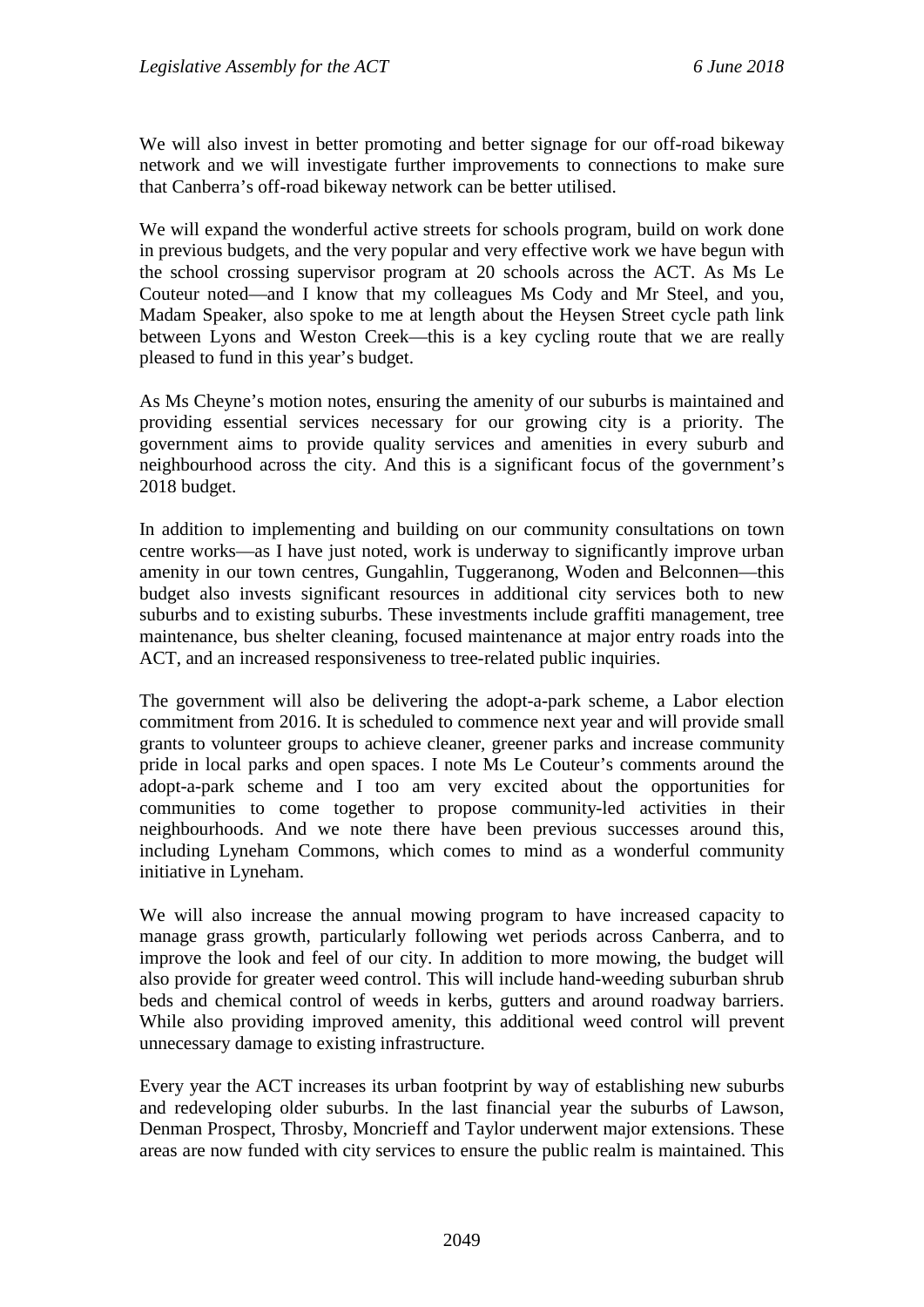We will also invest in better promoting and better signage for our off-road bikeway network and we will investigate further improvements to connections to make sure that Canberra's off-road bikeway network can be better utilised.

We will expand the wonderful active streets for schools program, build on work done in previous budgets, and the very popular and very effective work we have begun with the school crossing supervisor program at 20 schools across the ACT. As Ms Le Couteur noted—and I know that my colleagues Ms Cody and Mr Steel, and you, Madam Speaker, also spoke to me at length about the Heysen Street cycle path link between Lyons and Weston Creek—this is a key cycling route that we are really pleased to fund in this year's budget.

As Ms Cheyne's motion notes, ensuring the amenity of our suburbs is maintained and providing essential services necessary for our growing city is a priority. The government aims to provide quality services and amenities in every suburb and neighbourhood across the city. And this is a significant focus of the government's 2018 budget.

In addition to implementing and building on our community consultations on town centre works—as I have just noted, work is underway to significantly improve urban amenity in our town centres, Gungahlin, Tuggeranong, Woden and Belconnen—this budget also invests significant resources in additional city services both to new suburbs and to existing suburbs. These investments include graffiti management, tree maintenance, bus shelter cleaning, focused maintenance at major entry roads into the ACT, and an increased responsiveness to tree-related public inquiries.

The government will also be delivering the adopt-a-park scheme, a Labor election commitment from 2016. It is scheduled to commence next year and will provide small grants to volunteer groups to achieve cleaner, greener parks and increase community pride in local parks and open spaces. I note Ms Le Couteur's comments around the adopt-a-park scheme and I too am very excited about the opportunities for communities to come together to propose community-led activities in their neighbourhoods. And we note there have been previous successes around this, including Lyneham Commons, which comes to mind as a wonderful community initiative in Lyneham.

We will also increase the annual mowing program to have increased capacity to manage grass growth, particularly following wet periods across Canberra, and to improve the look and feel of our city. In addition to more mowing, the budget will also provide for greater weed control. This will include hand-weeding suburban shrub beds and chemical control of weeds in kerbs, gutters and around roadway barriers. While also providing improved amenity, this additional weed control will prevent unnecessary damage to existing infrastructure.

Every year the ACT increases its urban footprint by way of establishing new suburbs and redeveloping older suburbs. In the last financial year the suburbs of Lawson, Denman Prospect, Throsby, Moncrieff and Taylor underwent major extensions. These areas are now funded with city services to ensure the public realm is maintained. This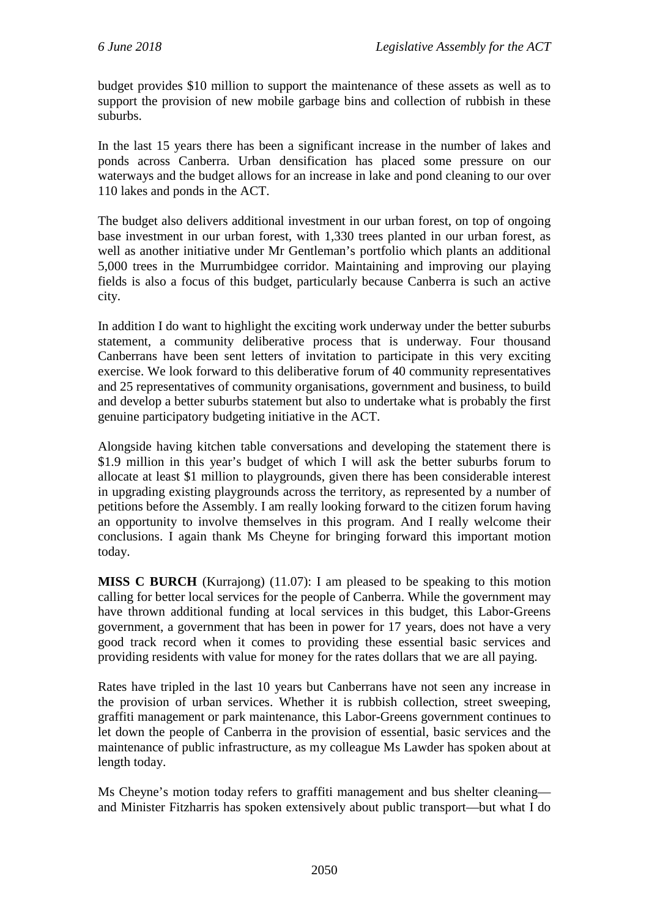budget provides $10 million to support the maintenance of these assets as well as to support the provision of new mobile garbage bins and collection of rubbish in these suburbs.

In the last 15 years there has been a significant increase in the number of lakes and ponds across Canberra. Urban densification has placed some pressure on our waterways and the budget allows for an increase in lake and pond cleaning to our over 110 lakes and ponds in the ACT.

The budget also delivers additional investment in our urban forest, on top of ongoing base investment in our urban forest, with 1,330 trees planted in our urban forest, as well as another initiative under Mr Gentleman's portfolio which plants an additional 5,000 trees in the Murrumbidgee corridor. Maintaining and improving our playing fields is also a focus of this budget, particularly because Canberra is such an active city.

In addition I do want to highlight the exciting work underway under the better suburbs statement, a community deliberative process that is underway. Four thousand Canberrans have been sent letters of invitation to participate in this very exciting exercise. We look forward to this deliberative forum of 40 community representatives and 25 representatives of community organisations, government and business, to build and develop a better suburbs statement but also to undertake what is probably the first genuine participatory budgeting initiative in the ACT.

Alongside having kitchen table conversations and developing the statement there is $1.9 million in this year's budget of which I will ask the better suburbs forum to allocate at least $1 million to playgrounds, given there has been considerable interest in upgrading existing playgrounds across the territory, as represented by a number of petitions before the Assembly. I am really looking forward to the citizen forum having an opportunity to involve themselves in this program. And I really welcome their conclusions. I again thank Ms Cheyne for bringing forward this important motion today.

**MISS C BURCH** (Kurrajong) (11.07): I am pleased to be speaking to this motion calling for better local services for the people of Canberra. While the government may have thrown additional funding at local services in this budget, this Labor-Greens government, a government that has been in power for 17 years, does not have a very good track record when it comes to providing these essential basic services and providing residents with value for money for the rates dollars that we are all paying.

Rates have tripled in the last 10 years but Canberrans have not seen any increase in the provision of urban services. Whether it is rubbish collection, street sweeping, graffiti management or park maintenance, this Labor-Greens government continues to let down the people of Canberra in the provision of essential, basic services and the maintenance of public infrastructure, as my colleague Ms Lawder has spoken about at length today.

Ms Cheyne's motion today refers to graffiti management and bus shelter cleaning—and Minister Fitzharris has spoken extensively about public transport—but what I do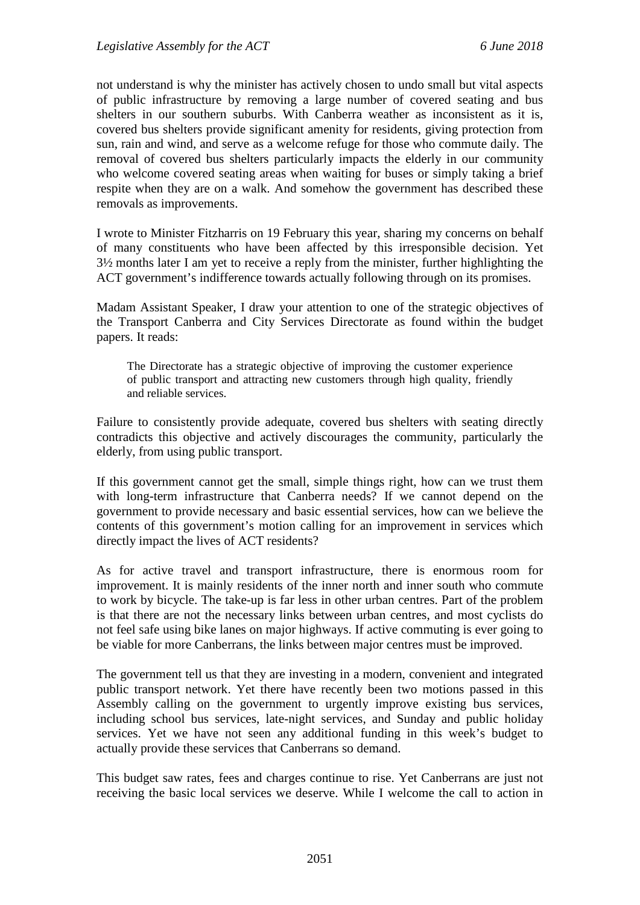not understand is why the minister has actively chosen to undo small but vital aspects of public infrastructure by removing a large number of covered seating and bus shelters in our southern suburbs. With Canberra weather as inconsistent as it is, covered bus shelters provide significant amenity for residents, giving protection from sun, rain and wind, and serve as a welcome refuge for those who commute daily. The removal of covered bus shelters particularly impacts the elderly in our community who welcome covered seating areas when waiting for buses or simply taking a brief respite when they are on a walk. And somehow the government has described these removals as improvements.

I wrote to Minister Fitzharris on 19 February this year, sharing my concerns on behalf of many constituents who have been affected by this irresponsible decision. Yet 3½ months later I am yet to receive a reply from the minister, further highlighting the ACT government's indifference towards actually following through on its promises.

Madam Assistant Speaker, I draw your attention to one of the strategic objectives of the Transport Canberra and City Services Directorate as found within the budget papers. It reads:

> The Directorate has a strategic objective of improving the customer experience of public transport and attracting new customers through high quality, friendly and reliable services.

Failure to consistently provide adequate, covered bus shelters with seating directly contradicts this objective and actively discourages the community, particularly the elderly, from using public transport.

If this government cannot get the small, simple things right, how can we trust them with long-term infrastructure that Canberra needs? If we cannot depend on the government to provide necessary and basic essential services, how can we believe the contents of this government's motion calling for an improvement in services which directly impact the lives of ACT residents?

As for active travel and transport infrastructure, there is enormous room for improvement. It is mainly residents of the inner north and inner south who commute to work by bicycle. The take-up is far less in other urban centres. Part of the problem is that there are not the necessary links between urban centres, and most cyclists do not feel safe using bike lanes on major highways. If active commuting is ever going to be viable for more Canberrans, the links between major centres must be improved.

The government tell us that they are investing in a modern, convenient and integrated public transport network. Yet there have recently been two motions passed in this Assembly calling on the government to urgently improve existing bus services, including school bus services, late-night services, and Sunday and public holiday services. Yet we have not seen any additional funding in this week's budget to actually provide these services that Canberrans so demand.

This budget saw rates, fees and charges continue to rise. Yet Canberrans are just not receiving the basic local services we deserve. While I welcome the call to action in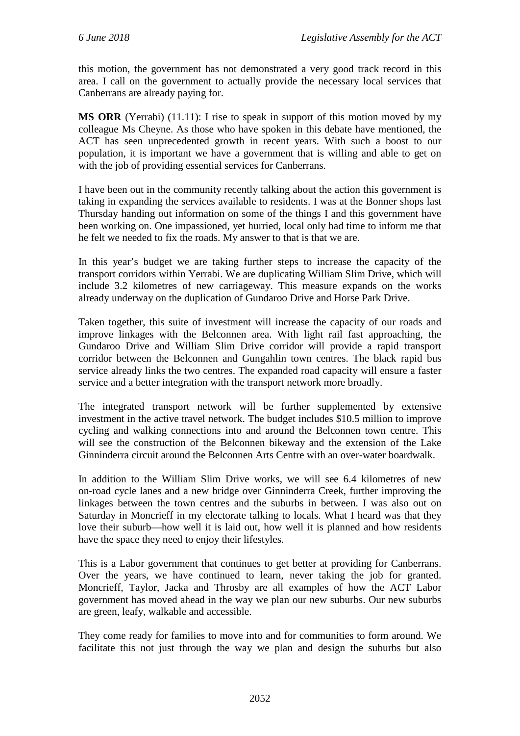this motion, the government has not demonstrated a very good track record in this area. I call on the government to actually provide the necessary local services that Canberrans are already paying for.

**MS ORR** (Yerrabi) (11.11): I rise to speak in support of this motion moved by my colleague Ms Cheyne. As those who have spoken in this debate have mentioned, the ACT has seen unprecedented growth in recent years. With such a boost to our population, it is important we have a government that is willing and able to get on with the job of providing essential services for Canberrans.

I have been out in the community recently talking about the action this government is taking in expanding the services available to residents. I was at the Bonner shops last Thursday handing out information on some of the things I and this government have been working on. One impassioned, yet hurried, local only had time to inform me that he felt we needed to fix the roads. My answer to that is that we are.

In this year's budget we are taking further steps to increase the capacity of the transport corridors within Yerrabi. We are duplicating William Slim Drive, which will include 3.2 kilometres of new carriageway. This measure expands on the works already underway on the duplication of Gundaroo Drive and Horse Park Drive.

Taken together, this suite of investment will increase the capacity of our roads and improve linkages with the Belconnen area. With light rail fast approaching, the Gundaroo Drive and William Slim Drive corridor will provide a rapid transport corridor between the Belconnen and Gungahlin town centres. The black rapid bus service already links the two centres. The expanded road capacity will ensure a faster service and a better integration with the transport network more broadly.

The integrated transport network will be further supplemented by extensive investment in the active travel network. The budget includes $10.5 million to improve cycling and walking connections into and around the Belconnen town centre. This will see the construction of the Belconnen bikeway and the extension of the Lake Ginninderra circuit around the Belconnen Arts Centre with an over-water boardwalk.

In addition to the William Slim Drive works, we will see 6.4 kilometres of new on-road cycle lanes and a new bridge over Ginninderra Creek, further improving the linkages between the town centres and the suburbs in between. I was also out on Saturday in Moncrieff in my electorate talking to locals. What I heard was that they love their suburb—how well it is laid out, how well it is planned and how residents have the space they need to enjoy their lifestyles.

This is a Labor government that continues to get better at providing for Canberrans. Over the years, we have continued to learn, never taking the job for granted. Moncrieff, Taylor, Jacka and Throsby are all examples of how the ACT Labor government has moved ahead in the way we plan our new suburbs. Our new suburbs are green, leafy, walkable and accessible.

They come ready for families to move into and for communities to form around. We facilitate this not just through the way we plan and design the suburbs but also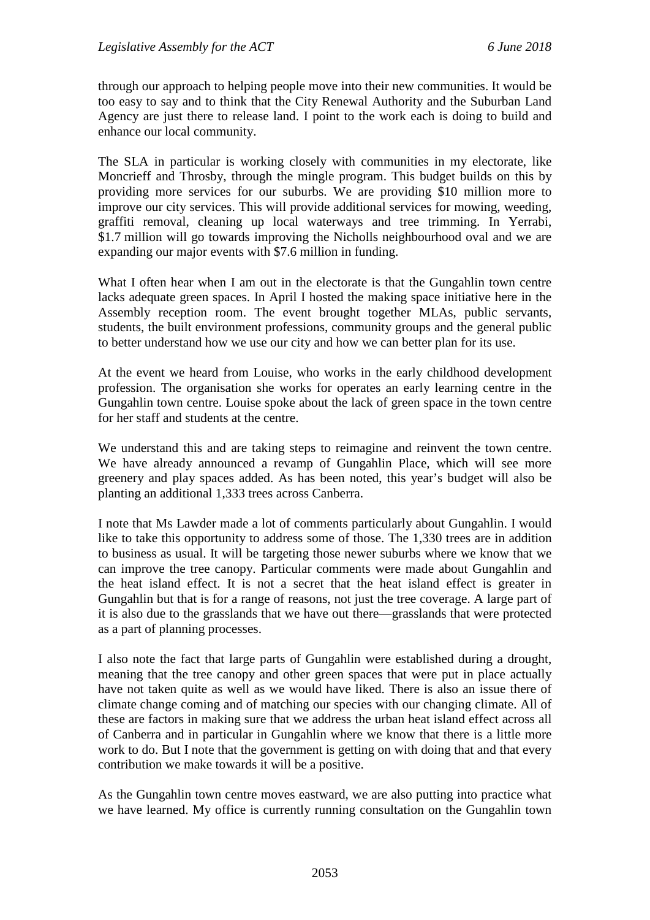through our approach to helping people move into their new communities. It would be too easy to say and to think that the City Renewal Authority and the Suburban Land Agency are just there to release land. I point to the work each is doing to build and enhance our local community.

The SLA in particular is working closely with communities in my electorate, like Moncrieff and Throsby, through the mingle program. This budget builds on this by providing more services for our suburbs. We are providing $10 million more to improve our city services. This will provide additional services for mowing, weeding, graffiti removal, cleaning up local waterways and tree trimming. In Yerrabi, $1.7 million will go towards improving the Nicholls neighbourhood oval and we are expanding our major events with $7.6 million in funding.

What I often hear when I am out in the electorate is that the Gungahlin town centre lacks adequate green spaces. In April I hosted the making space initiative here in the Assembly reception room. The event brought together MLAs, public servants, students, the built environment professions, community groups and the general public to better understand how we use our city and how we can better plan for its use.

At the event we heard from Louise, who works in the early childhood development profession. The organisation she works for operates an early learning centre in the Gungahlin town centre. Louise spoke about the lack of green space in the town centre for her staff and students at the centre.

We understand this and are taking steps to reimagine and reinvent the town centre. We have already announced a revamp of Gungahlin Place, which will see more greenery and play spaces added. As has been noted, this year's budget will also be planting an additional 1,333 trees across Canberra.

I note that Ms Lawder made a lot of comments particularly about Gungahlin. I would like to take this opportunity to address some of those. The 1,330 trees are in addition to business as usual. It will be targeting those newer suburbs where we know that we can improve the tree canopy. Particular comments were made about Gungahlin and the heat island effect. It is not a secret that the heat island effect is greater in Gungahlin but that is for a range of reasons, not just the tree coverage. A large part of it is also due to the grasslands that we have out there—grasslands that were protected as a part of planning processes.

I also note the fact that large parts of Gungahlin were established during a drought, meaning that the tree canopy and other green spaces that were put in place actually have not taken quite as well as we would have liked. There is also an issue there of climate change coming and of matching our species with our changing climate. All of these are factors in making sure that we address the urban heat island effect across all of Canberra and in particular in Gungahlin where we know that there is a little more work to do. But I note that the government is getting on with doing that and that every contribution we make towards it will be a positive.

As the Gungahlin town centre moves eastward, we are also putting into practice what we have learned. My office is currently running consultation on the Gungahlin town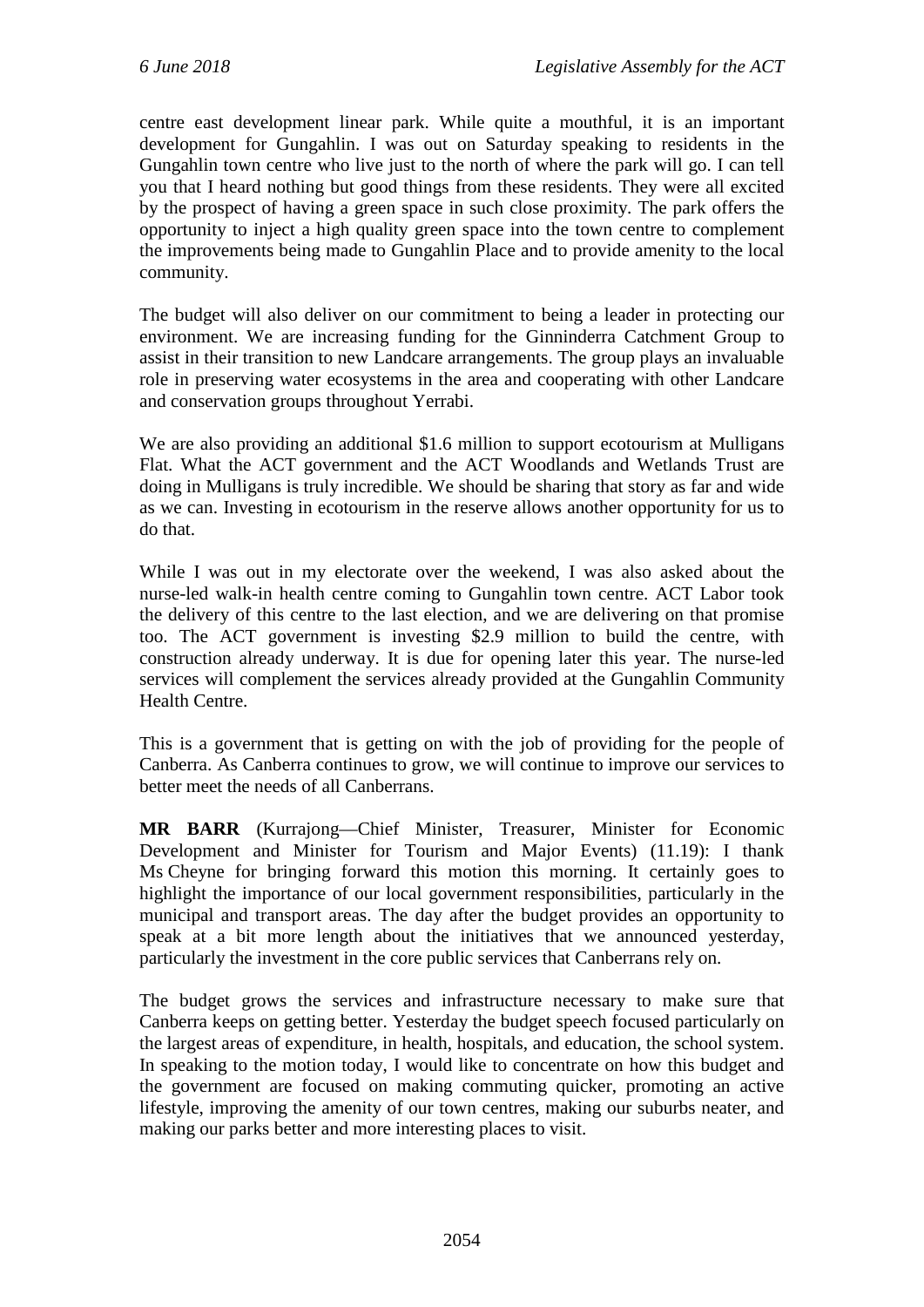centre east development linear park. While quite a mouthful, it is an important development for Gungahlin. I was out on Saturday speaking to residents in the Gungahlin town centre who live just to the north of where the park will go. I can tell you that I heard nothing but good things from these residents. They were all excited by the prospect of having a green space in such close proximity. The park offers the opportunity to inject a high quality green space into the town centre to complement the improvements being made to Gungahlin Place and to provide amenity to the local community.

The budget will also deliver on our commitment to being a leader in protecting our environment. We are increasing funding for the Ginninderra Catchment Group to assist in their transition to new Landcare arrangements. The group plays an invaluable role in preserving water ecosystems in the area and cooperating with other Landcare and conservation groups throughout Yerrabi.

We are also providing an additional $1.6 million to support ecotourism at Mulligans Flat. What the ACT government and the ACT Woodlands and Wetlands Trust are doing in Mulligans is truly incredible. We should be sharing that story as far and wide as we can. Investing in ecotourism in the reserve allows another opportunity for us to do that.

While I was out in my electorate over the weekend, I was also asked about the nurse-led walk-in health centre coming to Gungahlin town centre. ACT Labor took the delivery of this centre to the last election, and we are delivering on that promise too. The ACT government is investing $2.9 million to build the centre, with construction already underway. It is due for opening later this year. The nurse-led services will complement the services already provided at the Gungahlin Community Health Centre.

This is a government that is getting on with the job of providing for the people of Canberra. As Canberra continues to grow, we will continue to improve our services to better meet the needs of all Canberrans.

**MR BARR** (Kurrajong—Chief Minister, Treasurer, Minister for Economic Development and Minister for Tourism and Major Events) (11.19): I thank Ms Cheyne for bringing forward this motion this morning. It certainly goes to highlight the importance of our local government responsibilities, particularly in the municipal and transport areas. The day after the budget provides an opportunity to speak at a bit more length about the initiatives that we announced yesterday, particularly the investment in the core public services that Canberrans rely on.

The budget grows the services and infrastructure necessary to make sure that Canberra keeps on getting better. Yesterday the budget speech focused particularly on the largest areas of expenditure, in health, hospitals, and education, the school system. In speaking to the motion today, I would like to concentrate on how this budget and the government are focused on making commuting quicker, promoting an active lifestyle, improving the amenity of our town centres, making our suburbs neater, and making our parks better and more interesting places to visit.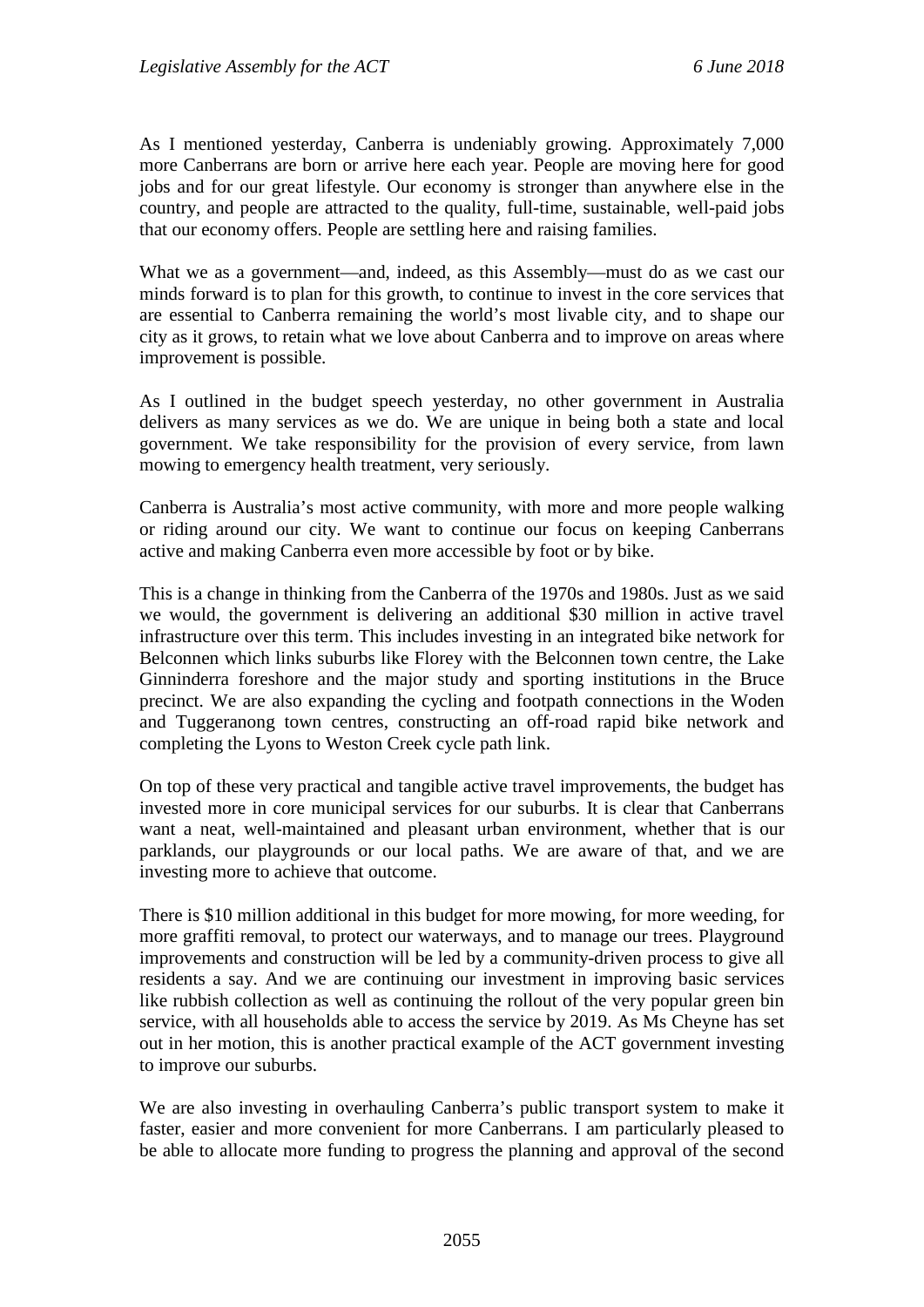As I mentioned yesterday, Canberra is undeniably growing. Approximately 7,000 more Canberrans are born or arrive here each year. People are moving here for good jobs and for our great lifestyle. Our economy is stronger than anywhere else in the country, and people are attracted to the quality, full-time, sustainable, well-paid jobs that our economy offers. People are settling here and raising families.

What we as a government—and, indeed, as this Assembly—must do as we cast our minds forward is to plan for this growth, to continue to invest in the core services that are essential to Canberra remaining the world's most livable city, and to shape our city as it grows, to retain what we love about Canberra and to improve on areas where improvement is possible.

As I outlined in the budget speech yesterday, no other government in Australia delivers as many services as we do. We are unique in being both a state and local government. We take responsibility for the provision of every service, from lawn mowing to emergency health treatment, very seriously.

Canberra is Australia's most active community, with more and more people walking or riding around our city. We want to continue our focus on keeping Canberrans active and making Canberra even more accessible by foot or by bike.

This is a change in thinking from the Canberra of the 1970s and 1980s. Just as we said we would, the government is delivering an additional $30 million in active travel infrastructure over this term. This includes investing in an integrated bike network for Belconnen which links suburbs like Florey with the Belconnen town centre, the Lake Ginninderra foreshore and the major study and sporting institutions in the Bruce precinct. We are also expanding the cycling and footpath connections in the Woden and Tuggeranong town centres, constructing an off-road rapid bike network and completing the Lyons to Weston Creek cycle path link.

On top of these very practical and tangible active travel improvements, the budget has invested more in core municipal services for our suburbs. It is clear that Canberrans want a neat, well-maintained and pleasant urban environment, whether that is our parklands, our playgrounds or our local paths. We are aware of that, and we are investing more to achieve that outcome.

There is $10 million additional in this budget for more mowing, for more weeding, for more graffiti removal, to protect our waterways, and to manage our trees. Playground improvements and construction will be led by a community-driven process to give all residents a say. And we are continuing our investment in improving basic services like rubbish collection as well as continuing the rollout of the very popular green bin service, with all households able to access the service by 2019. As Ms Cheyne has set out in her motion, this is another practical example of the ACT government investing to improve our suburbs.

We are also investing in overhauling Canberra's public transport system to make it faster, easier and more convenient for more Canberrans. I am particularly pleased to be able to allocate more funding to progress the planning and approval of the second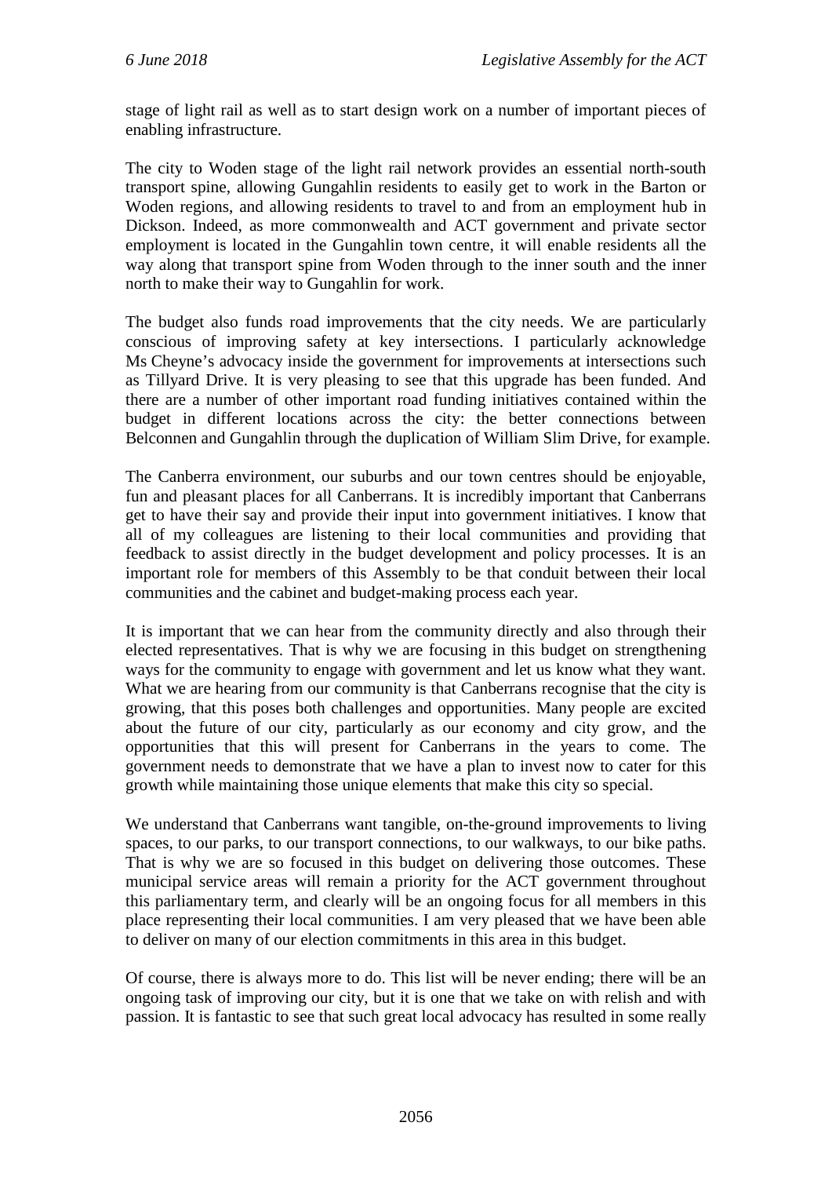stage of light rail as well as to start design work on a number of important pieces of enabling infrastructure.

The city to Woden stage of the light rail network provides an essential north-south transport spine, allowing Gungahlin residents to easily get to work in the Barton or Woden regions, and allowing residents to travel to and from an employment hub in Dickson. Indeed, as more commonwealth and ACT government and private sector employment is located in the Gungahlin town centre, it will enable residents all the way along that transport spine from Woden through to the inner south and the inner north to make their way to Gungahlin for work.

The budget also funds road improvements that the city needs. We are particularly conscious of improving safety at key intersections. I particularly acknowledge Ms Cheyne's advocacy inside the government for improvements at intersections such as Tillyard Drive. It is very pleasing to see that this upgrade has been funded. And there are a number of other important road funding initiatives contained within the budget in different locations across the city: the better connections between Belconnen and Gungahlin through the duplication of William Slim Drive, for example.

The Canberra environment, our suburbs and our town centres should be enjoyable, fun and pleasant places for all Canberrans. It is incredibly important that Canberrans get to have their say and provide their input into government initiatives. I know that all of my colleagues are listening to their local communities and providing that feedback to assist directly in the budget development and policy processes. It is an important role for members of this Assembly to be that conduit between their local communities and the cabinet and budget-making process each year.

It is important that we can hear from the community directly and also through their elected representatives. That is why we are focusing in this budget on strengthening ways for the community to engage with government and let us know what they want. What we are hearing from our community is that Canberrans recognise that the city is growing, that this poses both challenges and opportunities. Many people are excited about the future of our city, particularly as our economy and city grow, and the opportunities that this will present for Canberrans in the years to come. The government needs to demonstrate that we have a plan to invest now to cater for this growth while maintaining those unique elements that make this city so special.

We understand that Canberrans want tangible, on-the-ground improvements to living spaces, to our parks, to our transport connections, to our walkways, to our bike paths. That is why we are so focused in this budget on delivering those outcomes. These municipal service areas will remain a priority for the ACT government throughout this parliamentary term, and clearly will be an ongoing focus for all members in this place representing their local communities. I am very pleased that we have been able to deliver on many of our election commitments in this area in this budget.

Of course, there is always more to do. This list will be never ending; there will be an ongoing task of improving our city, but it is one that we take on with relish and with passion. It is fantastic to see that such great local advocacy has resulted in some really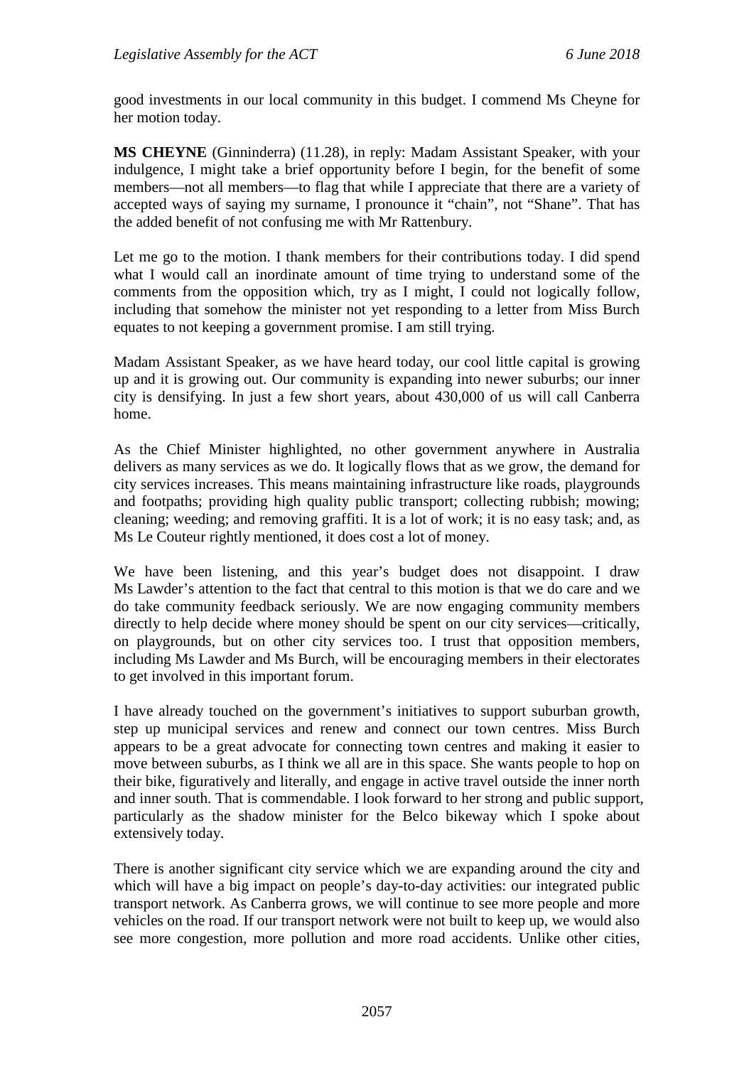good investments in our local community in this budget. I commend Ms Cheyne for her motion today.

**MS CHEYNE** (Ginninderra) (11.28), in reply: Madam Assistant Speaker, with your indulgence, I might take a brief opportunity before I begin, for the benefit of some members—not all members—to flag that while I appreciate that there are a variety of accepted ways of saying my surname, I pronounce it "chain", not "Shane". That has the added benefit of not confusing me with Mr Rattenbury.

Let me go to the motion. I thank members for their contributions today. I did spend what I would call an inordinate amount of time trying to understand some of the comments from the opposition which, try as I might, I could not logically follow, including that somehow the minister not yet responding to a letter from Miss Burch equates to not keeping a government promise. I am still trying.

Madam Assistant Speaker, as we have heard today, our cool little capital is growing up and it is growing out. Our community is expanding into newer suburbs; our inner city is densifying. In just a few short years, about 430,000 of us will call Canberra home.

As the Chief Minister highlighted, no other government anywhere in Australia delivers as many services as we do. It logically flows that as we grow, the demand for city services increases. This means maintaining infrastructure like roads, playgrounds and footpaths; providing high quality public transport; collecting rubbish; mowing; cleaning; weeding; and removing graffiti. It is a lot of work; it is no easy task; and, as Ms Le Couteur rightly mentioned, it does cost a lot of money.

We have been listening, and this year's budget does not disappoint. I draw Ms Lawder's attention to the fact that central to this motion is that we do care and we do take community feedback seriously. We are now engaging community members directly to help decide where money should be spent on our city services—critically, on playgrounds, but on other city services too. I trust that opposition members, including Ms Lawder and Ms Burch, will be encouraging members in their electorates to get involved in this important forum.

I have already touched on the government's initiatives to support suburban growth, step up municipal services and renew and connect our town centres. Miss Burch appears to be a great advocate for connecting town centres and making it easier to move between suburbs, as I think we all are in this space. She wants people to hop on their bike, figuratively and literally, and engage in active travel outside the inner north and inner south. That is commendable. I look forward to her strong and public support, particularly as the shadow minister for the Belco bikeway which I spoke about extensively today.

There is another significant city service which we are expanding around the city and which will have a big impact on people's day-to-day activities: our integrated public transport network. As Canberra grows, we will continue to see more people and more vehicles on the road. If our transport network were not built to keep up, we would also see more congestion, more pollution and more road accidents. Unlike other cities,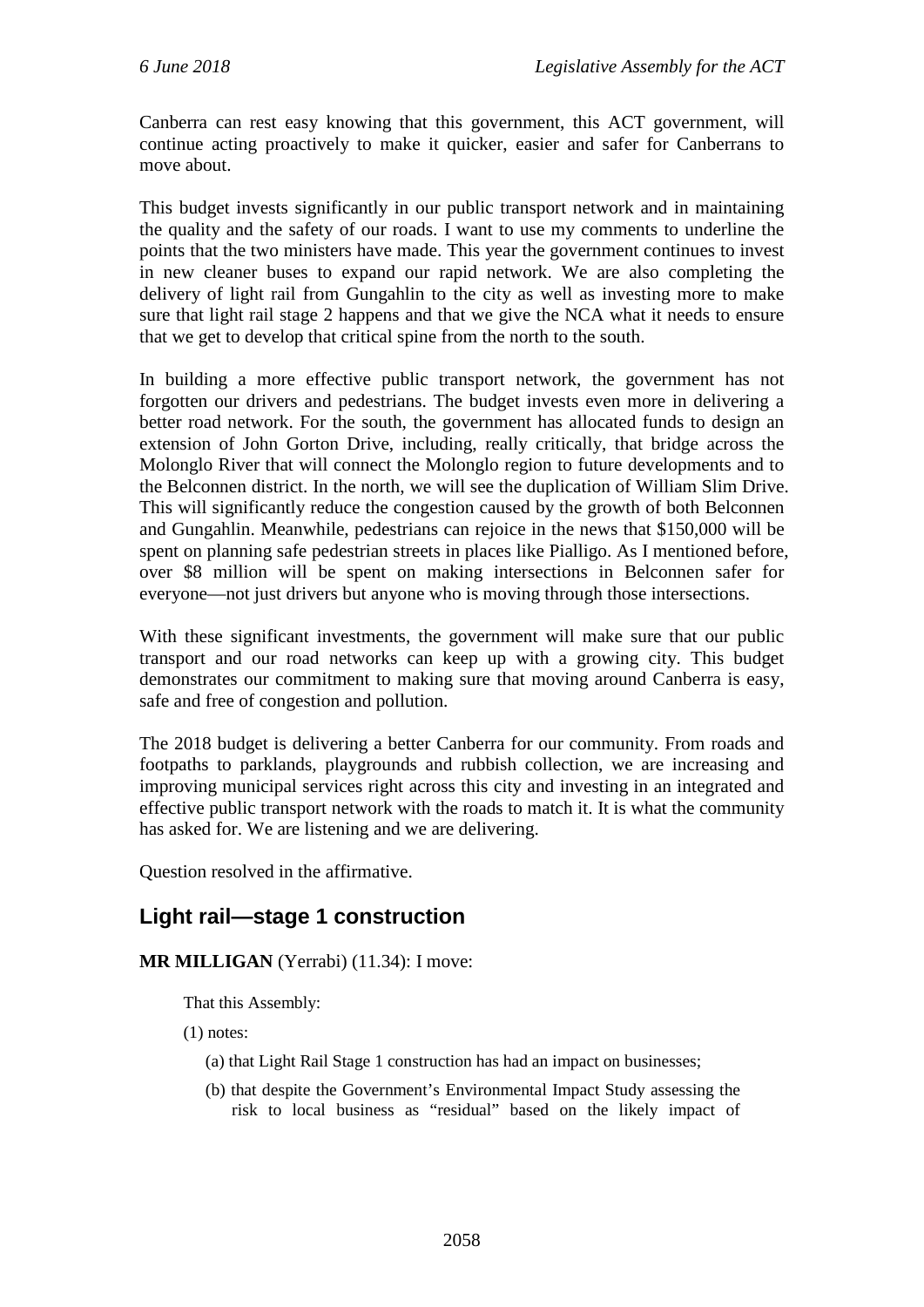Canberra can rest easy knowing that this government, this ACT government, will continue acting proactively to make it quicker, easier and safer for Canberrans to move about.

This budget invests significantly in our public transport network and in maintaining the quality and the safety of our roads. I want to use my comments to underline the points that the two ministers have made. This year the government continues to invest in new cleaner buses to expand our rapid network. We are also completing the delivery of light rail from Gungahlin to the city as well as investing more to make sure that light rail stage 2 happens and that we give the NCA what it needs to ensure that we get to develop that critical spine from the north to the south.

In building a more effective public transport network, the government has not forgotten our drivers and pedestrians. The budget invests even more in delivering a better road network. For the south, the government has allocated funds to design an extension of John Gorton Drive, including, really critically, that bridge across the Molonglo River that will connect the Molonglo region to future developments and to the Belconnen district. In the north, we will see the duplication of William Slim Drive. This will significantly reduce the congestion caused by the growth of both Belconnen and Gungahlin. Meanwhile, pedestrians can rejoice in the news that $150,000 will be spent on planning safe pedestrian streets in places like Pialligo. As I mentioned before, over $8 million will be spent on making intersections in Belconnen safer for everyone—not just drivers but anyone who is moving through those intersections.

With these significant investments, the government will make sure that our public transport and our road networks can keep up with a growing city. This budget demonstrates our commitment to making sure that moving around Canberra is easy, safe and free of congestion and pollution.

The 2018 budget is delivering a better Canberra for our community. From roads and footpaths to parklands, playgrounds and rubbish collection, we are increasing and improving municipal services right across this city and investing in an integrated and effective public transport network with the roads to match it. It is what the community has asked for. We are listening and we are delivering.

Question resolved in the affirmative.

## Light rail—stage 1 construction

**MR MILLIGAN** (Yerrabi) (11.34): I move:

> That this Assembly:
>
> (1) notes:
>
> (a) that Light Rail Stage 1 construction has had an impact on businesses;
>
> (b) that despite the Government's Environmental Impact Study assessing the risk to local business as "residual" based on the likely impact of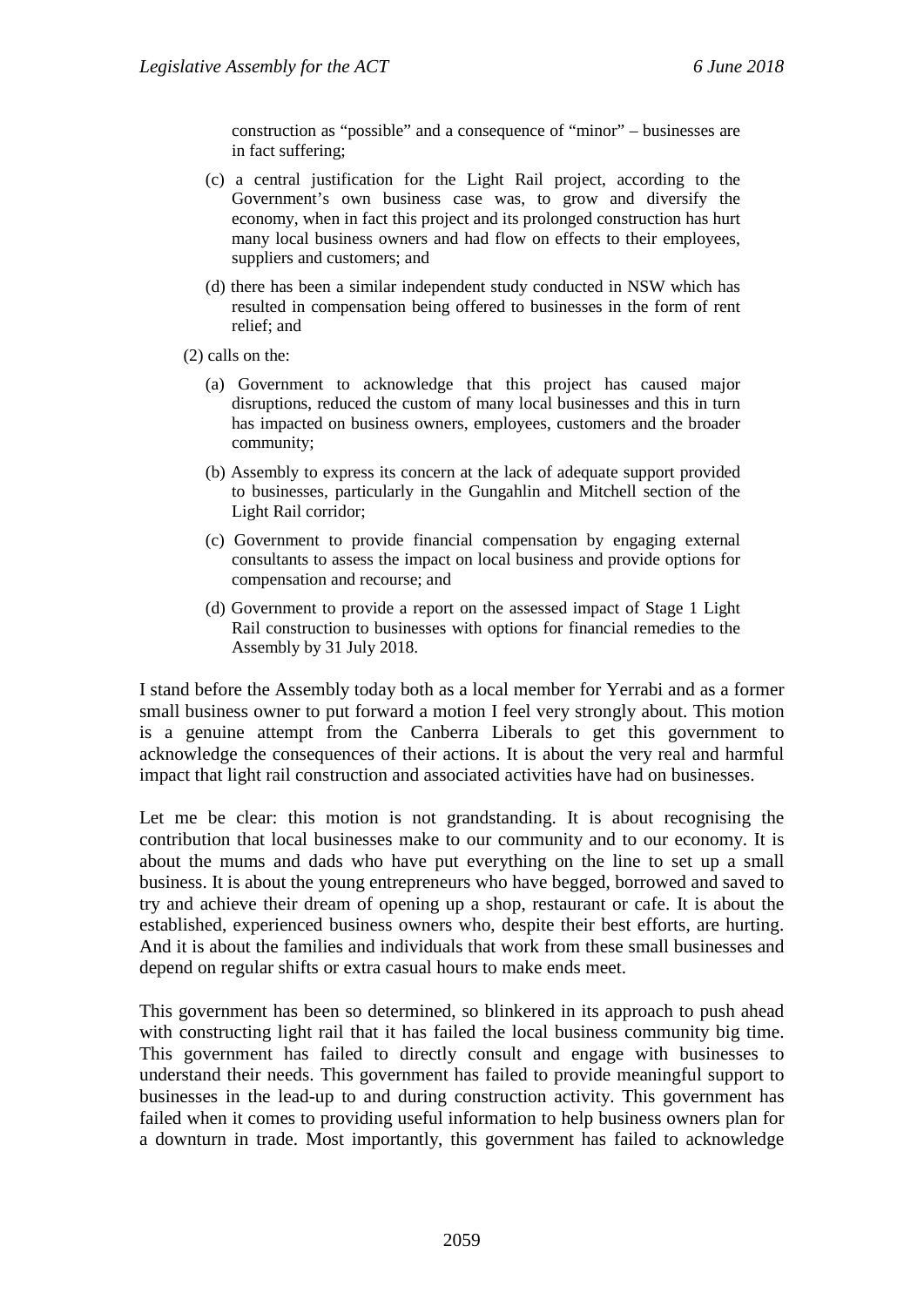construction as "possible" and a consequence of "minor" – businesses are in fact suffering;

(c) a central justification for the Light Rail project, according to the Government's own business case was, to grow and diversify the economy, when in fact this project and its prolonged construction has hurt many local business owners and had flow on effects to their employees, suppliers and customers; and

(d) there has been a similar independent study conducted in NSW which has resulted in compensation being offered to businesses in the form of rent relief; and

(2) calls on the:

(a) Government to acknowledge that this project has caused major disruptions, reduced the custom of many local businesses and this in turn has impacted on business owners, employees, customers and the broader community;

(b) Assembly to express its concern at the lack of adequate support provided to businesses, particularly in the Gungahlin and Mitchell section of the Light Rail corridor;

(c) Government to provide financial compensation by engaging external consultants to assess the impact on local business and provide options for compensation and recourse; and

(d) Government to provide a report on the assessed impact of Stage 1 Light Rail construction to businesses with options for financial remedies to the Assembly by 31 July 2018.

I stand before the Assembly today both as a local member for Yerrabi and as a former small business owner to put forward a motion I feel very strongly about. This motion is a genuine attempt from the Canberra Liberals to get this government to acknowledge the consequences of their actions. It is about the very real and harmful impact that light rail construction and associated activities have had on businesses.

Let me be clear: this motion is not grandstanding. It is about recognising the contribution that local businesses make to our community and to our economy. It is about the mums and dads who have put everything on the line to set up a small business. It is about the young entrepreneurs who have begged, borrowed and saved to try and achieve their dream of opening up a shop, restaurant or cafe. It is about the established, experienced business owners who, despite their best efforts, are hurting. And it is about the families and individuals that work from these small businesses and depend on regular shifts or extra casual hours to make ends meet.

This government has been so determined, so blinkered in its approach to push ahead with constructing light rail that it has failed the local business community big time. This government has failed to directly consult and engage with businesses to understand their needs. This government has failed to provide meaningful support to businesses in the lead-up to and during construction activity. This government has failed when it comes to providing useful information to help business owners plan for a downturn in trade. Most importantly, this government has failed to acknowledge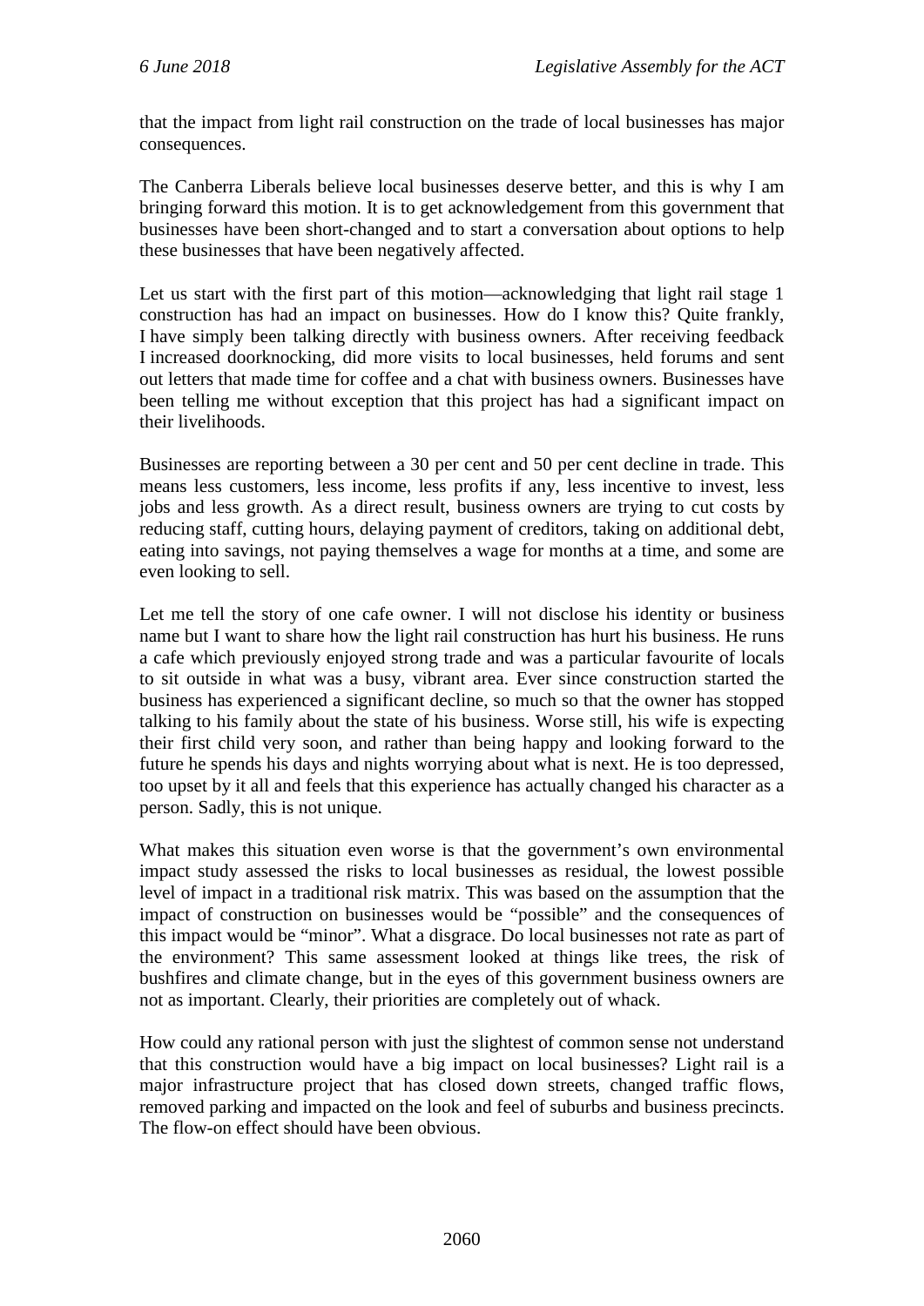that the impact from light rail construction on the trade of local businesses has major consequences.

The Canberra Liberals believe local businesses deserve better, and this is why I am bringing forward this motion. It is to get acknowledgement from this government that businesses have been short-changed and to start a conversation about options to help these businesses that have been negatively affected.

Let us start with the first part of this motion—acknowledging that light rail stage 1 construction has had an impact on businesses. How do I know this? Quite frankly, I have simply been talking directly with business owners. After receiving feedback I increased doorknocking, did more visits to local businesses, held forums and sent out letters that made time for coffee and a chat with business owners. Businesses have been telling me without exception that this project has had a significant impact on their livelihoods.

Businesses are reporting between a 30 per cent and 50 per cent decline in trade. This means less customers, less income, less profits if any, less incentive to invest, less jobs and less growth. As a direct result, business owners are trying to cut costs by reducing staff, cutting hours, delaying payment of creditors, taking on additional debt, eating into savings, not paying themselves a wage for months at a time, and some are even looking to sell.

Let me tell the story of one cafe owner. I will not disclose his identity or business name but I want to share how the light rail construction has hurt his business. He runs a cafe which previously enjoyed strong trade and was a particular favourite of locals to sit outside in what was a busy, vibrant area. Ever since construction started the business has experienced a significant decline, so much so that the owner has stopped talking to his family about the state of his business. Worse still, his wife is expecting their first child very soon, and rather than being happy and looking forward to the future he spends his days and nights worrying about what is next. He is too depressed, too upset by it all and feels that this experience has actually changed his character as a person. Sadly, this is not unique.

What makes this situation even worse is that the government's own environmental impact study assessed the risks to local businesses as residual, the lowest possible level of impact in a traditional risk matrix. This was based on the assumption that the impact of construction on businesses would be "possible" and the consequences of this impact would be "minor". What a disgrace. Do local businesses not rate as part of the environment? This same assessment looked at things like trees, the risk of bushfires and climate change, but in the eyes of this government business owners are not as important. Clearly, their priorities are completely out of whack.

How could any rational person with just the slightest of common sense not understand that this construction would have a big impact on local businesses? Light rail is a major infrastructure project that has closed down streets, changed traffic flows, removed parking and impacted on the look and feel of suburbs and business precincts. The flow-on effect should have been obvious.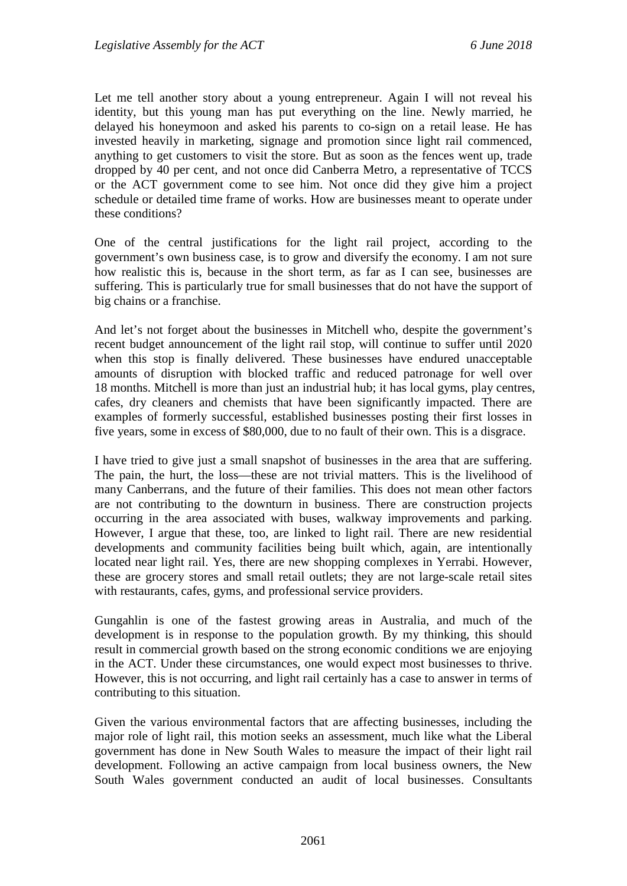Let me tell another story about a young entrepreneur. Again I will not reveal his identity, but this young man has put everything on the line. Newly married, he delayed his honeymoon and asked his parents to co-sign on a retail lease. He has invested heavily in marketing, signage and promotion since light rail commenced, anything to get customers to visit the store. But as soon as the fences went up, trade dropped by 40 per cent, and not once did Canberra Metro, a representative of TCCS or the ACT government come to see him. Not once did they give him a project schedule or detailed time frame of works. How are businesses meant to operate under these conditions?

One of the central justifications for the light rail project, according to the government's own business case, is to grow and diversify the economy. I am not sure how realistic this is, because in the short term, as far as I can see, businesses are suffering. This is particularly true for small businesses that do not have the support of big chains or a franchise.

And let's not forget about the businesses in Mitchell who, despite the government's recent budget announcement of the light rail stop, will continue to suffer until 2020 when this stop is finally delivered. These businesses have endured unacceptable amounts of disruption with blocked traffic and reduced patronage for well over 18 months. Mitchell is more than just an industrial hub; it has local gyms, play centres, cafes, dry cleaners and chemists that have been significantly impacted. There are examples of formerly successful, established businesses posting their first losses in five years, some in excess of $80,000, due to no fault of their own. This is a disgrace.

I have tried to give just a small snapshot of businesses in the area that are suffering. The pain, the hurt, the loss—these are not trivial matters. This is the livelihood of many Canberrans, and the future of their families. This does not mean other factors are not contributing to the downturn in business. There are construction projects occurring in the area associated with buses, walkway improvements and parking. However, I argue that these, too, are linked to light rail. There are new residential developments and community facilities being built which, again, are intentionally located near light rail. Yes, there are new shopping complexes in Yerrabi. However, these are grocery stores and small retail outlets; they are not large-scale retail sites with restaurants, cafes, gyms, and professional service providers.

Gungahlin is one of the fastest growing areas in Australia, and much of the development is in response to the population growth. By my thinking, this should result in commercial growth based on the strong economic conditions we are enjoying in the ACT. Under these circumstances, one would expect most businesses to thrive. However, this is not occurring, and light rail certainly has a case to answer in terms of contributing to this situation.

Given the various environmental factors that are affecting businesses, including the major role of light rail, this motion seeks an assessment, much like what the Liberal government has done in New South Wales to measure the impact of their light rail development. Following an active campaign from local business owners, the New South Wales government conducted an audit of local businesses. Consultants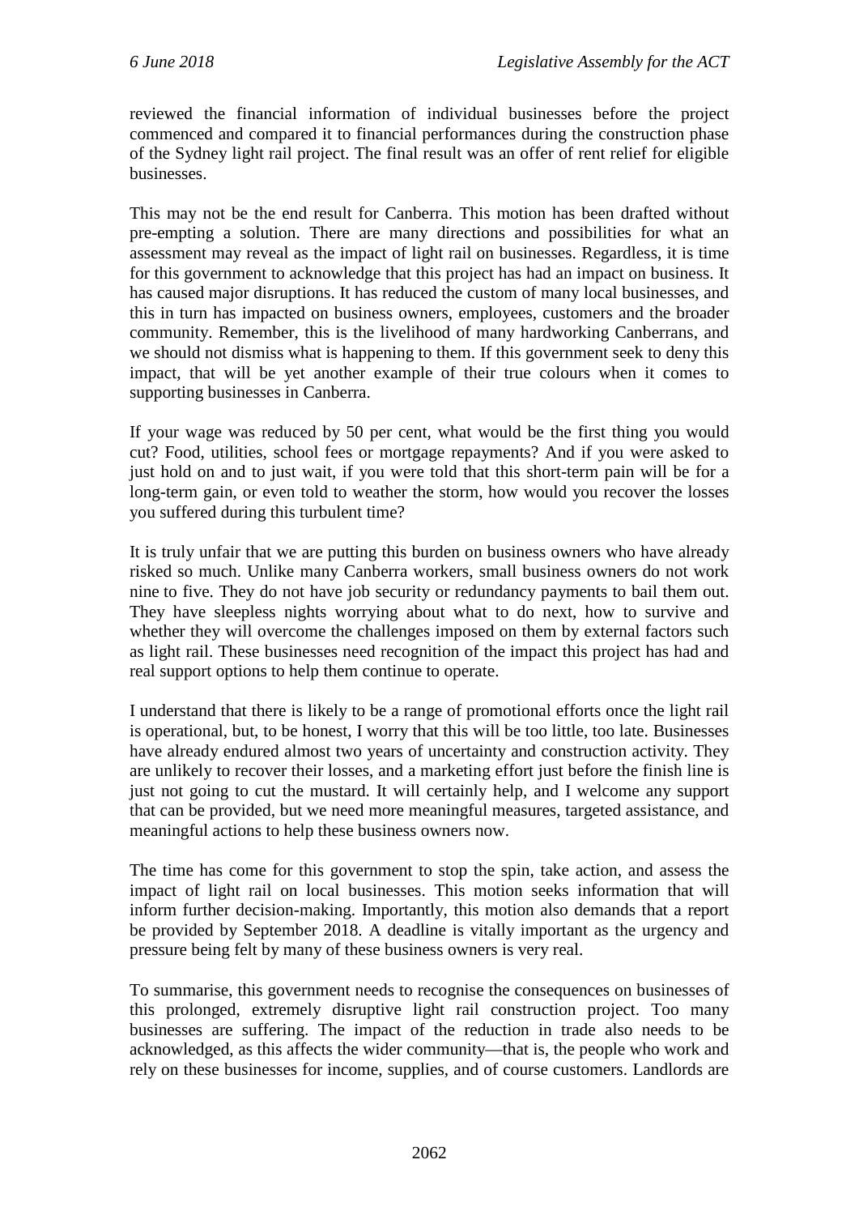reviewed the financial information of individual businesses before the project commenced and compared it to financial performances during the construction phase of the Sydney light rail project. The final result was an offer of rent relief for eligible businesses.

This may not be the end result for Canberra. This motion has been drafted without pre-empting a solution. There are many directions and possibilities for what an assessment may reveal as the impact of light rail on businesses. Regardless, it is time for this government to acknowledge that this project has had an impact on business. It has caused major disruptions. It has reduced the custom of many local businesses, and this in turn has impacted on business owners, employees, customers and the broader community. Remember, this is the livelihood of many hardworking Canberrans, and we should not dismiss what is happening to them. If this government seek to deny this impact, that will be yet another example of their true colours when it comes to supporting businesses in Canberra.

If your wage was reduced by 50 per cent, what would be the first thing you would cut? Food, utilities, school fees or mortgage repayments? And if you were asked to just hold on and to just wait, if you were told that this short-term pain will be for a long-term gain, or even told to weather the storm, how would you recover the losses you suffered during this turbulent time?

It is truly unfair that we are putting this burden on business owners who have already risked so much. Unlike many Canberra workers, small business owners do not work nine to five. They do not have job security or redundancy payments to bail them out. They have sleepless nights worrying about what to do next, how to survive and whether they will overcome the challenges imposed on them by external factors such as light rail. These businesses need recognition of the impact this project has had and real support options to help them continue to operate.

I understand that there is likely to be a range of promotional efforts once the light rail is operational, but, to be honest, I worry that this will be too little, too late. Businesses have already endured almost two years of uncertainty and construction activity. They are unlikely to recover their losses, and a marketing effort just before the finish line is just not going to cut the mustard. It will certainly help, and I welcome any support that can be provided, but we need more meaningful measures, targeted assistance, and meaningful actions to help these business owners now.

The time has come for this government to stop the spin, take action, and assess the impact of light rail on local businesses. This motion seeks information that will inform further decision-making. Importantly, this motion also demands that a report be provided by September 2018. A deadline is vitally important as the urgency and pressure being felt by many of these business owners is very real.

To summarise, this government needs to recognise the consequences on businesses of this prolonged, extremely disruptive light rail construction project. Too many businesses are suffering. The impact of the reduction in trade also needs to be acknowledged, as this affects the wider community—that is, the people who work and rely on these businesses for income, supplies, and of course customers. Landlords are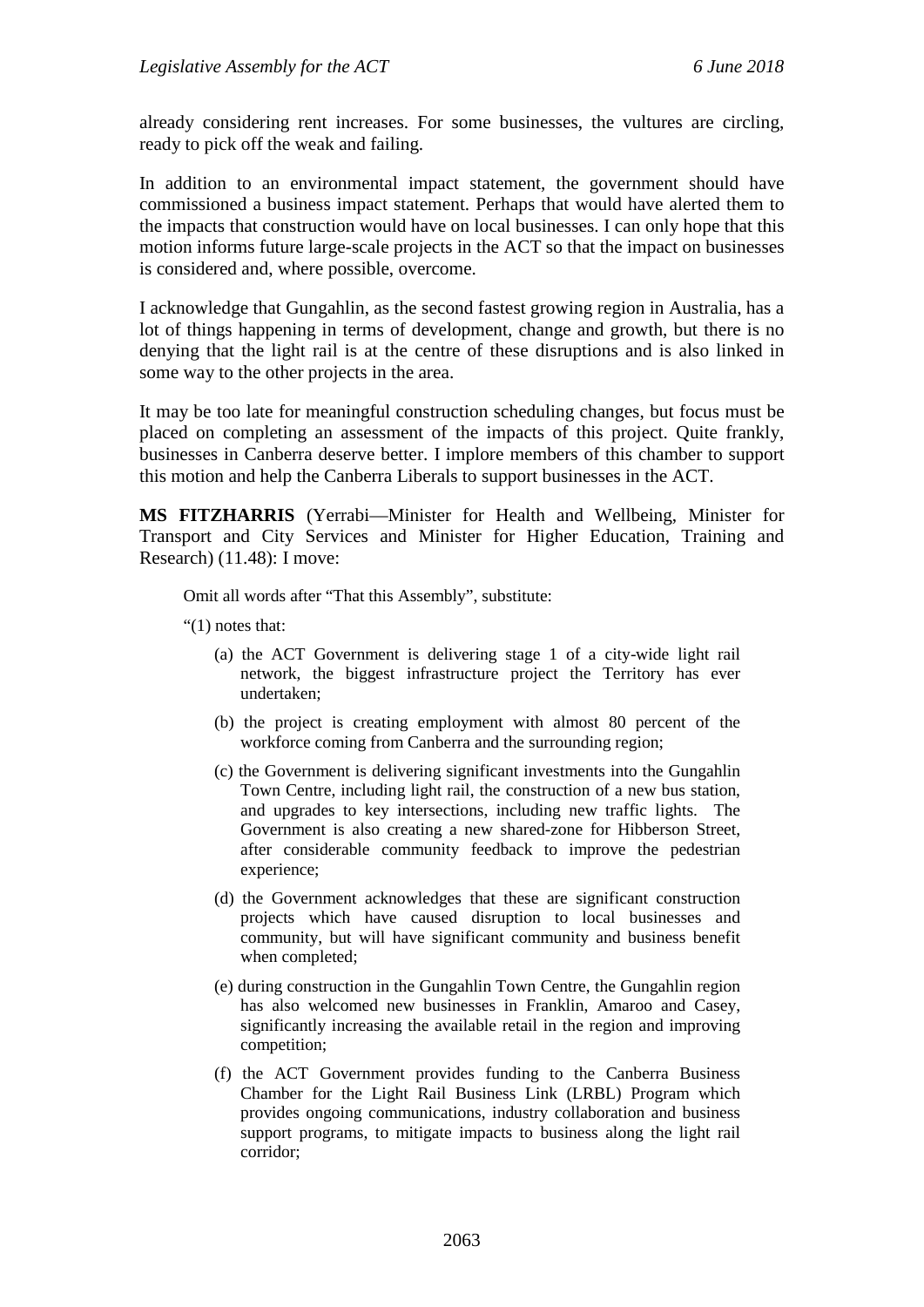already considering rent increases. For some businesses, the vultures are circling, ready to pick off the weak and failing.

In addition to an environmental impact statement, the government should have commissioned a business impact statement. Perhaps that would have alerted them to the impacts that construction would have on local businesses. I can only hope that this motion informs future large-scale projects in the ACT so that the impact on businesses is considered and, where possible, overcome.

I acknowledge that Gungahlin, as the second fastest growing region in Australia, has a lot of things happening in terms of development, change and growth, but there is no denying that the light rail is at the centre of these disruptions and is also linked in some way to the other projects in the area.

It may be too late for meaningful construction scheduling changes, but focus must be placed on completing an assessment of the impacts of this project. Quite frankly, businesses in Canberra deserve better. I implore members of this chamber to support this motion and help the Canberra Liberals to support businesses in the ACT.

**MS FITZHARRIS** (Yerrabi—Minister for Health and Wellbeing, Minister for Transport and City Services and Minister for Higher Education, Training and Research) (11.48): I move:

> Omit all words after "That this Assembly", substitute:
>
> "(1) notes that:
>
> (a) the ACT Government is delivering stage 1 of a city-wide light rail network, the biggest infrastructure project the Territory has ever undertaken;
>
> (b) the project is creating employment with almost 80 percent of the workforce coming from Canberra and the surrounding region;
>
> (c) the Government is delivering significant investments into the Gungahlin Town Centre, including light rail, the construction of a new bus station, and upgrades to key intersections, including new traffic lights. The Government is also creating a new shared-zone for Hibberson Street, after considerable community feedback to improve the pedestrian experience;
>
> (d) the Government acknowledges that these are significant construction projects which have caused disruption to local businesses and community, but will have significant community and business benefit when completed;
>
> (e) during construction in the Gungahlin Town Centre, the Gungahlin region has also welcomed new businesses in Franklin, Amaroo and Casey, significantly increasing the available retail in the region and improving competition;
>
> (f) the ACT Government provides funding to the Canberra Business Chamber for the Light Rail Business Link (LRBL) Program which provides ongoing communications, industry collaboration and business support programs, to mitigate impacts to business along the light rail corridor;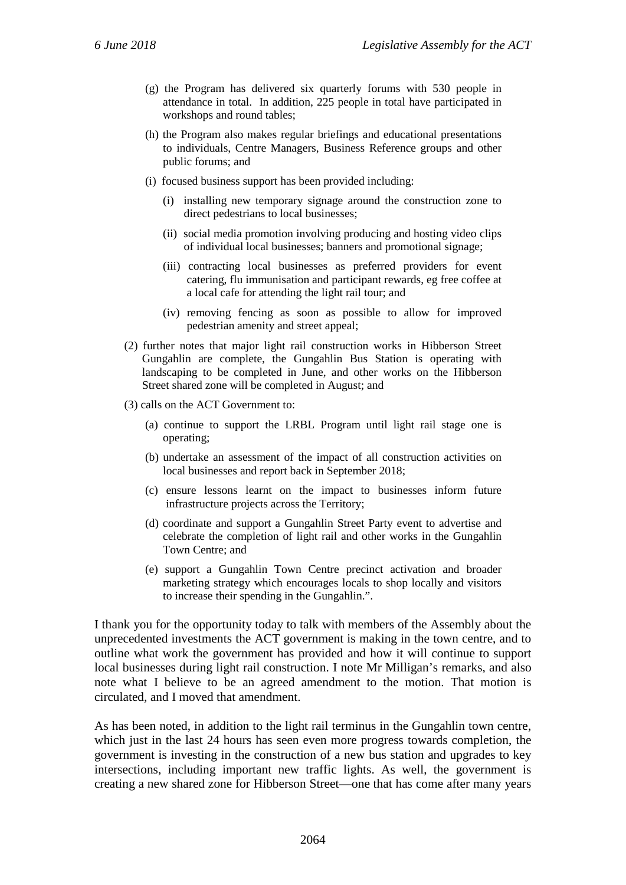(g) the Program has delivered six quarterly forums with 530 people in attendance in total. In addition, 225 people in total have participated in workshops and round tables;

(h) the Program also makes regular briefings and educational presentations to individuals, Centre Managers, Business Reference groups and other public forums; and

(i) focused business support has been provided including:

(i) installing new temporary signage around the construction zone to direct pedestrians to local businesses;

(ii) social media promotion involving producing and hosting video clips of individual local businesses; banners and promotional signage;

(iii) contracting local businesses as preferred providers for event catering, flu immunisation and participant rewards, eg free coffee at a local cafe for attending the light rail tour; and

(iv) removing fencing as soon as possible to allow for improved pedestrian amenity and street appeal;

(2) further notes that major light rail construction works in Hibberson Street Gungahlin are complete, the Gungahlin Bus Station is operating with landscaping to be completed in June, and other works on the Hibberson Street shared zone will be completed in August; and

(3) calls on the ACT Government to:

(a) continue to support the LRBL Program until light rail stage one is operating;

(b) undertake an assessment of the impact of all construction activities on local businesses and report back in September 2018;

(c) ensure lessons learnt on the impact to businesses inform future infrastructure projects across the Territory;

(d) coordinate and support a Gungahlin Street Party event to advertise and celebrate the completion of light rail and other works in the Gungahlin Town Centre; and

(e) support a Gungahlin Town Centre precinct activation and broader marketing strategy which encourages locals to shop locally and visitors to increase their spending in the Gungahlin.".

I thank you for the opportunity today to talk with members of the Assembly about the unprecedented investments the ACT government is making in the town centre, and to outline what work the government has provided and how it will continue to support local businesses during light rail construction. I note Mr Milligan's remarks, and also note what I believe to be an agreed amendment to the motion. That motion is circulated, and I moved that amendment.

As has been noted, in addition to the light rail terminus in the Gungahlin town centre, which just in the last 24 hours has seen even more progress towards completion, the government is investing in the construction of a new bus station and upgrades to key intersections, including important new traffic lights. As well, the government is creating a new shared zone for Hibberson Street—one that has come after many years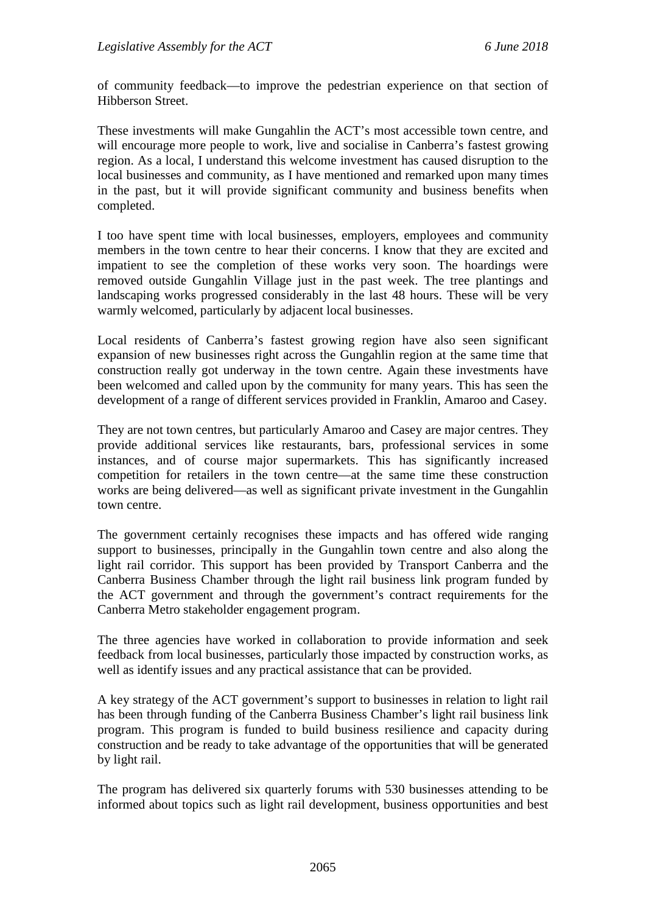of community feedback—to improve the pedestrian experience on that section of Hibberson Street.

These investments will make Gungahlin the ACT's most accessible town centre, and will encourage more people to work, live and socialise in Canberra's fastest growing region. As a local, I understand this welcome investment has caused disruption to the local businesses and community, as I have mentioned and remarked upon many times in the past, but it will provide significant community and business benefits when completed.

I too have spent time with local businesses, employers, employees and community members in the town centre to hear their concerns. I know that they are excited and impatient to see the completion of these works very soon. The hoardings were removed outside Gungahlin Village just in the past week. The tree plantings and landscaping works progressed considerably in the last 48 hours. These will be very warmly welcomed, particularly by adjacent local businesses.

Local residents of Canberra's fastest growing region have also seen significant expansion of new businesses right across the Gungahlin region at the same time that construction really got underway in the town centre. Again these investments have been welcomed and called upon by the community for many years. This has seen the development of a range of different services provided in Franklin, Amaroo and Casey.

They are not town centres, but particularly Amaroo and Casey are major centres. They provide additional services like restaurants, bars, professional services in some instances, and of course major supermarkets. This has significantly increased competition for retailers in the town centre—at the same time these construction works are being delivered—as well as significant private investment in the Gungahlin town centre.

The government certainly recognises these impacts and has offered wide ranging support to businesses, principally in the Gungahlin town centre and also along the light rail corridor. This support has been provided by Transport Canberra and the Canberra Business Chamber through the light rail business link program funded by the ACT government and through the government's contract requirements for the Canberra Metro stakeholder engagement program.

The three agencies have worked in collaboration to provide information and seek feedback from local businesses, particularly those impacted by construction works, as well as identify issues and any practical assistance that can be provided.

A key strategy of the ACT government's support to businesses in relation to light rail has been through funding of the Canberra Business Chamber's light rail business link program. This program is funded to build business resilience and capacity during construction and be ready to take advantage of the opportunities that will be generated by light rail.

The program has delivered six quarterly forums with 530 businesses attending to be informed about topics such as light rail development, business opportunities and best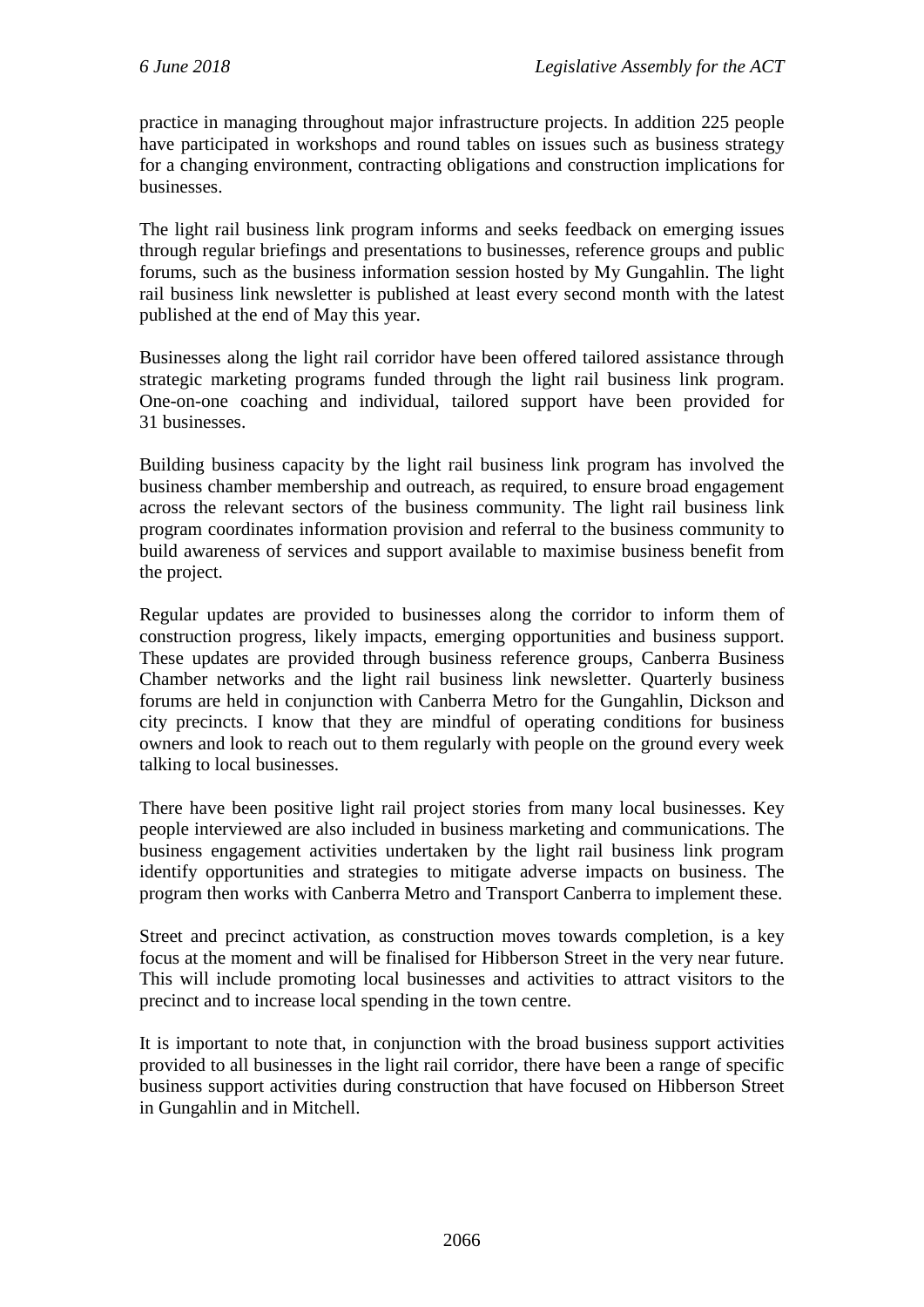practice in managing throughout major infrastructure projects. In addition 225 people have participated in workshops and round tables on issues such as business strategy for a changing environment, contracting obligations and construction implications for businesses.

The light rail business link program informs and seeks feedback on emerging issues through regular briefings and presentations to businesses, reference groups and public forums, such as the business information session hosted by My Gungahlin. The light rail business link newsletter is published at least every second month with the latest published at the end of May this year.

Businesses along the light rail corridor have been offered tailored assistance through strategic marketing programs funded through the light rail business link program. One-on-one coaching and individual, tailored support have been provided for 31 businesses.

Building business capacity by the light rail business link program has involved the business chamber membership and outreach, as required, to ensure broad engagement across the relevant sectors of the business community. The light rail business link program coordinates information provision and referral to the business community to build awareness of services and support available to maximise business benefit from the project.

Regular updates are provided to businesses along the corridor to inform them of construction progress, likely impacts, emerging opportunities and business support. These updates are provided through business reference groups, Canberra Business Chamber networks and the light rail business link newsletter. Quarterly business forums are held in conjunction with Canberra Metro for the Gungahlin, Dickson and city precincts. I know that they are mindful of operating conditions for business owners and look to reach out to them regularly with people on the ground every week talking to local businesses.

There have been positive light rail project stories from many local businesses. Key people interviewed are also included in business marketing and communications. The business engagement activities undertaken by the light rail business link program identify opportunities and strategies to mitigate adverse impacts on business. The program then works with Canberra Metro and Transport Canberra to implement these.

Street and precinct activation, as construction moves towards completion, is a key focus at the moment and will be finalised for Hibberson Street in the very near future. This will include promoting local businesses and activities to attract visitors to the precinct and to increase local spending in the town centre.

It is important to note that, in conjunction with the broad business support activities provided to all businesses in the light rail corridor, there have been a range of specific business support activities during construction that have focused on Hibberson Street in Gungahlin and in Mitchell.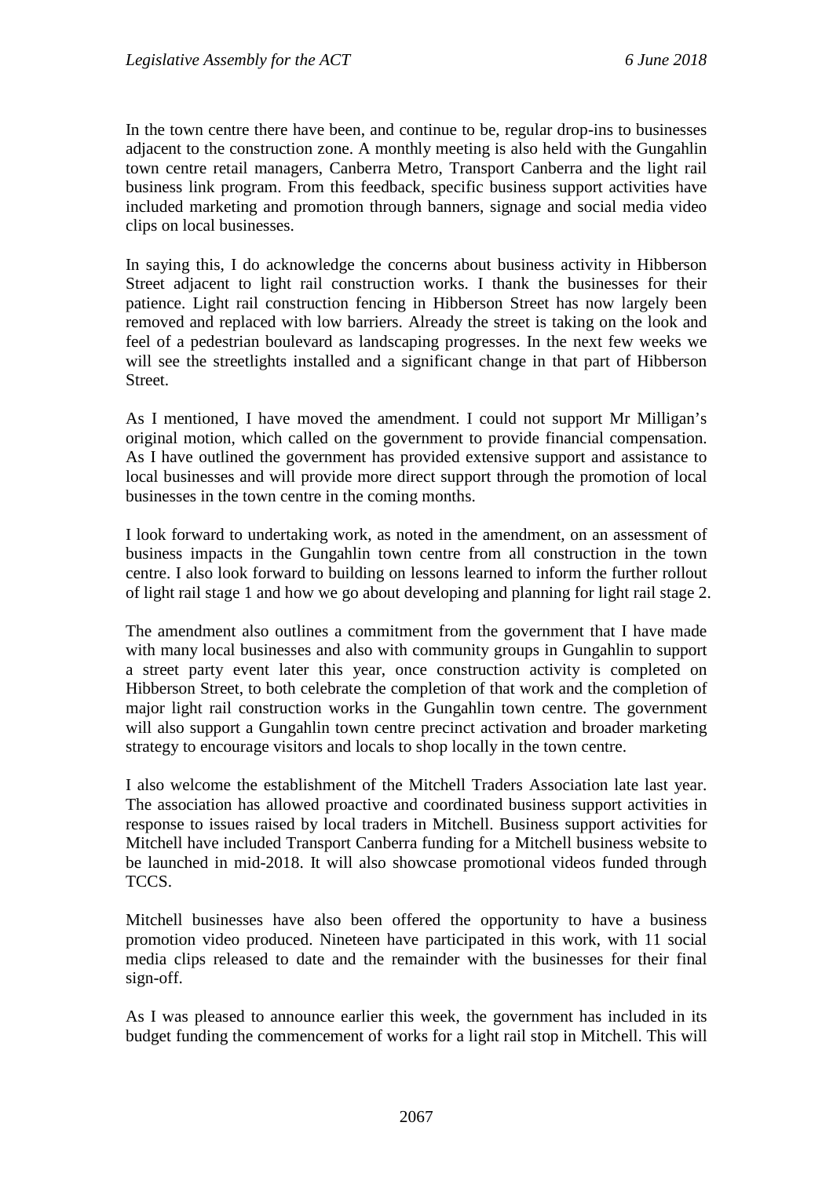In the town centre there have been, and continue to be, regular drop-ins to businesses adjacent to the construction zone. A monthly meeting is also held with the Gungahlin town centre retail managers, Canberra Metro, Transport Canberra and the light rail business link program. From this feedback, specific business support activities have included marketing and promotion through banners, signage and social media video clips on local businesses.

In saying this, I do acknowledge the concerns about business activity in Hibberson Street adjacent to light rail construction works. I thank the businesses for their patience. Light rail construction fencing in Hibberson Street has now largely been removed and replaced with low barriers. Already the street is taking on the look and feel of a pedestrian boulevard as landscaping progresses. In the next few weeks we will see the streetlights installed and a significant change in that part of Hibberson Street.

As I mentioned, I have moved the amendment. I could not support Mr Milligan's original motion, which called on the government to provide financial compensation. As I have outlined the government has provided extensive support and assistance to local businesses and will provide more direct support through the promotion of local businesses in the town centre in the coming months.

I look forward to undertaking work, as noted in the amendment, on an assessment of business impacts in the Gungahlin town centre from all construction in the town centre. I also look forward to building on lessons learned to inform the further rollout of light rail stage 1 and how we go about developing and planning for light rail stage 2.

The amendment also outlines a commitment from the government that I have made with many local businesses and also with community groups in Gungahlin to support a street party event later this year, once construction activity is completed on Hibberson Street, to both celebrate the completion of that work and the completion of major light rail construction works in the Gungahlin town centre. The government will also support a Gungahlin town centre precinct activation and broader marketing strategy to encourage visitors and locals to shop locally in the town centre.

I also welcome the establishment of the Mitchell Traders Association late last year. The association has allowed proactive and coordinated business support activities in response to issues raised by local traders in Mitchell. Business support activities for Mitchell have included Transport Canberra funding for a Mitchell business website to be launched in mid-2018. It will also showcase promotional videos funded through TCCS.

Mitchell businesses have also been offered the opportunity to have a business promotion video produced. Nineteen have participated in this work, with 11 social media clips released to date and the remainder with the businesses for their final sign-off.

As I was pleased to announce earlier this week, the government has included in its budget funding the commencement of works for a light rail stop in Mitchell. This will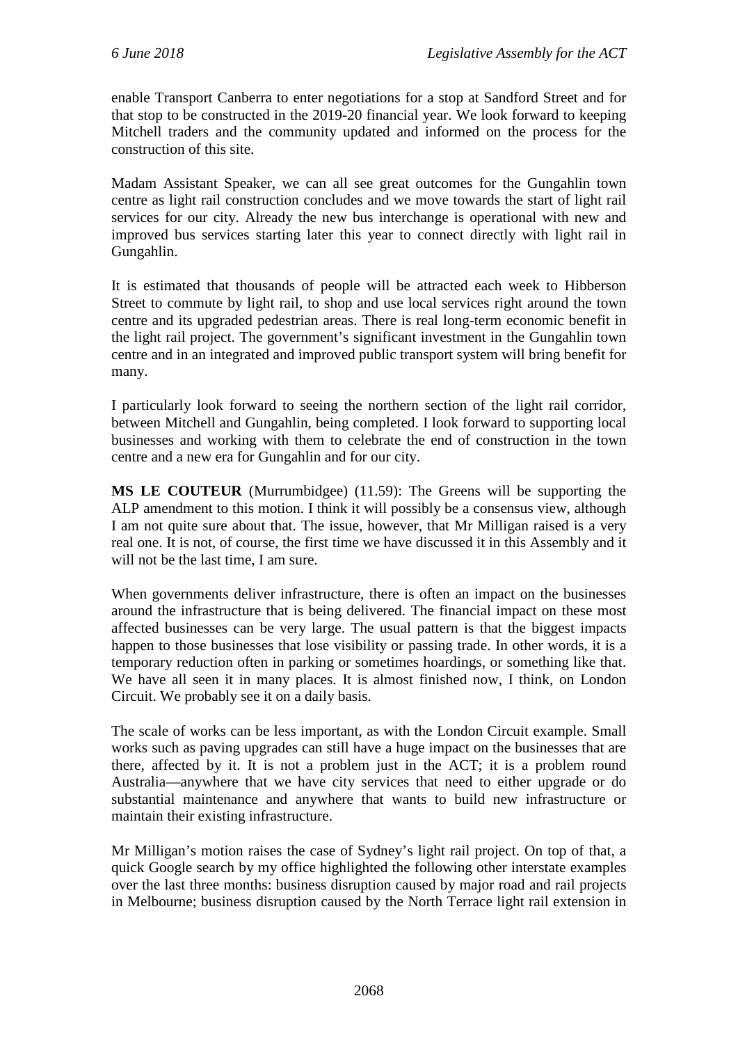enable Transport Canberra to enter negotiations for a stop at Sandford Street and for that stop to be constructed in the 2019-20 financial year. We look forward to keeping Mitchell traders and the community updated and informed on the process for the construction of this site.

Madam Assistant Speaker, we can all see great outcomes for the Gungahlin town centre as light rail construction concludes and we move towards the start of light rail services for our city. Already the new bus interchange is operational with new and improved bus services starting later this year to connect directly with light rail in Gungahlin.

It is estimated that thousands of people will be attracted each week to Hibberson Street to commute by light rail, to shop and use local services right around the town centre and its upgraded pedestrian areas. There is real long-term economic benefit in the light rail project. The government's significant investment in the Gungahlin town centre and in an integrated and improved public transport system will bring benefit for many.

I particularly look forward to seeing the northern section of the light rail corridor, between Mitchell and Gungahlin, being completed. I look forward to supporting local businesses and working with them to celebrate the end of construction in the town centre and a new era for Gungahlin and for our city.

**MS LE COUTEUR** (Murrumbidgee) (11.59): The Greens will be supporting the ALP amendment to this motion. I think it will possibly be a consensus view, although I am not quite sure about that. The issue, however, that Mr Milligan raised is a very real one. It is not, of course, the first time we have discussed it in this Assembly and it will not be the last time, I am sure.

When governments deliver infrastructure, there is often an impact on the businesses around the infrastructure that is being delivered. The financial impact on these most affected businesses can be very large. The usual pattern is that the biggest impacts happen to those businesses that lose visibility or passing trade. In other words, it is a temporary reduction often in parking or sometimes hoardings, or something like that. We have all seen it in many places. It is almost finished now, I think, on London Circuit. We probably see it on a daily basis.

The scale of works can be less important, as with the London Circuit example. Small works such as paving upgrades can still have a huge impact on the businesses that are there, affected by it. It is not a problem just in the ACT; it is a problem round Australia—anywhere that we have city services that need to either upgrade or do substantial maintenance and anywhere that wants to build new infrastructure or maintain their existing infrastructure.

Mr Milligan's motion raises the case of Sydney's light rail project. On top of that, a quick Google search by my office highlighted the following other interstate examples over the last three months: business disruption caused by major road and rail projects in Melbourne; business disruption caused by the North Terrace light rail extension in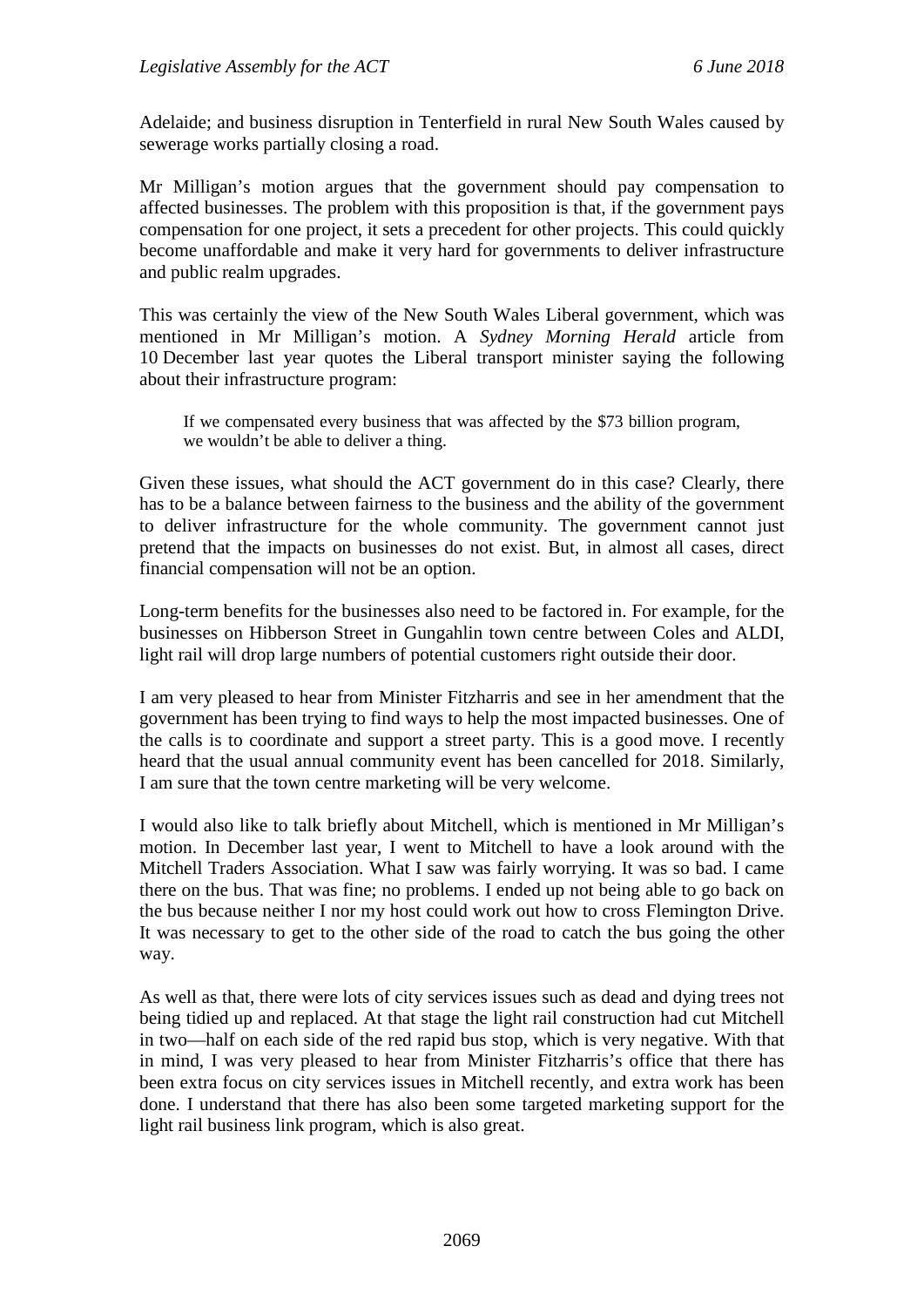Adelaide; and business disruption in Tenterfield in rural New South Wales caused by sewerage works partially closing a road.

Mr Milligan's motion argues that the government should pay compensation to affected businesses. The problem with this proposition is that, if the government pays compensation for one project, it sets a precedent for other projects. This could quickly become unaffordable and make it very hard for governments to deliver infrastructure and public realm upgrades.

This was certainly the view of the New South Wales Liberal government, which was mentioned in Mr Milligan's motion. A *Sydney Morning Herald* article from 10 December last year quotes the Liberal transport minister saying the following about their infrastructure program:

> If we compensated every business that was affected by the $73 billion program, we wouldn't be able to deliver a thing.

Given these issues, what should the ACT government do in this case? Clearly, there has to be a balance between fairness to the business and the ability of the government to deliver infrastructure for the whole community. The government cannot just pretend that the impacts on businesses do not exist. But, in almost all cases, direct financial compensation will not be an option.

Long-term benefits for the businesses also need to be factored in. For example, for the businesses on Hibberson Street in Gungahlin town centre between Coles and ALDI, light rail will drop large numbers of potential customers right outside their door.

I am very pleased to hear from Minister Fitzharris and see in her amendment that the government has been trying to find ways to help the most impacted businesses. One of the calls is to coordinate and support a street party. This is a good move. I recently heard that the usual annual community event has been cancelled for 2018. Similarly, I am sure that the town centre marketing will be very welcome.

I would also like to talk briefly about Mitchell, which is mentioned in Mr Milligan's motion. In December last year, I went to Mitchell to have a look around with the Mitchell Traders Association. What I saw was fairly worrying. It was so bad. I came there on the bus. That was fine; no problems. I ended up not being able to go back on the bus because neither I nor my host could work out how to cross Flemington Drive. It was necessary to get to the other side of the road to catch the bus going the other way.

As well as that, there were lots of city services issues such as dead and dying trees not being tidied up and replaced. At that stage the light rail construction had cut Mitchell in two—half on each side of the red rapid bus stop, which is very negative. With that in mind, I was very pleased to hear from Minister Fitzharris's office that there has been extra focus on city services issues in Mitchell recently, and extra work has been done. I understand that there has also been some targeted marketing support for the light rail business link program, which is also great.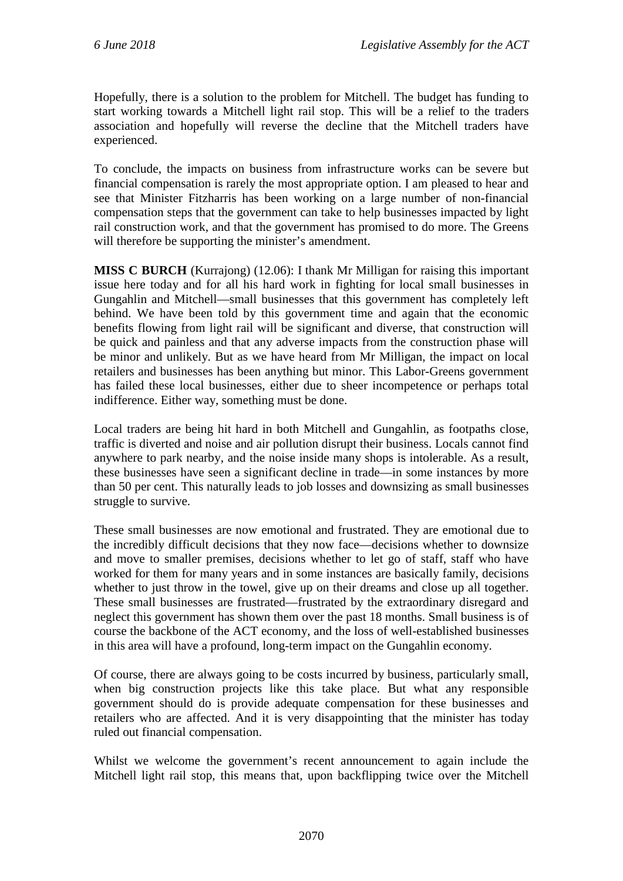Hopefully, there is a solution to the problem for Mitchell. The budget has funding to start working towards a Mitchell light rail stop. This will be a relief to the traders association and hopefully will reverse the decline that the Mitchell traders have experienced.

To conclude, the impacts on business from infrastructure works can be severe but financial compensation is rarely the most appropriate option. I am pleased to hear and see that Minister Fitzharris has been working on a large number of non-financial compensation steps that the government can take to help businesses impacted by light rail construction work, and that the government has promised to do more. The Greens will therefore be supporting the minister's amendment.

**MISS C BURCH** (Kurrajong) (12.06): I thank Mr Milligan for raising this important issue here today and for all his hard work in fighting for local small businesses in Gungahlin and Mitchell—small businesses that this government has completely left behind. We have been told by this government time and again that the economic benefits flowing from light rail will be significant and diverse, that construction will be quick and painless and that any adverse impacts from the construction phase will be minor and unlikely. But as we have heard from Mr Milligan, the impact on local retailers and businesses has been anything but minor. This Labor-Greens government has failed these local businesses, either due to sheer incompetence or perhaps total indifference. Either way, something must be done.

Local traders are being hit hard in both Mitchell and Gungahlin, as footpaths close, traffic is diverted and noise and air pollution disrupt their business. Locals cannot find anywhere to park nearby, and the noise inside many shops is intolerable. As a result, these businesses have seen a significant decline in trade—in some instances by more than 50 per cent. This naturally leads to job losses and downsizing as small businesses struggle to survive.

These small businesses are now emotional and frustrated. They are emotional due to the incredibly difficult decisions that they now face—decisions whether to downsize and move to smaller premises, decisions whether to let go of staff, staff who have worked for them for many years and in some instances are basically family, decisions whether to just throw in the towel, give up on their dreams and close up all together. These small businesses are frustrated—frustrated by the extraordinary disregard and neglect this government has shown them over the past 18 months. Small business is of course the backbone of the ACT economy, and the loss of well-established businesses in this area will have a profound, long-term impact on the Gungahlin economy.

Of course, there are always going to be costs incurred by business, particularly small, when big construction projects like this take place. But what any responsible government should do is provide adequate compensation for these businesses and retailers who are affected. And it is very disappointing that the minister has today ruled out financial compensation.

Whilst we welcome the government's recent announcement to again include the Mitchell light rail stop, this means that, upon backflipping twice over the Mitchell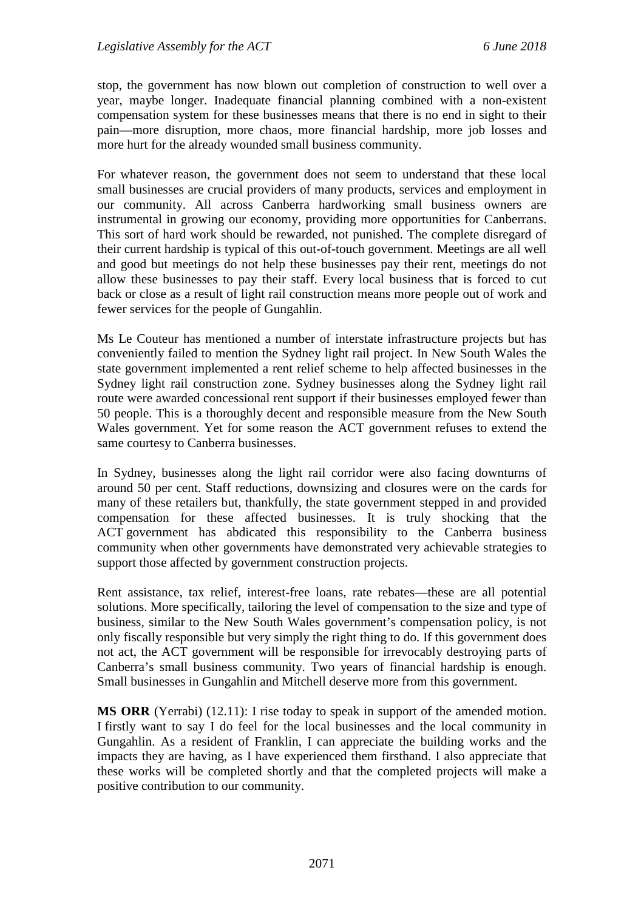stop, the government has now blown out completion of construction to well over a year, maybe longer. Inadequate financial planning combined with a non-existent compensation system for these businesses means that there is no end in sight to their pain—more disruption, more chaos, more financial hardship, more job losses and more hurt for the already wounded small business community.

For whatever reason, the government does not seem to understand that these local small businesses are crucial providers of many products, services and employment in our community. All across Canberra hardworking small business owners are instrumental in growing our economy, providing more opportunities for Canberrans. This sort of hard work should be rewarded, not punished. The complete disregard of their current hardship is typical of this out-of-touch government. Meetings are all well and good but meetings do not help these businesses pay their rent, meetings do not allow these businesses to pay their staff. Every local business that is forced to cut back or close as a result of light rail construction means more people out of work and fewer services for the people of Gungahlin.

Ms Le Couteur has mentioned a number of interstate infrastructure projects but has conveniently failed to mention the Sydney light rail project. In New South Wales the state government implemented a rent relief scheme to help affected businesses in the Sydney light rail construction zone. Sydney businesses along the Sydney light rail route were awarded concessional rent support if their businesses employed fewer than 50 people. This is a thoroughly decent and responsible measure from the New South Wales government. Yet for some reason the ACT government refuses to extend the same courtesy to Canberra businesses.

In Sydney, businesses along the light rail corridor were also facing downturns of around 50 per cent. Staff reductions, downsizing and closures were on the cards for many of these retailers but, thankfully, the state government stepped in and provided compensation for these affected businesses. It is truly shocking that the ACT government has abdicated this responsibility to the Canberra business community when other governments have demonstrated very achievable strategies to support those affected by government construction projects.

Rent assistance, tax relief, interest-free loans, rate rebates—these are all potential solutions. More specifically, tailoring the level of compensation to the size and type of business, similar to the New South Wales government's compensation policy, is not only fiscally responsible but very simply the right thing to do. If this government does not act, the ACT government will be responsible for irrevocably destroying parts of Canberra's small business community. Two years of financial hardship is enough. Small businesses in Gungahlin and Mitchell deserve more from this government.

**MS ORR** (Yerrabi) (12.11): I rise today to speak in support of the amended motion. I firstly want to say I do feel for the local businesses and the local community in Gungahlin. As a resident of Franklin, I can appreciate the building works and the impacts they are having, as I have experienced them firsthand. I also appreciate that these works will be completed shortly and that the completed projects will make a positive contribution to our community.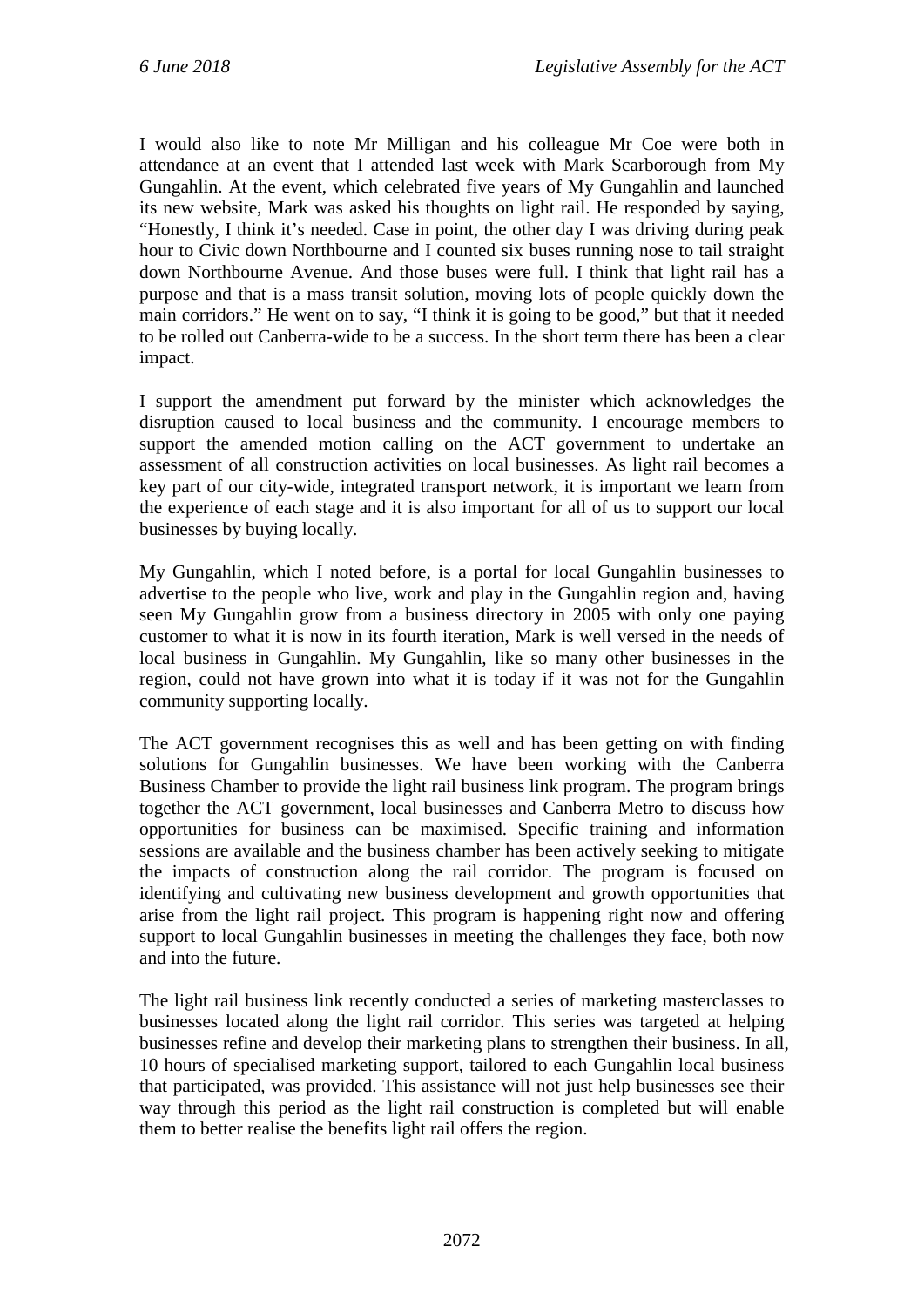I would also like to note Mr Milligan and his colleague Mr Coe were both in attendance at an event that I attended last week with Mark Scarborough from My Gungahlin. At the event, which celebrated five years of My Gungahlin and launched its new website, Mark was asked his thoughts on light rail. He responded by saying, "Honestly, I think it's needed. Case in point, the other day I was driving during peak hour to Civic down Northbourne and I counted six buses running nose to tail straight down Northbourne Avenue. And those buses were full. I think that light rail has a purpose and that is a mass transit solution, moving lots of people quickly down the main corridors." He went on to say, "I think it is going to be good," but that it needed to be rolled out Canberra-wide to be a success. In the short term there has been a clear impact.

I support the amendment put forward by the minister which acknowledges the disruption caused to local business and the community. I encourage members to support the amended motion calling on the ACT government to undertake an assessment of all construction activities on local businesses. As light rail becomes a key part of our city-wide, integrated transport network, it is important we learn from the experience of each stage and it is also important for all of us to support our local businesses by buying locally.

My Gungahlin, which I noted before, is a portal for local Gungahlin businesses to advertise to the people who live, work and play in the Gungahlin region and, having seen My Gungahlin grow from a business directory in 2005 with only one paying customer to what it is now in its fourth iteration, Mark is well versed in the needs of local business in Gungahlin. My Gungahlin, like so many other businesses in the region, could not have grown into what it is today if it was not for the Gungahlin community supporting locally.

The ACT government recognises this as well and has been getting on with finding solutions for Gungahlin businesses. We have been working with the Canberra Business Chamber to provide the light rail business link program. The program brings together the ACT government, local businesses and Canberra Metro to discuss how opportunities for business can be maximised. Specific training and information sessions are available and the business chamber has been actively seeking to mitigate the impacts of construction along the rail corridor. The program is focused on identifying and cultivating new business development and growth opportunities that arise from the light rail project. This program is happening right now and offering support to local Gungahlin businesses in meeting the challenges they face, both now and into the future.

The light rail business link recently conducted a series of marketing masterclasses to businesses located along the light rail corridor. This series was targeted at helping businesses refine and develop their marketing plans to strengthen their business. In all, 10 hours of specialised marketing support, tailored to each Gungahlin local business that participated, was provided. This assistance will not just help businesses see their way through this period as the light rail construction is completed but will enable them to better realise the benefits light rail offers the region.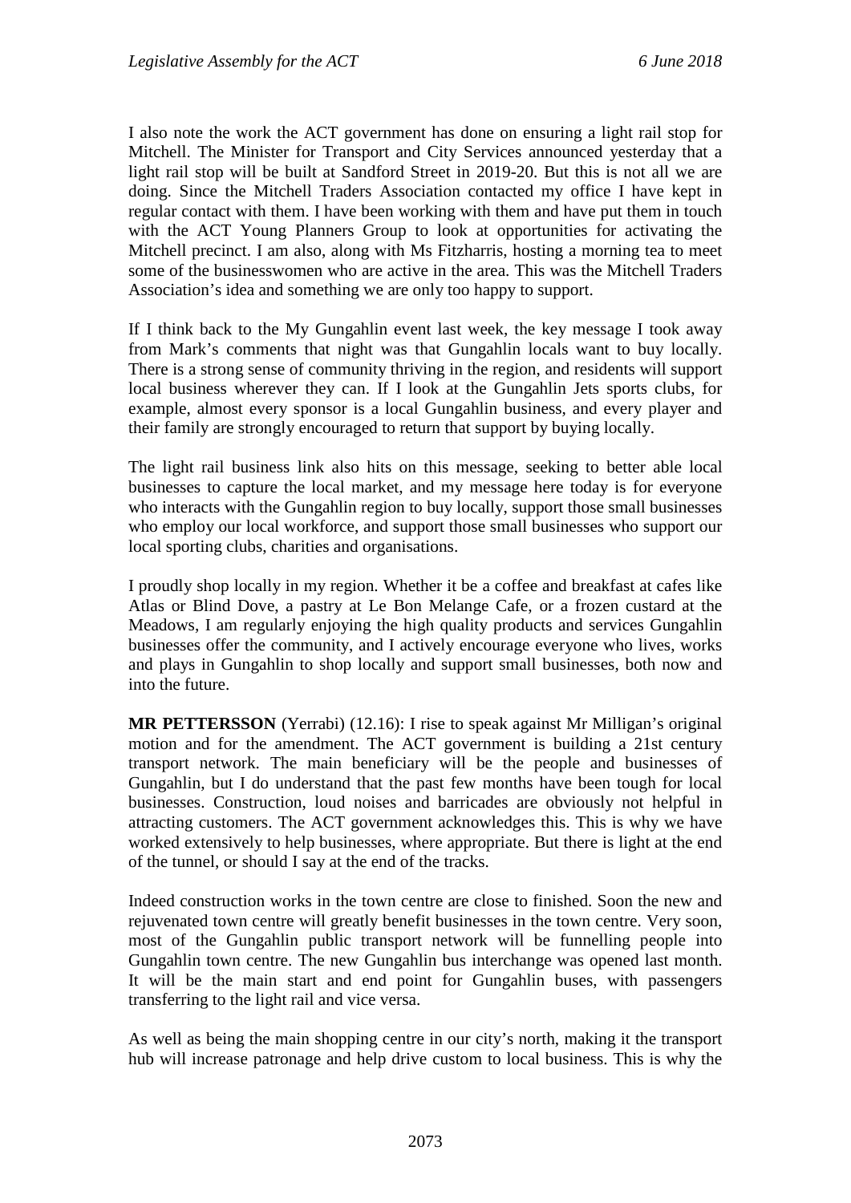I also note the work the ACT government has done on ensuring a light rail stop for Mitchell. The Minister for Transport and City Services announced yesterday that a light rail stop will be built at Sandford Street in 2019-20. But this is not all we are doing. Since the Mitchell Traders Association contacted my office I have kept in regular contact with them. I have been working with them and have put them in touch with the ACT Young Planners Group to look at opportunities for activating the Mitchell precinct. I am also, along with Ms Fitzharris, hosting a morning tea to meet some of the businesswomen who are active in the area. This was the Mitchell Traders Association's idea and something we are only too happy to support.

If I think back to the My Gungahlin event last week, the key message I took away from Mark's comments that night was that Gungahlin locals want to buy locally. There is a strong sense of community thriving in the region, and residents will support local business wherever they can. If I look at the Gungahlin Jets sports clubs, for example, almost every sponsor is a local Gungahlin business, and every player and their family are strongly encouraged to return that support by buying locally.

The light rail business link also hits on this message, seeking to better able local businesses to capture the local market, and my message here today is for everyone who interacts with the Gungahlin region to buy locally, support those small businesses who employ our local workforce, and support those small businesses who support our local sporting clubs, charities and organisations.

I proudly shop locally in my region. Whether it be a coffee and breakfast at cafes like Atlas or Blind Dove, a pastry at Le Bon Melange Cafe, or a frozen custard at the Meadows, I am regularly enjoying the high quality products and services Gungahlin businesses offer the community, and I actively encourage everyone who lives, works and plays in Gungahlin to shop locally and support small businesses, both now and into the future.

**MR PETTERSSON** (Yerrabi) (12.16): I rise to speak against Mr Milligan's original motion and for the amendment. The ACT government is building a 21st century transport network. The main beneficiary will be the people and businesses of Gungahlin, but I do understand that the past few months have been tough for local businesses. Construction, loud noises and barricades are obviously not helpful in attracting customers. The ACT government acknowledges this. This is why we have worked extensively to help businesses, where appropriate. But there is light at the end of the tunnel, or should I say at the end of the tracks.

Indeed construction works in the town centre are close to finished. Soon the new and rejuvenated town centre will greatly benefit businesses in the town centre. Very soon, most of the Gungahlin public transport network will be funnelling people into Gungahlin town centre. The new Gungahlin bus interchange was opened last month. It will be the main start and end point for Gungahlin buses, with passengers transferring to the light rail and vice versa.

As well as being the main shopping centre in our city's north, making it the transport hub will increase patronage and help drive custom to local business. This is why the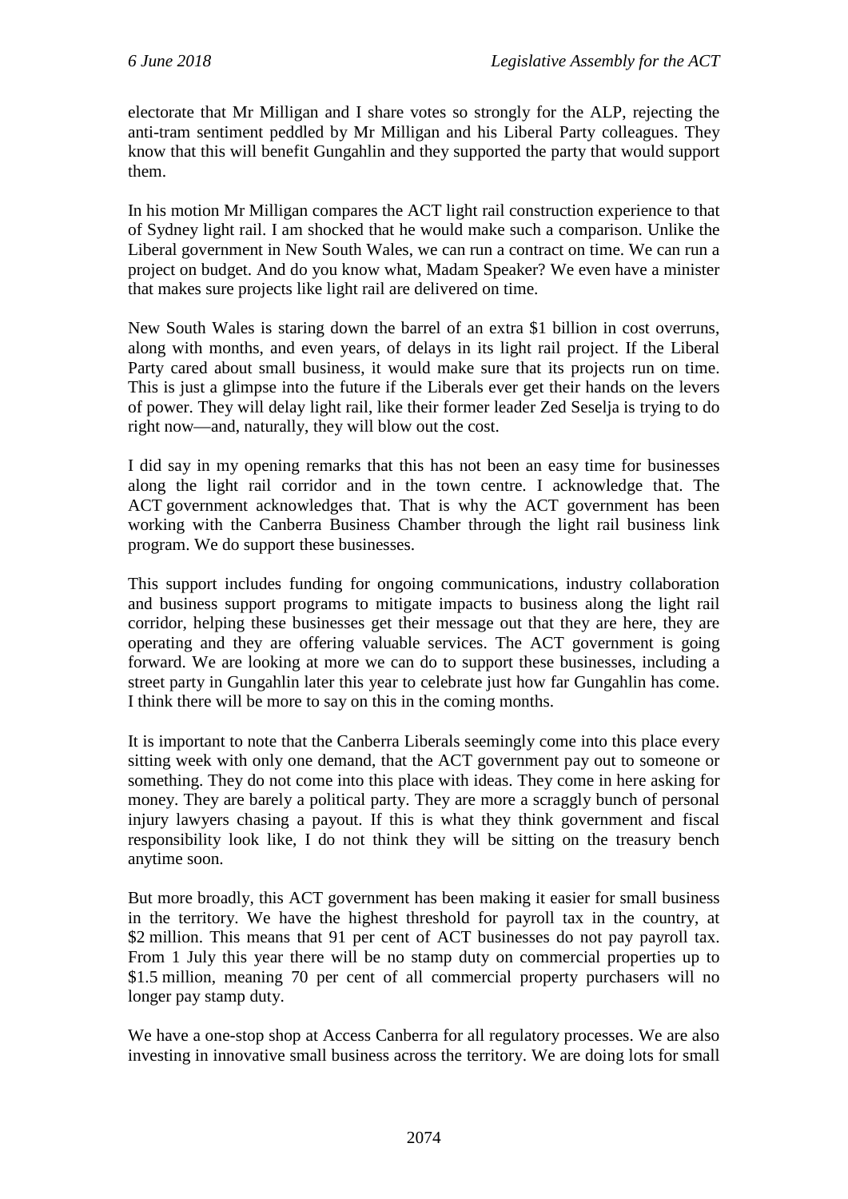electorate that Mr Milligan and I share votes so strongly for the ALP, rejecting the anti-tram sentiment peddled by Mr Milligan and his Liberal Party colleagues. They know that this will benefit Gungahlin and they supported the party that would support them.

In his motion Mr Milligan compares the ACT light rail construction experience to that of Sydney light rail. I am shocked that he would make such a comparison. Unlike the Liberal government in New South Wales, we can run a contract on time. We can run a project on budget. And do you know what, Madam Speaker? We even have a minister that makes sure projects like light rail are delivered on time.

New South Wales is staring down the barrel of an extra $1 billion in cost overruns, along with months, and even years, of delays in its light rail project. If the Liberal Party cared about small business, it would make sure that its projects run on time. This is just a glimpse into the future if the Liberals ever get their hands on the levers of power. They will delay light rail, like their former leader Zed Seselja is trying to do right now—and, naturally, they will blow out the cost.

I did say in my opening remarks that this has not been an easy time for businesses along the light rail corridor and in the town centre. I acknowledge that. The ACT government acknowledges that. That is why the ACT government has been working with the Canberra Business Chamber through the light rail business link program. We do support these businesses.

This support includes funding for ongoing communications, industry collaboration and business support programs to mitigate impacts to business along the light rail corridor, helping these businesses get their message out that they are here, they are operating and they are offering valuable services. The ACT government is going forward. We are looking at more we can do to support these businesses, including a street party in Gungahlin later this year to celebrate just how far Gungahlin has come. I think there will be more to say on this in the coming months.

It is important to note that the Canberra Liberals seemingly come into this place every sitting week with only one demand, that the ACT government pay out to someone or something. They do not come into this place with ideas. They come in here asking for money. They are barely a political party. They are more a scraggly bunch of personal injury lawyers chasing a payout. If this is what they think government and fiscal responsibility look like, I do not think they will be sitting on the treasury bench anytime soon.

But more broadly, this ACT government has been making it easier for small business in the territory. We have the highest threshold for payroll tax in the country, at $2 million. This means that 91 per cent of ACT businesses do not pay payroll tax. From 1 July this year there will be no stamp duty on commercial properties up to $1.5 million, meaning 70 per cent of all commercial property purchasers will no longer pay stamp duty.

We have a one-stop shop at Access Canberra for all regulatory processes. We are also investing in innovative small business across the territory. We are doing lots for small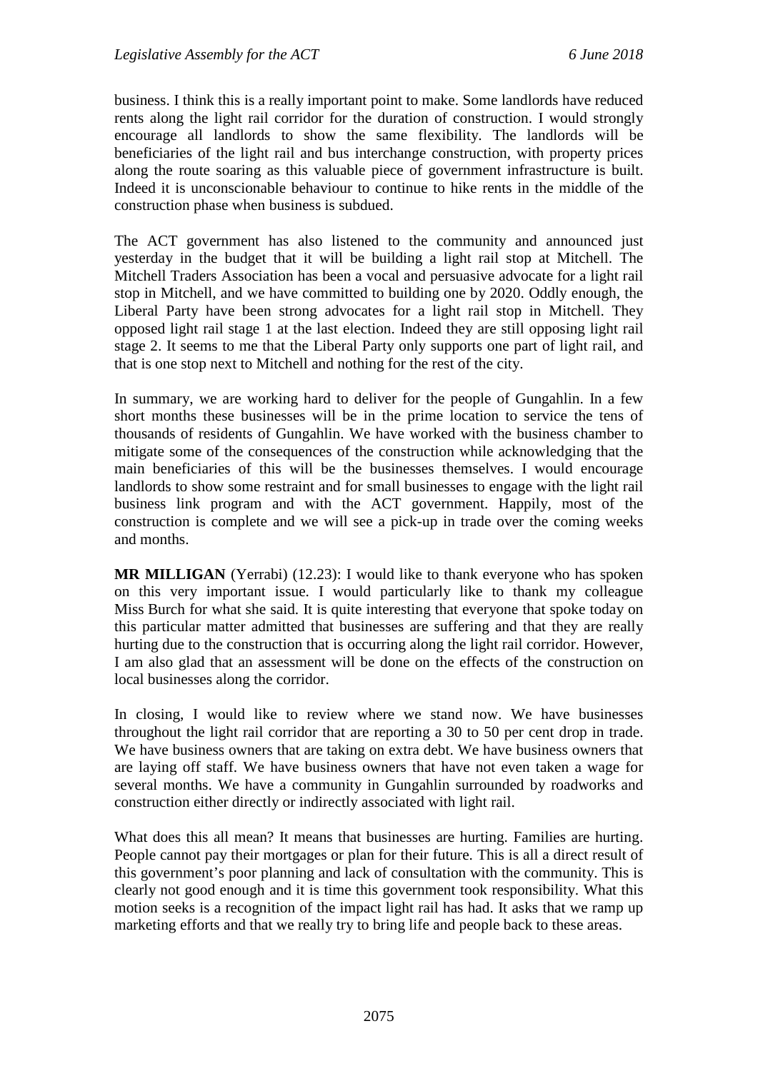business. I think this is a really important point to make. Some landlords have reduced rents along the light rail corridor for the duration of construction. I would strongly encourage all landlords to show the same flexibility. The landlords will be beneficiaries of the light rail and bus interchange construction, with property prices along the route soaring as this valuable piece of government infrastructure is built. Indeed it is unconscionable behaviour to continue to hike rents in the middle of the construction phase when business is subdued.

The ACT government has also listened to the community and announced just yesterday in the budget that it will be building a light rail stop at Mitchell. The Mitchell Traders Association has been a vocal and persuasive advocate for a light rail stop in Mitchell, and we have committed to building one by 2020. Oddly enough, the Liberal Party have been strong advocates for a light rail stop in Mitchell. They opposed light rail stage 1 at the last election. Indeed they are still opposing light rail stage 2. It seems to me that the Liberal Party only supports one part of light rail, and that is one stop next to Mitchell and nothing for the rest of the city.

In summary, we are working hard to deliver for the people of Gungahlin. In a few short months these businesses will be in the prime location to service the tens of thousands of residents of Gungahlin. We have worked with the business chamber to mitigate some of the consequences of the construction while acknowledging that the main beneficiaries of this will be the businesses themselves. I would encourage landlords to show some restraint and for small businesses to engage with the light rail business link program and with the ACT government. Happily, most of the construction is complete and we will see a pick-up in trade over the coming weeks and months.

**MR MILLIGAN** (Yerrabi) (12.23): I would like to thank everyone who has spoken on this very important issue. I would particularly like to thank my colleague Miss Burch for what she said. It is quite interesting that everyone that spoke today on this particular matter admitted that businesses are suffering and that they are really hurting due to the construction that is occurring along the light rail corridor. However, I am also glad that an assessment will be done on the effects of the construction on local businesses along the corridor.

In closing, I would like to review where we stand now. We have businesses throughout the light rail corridor that are reporting a 30 to 50 per cent drop in trade. We have business owners that are taking on extra debt. We have business owners that are laying off staff. We have business owners that have not even taken a wage for several months. We have a community in Gungahlin surrounded by roadworks and construction either directly or indirectly associated with light rail.

What does this all mean? It means that businesses are hurting. Families are hurting. People cannot pay their mortgages or plan for their future. This is all a direct result of this government's poor planning and lack of consultation with the community. This is clearly not good enough and it is time this government took responsibility. What this motion seeks is a recognition of the impact light rail has had. It asks that we ramp up marketing efforts and that we really try to bring life and people back to these areas.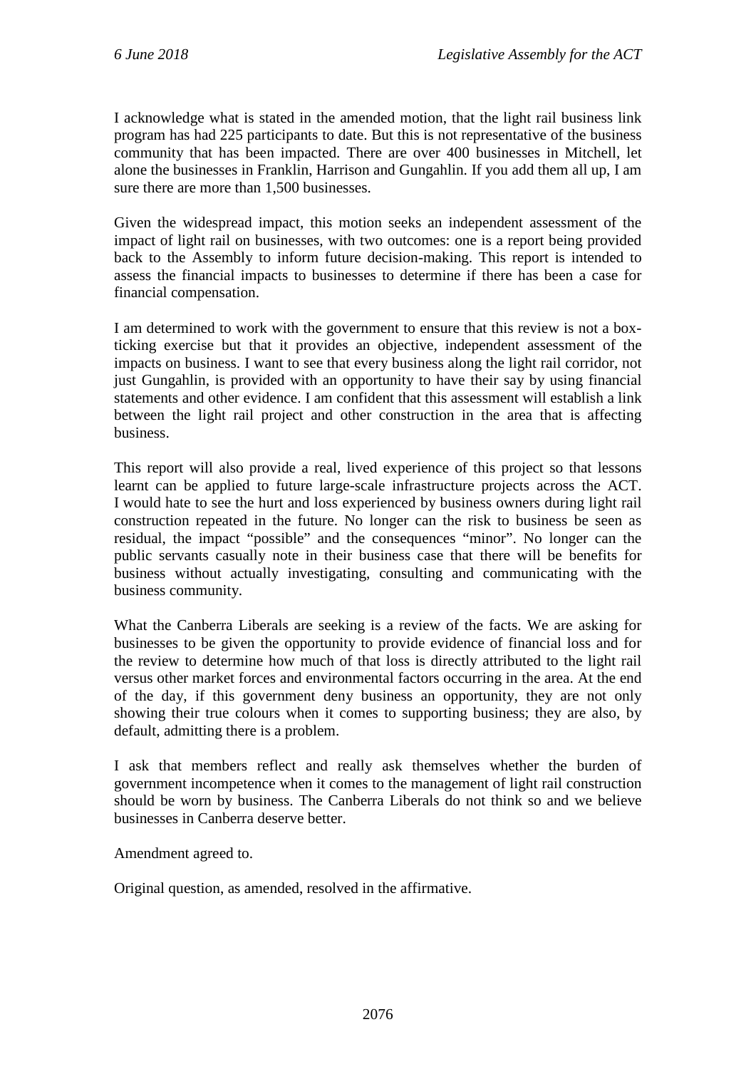I acknowledge what is stated in the amended motion, that the light rail business link program has had 225 participants to date. But this is not representative of the business community that has been impacted. There are over 400 businesses in Mitchell, let alone the businesses in Franklin, Harrison and Gungahlin. If you add them all up, I am sure there are more than 1,500 businesses.

Given the widespread impact, this motion seeks an independent assessment of the impact of light rail on businesses, with two outcomes: one is a report being provided back to the Assembly to inform future decision-making. This report is intended to assess the financial impacts to businesses to determine if there has been a case for financial compensation.

I am determined to work with the government to ensure that this review is not a box-ticking exercise but that it provides an objective, independent assessment of the impacts on business. I want to see that every business along the light rail corridor, not just Gungahlin, is provided with an opportunity to have their say by using financial statements and other evidence. I am confident that this assessment will establish a link between the light rail project and other construction in the area that is affecting business.

This report will also provide a real, lived experience of this project so that lessons learnt can be applied to future large-scale infrastructure projects across the ACT. I would hate to see the hurt and loss experienced by business owners during light rail construction repeated in the future. No longer can the risk to business be seen as residual, the impact "possible" and the consequences "minor". No longer can the public servants casually note in their business case that there will be benefits for business without actually investigating, consulting and communicating with the business community.

What the Canberra Liberals are seeking is a review of the facts. We are asking for businesses to be given the opportunity to provide evidence of financial loss and for the review to determine how much of that loss is directly attributed to the light rail versus other market forces and environmental factors occurring in the area. At the end of the day, if this government deny business an opportunity, they are not only showing their true colours when it comes to supporting business; they are also, by default, admitting there is a problem.

I ask that members reflect and really ask themselves whether the burden of government incompetence when it comes to the management of light rail construction should be worn by business. The Canberra Liberals do not think so and we believe businesses in Canberra deserve better.

Amendment agreed to.

Original question, as amended, resolved in the affirmative.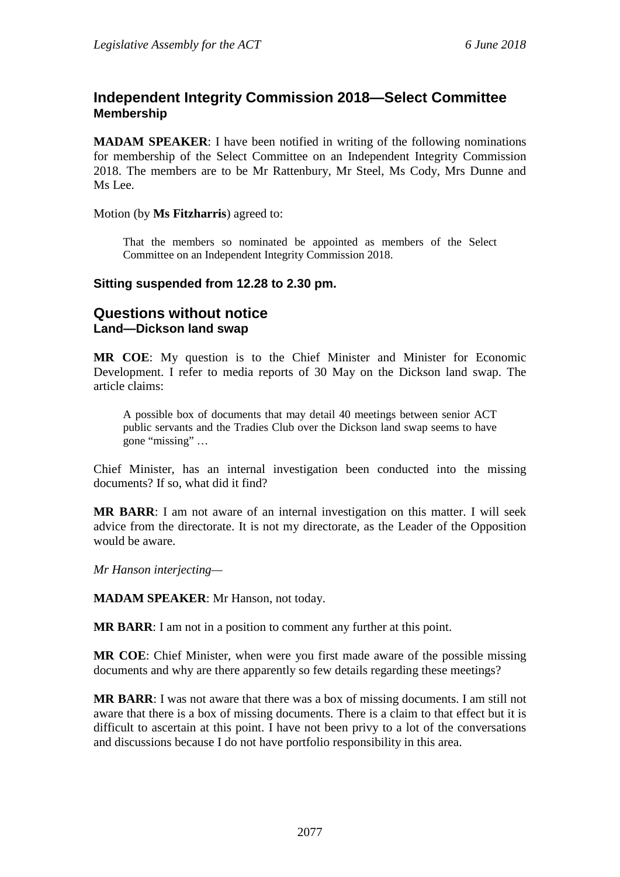## Independent Integrity Commission 2018—Select Committee
### Membership

**MADAM SPEAKER**: I have been notified in writing of the following nominations for membership of the Select Committee on an Independent Integrity Commission 2018. The members are to be Mr Rattenbury, Mr Steel, Ms Cody, Mrs Dunne and Ms Lee.

Motion (by **Ms Fitzharris**) agreed to:

> That the members so nominated be appointed as members of the Select Committee on an Independent Integrity Commission 2018.

**Sitting suspended from 12.28 to 2.30 pm.**

## Questions without notice
### Land—Dickson land swap

**MR COE**: My question is to the Chief Minister and Minister for Economic Development. I refer to media reports of 30 May on the Dickson land swap. The article claims:

> A possible box of documents that may detail 40 meetings between senior ACT public servants and the Tradies Club over the Dickson land swap seems to have gone "missing" …

Chief Minister, has an internal investigation been conducted into the missing documents? If so, what did it find?

**MR BARR**: I am not aware of an internal investigation on this matter. I will seek advice from the directorate. It is not my directorate, as the Leader of the Opposition would be aware.

*Mr Hanson interjecting*—

**MADAM SPEAKER**: Mr Hanson, not today.

**MR BARR**: I am not in a position to comment any further at this point.

**MR COE**: Chief Minister, when were you first made aware of the possible missing documents and why are there apparently so few details regarding these meetings?

**MR BARR**: I was not aware that there was a box of missing documents. I am still not aware that there is a box of missing documents. There is a claim to that effect but it is difficult to ascertain at this point. I have not been privy to a lot of the conversations and discussions because I do not have portfolio responsibility in this area.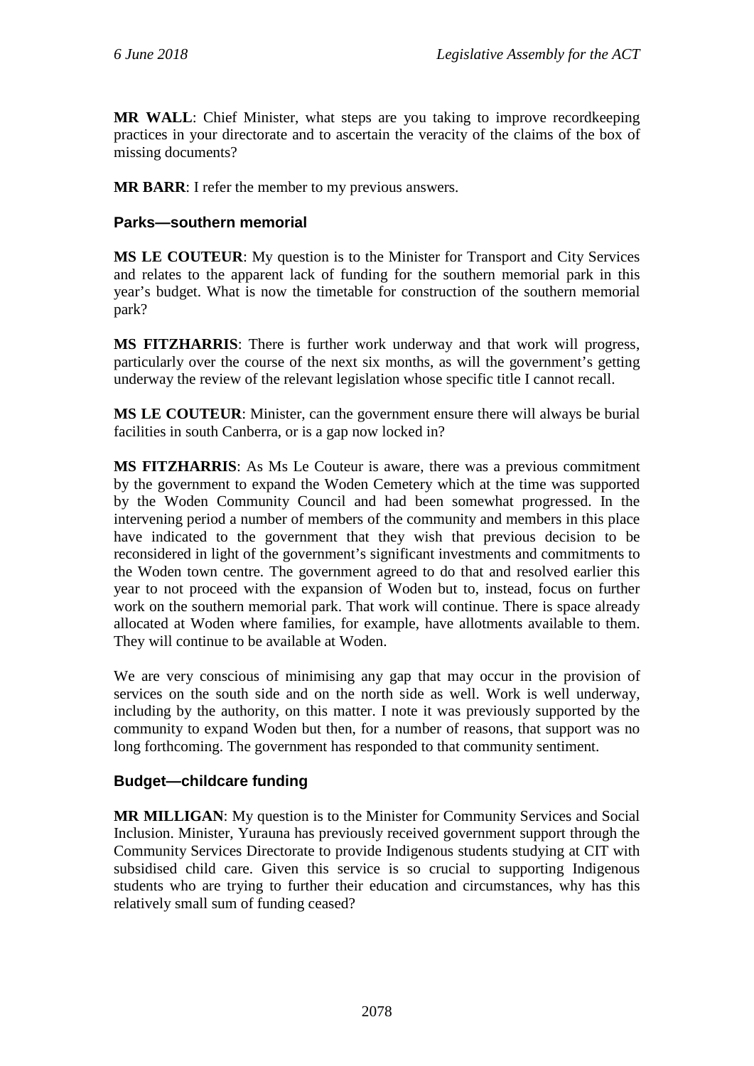**MR WALL**: Chief Minister, what steps are you taking to improve recordkeeping practices in your directorate and to ascertain the veracity of the claims of the box of missing documents?

**MR BARR**: I refer the member to my previous answers.

### Parks—southern memorial

**MS LE COUTEUR**: My question is to the Minister for Transport and City Services and relates to the apparent lack of funding for the southern memorial park in this year's budget. What is now the timetable for construction of the southern memorial park?

**MS FITZHARRIS**: There is further work underway and that work will progress, particularly over the course of the next six months, as will the government's getting underway the review of the relevant legislation whose specific title I cannot recall.

**MS LE COUTEUR**: Minister, can the government ensure there will always be burial facilities in south Canberra, or is a gap now locked in?

**MS FITZHARRIS**: As Ms Le Couteur is aware, there was a previous commitment by the government to expand the Woden Cemetery which at the time was supported by the Woden Community Council and had been somewhat progressed. In the intervening period a number of members of the community and members in this place have indicated to the government that they wish that previous decision to be reconsidered in light of the government's significant investments and commitments to the Woden town centre. The government agreed to do that and resolved earlier this year to not proceed with the expansion of Woden but to, instead, focus on further work on the southern memorial park. That work will continue. There is space already allocated at Woden where families, for example, have allotments available to them. They will continue to be available at Woden.

We are very conscious of minimising any gap that may occur in the provision of services on the south side and on the north side as well. Work is well underway, including by the authority, on this matter. I note it was previously supported by the community to expand Woden but then, for a number of reasons, that support was no long forthcoming. The government has responded to that community sentiment.

### Budget—childcare funding

**MR MILLIGAN**: My question is to the Minister for Community Services and Social Inclusion. Minister, Yurauna has previously received government support through the Community Services Directorate to provide Indigenous students studying at CIT with subsidised child care. Given this service is so crucial to supporting Indigenous students who are trying to further their education and circumstances, why has this relatively small sum of funding ceased?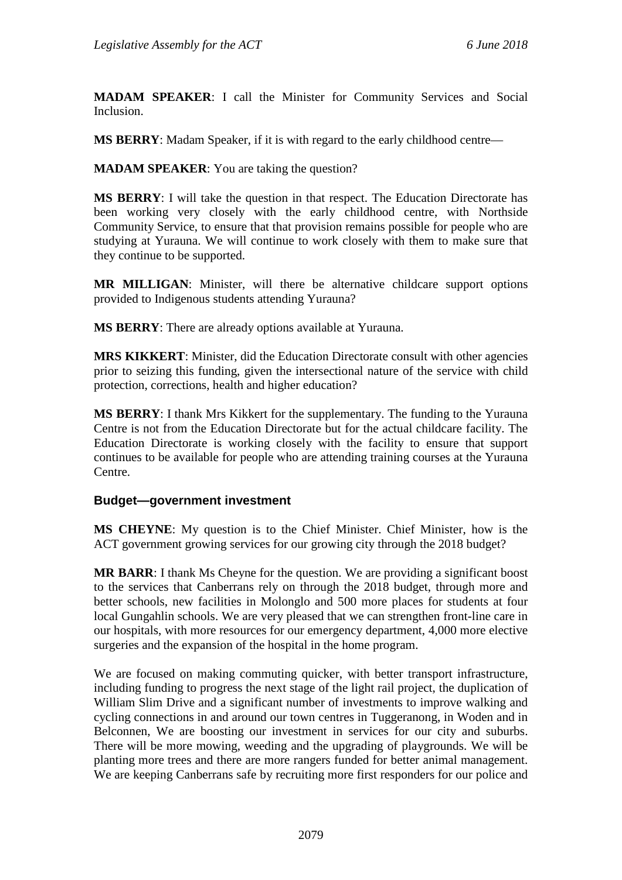**MADAM SPEAKER**: I call the Minister for Community Services and Social Inclusion.

**MS BERRY**: Madam Speaker, if it is with regard to the early childhood centre—

**MADAM SPEAKER**: You are taking the question?

**MS BERRY**: I will take the question in that respect. The Education Directorate has been working very closely with the early childhood centre, with Northside Community Service, to ensure that that provision remains possible for people who are studying at Yurauna. We will continue to work closely with them to make sure that they continue to be supported.

**MR MILLIGAN**: Minister, will there be alternative childcare support options provided to Indigenous students attending Yurauna?

**MS BERRY**: There are already options available at Yurauna.

**MRS KIKKERT**: Minister, did the Education Directorate consult with other agencies prior to seizing this funding, given the intersectional nature of the service with child protection, corrections, health and higher education?

**MS BERRY**: I thank Mrs Kikkert for the supplementary. The funding to the Yurauna Centre is not from the Education Directorate but for the actual childcare facility. The Education Directorate is working closely with the facility to ensure that support continues to be available for people who are attending training courses at the Yurauna Centre.

## Budget—government investment

**MS CHEYNE**: My question is to the Chief Minister. Chief Minister, how is the ACT government growing services for our growing city through the 2018 budget?

**MR BARR**: I thank Ms Cheyne for the question. We are providing a significant boost to the services that Canberrans rely on through the 2018 budget, through more and better schools, new facilities in Molonglo and 500 more places for students at four local Gungahlin schools. We are very pleased that we can strengthen front-line care in our hospitals, with more resources for our emergency department, 4,000 more elective surgeries and the expansion of the hospital in the home program.

We are focused on making commuting quicker, with better transport infrastructure, including funding to progress the next stage of the light rail project, the duplication of William Slim Drive and a significant number of investments to improve walking and cycling connections in and around our town centres in Tuggeranong, in Woden and in Belconnen, We are boosting our investment in services for our city and suburbs. There will be more mowing, weeding and the upgrading of playgrounds. We will be planting more trees and there are more rangers funded for better animal management. We are keeping Canberrans safe by recruiting more first responders for our police and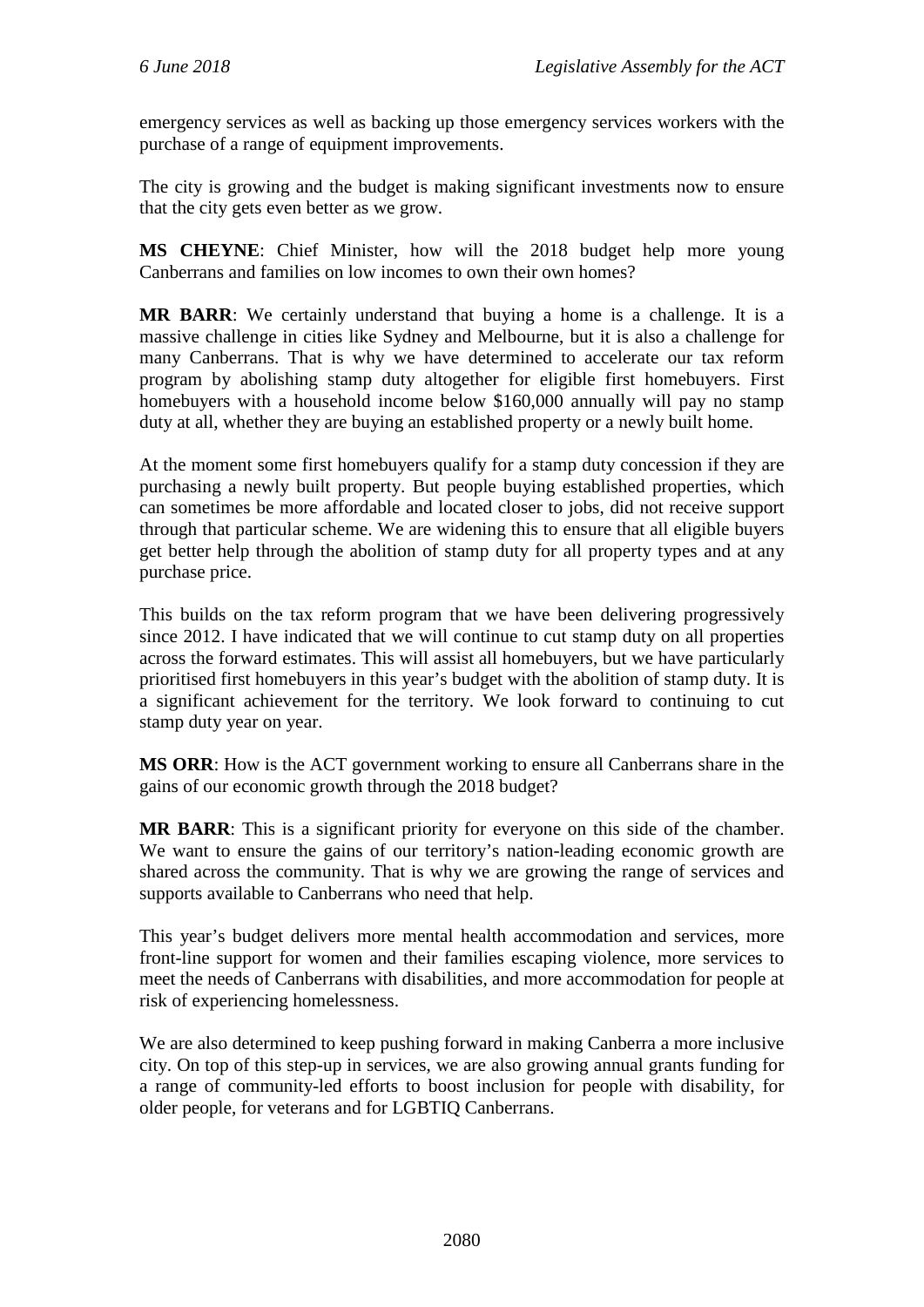emergency services as well as backing up those emergency services workers with the purchase of a range of equipment improvements.

The city is growing and the budget is making significant investments now to ensure that the city gets even better as we grow.

**MS CHEYNE**: Chief Minister, how will the 2018 budget help more young Canberrans and families on low incomes to own their own homes?

**MR BARR**: We certainly understand that buying a home is a challenge. It is a massive challenge in cities like Sydney and Melbourne, but it is also a challenge for many Canberrans. That is why we have determined to accelerate our tax reform program by abolishing stamp duty altogether for eligible first homebuyers. First homebuyers with a household income below $160,000 annually will pay no stamp duty at all, whether they are buying an established property or a newly built home.

At the moment some first homebuyers qualify for a stamp duty concession if they are purchasing a newly built property. But people buying established properties, which can sometimes be more affordable and located closer to jobs, did not receive support through that particular scheme. We are widening this to ensure that all eligible buyers get better help through the abolition of stamp duty for all property types and at any purchase price.

This builds on the tax reform program that we have been delivering progressively since 2012. I have indicated that we will continue to cut stamp duty on all properties across the forward estimates. This will assist all homebuyers, but we have particularly prioritised first homebuyers in this year's budget with the abolition of stamp duty. It is a significant achievement for the territory. We look forward to continuing to cut stamp duty year on year.

**MS ORR**: How is the ACT government working to ensure all Canberrans share in the gains of our economic growth through the 2018 budget?

**MR BARR**: This is a significant priority for everyone on this side of the chamber. We want to ensure the gains of our territory's nation-leading economic growth are shared across the community. That is why we are growing the range of services and supports available to Canberrans who need that help.

This year's budget delivers more mental health accommodation and services, more front-line support for women and their families escaping violence, more services to meet the needs of Canberrans with disabilities, and more accommodation for people at risk of experiencing homelessness.

We are also determined to keep pushing forward in making Canberra a more inclusive city. On top of this step-up in services, we are also growing annual grants funding for a range of community-led efforts to boost inclusion for people with disability, for older people, for veterans and for LGBTIQ Canberrans.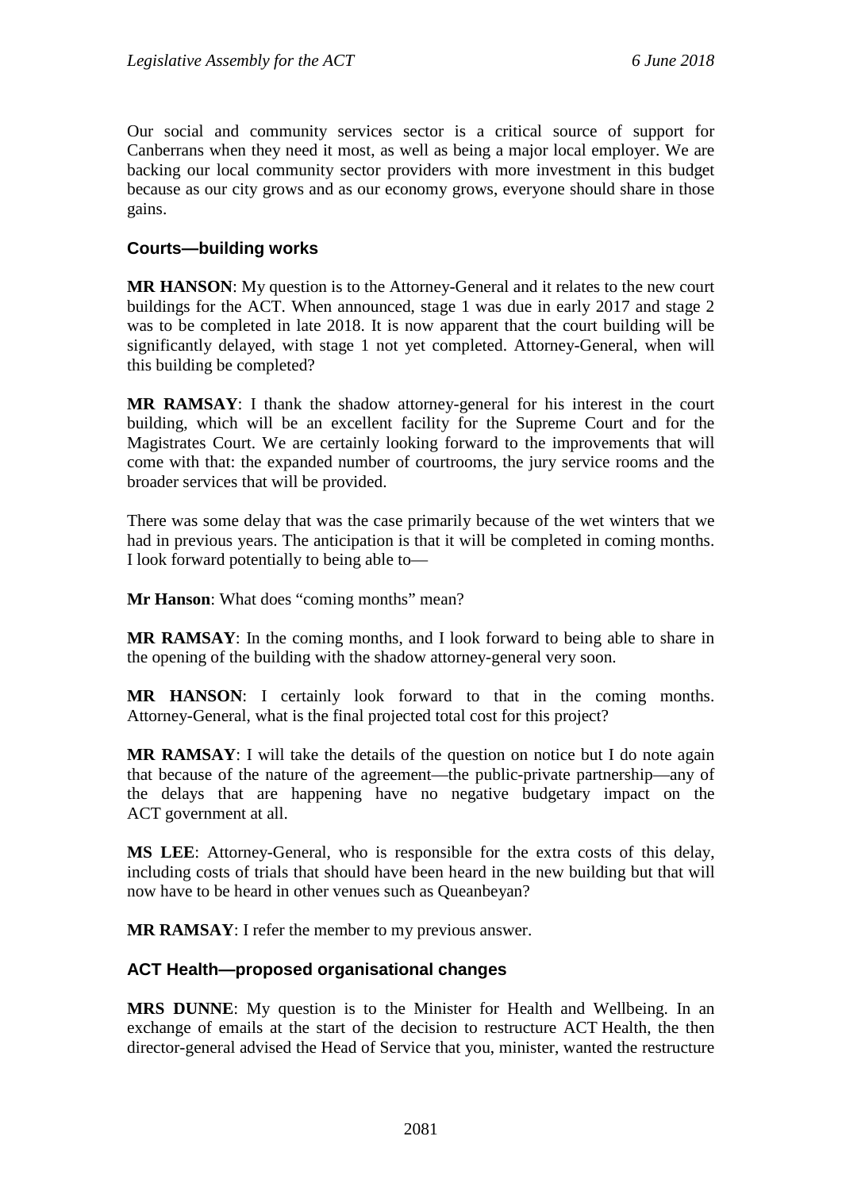Our social and community services sector is a critical source of support for Canberrans when they need it most, as well as being a major local employer. We are backing our local community sector providers with more investment in this budget because as our city grows and as our economy grows, everyone should share in those gains.

### Courts—building works

**MR HANSON**: My question is to the Attorney-General and it relates to the new court buildings for the ACT. When announced, stage 1 was due in early 2017 and stage 2 was to be completed in late 2018. It is now apparent that the court building will be significantly delayed, with stage 1 not yet completed. Attorney-General, when will this building be completed?

**MR RAMSAY**: I thank the shadow attorney-general for his interest in the court building, which will be an excellent facility for the Supreme Court and for the Magistrates Court. We are certainly looking forward to the improvements that will come with that: the expanded number of courtrooms, the jury service rooms and the broader services that will be provided.

There was some delay that was the case primarily because of the wet winters that we had in previous years. The anticipation is that it will be completed in coming months. I look forward potentially to being able to—

**Mr Hanson**: What does "coming months" mean?

**MR RAMSAY**: In the coming months, and I look forward to being able to share in the opening of the building with the shadow attorney-general very soon.

**MR HANSON**: I certainly look forward to that in the coming months. Attorney-General, what is the final projected total cost for this project?

**MR RAMSAY**: I will take the details of the question on notice but I do note again that because of the nature of the agreement—the public-private partnership—any of the delays that are happening have no negative budgetary impact on the ACT government at all.

**MS LEE**: Attorney-General, who is responsible for the extra costs of this delay, including costs of trials that should have been heard in the new building but that will now have to be heard in other venues such as Queanbeyan?

**MR RAMSAY**: I refer the member to my previous answer.

### ACT Health—proposed organisational changes

**MRS DUNNE**: My question is to the Minister for Health and Wellbeing. In an exchange of emails at the start of the decision to restructure ACT Health, the then director-general advised the Head of Service that you, minister, wanted the restructure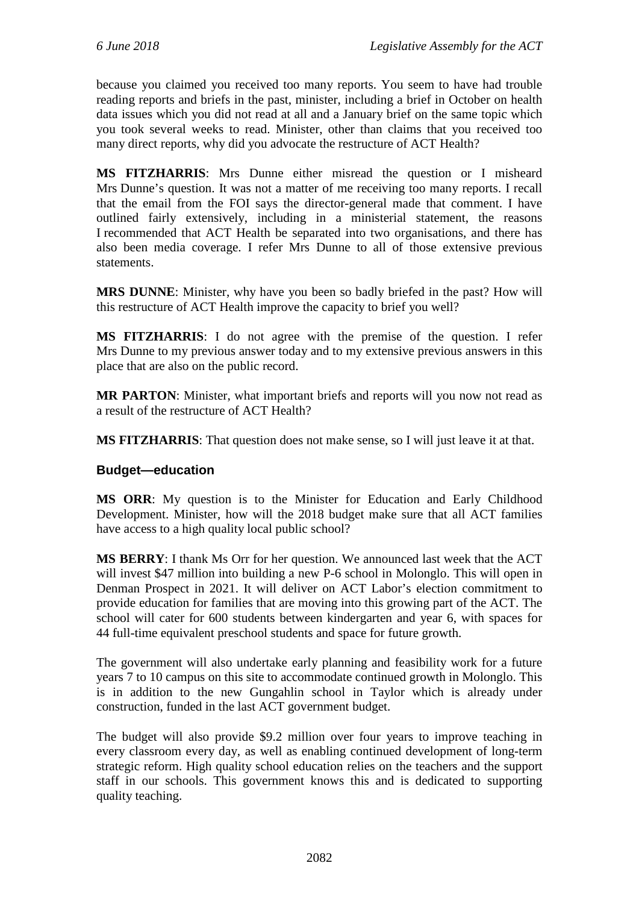because you claimed you received too many reports. You seem to have had trouble reading reports and briefs in the past, minister, including a brief in October on health data issues which you did not read at all and a January brief on the same topic which you took several weeks to read. Minister, other than claims that you received too many direct reports, why did you advocate the restructure of ACT Health?

**MS FITZHARRIS**: Mrs Dunne either misread the question or I misheard Mrs Dunne's question. It was not a matter of me receiving too many reports. I recall that the email from the FOI says the director-general made that comment. I have outlined fairly extensively, including in a ministerial statement, the reasons I recommended that ACT Health be separated into two organisations, and there has also been media coverage. I refer Mrs Dunne to all of those extensive previous statements.

**MRS DUNNE**: Minister, why have you been so badly briefed in the past? How will this restructure of ACT Health improve the capacity to brief you well?

**MS FITZHARRIS**: I do not agree with the premise of the question. I refer Mrs Dunne to my previous answer today and to my extensive previous answers in this place that are also on the public record.

**MR PARTON**: Minister, what important briefs and reports will you now not read as a result of the restructure of ACT Health?

**MS FITZHARRIS**: That question does not make sense, so I will just leave it at that.

### Budget—education

**MS ORR**: My question is to the Minister for Education and Early Childhood Development. Minister, how will the 2018 budget make sure that all ACT families have access to a high quality local public school?

**MS BERRY**: I thank Ms Orr for her question. We announced last week that the ACT will invest $47 million into building a new P-6 school in Molonglo. This will open in Denman Prospect in 2021. It will deliver on ACT Labor's election commitment to provide education for families that are moving into this growing part of the ACT. The school will cater for 600 students between kindergarten and year 6, with spaces for 44 full-time equivalent preschool students and space for future growth.

The government will also undertake early planning and feasibility work for a future years 7 to 10 campus on this site to accommodate continued growth in Molonglo. This is in addition to the new Gungahlin school in Taylor which is already under construction, funded in the last ACT government budget.

The budget will also provide $9.2 million over four years to improve teaching in every classroom every day, as well as enabling continued development of long-term strategic reform. High quality school education relies on the teachers and the support staff in our schools. This government knows this and is dedicated to supporting quality teaching.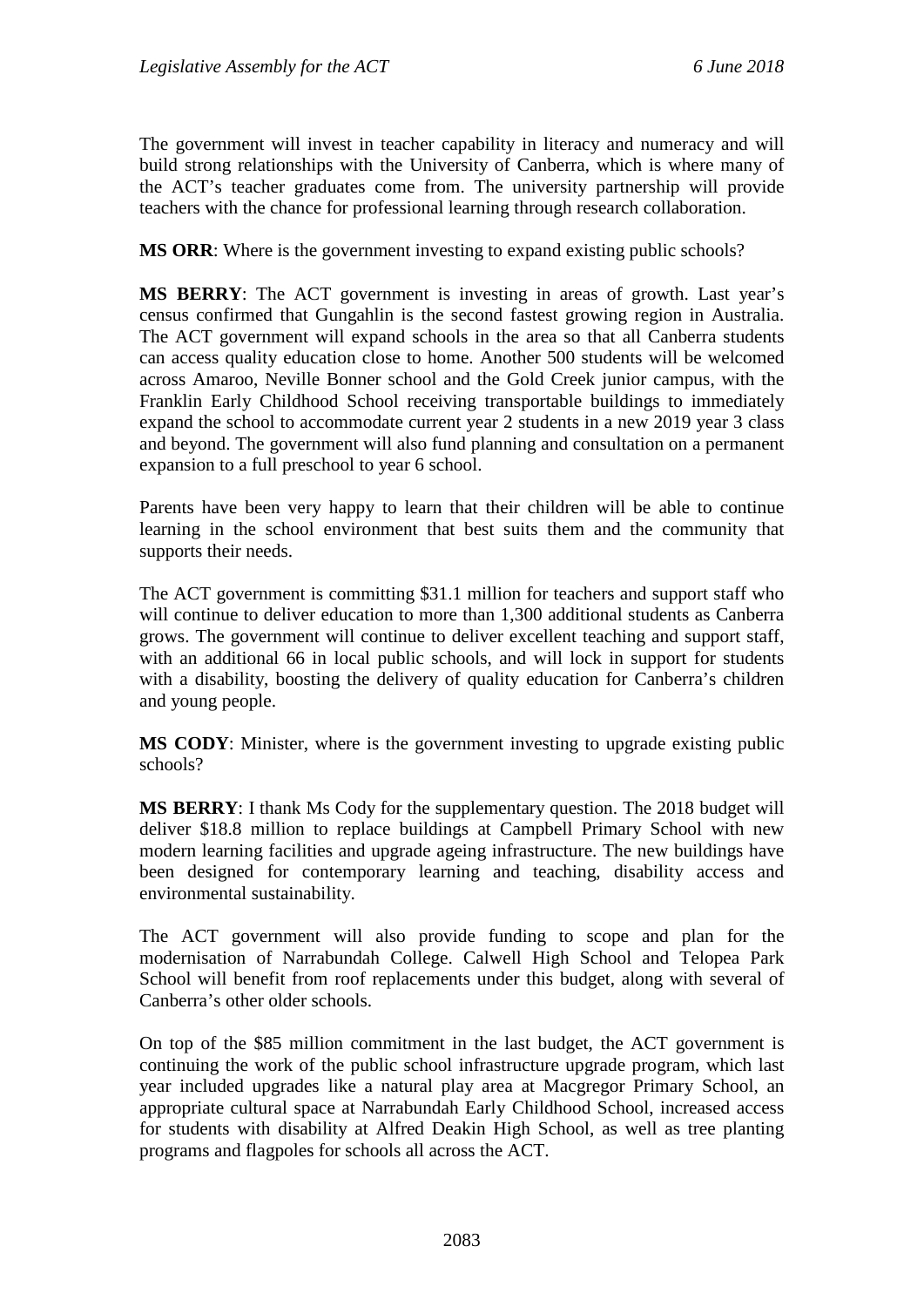The government will invest in teacher capability in literacy and numeracy and will build strong relationships with the University of Canberra, which is where many of the ACT's teacher graduates come from. The university partnership will provide teachers with the chance for professional learning through research collaboration.

**MS ORR**: Where is the government investing to expand existing public schools?

**MS BERRY**: The ACT government is investing in areas of growth. Last year's census confirmed that Gungahlin is the second fastest growing region in Australia. The ACT government will expand schools in the area so that all Canberra students can access quality education close to home. Another 500 students will be welcomed across Amaroo, Neville Bonner school and the Gold Creek junior campus, with the Franklin Early Childhood School receiving transportable buildings to immediately expand the school to accommodate current year 2 students in a new 2019 year 3 class and beyond. The government will also fund planning and consultation on a permanent expansion to a full preschool to year 6 school.

Parents have been very happy to learn that their children will be able to continue learning in the school environment that best suits them and the community that supports their needs.

The ACT government is committing $31.1 million for teachers and support staff who will continue to deliver education to more than 1,300 additional students as Canberra grows. The government will continue to deliver excellent teaching and support staff, with an additional 66 in local public schools, and will lock in support for students with a disability, boosting the delivery of quality education for Canberra's children and young people.

**MS CODY**: Minister, where is the government investing to upgrade existing public schools?

**MS BERRY**: I thank Ms Cody for the supplementary question. The 2018 budget will deliver $18.8 million to replace buildings at Campbell Primary School with new modern learning facilities and upgrade ageing infrastructure. The new buildings have been designed for contemporary learning and teaching, disability access and environmental sustainability.

The ACT government will also provide funding to scope and plan for the modernisation of Narrabundah College. Calwell High School and Telopea Park School will benefit from roof replacements under this budget, along with several of Canberra's other older schools.

On top of the $85 million commitment in the last budget, the ACT government is continuing the work of the public school infrastructure upgrade program, which last year included upgrades like a natural play area at Macgregor Primary School, an appropriate cultural space at Narrabundah Early Childhood School, increased access for students with disability at Alfred Deakin High School, as well as tree planting programs and flagpoles for schools all across the ACT.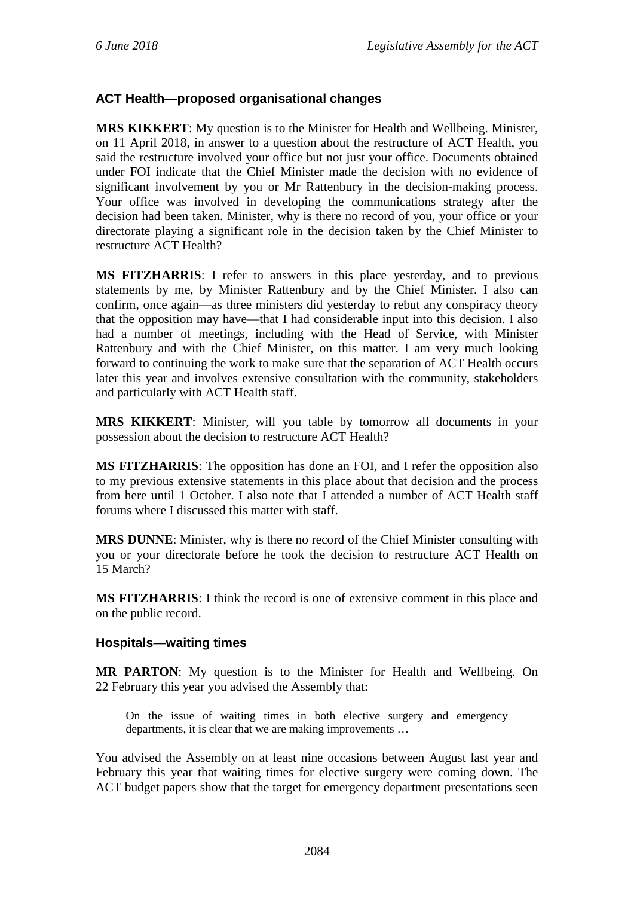### ACT Health—proposed organisational changes

**MRS KIKKERT**: My question is to the Minister for Health and Wellbeing. Minister, on 11 April 2018, in answer to a question about the restructure of ACT Health, you said the restructure involved your office but not just your office. Documents obtained under FOI indicate that the Chief Minister made the decision with no evidence of significant involvement by you or Mr Rattenbury in the decision-making process. Your office was involved in developing the communications strategy after the decision had been taken. Minister, why is there no record of you, your office or your directorate playing a significant role in the decision taken by the Chief Minister to restructure ACT Health?

**MS FITZHARRIS**: I refer to answers in this place yesterday, and to previous statements by me, by Minister Rattenbury and by the Chief Minister. I also can confirm, once again—as three ministers did yesterday to rebut any conspiracy theory that the opposition may have—that I had considerable input into this decision. I also had a number of meetings, including with the Head of Service, with Minister Rattenbury and with the Chief Minister, on this matter. I am very much looking forward to continuing the work to make sure that the separation of ACT Health occurs later this year and involves extensive consultation with the community, stakeholders and particularly with ACT Health staff.

**MRS KIKKERT**: Minister, will you table by tomorrow all documents in your possession about the decision to restructure ACT Health?

**MS FITZHARRIS**: The opposition has done an FOI, and I refer the opposition also to my previous extensive statements in this place about that decision and the process from here until 1 October. I also note that I attended a number of ACT Health staff forums where I discussed this matter with staff.

**MRS DUNNE**: Minister, why is there no record of the Chief Minister consulting with you or your directorate before he took the decision to restructure ACT Health on 15 March?

**MS FITZHARRIS**: I think the record is one of extensive comment in this place and on the public record.

### Hospitals—waiting times

**MR PARTON**: My question is to the Minister for Health and Wellbeing. On 22 February this year you advised the Assembly that:

> On the issue of waiting times in both elective surgery and emergency departments, it is clear that we are making improvements …

You advised the Assembly on at least nine occasions between August last year and February this year that waiting times for elective surgery were coming down. The ACT budget papers show that the target for emergency department presentations seen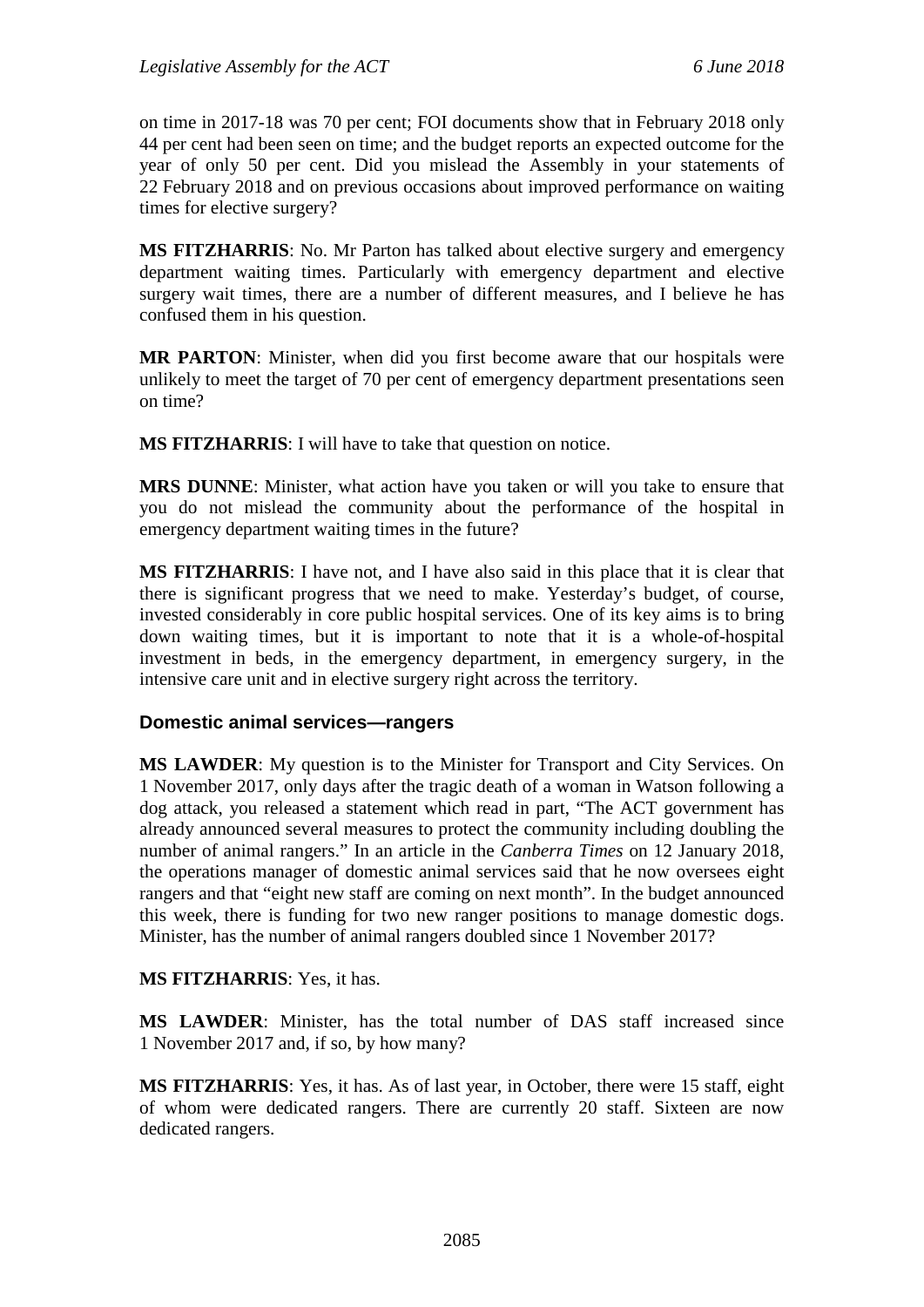on time in 2017-18 was 70 per cent; FOI documents show that in February 2018 only 44 per cent had been seen on time; and the budget reports an expected outcome for the year of only 50 per cent. Did you mislead the Assembly in your statements of 22 February 2018 and on previous occasions about improved performance on waiting times for elective surgery?

**MS FITZHARRIS**: No. Mr Parton has talked about elective surgery and emergency department waiting times. Particularly with emergency department and elective surgery wait times, there are a number of different measures, and I believe he has confused them in his question.

**MR PARTON**: Minister, when did you first become aware that our hospitals were unlikely to meet the target of 70 per cent of emergency department presentations seen on time?

**MS FITZHARRIS**: I will have to take that question on notice.

**MRS DUNNE**: Minister, what action have you taken or will you take to ensure that you do not mislead the community about the performance of the hospital in emergency department waiting times in the future?

**MS FITZHARRIS**: I have not, and I have also said in this place that it is clear that there is significant progress that we need to make. Yesterday's budget, of course, invested considerably in core public hospital services. One of its key aims is to bring down waiting times, but it is important to note that it is a whole-of-hospital investment in beds, in the emergency department, in emergency surgery, in the intensive care unit and in elective surgery right across the territory.

### Domestic animal services—rangers

**MS LAWDER**: My question is to the Minister for Transport and City Services. On 1 November 2017, only days after the tragic death of a woman in Watson following a dog attack, you released a statement which read in part, "The ACT government has already announced several measures to protect the community including doubling the number of animal rangers." In an article in the *Canberra Times* on 12 January 2018, the operations manager of domestic animal services said that he now oversees eight rangers and that "eight new staff are coming on next month". In the budget announced this week, there is funding for two new ranger positions to manage domestic dogs. Minister, has the number of animal rangers doubled since 1 November 2017?

**MS FITZHARRIS**: Yes, it has.

**MS LAWDER**: Minister, has the total number of DAS staff increased since 1 November 2017 and, if so, by how many?

**MS FITZHARRIS**: Yes, it has. As of last year, in October, there were 15 staff, eight of whom were dedicated rangers. There are currently 20 staff. Sixteen are now dedicated rangers.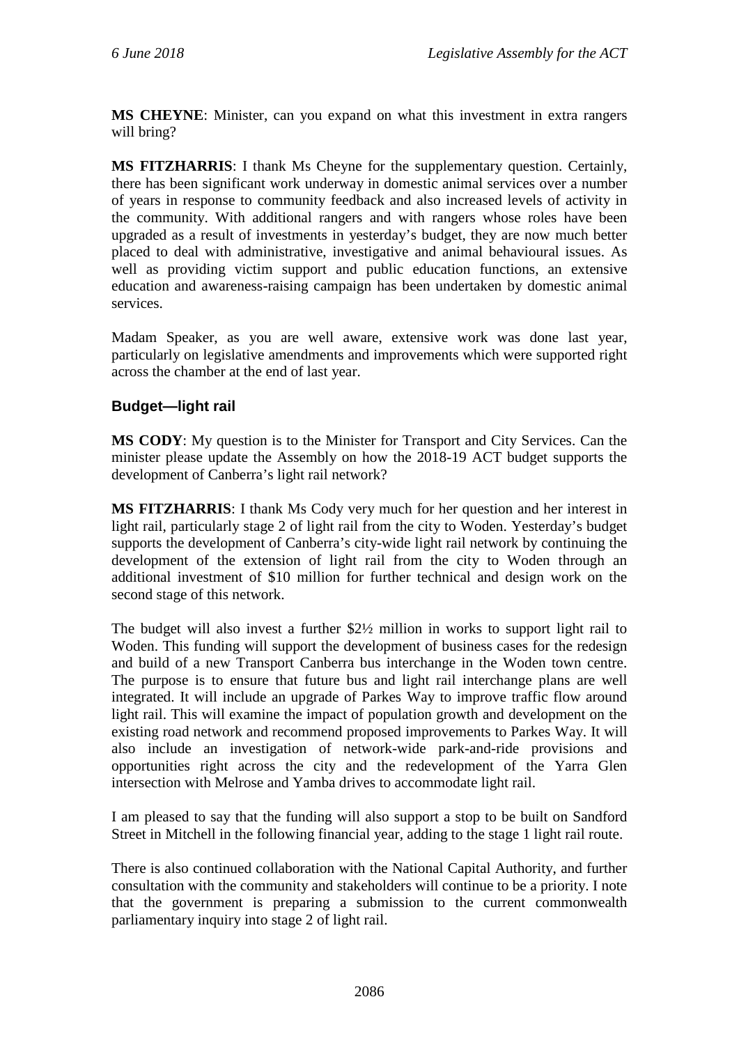**MS CHEYNE**: Minister, can you expand on what this investment in extra rangers will bring?

**MS FITZHARRIS**: I thank Ms Cheyne for the supplementary question. Certainly, there has been significant work underway in domestic animal services over a number of years in response to community feedback and also increased levels of activity in the community. With additional rangers and with rangers whose roles have been upgraded as a result of investments in yesterday's budget, they are now much better placed to deal with administrative, investigative and animal behavioural issues. As well as providing victim support and public education functions, an extensive education and awareness-raising campaign has been undertaken by domestic animal services.

Madam Speaker, as you are well aware, extensive work was done last year, particularly on legislative amendments and improvements which were supported right across the chamber at the end of last year.

### Budget—light rail

**MS CODY**: My question is to the Minister for Transport and City Services. Can the minister please update the Assembly on how the 2018-19 ACT budget supports the development of Canberra's light rail network?

**MS FITZHARRIS**: I thank Ms Cody very much for her question and her interest in light rail, particularly stage 2 of light rail from the city to Woden. Yesterday's budget supports the development of Canberra's city-wide light rail network by continuing the development of the extension of light rail from the city to Woden through an additional investment of $10 million for further technical and design work on the second stage of this network.

The budget will also invest a further $2½ million in works to support light rail to Woden. This funding will support the development of business cases for the redesign and build of a new Transport Canberra bus interchange in the Woden town centre. The purpose is to ensure that future bus and light rail interchange plans are well integrated. It will include an upgrade of Parkes Way to improve traffic flow around light rail. This will examine the impact of population growth and development on the existing road network and recommend proposed improvements to Parkes Way. It will also include an investigation of network-wide park-and-ride provisions and opportunities right across the city and the redevelopment of the Yarra Glen intersection with Melrose and Yamba drives to accommodate light rail.

I am pleased to say that the funding will also support a stop to be built on Sandford Street in Mitchell in the following financial year, adding to the stage 1 light rail route.

There is also continued collaboration with the National Capital Authority, and further consultation with the community and stakeholders will continue to be a priority. I note that the government is preparing a submission to the current commonwealth parliamentary inquiry into stage 2 of light rail.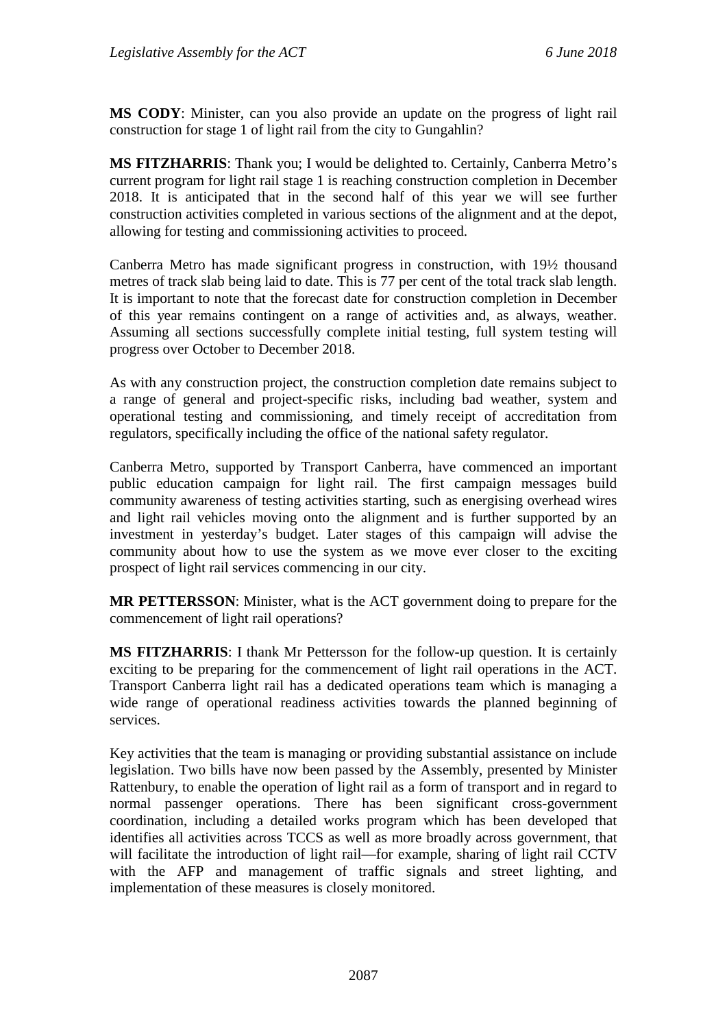**MS CODY**: Minister, can you also provide an update on the progress of light rail construction for stage 1 of light rail from the city to Gungahlin?

**MS FITZHARRIS**: Thank you; I would be delighted to. Certainly, Canberra Metro's current program for light rail stage 1 is reaching construction completion in December 2018. It is anticipated that in the second half of this year we will see further construction activities completed in various sections of the alignment and at the depot, allowing for testing and commissioning activities to proceed.

Canberra Metro has made significant progress in construction, with 19½ thousand metres of track slab being laid to date. This is 77 per cent of the total track slab length. It is important to note that the forecast date for construction completion in December of this year remains contingent on a range of activities and, as always, weather. Assuming all sections successfully complete initial testing, full system testing will progress over October to December 2018.

As with any construction project, the construction completion date remains subject to a range of general and project-specific risks, including bad weather, system and operational testing and commissioning, and timely receipt of accreditation from regulators, specifically including the office of the national safety regulator.

Canberra Metro, supported by Transport Canberra, have commenced an important public education campaign for light rail. The first campaign messages build community awareness of testing activities starting, such as energising overhead wires and light rail vehicles moving onto the alignment and is further supported by an investment in yesterday's budget. Later stages of this campaign will advise the community about how to use the system as we move ever closer to the exciting prospect of light rail services commencing in our city.

**MR PETTERSSON**: Minister, what is the ACT government doing to prepare for the commencement of light rail operations?

**MS FITZHARRIS**: I thank Mr Pettersson for the follow-up question. It is certainly exciting to be preparing for the commencement of light rail operations in the ACT. Transport Canberra light rail has a dedicated operations team which is managing a wide range of operational readiness activities towards the planned beginning of services.

Key activities that the team is managing or providing substantial assistance on include legislation. Two bills have now been passed by the Assembly, presented by Minister Rattenbury, to enable the operation of light rail as a form of transport and in regard to normal passenger operations. There has been significant cross-government coordination, including a detailed works program which has been developed that identifies all activities across TCCS as well as more broadly across government, that will facilitate the introduction of light rail—for example, sharing of light rail CCTV with the AFP and management of traffic signals and street lighting, and implementation of these measures is closely monitored.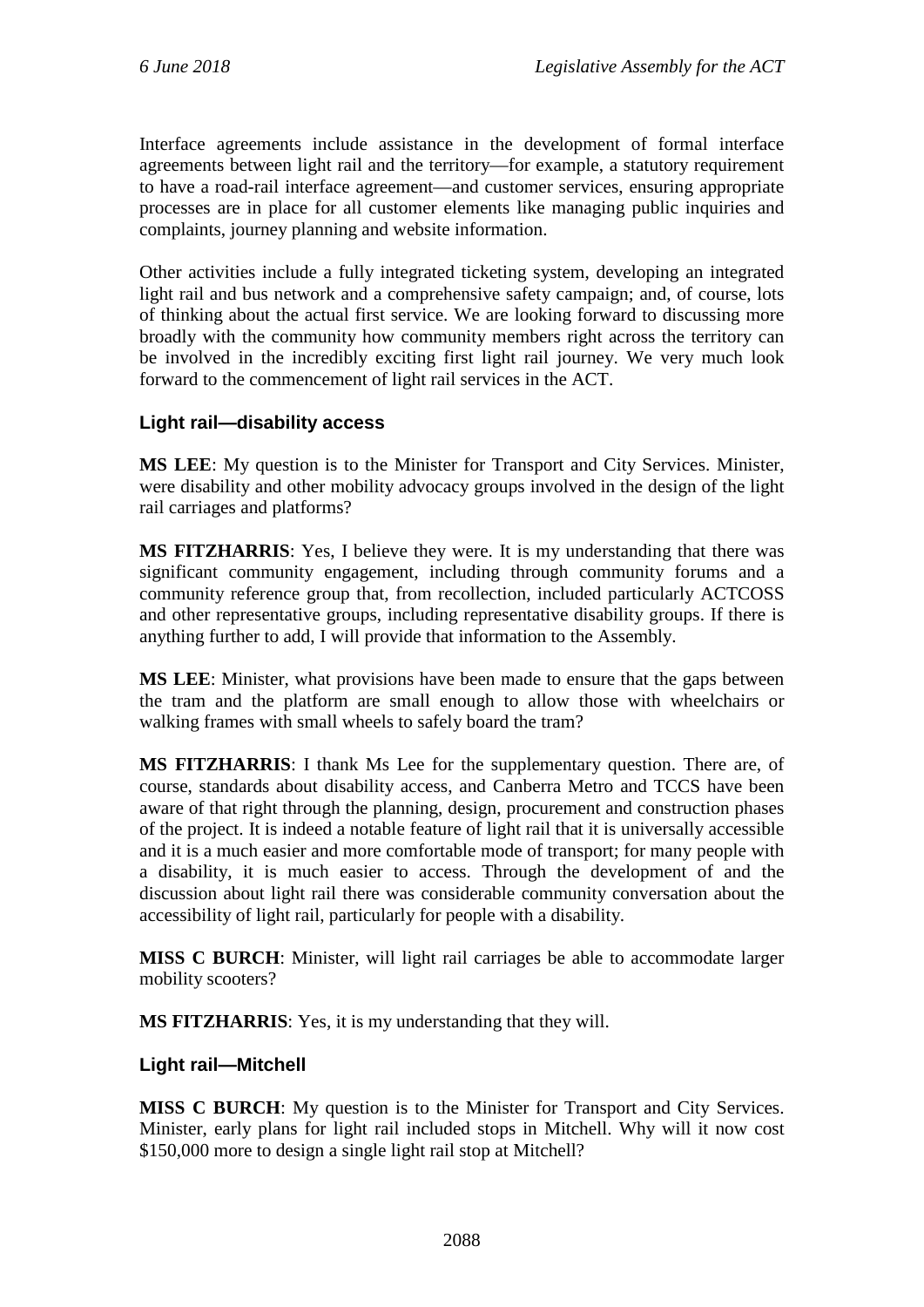Interface agreements include assistance in the development of formal interface agreements between light rail and the territory—for example, a statutory requirement to have a road-rail interface agreement—and customer services, ensuring appropriate processes are in place for all customer elements like managing public inquiries and complaints, journey planning and website information.

Other activities include a fully integrated ticketing system, developing an integrated light rail and bus network and a comprehensive safety campaign; and, of course, lots of thinking about the actual first service. We are looking forward to discussing more broadly with the community how community members right across the territory can be involved in the incredibly exciting first light rail journey. We very much look forward to the commencement of light rail services in the ACT.

### Light rail—disability access

**MS LEE**: My question is to the Minister for Transport and City Services. Minister, were disability and other mobility advocacy groups involved in the design of the light rail carriages and platforms?

**MS FITZHARRIS**: Yes, I believe they were. It is my understanding that there was significant community engagement, including through community forums and a community reference group that, from recollection, included particularly ACTCOSS and other representative groups, including representative disability groups. If there is anything further to add, I will provide that information to the Assembly.

**MS LEE**: Minister, what provisions have been made to ensure that the gaps between the tram and the platform are small enough to allow those with wheelchairs or walking frames with small wheels to safely board the tram?

**MS FITZHARRIS**: I thank Ms Lee for the supplementary question. There are, of course, standards about disability access, and Canberra Metro and TCCS have been aware of that right through the planning, design, procurement and construction phases of the project. It is indeed a notable feature of light rail that it is universally accessible and it is a much easier and more comfortable mode of transport; for many people with a disability, it is much easier to access. Through the development of and the discussion about light rail there was considerable community conversation about the accessibility of light rail, particularly for people with a disability.

**MISS C BURCH**: Minister, will light rail carriages be able to accommodate larger mobility scooters?

**MS FITZHARRIS**: Yes, it is my understanding that they will.

### Light rail—Mitchell

**MISS C BURCH**: My question is to the Minister for Transport and City Services. Minister, early plans for light rail included stops in Mitchell. Why will it now cost $150,000 more to design a single light rail stop at Mitchell?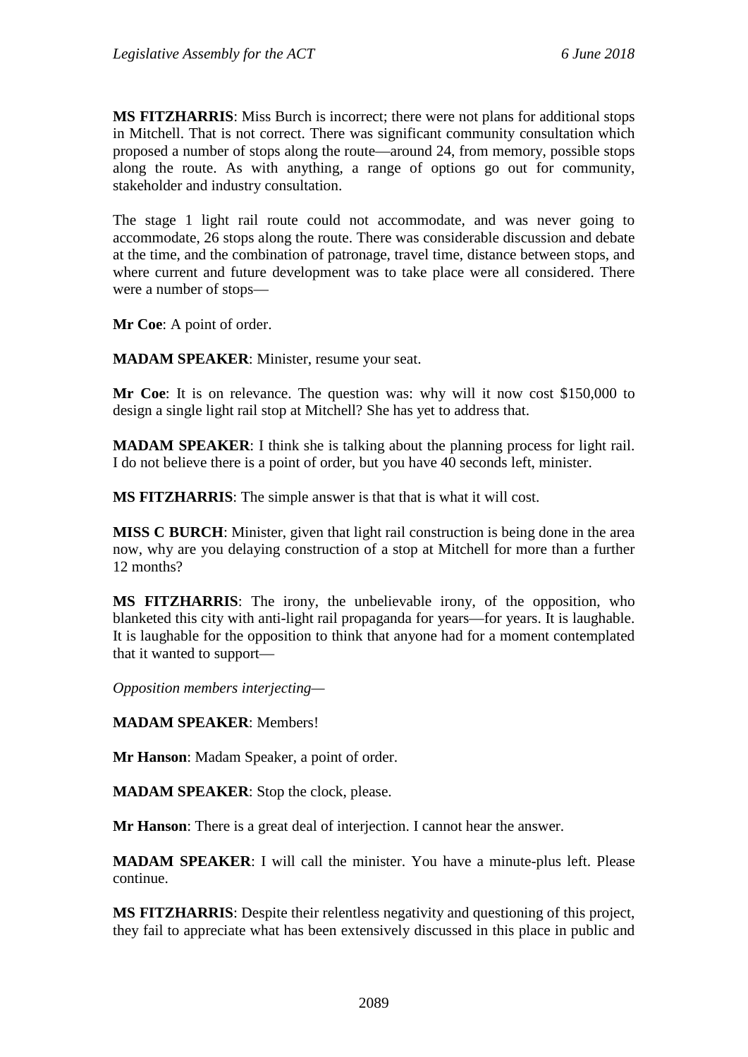**MS FITZHARRIS**: Miss Burch is incorrect; there were not plans for additional stops in Mitchell. That is not correct. There was significant community consultation which proposed a number of stops along the route—around 24, from memory, possible stops along the route. As with anything, a range of options go out for community, stakeholder and industry consultation.

The stage 1 light rail route could not accommodate, and was never going to accommodate, 26 stops along the route. There was considerable discussion and debate at the time, and the combination of patronage, travel time, distance between stops, and where current and future development was to take place were all considered. There were a number of stops—

**Mr Coe**: A point of order.

**MADAM SPEAKER**: Minister, resume your seat.

**Mr Coe**: It is on relevance. The question was: why will it now cost $150,000 to design a single light rail stop at Mitchell? She has yet to address that.

**MADAM SPEAKER**: I think she is talking about the planning process for light rail. I do not believe there is a point of order, but you have 40 seconds left, minister.

**MS FITZHARRIS**: The simple answer is that that is what it will cost.

**MISS C BURCH**: Minister, given that light rail construction is being done in the area now, why are you delaying construction of a stop at Mitchell for more than a further 12 months?

**MS FITZHARRIS**: The irony, the unbelievable irony, of the opposition, who blanketed this city with anti-light rail propaganda for years—for years. It is laughable. It is laughable for the opposition to think that anyone had for a moment contemplated that it wanted to support—

*Opposition members interjecting*—

**MADAM SPEAKER**: Members!

**Mr Hanson**: Madam Speaker, a point of order.

**MADAM SPEAKER**: Stop the clock, please.

**Mr Hanson**: There is a great deal of interjection. I cannot hear the answer.

**MADAM SPEAKER**: I will call the minister. You have a minute-plus left. Please continue.

**MS FITZHARRIS**: Despite their relentless negativity and questioning of this project, they fail to appreciate what has been extensively discussed in this place in public and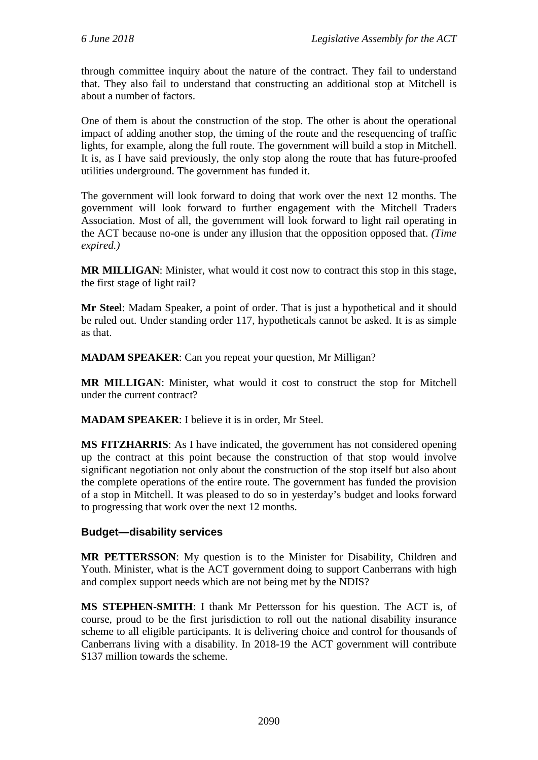through committee inquiry about the nature of the contract. They fail to understand that. They also fail to understand that constructing an additional stop at Mitchell is about a number of factors.

One of them is about the construction of the stop. The other is about the operational impact of adding another stop, the timing of the route and the resequencing of traffic lights, for example, along the full route. The government will build a stop in Mitchell. It is, as I have said previously, the only stop along the route that has future-proofed utilities underground. The government has funded it.

The government will look forward to doing that work over the next 12 months. The government will look forward to further engagement with the Mitchell Traders Association. Most of all, the government will look forward to light rail operating in the ACT because no-one is under any illusion that the opposition opposed that. *(Time expired.)*

**MR MILLIGAN**: Minister, what would it cost now to contract this stop in this stage, the first stage of light rail?

**Mr Steel**: Madam Speaker, a point of order. That is just a hypothetical and it should be ruled out. Under standing order 117, hypotheticals cannot be asked. It is as simple as that.

**MADAM SPEAKER**: Can you repeat your question, Mr Milligan?

**MR MILLIGAN**: Minister, what would it cost to construct the stop for Mitchell under the current contract?

**MADAM SPEAKER**: I believe it is in order, Mr Steel.

**MS FITZHARRIS**: As I have indicated, the government has not considered opening up the contract at this point because the construction of that stop would involve significant negotiation not only about the construction of the stop itself but also about the complete operations of the entire route. The government has funded the provision of a stop in Mitchell. It was pleased to do so in yesterday's budget and looks forward to progressing that work over the next 12 months.

### Budget—disability services

**MR PETTERSSON**: My question is to the Minister for Disability, Children and Youth. Minister, what is the ACT government doing to support Canberrans with high and complex support needs which are not being met by the NDIS?

**MS STEPHEN-SMITH**: I thank Mr Pettersson for his question. The ACT is, of course, proud to be the first jurisdiction to roll out the national disability insurance scheme to all eligible participants. It is delivering choice and control for thousands of Canberrans living with a disability. In 2018-19 the ACT government will contribute $137 million towards the scheme.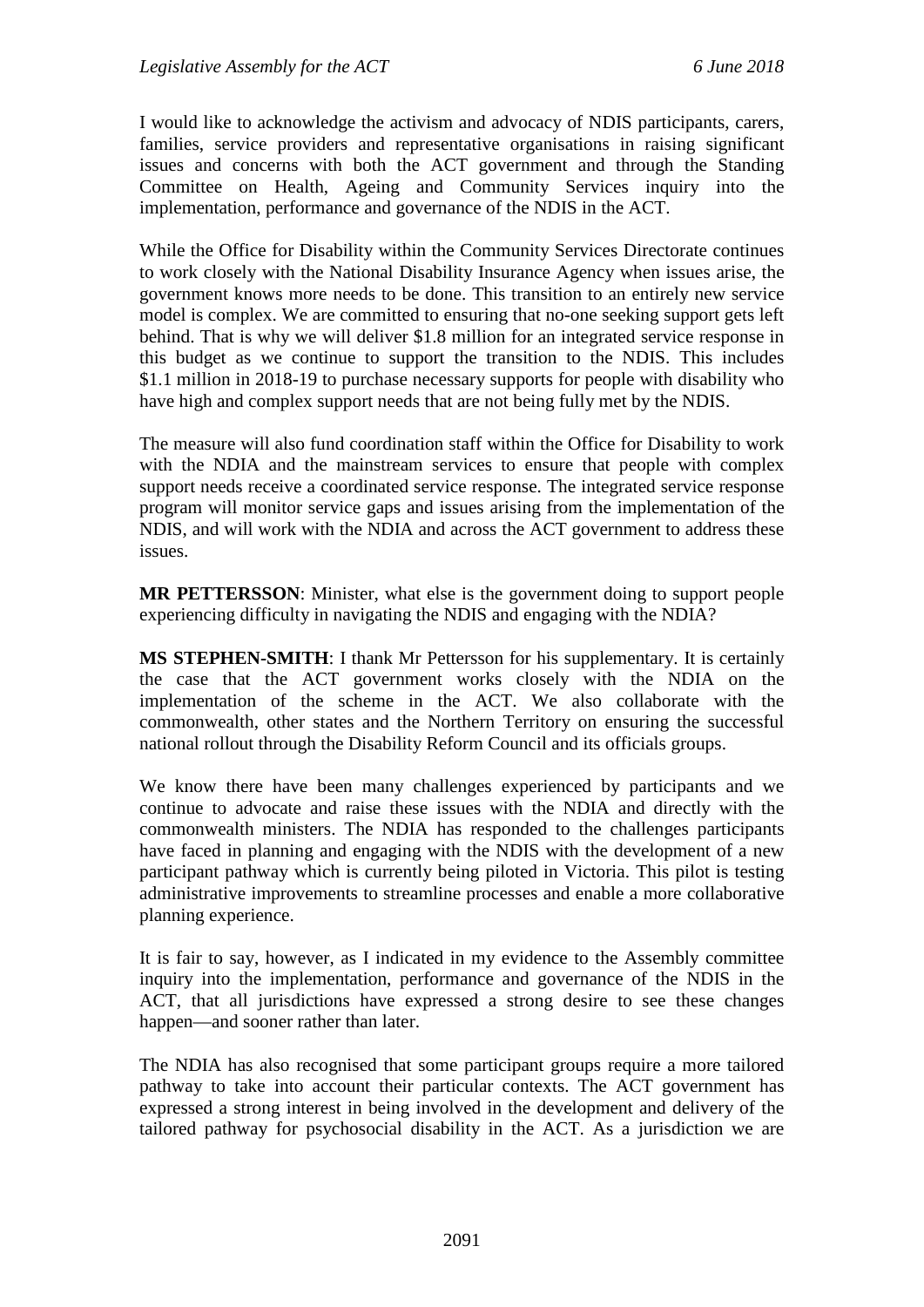I would like to acknowledge the activism and advocacy of NDIS participants, carers, families, service providers and representative organisations in raising significant issues and concerns with both the ACT government and through the Standing Committee on Health, Ageing and Community Services inquiry into the implementation, performance and governance of the NDIS in the ACT.

While the Office for Disability within the Community Services Directorate continues to work closely with the National Disability Insurance Agency when issues arise, the government knows more needs to be done. This transition to an entirely new service model is complex. We are committed to ensuring that no-one seeking support gets left behind. That is why we will deliver $1.8 million for an integrated service response in this budget as we continue to support the transition to the NDIS. This includes $1.1 million in 2018-19 to purchase necessary supports for people with disability who have high and complex support needs that are not being fully met by the NDIS.

The measure will also fund coordination staff within the Office for Disability to work with the NDIA and the mainstream services to ensure that people with complex support needs receive a coordinated service response. The integrated service response program will monitor service gaps and issues arising from the implementation of the NDIS, and will work with the NDIA and across the ACT government to address these issues.

**MR PETTERSSON**: Minister, what else is the government doing to support people experiencing difficulty in navigating the NDIS and engaging with the NDIA?

**MS STEPHEN-SMITH**: I thank Mr Pettersson for his supplementary. It is certainly the case that the ACT government works closely with the NDIA on the implementation of the scheme in the ACT. We also collaborate with the commonwealth, other states and the Northern Territory on ensuring the successful national rollout through the Disability Reform Council and its officials groups.

We know there have been many challenges experienced by participants and we continue to advocate and raise these issues with the NDIA and directly with the commonwealth ministers. The NDIA has responded to the challenges participants have faced in planning and engaging with the NDIS with the development of a new participant pathway which is currently being piloted in Victoria. This pilot is testing administrative improvements to streamline processes and enable a more collaborative planning experience.

It is fair to say, however, as I indicated in my evidence to the Assembly committee inquiry into the implementation, performance and governance of the NDIS in the ACT, that all jurisdictions have expressed a strong desire to see these changes happen—and sooner rather than later.

The NDIA has also recognised that some participant groups require a more tailored pathway to take into account their particular contexts. The ACT government has expressed a strong interest in being involved in the development and delivery of the tailored pathway for psychosocial disability in the ACT. As a jurisdiction we are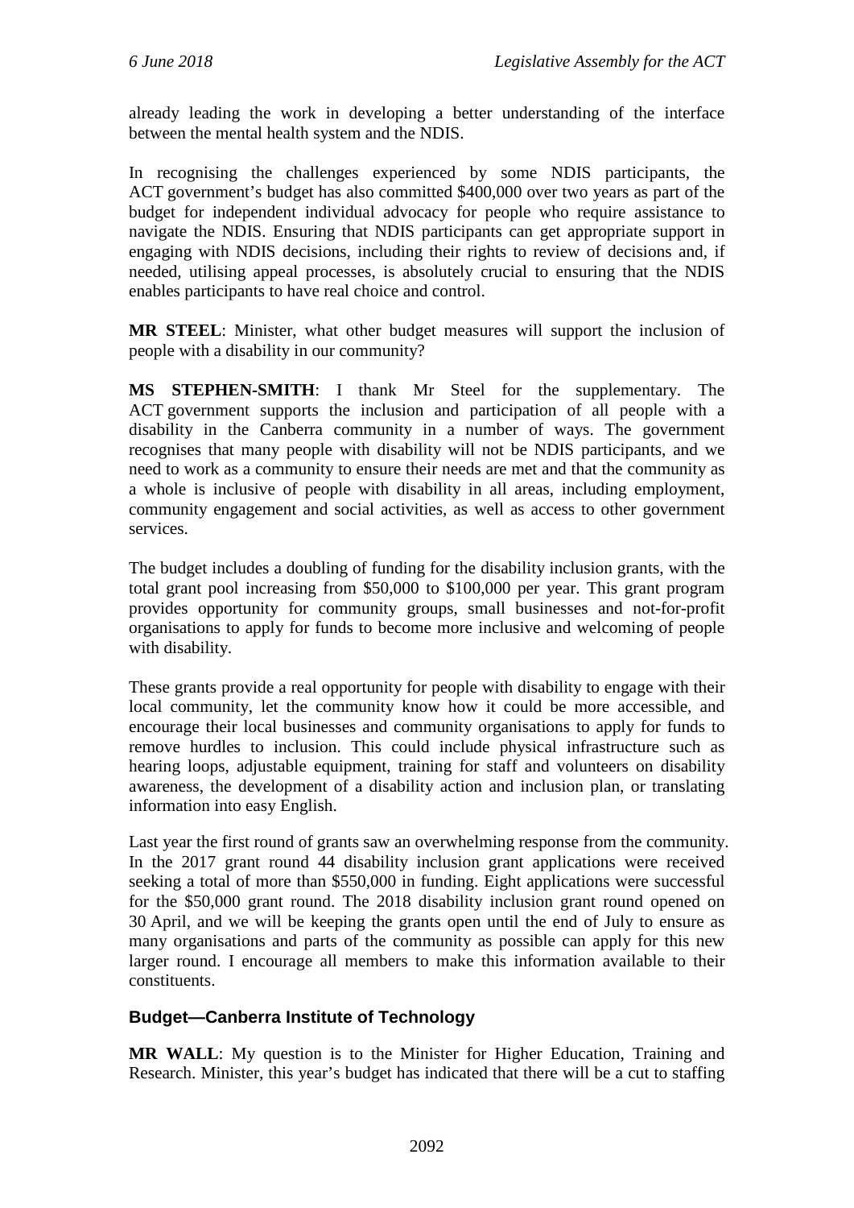already leading the work in developing a better understanding of the interface between the mental health system and the NDIS.

In recognising the challenges experienced by some NDIS participants, the ACT government's budget has also committed $400,000 over two years as part of the budget for independent individual advocacy for people who require assistance to navigate the NDIS. Ensuring that NDIS participants can get appropriate support in engaging with NDIS decisions, including their rights to review of decisions and, if needed, utilising appeal processes, is absolutely crucial to ensuring that the NDIS enables participants to have real choice and control.

**MR STEEL**: Minister, what other budget measures will support the inclusion of people with a disability in our community?

**MS STEPHEN-SMITH**: I thank Mr Steel for the supplementary. The ACT government supports the inclusion and participation of all people with a disability in the Canberra community in a number of ways. The government recognises that many people with disability will not be NDIS participants, and we need to work as a community to ensure their needs are met and that the community as a whole is inclusive of people with disability in all areas, including employment, community engagement and social activities, as well as access to other government services.

The budget includes a doubling of funding for the disability inclusion grants, with the total grant pool increasing from $50,000 to $100,000 per year. This grant program provides opportunity for community groups, small businesses and not-for-profit organisations to apply for funds to become more inclusive and welcoming of people with disability.

These grants provide a real opportunity for people with disability to engage with their local community, let the community know how it could be more accessible, and encourage their local businesses and community organisations to apply for funds to remove hurdles to inclusion. This could include physical infrastructure such as hearing loops, adjustable equipment, training for staff and volunteers on disability awareness, the development of a disability action and inclusion plan, or translating information into easy English.

Last year the first round of grants saw an overwhelming response from the community. In the 2017 grant round 44 disability inclusion grant applications were received seeking a total of more than $550,000 in funding. Eight applications were successful for the $50,000 grant round. The 2018 disability inclusion grant round opened on 30 April, and we will be keeping the grants open until the end of July to ensure as many organisations and parts of the community as possible can apply for this new larger round. I encourage all members to make this information available to their constituents.

### Budget—Canberra Institute of Technology

**MR WALL**: My question is to the Minister for Higher Education, Training and Research. Minister, this year's budget has indicated that there will be a cut to staffing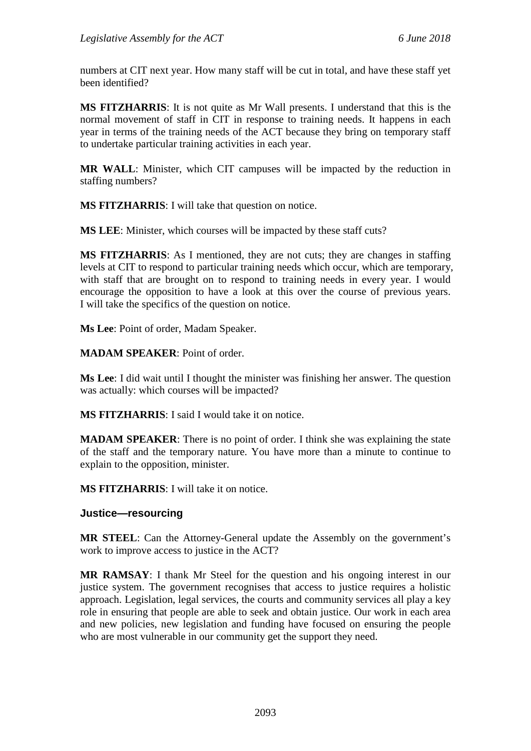numbers at CIT next year. How many staff will be cut in total, and have these staff yet been identified?

**MS FITZHARRIS**: It is not quite as Mr Wall presents. I understand that this is the normal movement of staff in CIT in response to training needs. It happens in each year in terms of the training needs of the ACT because they bring on temporary staff to undertake particular training activities in each year.

**MR WALL**: Minister, which CIT campuses will be impacted by the reduction in staffing numbers?

**MS FITZHARRIS**: I will take that question on notice.

**MS LEE**: Minister, which courses will be impacted by these staff cuts?

**MS FITZHARRIS**: As I mentioned, they are not cuts; they are changes in staffing levels at CIT to respond to particular training needs which occur, which are temporary, with staff that are brought on to respond to training needs in every year. I would encourage the opposition to have a look at this over the course of previous years. I will take the specifics of the question on notice.

**Ms Lee**: Point of order, Madam Speaker.

**MADAM SPEAKER**: Point of order.

**Ms Lee**: I did wait until I thought the minister was finishing her answer. The question was actually: which courses will be impacted?

**MS FITZHARRIS**: I said I would take it on notice.

**MADAM SPEAKER**: There is no point of order. I think she was explaining the state of the staff and the temporary nature. You have more than a minute to continue to explain to the opposition, minister.

**MS FITZHARRIS**: I will take it on notice.

### Justice—resourcing

**MR STEEL**: Can the Attorney-General update the Assembly on the government's work to improve access to justice in the ACT?

**MR RAMSAY**: I thank Mr Steel for the question and his ongoing interest in our justice system. The government recognises that access to justice requires a holistic approach. Legislation, legal services, the courts and community services all play a key role in ensuring that people are able to seek and obtain justice. Our work in each area and new policies, new legislation and funding have focused on ensuring the people who are most vulnerable in our community get the support they need.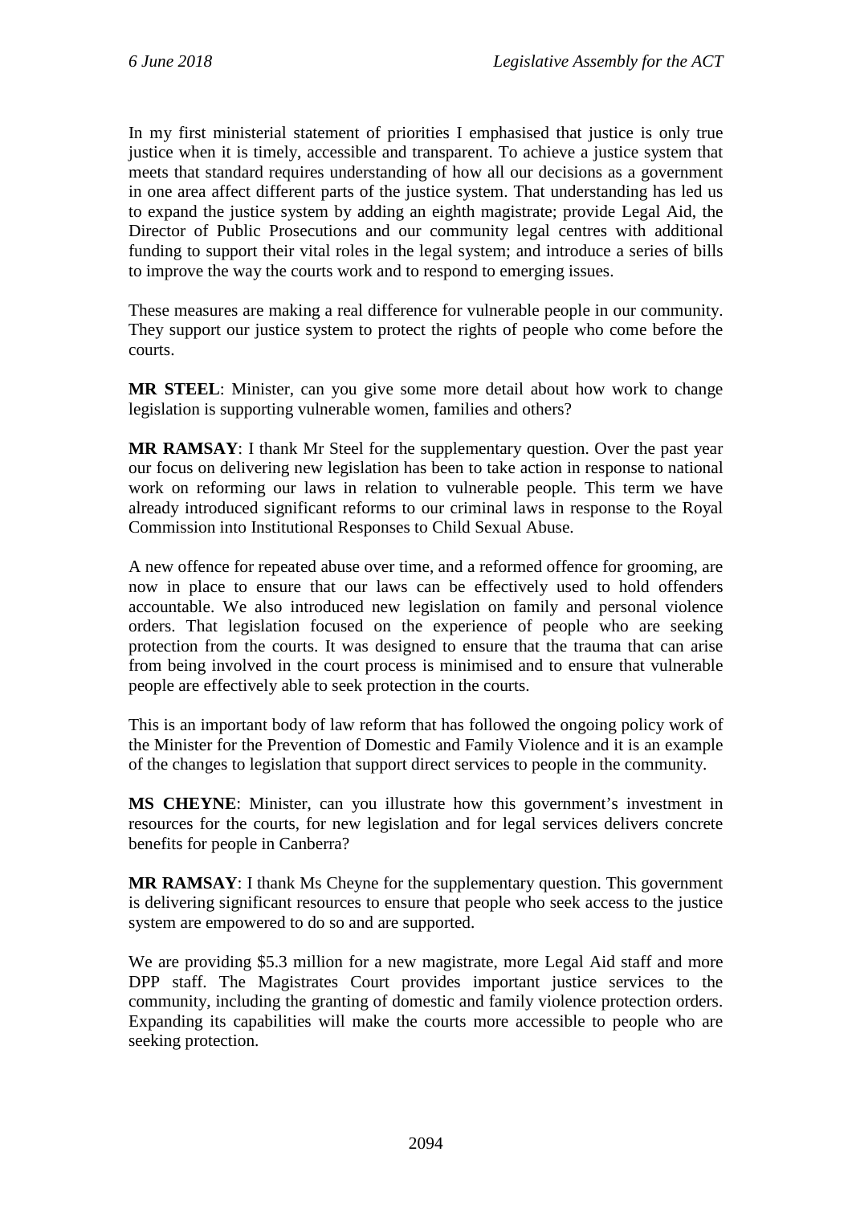In my first ministerial statement of priorities I emphasised that justice is only true justice when it is timely, accessible and transparent. To achieve a justice system that meets that standard requires understanding of how all our decisions as a government in one area affect different parts of the justice system. That understanding has led us to expand the justice system by adding an eighth magistrate; provide Legal Aid, the Director of Public Prosecutions and our community legal centres with additional funding to support their vital roles in the legal system; and introduce a series of bills to improve the way the courts work and to respond to emerging issues.

These measures are making a real difference for vulnerable people in our community. They support our justice system to protect the rights of people who come before the courts.

**MR STEEL**: Minister, can you give some more detail about how work to change legislation is supporting vulnerable women, families and others?

**MR RAMSAY**: I thank Mr Steel for the supplementary question. Over the past year our focus on delivering new legislation has been to take action in response to national work on reforming our laws in relation to vulnerable people. This term we have already introduced significant reforms to our criminal laws in response to the Royal Commission into Institutional Responses to Child Sexual Abuse.

A new offence for repeated abuse over time, and a reformed offence for grooming, are now in place to ensure that our laws can be effectively used to hold offenders accountable. We also introduced new legislation on family and personal violence orders. That legislation focused on the experience of people who are seeking protection from the courts. It was designed to ensure that the trauma that can arise from being involved in the court process is minimised and to ensure that vulnerable people are effectively able to seek protection in the courts.

This is an important body of law reform that has followed the ongoing policy work of the Minister for the Prevention of Domestic and Family Violence and it is an example of the changes to legislation that support direct services to people in the community.

**MS CHEYNE**: Minister, can you illustrate how this government's investment in resources for the courts, for new legislation and for legal services delivers concrete benefits for people in Canberra?

**MR RAMSAY**: I thank Ms Cheyne for the supplementary question. This government is delivering significant resources to ensure that people who seek access to the justice system are empowered to do so and are supported.

We are providing $5.3 million for a new magistrate, more Legal Aid staff and more DPP staff. The Magistrates Court provides important justice services to the community, including the granting of domestic and family violence protection orders. Expanding its capabilities will make the courts more accessible to people who are seeking protection.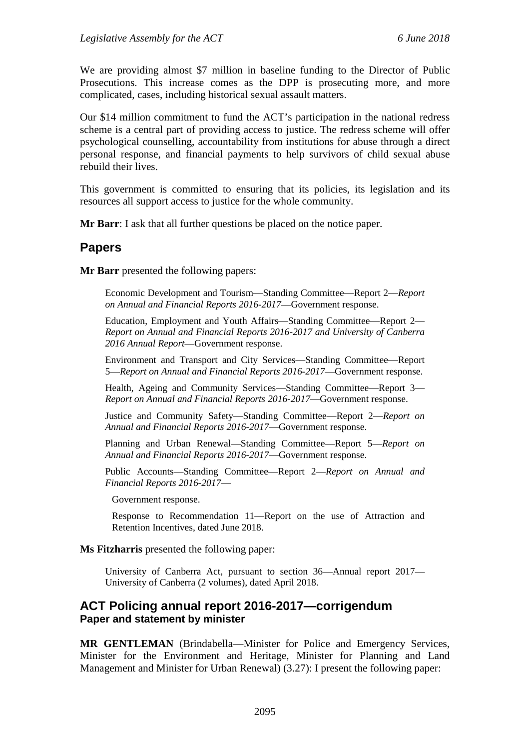We are providing almost $7 million in baseline funding to the Director of Public Prosecutions. This increase comes as the DPP is prosecuting more, and more complicated, cases, including historical sexual assault matters.

Our $14 million commitment to fund the ACT's participation in the national redress scheme is a central part of providing access to justice. The redress scheme will offer psychological counselling, accountability from institutions for abuse through a direct personal response, and financial payments to help survivors of child sexual abuse rebuild their lives.

This government is committed to ensuring that its policies, its legislation and its resources all support access to justice for the whole community.

**Mr Barr**: I ask that all further questions be placed on the notice paper.

## Papers

**Mr Barr** presented the following papers:

> Economic Development and Tourism—Standing Committee—Report 2—*Report on Annual and Financial Reports 2016-2017*—Government response.
>
> Education, Employment and Youth Affairs—Standing Committee—Report 2—*Report on Annual and Financial Reports 2016-2017 and University of Canberra 2016 Annual Report*—Government response.
>
> Environment and Transport and City Services—Standing Committee—Report 5—*Report on Annual and Financial Reports 2016-2017*—Government response.
>
> Health, Ageing and Community Services—Standing Committee—Report 3—*Report on Annual and Financial Reports 2016-2017*—Government response.
>
> Justice and Community Safety—Standing Committee—Report 2—*Report on Annual and Financial Reports 2016-2017*—Government response.
>
> Planning and Urban Renewal—Standing Committee—Report 5—*Report on Annual and Financial Reports 2016-2017*—Government response.
>
> Public Accounts—Standing Committee—Report 2—*Report on Annual and Financial Reports 2016-2017*—
>
> Government response.
>
> Response to Recommendation 11—Report on the use of Attraction and Retention Incentives, dated June 2018.

**Ms Fitzharris** presented the following paper:

> University of Canberra Act, pursuant to section 36—Annual report 2017—University of Canberra (2 volumes), dated April 2018.

## ACT Policing annual report 2016-2017—corrigendum

### Paper and statement by minister

**MR GENTLEMAN** (Brindabella—Minister for Police and Emergency Services, Minister for the Environment and Heritage, Minister for Planning and Land Management and Minister for Urban Renewal) (3.27): I present the following paper: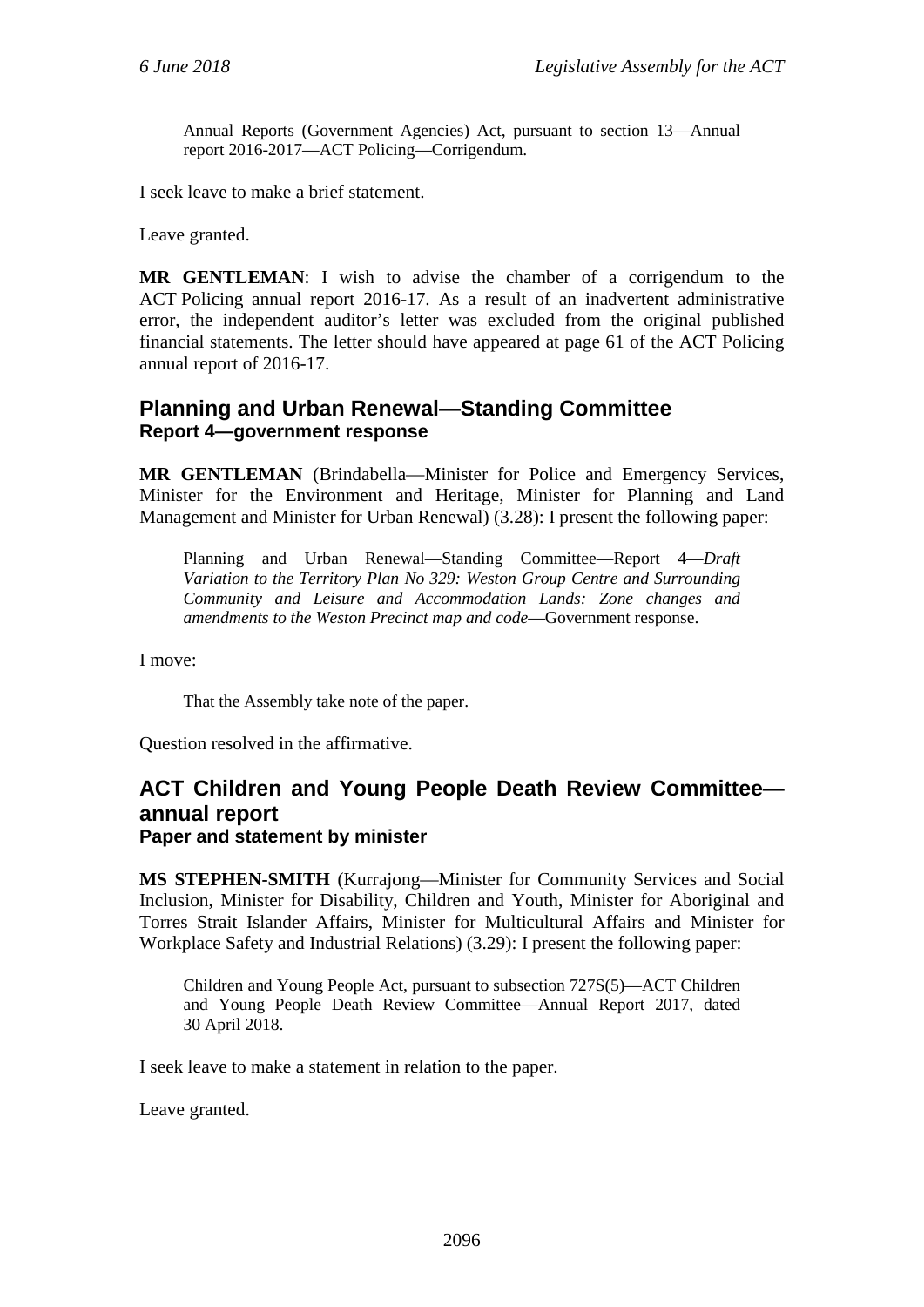> Annual Reports (Government Agencies) Act, pursuant to section 13—Annual report 2016-2017—ACT Policing—Corrigendum.

I seek leave to make a brief statement.

Leave granted.

**MR GENTLEMAN**: I wish to advise the chamber of a corrigendum to the ACT Policing annual report 2016-17. As a result of an inadvertent administrative error, the independent auditor's letter was excluded from the original published financial statements. The letter should have appeared at page 61 of the ACT Policing annual report of 2016-17.

## Planning and Urban Renewal—Standing Committee

### Report 4—government response

**MR GENTLEMAN** (Brindabella—Minister for Police and Emergency Services, Minister for the Environment and Heritage, Minister for Planning and Land Management and Minister for Urban Renewal) (3.28): I present the following paper:

> Planning and Urban Renewal—Standing Committee—Report 4—*Draft Variation to the Territory Plan No 329: Weston Group Centre and Surrounding Community and Leisure and Accommodation Lands: Zone changes and amendments to the Weston Precinct map and code*—Government response.

I move:

> That the Assembly take note of the paper.

Question resolved in the affirmative.

## ACT Children and Young People Death Review Committee—annual report

### Paper and statement by minister

**MS STEPHEN-SMITH** (Kurrajong—Minister for Community Services and Social Inclusion, Minister for Disability, Children and Youth, Minister for Aboriginal and Torres Strait Islander Affairs, Minister for Multicultural Affairs and Minister for Workplace Safety and Industrial Relations) (3.29): I present the following paper:

> Children and Young People Act, pursuant to subsection 727S(5)—ACT Children and Young People Death Review Committee—Annual Report 2017, dated 30 April 2018.

I seek leave to make a statement in relation to the paper.

Leave granted.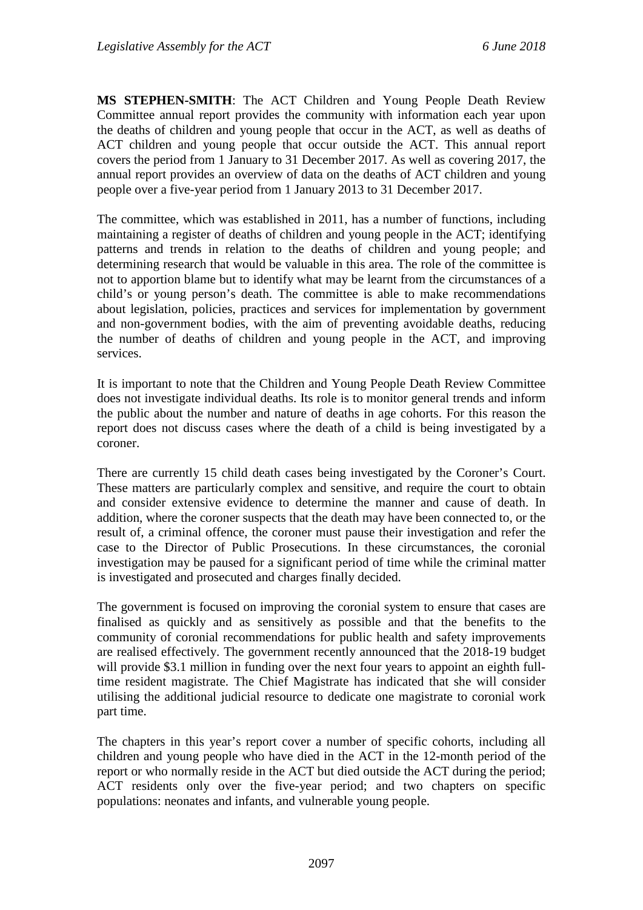**MS STEPHEN-SMITH**: The ACT Children and Young People Death Review Committee annual report provides the community with information each year upon the deaths of children and young people that occur in the ACT, as well as deaths of ACT children and young people that occur outside the ACT. This annual report covers the period from 1 January to 31 December 2017. As well as covering 2017, the annual report provides an overview of data on the deaths of ACT children and young people over a five-year period from 1 January 2013 to 31 December 2017.

The committee, which was established in 2011, has a number of functions, including maintaining a register of deaths of children and young people in the ACT; identifying patterns and trends in relation to the deaths of children and young people; and determining research that would be valuable in this area. The role of the committee is not to apportion blame but to identify what may be learnt from the circumstances of a child's or young person's death. The committee is able to make recommendations about legislation, policies, practices and services for implementation by government and non-government bodies, with the aim of preventing avoidable deaths, reducing the number of deaths of children and young people in the ACT, and improving services.

It is important to note that the Children and Young People Death Review Committee does not investigate individual deaths. Its role is to monitor general trends and inform the public about the number and nature of deaths in age cohorts. For this reason the report does not discuss cases where the death of a child is being investigated by a coroner.

There are currently 15 child death cases being investigated by the Coroner's Court. These matters are particularly complex and sensitive, and require the court to obtain and consider extensive evidence to determine the manner and cause of death. In addition, where the coroner suspects that the death may have been connected to, or the result of, a criminal offence, the coroner must pause their investigation and refer the case to the Director of Public Prosecutions. In these circumstances, the coronial investigation may be paused for a significant period of time while the criminal matter is investigated and prosecuted and charges finally decided.

The government is focused on improving the coronial system to ensure that cases are finalised as quickly and as sensitively as possible and that the benefits to the community of coronial recommendations for public health and safety improvements are realised effectively. The government recently announced that the 2018-19 budget will provide $3.1 million in funding over the next four years to appoint an eighth full-time resident magistrate. The Chief Magistrate has indicated that she will consider utilising the additional judicial resource to dedicate one magistrate to coronial work part time.

The chapters in this year's report cover a number of specific cohorts, including all children and young people who have died in the ACT in the 12-month period of the report or who normally reside in the ACT but died outside the ACT during the period; ACT residents only over the five-year period; and two chapters on specific populations: neonates and infants, and vulnerable young people.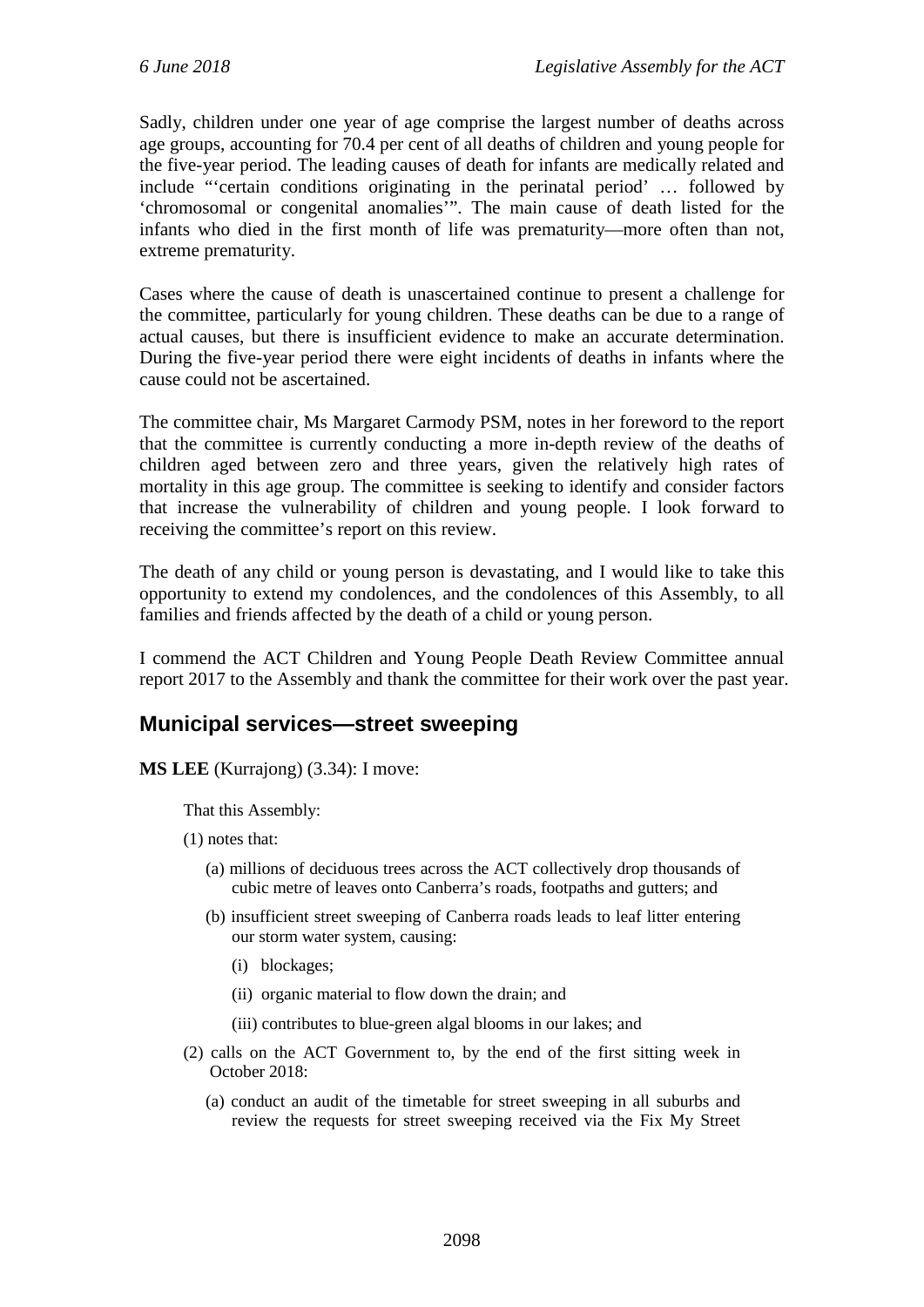Sadly, children under one year of age comprise the largest number of deaths across age groups, accounting for 70.4 per cent of all deaths of children and young people for the five-year period. The leading causes of death for infants are medically related and include "'certain conditions originating in the perinatal period' … followed by 'chromosomal or congenital anomalies'". The main cause of death listed for the infants who died in the first month of life was prematurity—more often than not, extreme prematurity.

Cases where the cause of death is unascertained continue to present a challenge for the committee, particularly for young children. These deaths can be due to a range of actual causes, but there is insufficient evidence to make an accurate determination. During the five-year period there were eight incidents of deaths in infants where the cause could not be ascertained.

The committee chair, Ms Margaret Carmody PSM, notes in her foreword to the report that the committee is currently conducting a more in-depth review of the deaths of children aged between zero and three years, given the relatively high rates of mortality in this age group. The committee is seeking to identify and consider factors that increase the vulnerability of children and young people. I look forward to receiving the committee's report on this review.

The death of any child or young person is devastating, and I would like to take this opportunity to extend my condolences, and the condolences of this Assembly, to all families and friends affected by the death of a child or young person.

I commend the ACT Children and Young People Death Review Committee annual report 2017 to the Assembly and thank the committee for their work over the past year.

## Municipal services—street sweeping

**MS LEE** (Kurrajong) (3.34): I move:

> That this Assembly:
>
> (1) notes that:
>
> (a) millions of deciduous trees across the ACT collectively drop thousands of cubic metre of leaves onto Canberra's roads, footpaths and gutters; and
>
> (b) insufficient street sweeping of Canberra roads leads to leaf litter entering our storm water system, causing:
>
> (i) blockages;
>
> (ii) organic material to flow down the drain; and
>
> (iii) contributes to blue-green algal blooms in our lakes; and
>
> (2) calls on the ACT Government to, by the end of the first sitting week in October 2018:
>
> (a) conduct an audit of the timetable for street sweeping in all suburbs and review the requests for street sweeping received via the Fix My Street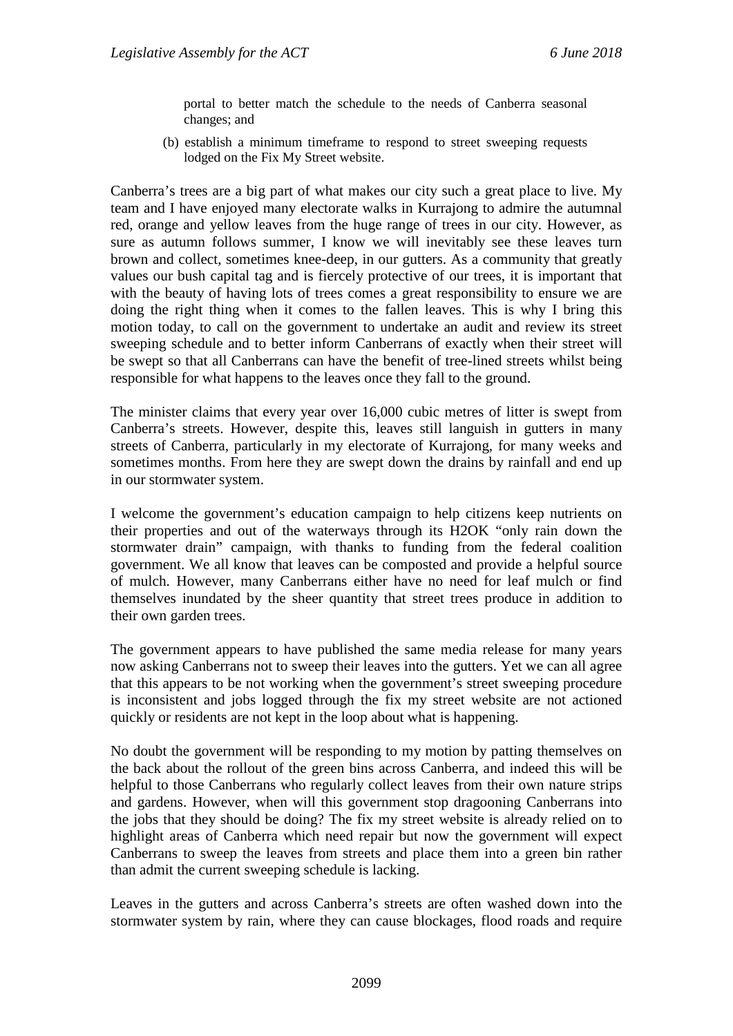portal to better match the schedule to the needs of Canberra seasonal changes; and

(b) establish a minimum timeframe to respond to street sweeping requests lodged on the Fix My Street website.

Canberra's trees are a big part of what makes our city such a great place to live. My team and I have enjoyed many electorate walks in Kurrajong to admire the autumnal red, orange and yellow leaves from the huge range of trees in our city. However, as sure as autumn follows summer, I know we will inevitably see these leaves turn brown and collect, sometimes knee-deep, in our gutters. As a community that greatly values our bush capital tag and is fiercely protective of our trees, it is important that with the beauty of having lots of trees comes a great responsibility to ensure we are doing the right thing when it comes to the fallen leaves. This is why I bring this motion today, to call on the government to undertake an audit and review its street sweeping schedule and to better inform Canberrans of exactly when their street will be swept so that all Canberrans can have the benefit of tree-lined streets whilst being responsible for what happens to the leaves once they fall to the ground.

The minister claims that every year over 16,000 cubic metres of litter is swept from Canberra's streets. However, despite this, leaves still languish in gutters in many streets of Canberra, particularly in my electorate of Kurrajong, for many weeks and sometimes months. From here they are swept down the drains by rainfall and end up in our stormwater system.

I welcome the government's education campaign to help citizens keep nutrients on their properties and out of the waterways through its H2OK "only rain down the stormwater drain" campaign, with thanks to funding from the federal coalition government. We all know that leaves can be composted and provide a helpful source of mulch. However, many Canberrans either have no need for leaf mulch or find themselves inundated by the sheer quantity that street trees produce in addition to their own garden trees.

The government appears to have published the same media release for many years now asking Canberrans not to sweep their leaves into the gutters. Yet we can all agree that this appears to be not working when the government's street sweeping procedure is inconsistent and jobs logged through the fix my street website are not actioned quickly or residents are not kept in the loop about what is happening.

No doubt the government will be responding to my motion by patting themselves on the back about the rollout of the green bins across Canberra, and indeed this will be helpful to those Canberrans who regularly collect leaves from their own nature strips and gardens. However, when will this government stop dragooning Canberrans into the jobs that they should be doing? The fix my street website is already relied on to highlight areas of Canberra which need repair but now the government will expect Canberrans to sweep the leaves from streets and place them into a green bin rather than admit the current sweeping schedule is lacking.

Leaves in the gutters and across Canberra's streets are often washed down into the stormwater system by rain, where they can cause blockages, flood roads and require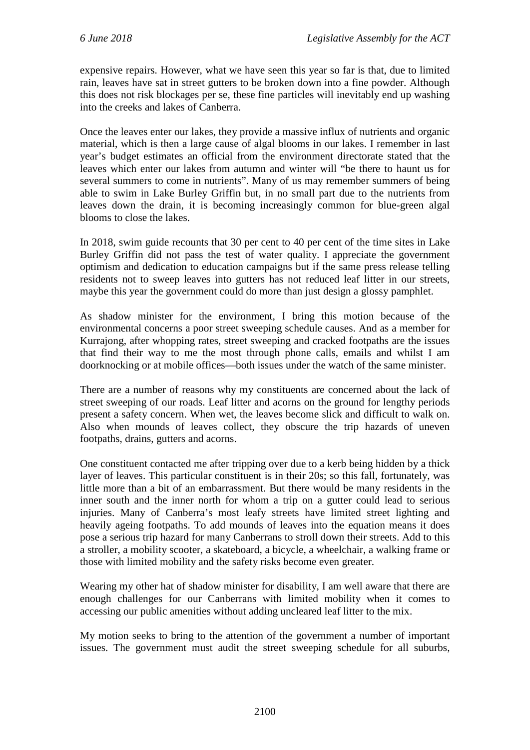expensive repairs. However, what we have seen this year so far is that, due to limited rain, leaves have sat in street gutters to be broken down into a fine powder. Although this does not risk blockages per se, these fine particles will inevitably end up washing into the creeks and lakes of Canberra.

Once the leaves enter our lakes, they provide a massive influx of nutrients and organic material, which is then a large cause of algal blooms in our lakes. I remember in last year's budget estimates an official from the environment directorate stated that the leaves which enter our lakes from autumn and winter will "be there to haunt us for several summers to come in nutrients". Many of us may remember summers of being able to swim in Lake Burley Griffin but, in no small part due to the nutrients from leaves down the drain, it is becoming increasingly common for blue-green algal blooms to close the lakes.

In 2018, swim guide recounts that 30 per cent to 40 per cent of the time sites in Lake Burley Griffin did not pass the test of water quality. I appreciate the government optimism and dedication to education campaigns but if the same press release telling residents not to sweep leaves into gutters has not reduced leaf litter in our streets, maybe this year the government could do more than just design a glossy pamphlet.

As shadow minister for the environment, I bring this motion because of the environmental concerns a poor street sweeping schedule causes. And as a member for Kurrajong, after whopping rates, street sweeping and cracked footpaths are the issues that find their way to me the most through phone calls, emails and whilst I am doorknocking or at mobile offices—both issues under the watch of the same minister.

There are a number of reasons why my constituents are concerned about the lack of street sweeping of our roads. Leaf litter and acorns on the ground for lengthy periods present a safety concern. When wet, the leaves become slick and difficult to walk on. Also when mounds of leaves collect, they obscure the trip hazards of uneven footpaths, drains, gutters and acorns.

One constituent contacted me after tripping over due to a kerb being hidden by a thick layer of leaves. This particular constituent is in their 20s; so this fall, fortunately, was little more than a bit of an embarrassment. But there would be many residents in the inner south and the inner north for whom a trip on a gutter could lead to serious injuries. Many of Canberra's most leafy streets have limited street lighting and heavily ageing footpaths. To add mounds of leaves into the equation means it does pose a serious trip hazard for many Canberrans to stroll down their streets. Add to this a stroller, a mobility scooter, a skateboard, a bicycle, a wheelchair, a walking frame or those with limited mobility and the safety risks become even greater.

Wearing my other hat of shadow minister for disability, I am well aware that there are enough challenges for our Canberrans with limited mobility when it comes to accessing our public amenities without adding uncleared leaf litter to the mix.

My motion seeks to bring to the attention of the government a number of important issues. The government must audit the street sweeping schedule for all suburbs,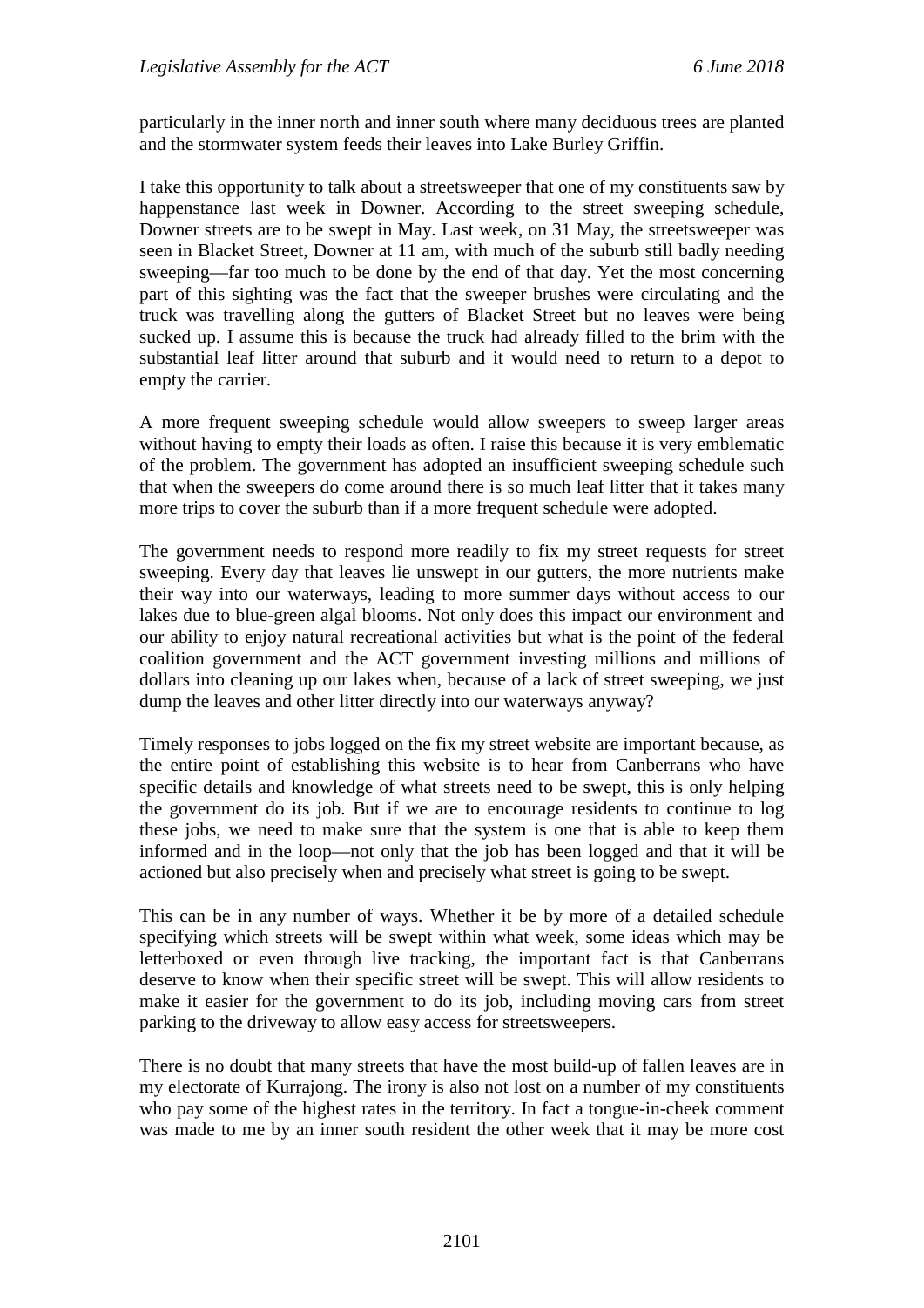particularly in the inner north and inner south where many deciduous trees are planted and the stormwater system feeds their leaves into Lake Burley Griffin.

I take this opportunity to talk about a streetsweeper that one of my constituents saw by happenstance last week in Downer. According to the street sweeping schedule, Downer streets are to be swept in May. Last week, on 31 May, the streetsweeper was seen in Blacket Street, Downer at 11 am, with much of the suburb still badly needing sweeping—far too much to be done by the end of that day. Yet the most concerning part of this sighting was the fact that the sweeper brushes were circulating and the truck was travelling along the gutters of Blacket Street but no leaves were being sucked up. I assume this is because the truck had already filled to the brim with the substantial leaf litter around that suburb and it would need to return to a depot to empty the carrier.

A more frequent sweeping schedule would allow sweepers to sweep larger areas without having to empty their loads as often. I raise this because it is very emblematic of the problem. The government has adopted an insufficient sweeping schedule such that when the sweepers do come around there is so much leaf litter that it takes many more trips to cover the suburb than if a more frequent schedule were adopted.

The government needs to respond more readily to fix my street requests for street sweeping. Every day that leaves lie unswept in our gutters, the more nutrients make their way into our waterways, leading to more summer days without access to our lakes due to blue-green algal blooms. Not only does this impact our environment and our ability to enjoy natural recreational activities but what is the point of the federal coalition government and the ACT government investing millions and millions of dollars into cleaning up our lakes when, because of a lack of street sweeping, we just dump the leaves and other litter directly into our waterways anyway?

Timely responses to jobs logged on the fix my street website are important because, as the entire point of establishing this website is to hear from Canberrans who have specific details and knowledge of what streets need to be swept, this is only helping the government do its job. But if we are to encourage residents to continue to log these jobs, we need to make sure that the system is one that is able to keep them informed and in the loop—not only that the job has been logged and that it will be actioned but also precisely when and precisely what street is going to be swept.

This can be in any number of ways. Whether it be by more of a detailed schedule specifying which streets will be swept within what week, some ideas which may be letterboxed or even through live tracking, the important fact is that Canberrans deserve to know when their specific street will be swept. This will allow residents to make it easier for the government to do its job, including moving cars from street parking to the driveway to allow easy access for streetsweepers.

There is no doubt that many streets that have the most build-up of fallen leaves are in my electorate of Kurrajong. The irony is also not lost on a number of my constituents who pay some of the highest rates in the territory. In fact a tongue-in-cheek comment was made to me by an inner south resident the other week that it may be more cost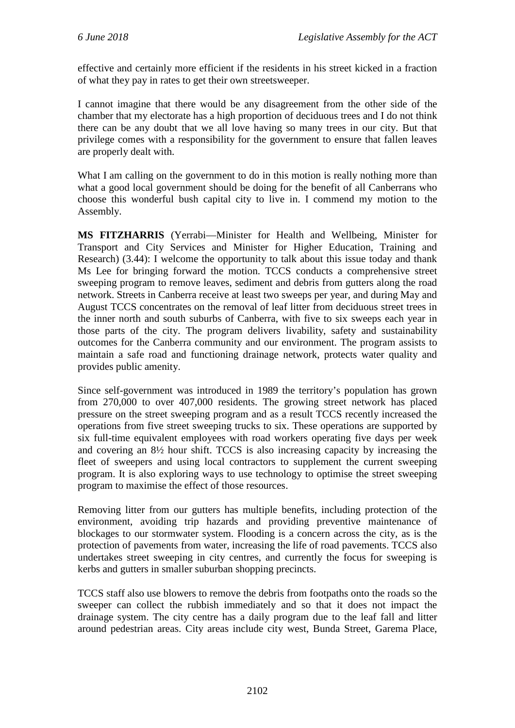effective and certainly more efficient if the residents in his street kicked in a fraction of what they pay in rates to get their own streetsweeper.

I cannot imagine that there would be any disagreement from the other side of the chamber that my electorate has a high proportion of deciduous trees and I do not think there can be any doubt that we all love having so many trees in our city. But that privilege comes with a responsibility for the government to ensure that fallen leaves are properly dealt with.

What I am calling on the government to do in this motion is really nothing more than what a good local government should be doing for the benefit of all Canberrans who choose this wonderful bush capital city to live in. I commend my motion to the Assembly.

**MS FITZHARRIS** (Yerrabi—Minister for Health and Wellbeing, Minister for Transport and City Services and Minister for Higher Education, Training and Research) (3.44): I welcome the opportunity to talk about this issue today and thank Ms Lee for bringing forward the motion. TCCS conducts a comprehensive street sweeping program to remove leaves, sediment and debris from gutters along the road network. Streets in Canberra receive at least two sweeps per year, and during May and August TCCS concentrates on the removal of leaf litter from deciduous street trees in the inner north and south suburbs of Canberra, with five to six sweeps each year in those parts of the city. The program delivers livability, safety and sustainability outcomes for the Canberra community and our environment. The program assists to maintain a safe road and functioning drainage network, protects water quality and provides public amenity.

Since self-government was introduced in 1989 the territory's population has grown from 270,000 to over 407,000 residents. The growing street network has placed pressure on the street sweeping program and as a result TCCS recently increased the operations from five street sweeping trucks to six. These operations are supported by six full-time equivalent employees with road workers operating five days per week and covering an 8½ hour shift. TCCS is also increasing capacity by increasing the fleet of sweepers and using local contractors to supplement the current sweeping program. It is also exploring ways to use technology to optimise the street sweeping program to maximise the effect of those resources.

Removing litter from our gutters has multiple benefits, including protection of the environment, avoiding trip hazards and providing preventive maintenance of blockages to our stormwater system. Flooding is a concern across the city, as is the protection of pavements from water, increasing the life of road pavements. TCCS also undertakes street sweeping in city centres, and currently the focus for sweeping is kerbs and gutters in smaller suburban shopping precincts.

TCCS staff also use blowers to remove the debris from footpaths onto the roads so the sweeper can collect the rubbish immediately and so that it does not impact the drainage system. The city centre has a daily program due to the leaf fall and litter around pedestrian areas. City areas include city west, Bunda Street, Garema Place,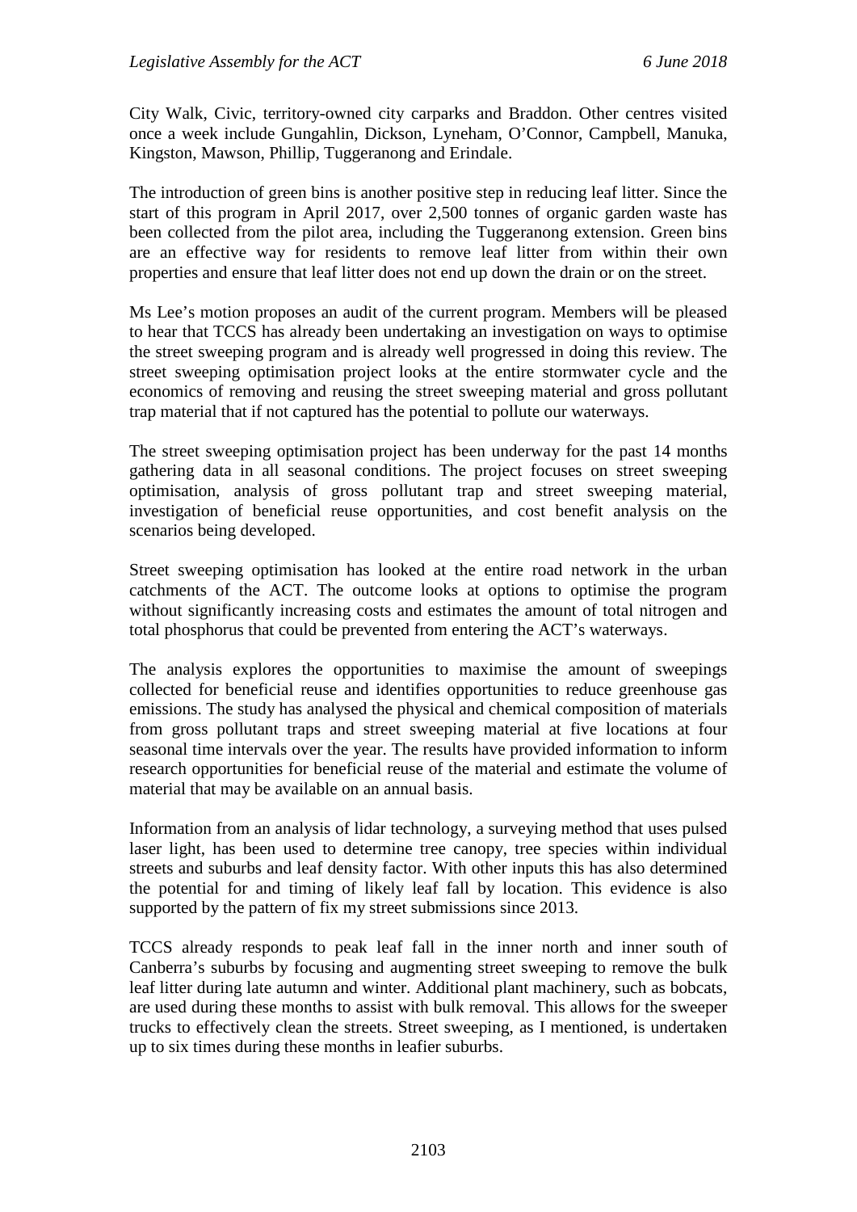City Walk, Civic, territory-owned city carparks and Braddon. Other centres visited once a week include Gungahlin, Dickson, Lyneham, O'Connor, Campbell, Manuka, Kingston, Mawson, Phillip, Tuggeranong and Erindale.

The introduction of green bins is another positive step in reducing leaf litter. Since the start of this program in April 2017, over 2,500 tonnes of organic garden waste has been collected from the pilot area, including the Tuggeranong extension. Green bins are an effective way for residents to remove leaf litter from within their own properties and ensure that leaf litter does not end up down the drain or on the street.

Ms Lee's motion proposes an audit of the current program. Members will be pleased to hear that TCCS has already been undertaking an investigation on ways to optimise the street sweeping program and is already well progressed in doing this review. The street sweeping optimisation project looks at the entire stormwater cycle and the economics of removing and reusing the street sweeping material and gross pollutant trap material that if not captured has the potential to pollute our waterways.

The street sweeping optimisation project has been underway for the past 14 months gathering data in all seasonal conditions. The project focuses on street sweeping optimisation, analysis of gross pollutant trap and street sweeping material, investigation of beneficial reuse opportunities, and cost benefit analysis on the scenarios being developed.

Street sweeping optimisation has looked at the entire road network in the urban catchments of the ACT. The outcome looks at options to optimise the program without significantly increasing costs and estimates the amount of total nitrogen and total phosphorus that could be prevented from entering the ACT's waterways.

The analysis explores the opportunities to maximise the amount of sweepings collected for beneficial reuse and identifies opportunities to reduce greenhouse gas emissions. The study has analysed the physical and chemical composition of materials from gross pollutant traps and street sweeping material at five locations at four seasonal time intervals over the year. The results have provided information to inform research opportunities for beneficial reuse of the material and estimate the volume of material that may be available on an annual basis.

Information from an analysis of lidar technology, a surveying method that uses pulsed laser light, has been used to determine tree canopy, tree species within individual streets and suburbs and leaf density factor. With other inputs this has also determined the potential for and timing of likely leaf fall by location. This evidence is also supported by the pattern of fix my street submissions since 2013.

TCCS already responds to peak leaf fall in the inner north and inner south of Canberra's suburbs by focusing and augmenting street sweeping to remove the bulk leaf litter during late autumn and winter. Additional plant machinery, such as bobcats, are used during these months to assist with bulk removal. This allows for the sweeper trucks to effectively clean the streets. Street sweeping, as I mentioned, is undertaken up to six times during these months in leafier suburbs.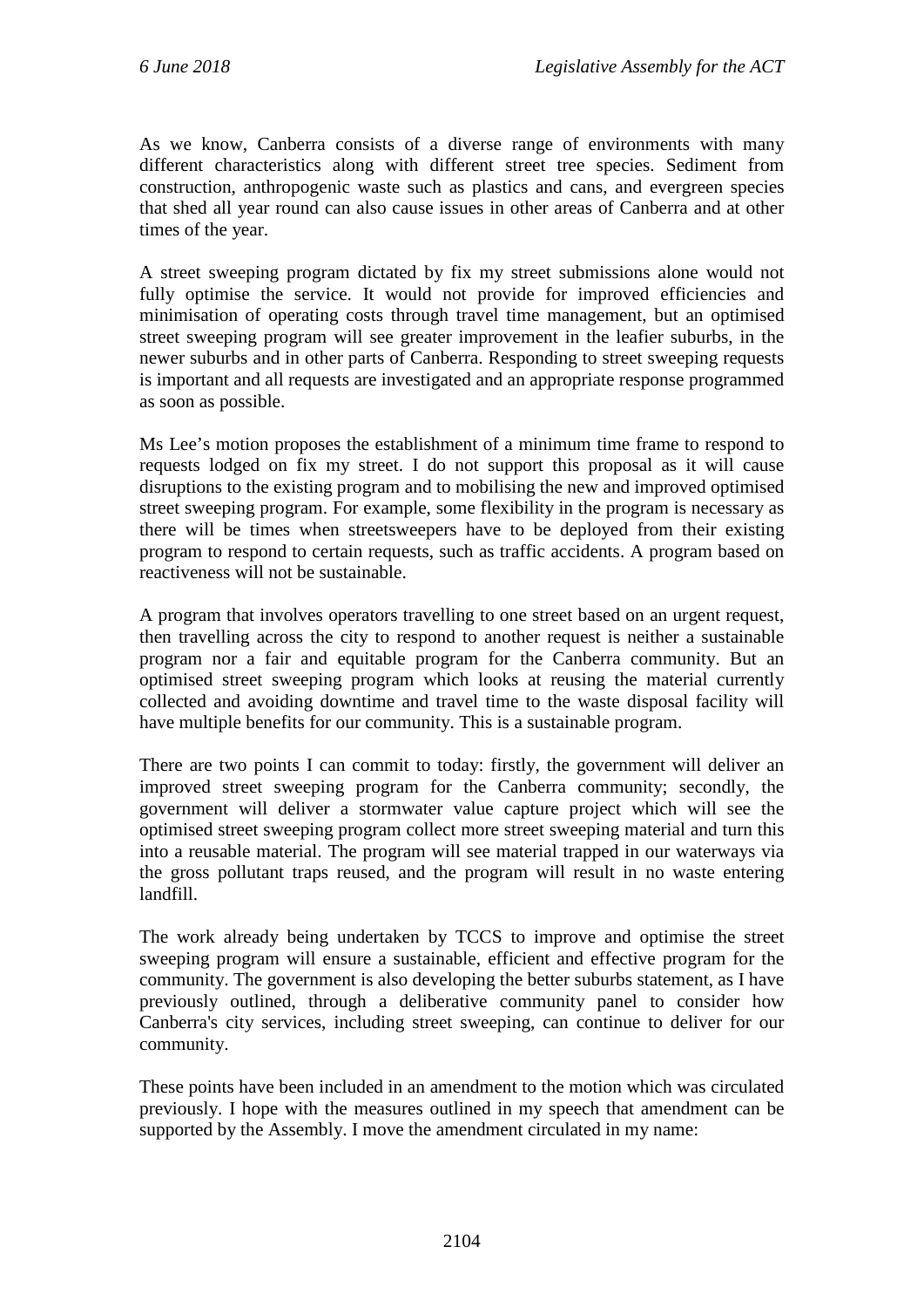As we know, Canberra consists of a diverse range of environments with many different characteristics along with different street tree species. Sediment from construction, anthropogenic waste such as plastics and cans, and evergreen species that shed all year round can also cause issues in other areas of Canberra and at other times of the year.

A street sweeping program dictated by fix my street submissions alone would not fully optimise the service. It would not provide for improved efficiencies and minimisation of operating costs through travel time management, but an optimised street sweeping program will see greater improvement in the leafier suburbs, in the newer suburbs and in other parts of Canberra. Responding to street sweeping requests is important and all requests are investigated and an appropriate response programmed as soon as possible.

Ms Lee's motion proposes the establishment of a minimum time frame to respond to requests lodged on fix my street. I do not support this proposal as it will cause disruptions to the existing program and to mobilising the new and improved optimised street sweeping program. For example, some flexibility in the program is necessary as there will be times when streetsweepers have to be deployed from their existing program to respond to certain requests, such as traffic accidents. A program based on reactiveness will not be sustainable.

A program that involves operators travelling to one street based on an urgent request, then travelling across the city to respond to another request is neither a sustainable program nor a fair and equitable program for the Canberra community. But an optimised street sweeping program which looks at reusing the material currently collected and avoiding downtime and travel time to the waste disposal facility will have multiple benefits for our community. This is a sustainable program.

There are two points I can commit to today: firstly, the government will deliver an improved street sweeping program for the Canberra community; secondly, the government will deliver a stormwater value capture project which will see the optimised street sweeping program collect more street sweeping material and turn this into a reusable material. The program will see material trapped in our waterways via the gross pollutant traps reused, and the program will result in no waste entering landfill.

The work already being undertaken by TCCS to improve and optimise the street sweeping program will ensure a sustainable, efficient and effective program for the community. The government is also developing the better suburbs statement, as I have previously outlined, through a deliberative community panel to consider how Canberra's city services, including street sweeping, can continue to deliver for our community.

These points have been included in an amendment to the motion which was circulated previously. I hope with the measures outlined in my speech that amendment can be supported by the Assembly. I move the amendment circulated in my name: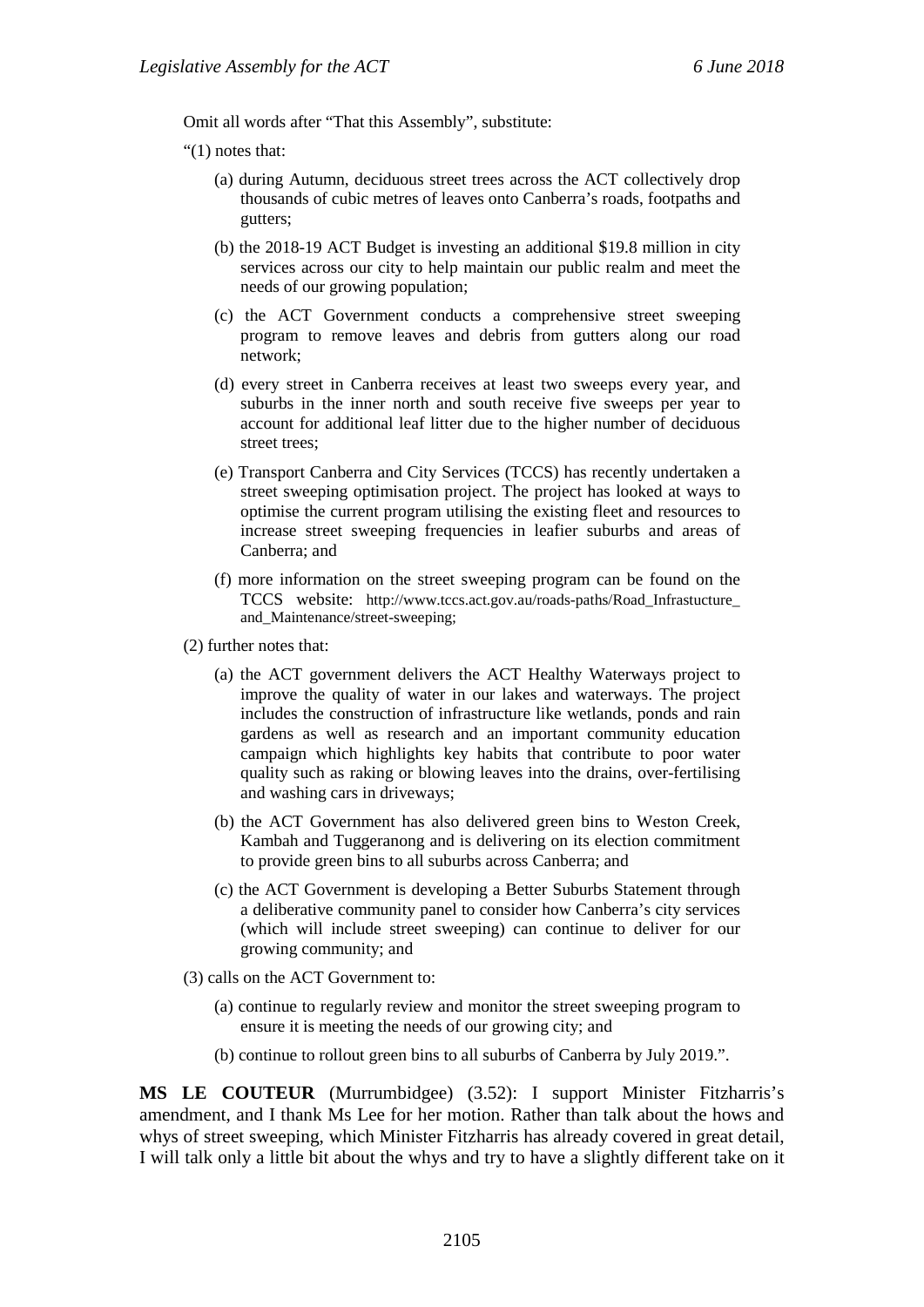Omit all words after "That this Assembly", substitute:

"(1) notes that:

- (a) during Autumn, deciduous street trees across the ACT collectively drop thousands of cubic metres of leaves onto Canberra's roads, footpaths and gutters;
- (b) the 2018-19 ACT Budget is investing an additional $19.8 million in city services across our city to help maintain our public realm and meet the needs of our growing population;
- (c) the ACT Government conducts a comprehensive street sweeping program to remove leaves and debris from gutters along our road network;
- (d) every street in Canberra receives at least two sweeps every year, and suburbs in the inner north and south receive five sweeps per year to account for additional leaf litter due to the higher number of deciduous street trees;
- (e) Transport Canberra and City Services (TCCS) has recently undertaken a street sweeping optimisation project. The project has looked at ways to optimise the current program utilising the existing fleet and resources to increase street sweeping frequencies in leafier suburbs and areas of Canberra; and
- (f) more information on the street sweeping program can be found on the TCCS website: http://www.tccs.act.gov.au/roads-paths/Road_Infrastucture_and_Maintenance/street-sweeping;

(2) further notes that:

- (a) the ACT government delivers the ACT Healthy Waterways project to improve the quality of water in our lakes and waterways. The project includes the construction of infrastructure like wetlands, ponds and rain gardens as well as research and an important community education campaign which highlights key habits that contribute to poor water quality such as raking or blowing leaves into the drains, over-fertilising and washing cars in driveways;
- (b) the ACT Government has also delivered green bins to Weston Creek, Kambah and Tuggeranong and is delivering on its election commitment to provide green bins to all suburbs across Canberra; and
- (c) the ACT Government is developing a Better Suburbs Statement through a deliberative community panel to consider how Canberra's city services (which will include street sweeping) can continue to deliver for our growing community; and

(3) calls on the ACT Government to:

- (a) continue to regularly review and monitor the street sweeping program to ensure it is meeting the needs of our growing city; and
- (b) continue to rollout green bins to all suburbs of Canberra by July 2019.".

**MS LE COUTEUR** (Murrumbidgee) (3.52): I support Minister Fitzharris's amendment, and I thank Ms Lee for her motion. Rather than talk about the hows and whys of street sweeping, which Minister Fitzharris has already covered in great detail, I will talk only a little bit about the whys and try to have a slightly different take on it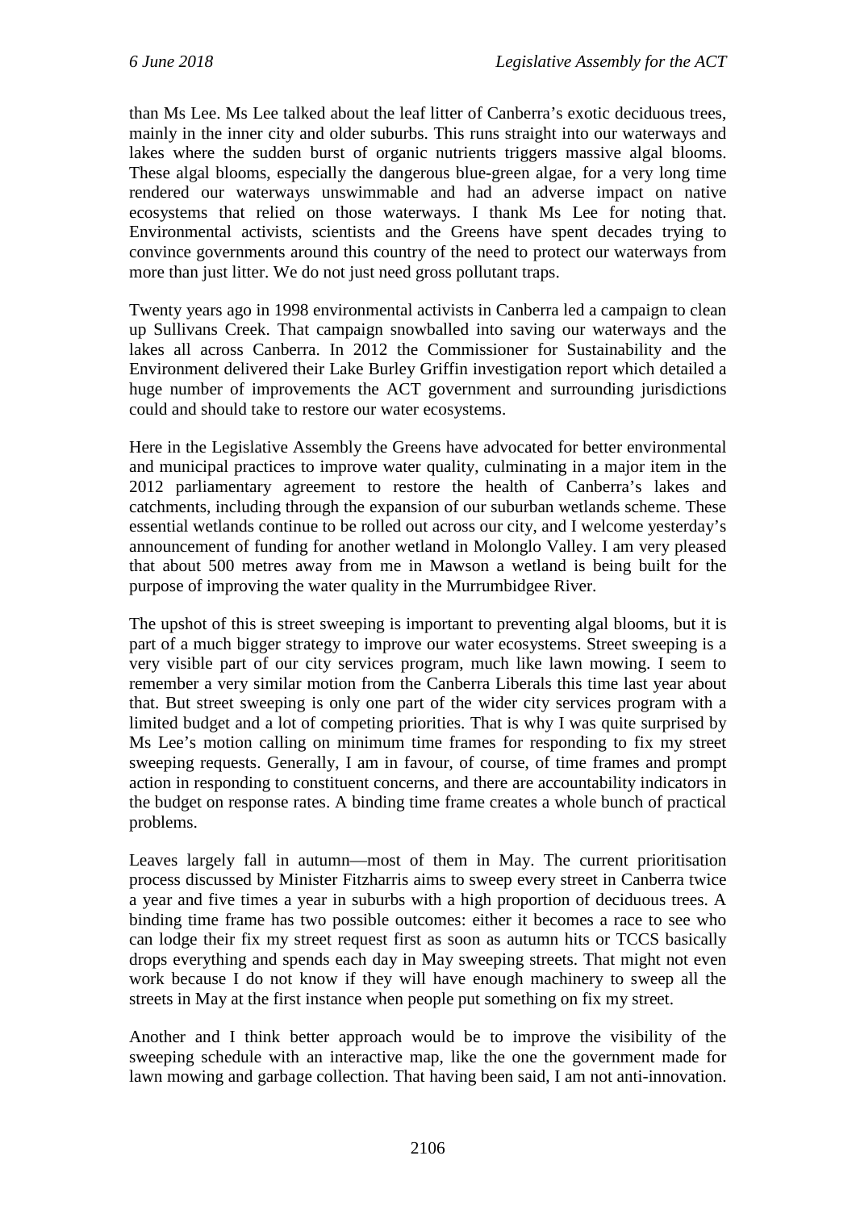than Ms Lee. Ms Lee talked about the leaf litter of Canberra's exotic deciduous trees, mainly in the inner city and older suburbs. This runs straight into our waterways and lakes where the sudden burst of organic nutrients triggers massive algal blooms. These algal blooms, especially the dangerous blue-green algae, for a very long time rendered our waterways unswimmable and had an adverse impact on native ecosystems that relied on those waterways. I thank Ms Lee for noting that. Environmental activists, scientists and the Greens have spent decades trying to convince governments around this country of the need to protect our waterways from more than just litter. We do not just need gross pollutant traps.

Twenty years ago in 1998 environmental activists in Canberra led a campaign to clean up Sullivans Creek. That campaign snowballed into saving our waterways and the lakes all across Canberra. In 2012 the Commissioner for Sustainability and the Environment delivered their Lake Burley Griffin investigation report which detailed a huge number of improvements the ACT government and surrounding jurisdictions could and should take to restore our water ecosystems.

Here in the Legislative Assembly the Greens have advocated for better environmental and municipal practices to improve water quality, culminating in a major item in the 2012 parliamentary agreement to restore the health of Canberra's lakes and catchments, including through the expansion of our suburban wetlands scheme. These essential wetlands continue to be rolled out across our city, and I welcome yesterday's announcement of funding for another wetland in Molonglo Valley. I am very pleased that about 500 metres away from me in Mawson a wetland is being built for the purpose of improving the water quality in the Murrumbidgee River.

The upshot of this is street sweeping is important to preventing algal blooms, but it is part of a much bigger strategy to improve our water ecosystems. Street sweeping is a very visible part of our city services program, much like lawn mowing. I seem to remember a very similar motion from the Canberra Liberals this time last year about that. But street sweeping is only one part of the wider city services program with a limited budget and a lot of competing priorities. That is why I was quite surprised by Ms Lee's motion calling on minimum time frames for responding to fix my street sweeping requests. Generally, I am in favour, of course, of time frames and prompt action in responding to constituent concerns, and there are accountability indicators in the budget on response rates. A binding time frame creates a whole bunch of practical problems.

Leaves largely fall in autumn—most of them in May. The current prioritisation process discussed by Minister Fitzharris aims to sweep every street in Canberra twice a year and five times a year in suburbs with a high proportion of deciduous trees. A binding time frame has two possible outcomes: either it becomes a race to see who can lodge their fix my street request first as soon as autumn hits or TCCS basically drops everything and spends each day in May sweeping streets. That might not even work because I do not know if they will have enough machinery to sweep all the streets in May at the first instance when people put something on fix my street.

Another and I think better approach would be to improve the visibility of the sweeping schedule with an interactive map, like the one the government made for lawn mowing and garbage collection. That having been said, I am not anti-innovation.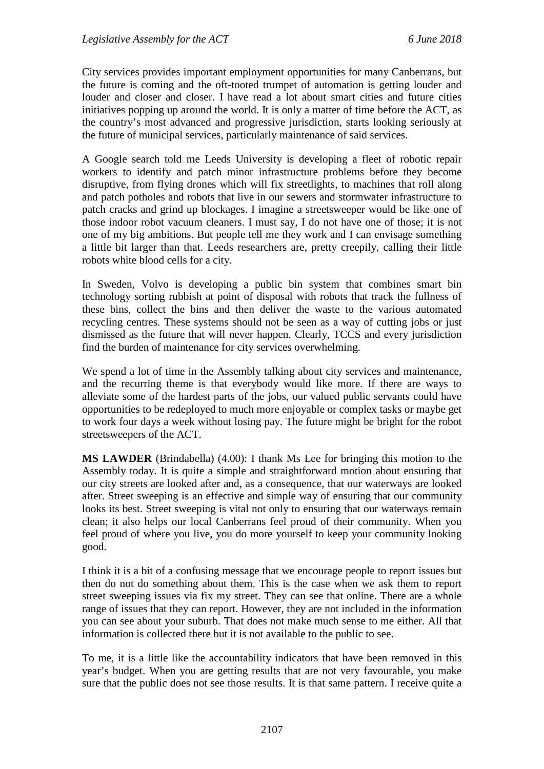City services provides important employment opportunities for many Canberrans, but the future is coming and the oft-tooted trumpet of automation is getting louder and louder and closer and closer. I have read a lot about smart cities and future cities initiatives popping up around the world. It is only a matter of time before the ACT, as the country's most advanced and progressive jurisdiction, starts looking seriously at the future of municipal services, particularly maintenance of said services.

A Google search told me Leeds University is developing a fleet of robotic repair workers to identify and patch minor infrastructure problems before they become disruptive, from flying drones which will fix streetlights, to machines that roll along and patch potholes and robots that live in our sewers and stormwater infrastructure to patch cracks and grind up blockages. I imagine a streetsweeper would be like one of those indoor robot vacuum cleaners. I must say, I do not have one of those; it is not one of my big ambitions. But people tell me they work and I can envisage something a little bit larger than that. Leeds researchers are, pretty creepily, calling their little robots white blood cells for a city.

In Sweden, Volvo is developing a public bin system that combines smart bin technology sorting rubbish at point of disposal with robots that track the fullness of these bins, collect the bins and then deliver the waste to the various automated recycling centres. These systems should not be seen as a way of cutting jobs or just dismissed as the future that will never happen. Clearly, TCCS and every jurisdiction find the burden of maintenance for city services overwhelming.

We spend a lot of time in the Assembly talking about city services and maintenance, and the recurring theme is that everybody would like more. If there are ways to alleviate some of the hardest parts of the jobs, our valued public servants could have opportunities to be redeployed to much more enjoyable or complex tasks or maybe get to work four days a week without losing pay. The future might be bright for the robot streetsweepers of the ACT.

**MS LAWDER** (Brindabella) (4.00): I thank Ms Lee for bringing this motion to the Assembly today. It is quite a simple and straightforward motion about ensuring that our city streets are looked after and, as a consequence, that our waterways are looked after. Street sweeping is an effective and simple way of ensuring that our community looks its best. Street sweeping is vital not only to ensuring that our waterways remain clean; it also helps our local Canberrans feel proud of their community. When you feel proud of where you live, you do more yourself to keep your community looking good.

I think it is a bit of a confusing message that we encourage people to report issues but then do not do something about them. This is the case when we ask them to report street sweeping issues via fix my street. They can see that online. There are a whole range of issues that they can report. However, they are not included in the information you can see about your suburb. That does not make much sense to me either. All that information is collected there but it is not available to the public to see.

To me, it is a little like the accountability indicators that have been removed in this year's budget. When you are getting results that are not very favourable, you make sure that the public does not see those results. It is that same pattern. I receive quite a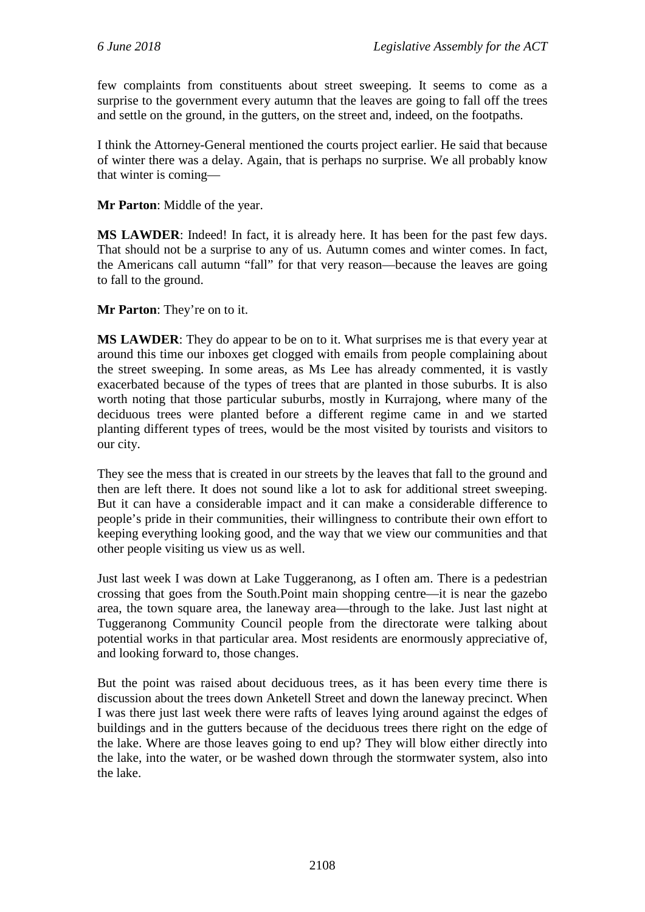few complaints from constituents about street sweeping. It seems to come as a surprise to the government every autumn that the leaves are going to fall off the trees and settle on the ground, in the gutters, on the street and, indeed, on the footpaths.

I think the Attorney-General mentioned the courts project earlier. He said that because of winter there was a delay. Again, that is perhaps no surprise. We all probably know that winter is coming—

**Mr Parton**: Middle of the year.

**MS LAWDER**: Indeed! In fact, it is already here. It has been for the past few days. That should not be a surprise to any of us. Autumn comes and winter comes. In fact, the Americans call autumn "fall" for that very reason—because the leaves are going to fall to the ground.

**Mr Parton**: They're on to it.

**MS LAWDER**: They do appear to be on to it. What surprises me is that every year at around this time our inboxes get clogged with emails from people complaining about the street sweeping. In some areas, as Ms Lee has already commented, it is vastly exacerbated because of the types of trees that are planted in those suburbs. It is also worth noting that those particular suburbs, mostly in Kurrajong, where many of the deciduous trees were planted before a different regime came in and we started planting different types of trees, would be the most visited by tourists and visitors to our city.

They see the mess that is created in our streets by the leaves that fall to the ground and then are left there. It does not sound like a lot to ask for additional street sweeping. But it can have a considerable impact and it can make a considerable difference to people's pride in their communities, their willingness to contribute their own effort to keeping everything looking good, and the way that we view our communities and that other people visiting us view us as well.

Just last week I was down at Lake Tuggeranong, as I often am. There is a pedestrian crossing that goes from the South.Point main shopping centre—it is near the gazebo area, the town square area, the laneway area—through to the lake. Just last night at Tuggeranong Community Council people from the directorate were talking about potential works in that particular area. Most residents are enormously appreciative of, and looking forward to, those changes.

But the point was raised about deciduous trees, as it has been every time there is discussion about the trees down Anketell Street and down the laneway precinct. When I was there just last week there were rafts of leaves lying around against the edges of buildings and in the gutters because of the deciduous trees there right on the edge of the lake. Where are those leaves going to end up? They will blow either directly into the lake, into the water, or be washed down through the stormwater system, also into the lake.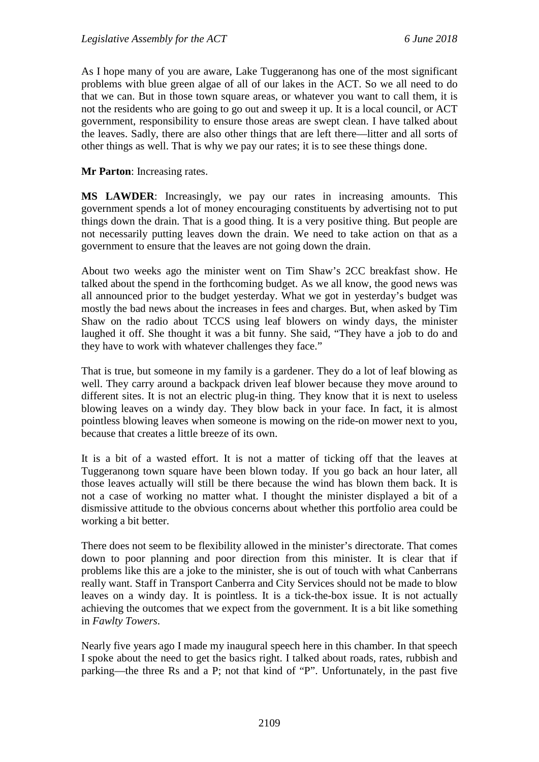As I hope many of you are aware, Lake Tuggeranong has one of the most significant problems with blue green algae of all of our lakes in the ACT. So we all need to do that we can. But in those town square areas, or whatever you want to call them, it is not the residents who are going to go out and sweep it up. It is a local council, or ACT government, responsibility to ensure those areas are swept clean. I have talked about the leaves. Sadly, there are also other things that are left there—litter and all sorts of other things as well. That is why we pay our rates; it is to see these things done.

**Mr Parton**: Increasing rates.

**MS LAWDER**: Increasingly, we pay our rates in increasing amounts. This government spends a lot of money encouraging constituents by advertising not to put things down the drain. That is a good thing. It is a very positive thing. But people are not necessarily putting leaves down the drain. We need to take action on that as a government to ensure that the leaves are not going down the drain.

About two weeks ago the minister went on Tim Shaw's 2CC breakfast show. He talked about the spend in the forthcoming budget. As we all know, the good news was all announced prior to the budget yesterday. What we got in yesterday's budget was mostly the bad news about the increases in fees and charges. But, when asked by Tim Shaw on the radio about TCCS using leaf blowers on windy days, the minister laughed it off. She thought it was a bit funny. She said, "They have a job to do and they have to work with whatever challenges they face."

That is true, but someone in my family is a gardener. They do a lot of leaf blowing as well. They carry around a backpack driven leaf blower because they move around to different sites. It is not an electric plug-in thing. They know that it is next to useless blowing leaves on a windy day. They blow back in your face. In fact, it is almost pointless blowing leaves when someone is mowing on the ride-on mower next to you, because that creates a little breeze of its own.

It is a bit of a wasted effort. It is not a matter of ticking off that the leaves at Tuggeranong town square have been blown today. If you go back an hour later, all those leaves actually will still be there because the wind has blown them back. It is not a case of working no matter what. I thought the minister displayed a bit of a dismissive attitude to the obvious concerns about whether this portfolio area could be working a bit better.

There does not seem to be flexibility allowed in the minister's directorate. That comes down to poor planning and poor direction from this minister. It is clear that if problems like this are a joke to the minister, she is out of touch with what Canberrans really want. Staff in Transport Canberra and City Services should not be made to blow leaves on a windy day. It is pointless. It is a tick-the-box issue. It is not actually achieving the outcomes that we expect from the government. It is a bit like something in *Fawlty Towers*.

Nearly five years ago I made my inaugural speech here in this chamber. In that speech I spoke about the need to get the basics right. I talked about roads, rates, rubbish and parking—the three Rs and a P; not that kind of "P". Unfortunately, in the past five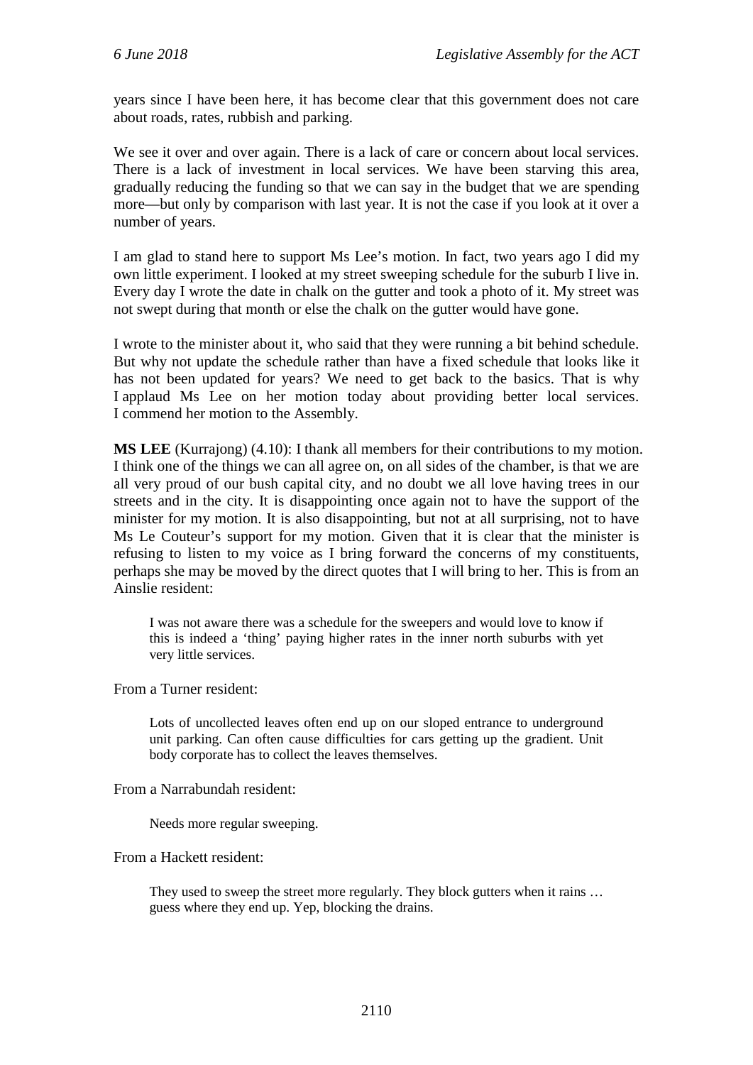years since I have been here, it has become clear that this government does not care about roads, rates, rubbish and parking.

We see it over and over again. There is a lack of care or concern about local services. There is a lack of investment in local services. We have been starving this area, gradually reducing the funding so that we can say in the budget that we are spending more—but only by comparison with last year. It is not the case if you look at it over a number of years.

I am glad to stand here to support Ms Lee's motion. In fact, two years ago I did my own little experiment. I looked at my street sweeping schedule for the suburb I live in. Every day I wrote the date in chalk on the gutter and took a photo of it. My street was not swept during that month or else the chalk on the gutter would have gone.

I wrote to the minister about it, who said that they were running a bit behind schedule. But why not update the schedule rather than have a fixed schedule that looks like it has not been updated for years? We need to get back to the basics. That is why I applaud Ms Lee on her motion today about providing better local services. I commend her motion to the Assembly.

**MS LEE** (Kurrajong) (4.10): I thank all members for their contributions to my motion. I think one of the things we can all agree on, on all sides of the chamber, is that we are all very proud of our bush capital city, and no doubt we all love having trees in our streets and in the city. It is disappointing once again not to have the support of the minister for my motion. It is also disappointing, but not at all surprising, not to have Ms Le Couteur's support for my motion. Given that it is clear that the minister is refusing to listen to my voice as I bring forward the concerns of my constituents, perhaps she may be moved by the direct quotes that I will bring to her. This is from an Ainslie resident:

> I was not aware there was a schedule for the sweepers and would love to know if this is indeed a 'thing' paying higher rates in the inner north suburbs with yet very little services.

From a Turner resident:

> Lots of uncollected leaves often end up on our sloped entrance to underground unit parking. Can often cause difficulties for cars getting up the gradient. Unit body corporate has to collect the leaves themselves.

From a Narrabundah resident:

> Needs more regular sweeping.

From a Hackett resident:

> They used to sweep the street more regularly. They block gutters when it rains … guess where they end up. Yep, blocking the drains.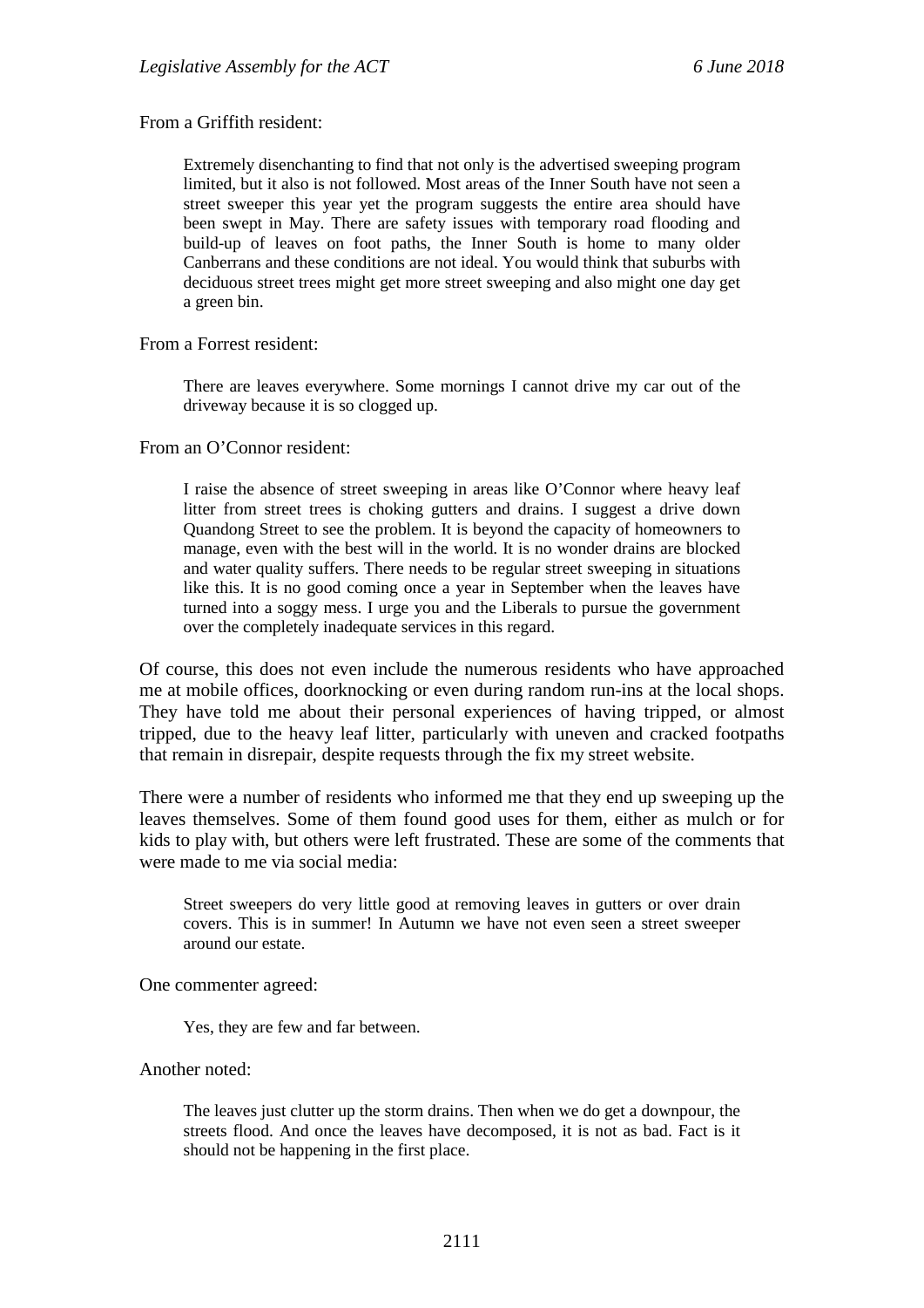From a Griffith resident:

> Extremely disenchanting to find that not only is the advertised sweeping program limited, but it also is not followed. Most areas of the Inner South have not seen a street sweeper this year yet the program suggests the entire area should have been swept in May. There are safety issues with temporary road flooding and build-up of leaves on foot paths, the Inner South is home to many older Canberrans and these conditions are not ideal. You would think that suburbs with deciduous street trees might get more street sweeping and also might one day get a green bin.

From a Forrest resident:

> There are leaves everywhere. Some mornings I cannot drive my car out of the driveway because it is so clogged up.

From an O'Connor resident:

> I raise the absence of street sweeping in areas like O'Connor where heavy leaf litter from street trees is choking gutters and drains. I suggest a drive down Quandong Street to see the problem. It is beyond the capacity of homeowners to manage, even with the best will in the world. It is no wonder drains are blocked and water quality suffers. There needs to be regular street sweeping in situations like this. It is no good coming once a year in September when the leaves have turned into a soggy mess. I urge you and the Liberals to pursue the government over the completely inadequate services in this regard.

Of course, this does not even include the numerous residents who have approached me at mobile offices, doorknocking or even during random run-ins at the local shops. They have told me about their personal experiences of having tripped, or almost tripped, due to the heavy leaf litter, particularly with uneven and cracked footpaths that remain in disrepair, despite requests through the fix my street website.

There were a number of residents who informed me that they end up sweeping up the leaves themselves. Some of them found good uses for them, either as mulch or for kids to play with, but others were left frustrated. These are some of the comments that were made to me via social media:

> Street sweepers do very little good at removing leaves in gutters or over drain covers. This is in summer! In Autumn we have not even seen a street sweeper around our estate.

One commenter agreed:

> Yes, they are few and far between.

Another noted:

> The leaves just clutter up the storm drains. Then when we do get a downpour, the streets flood. And once the leaves have decomposed, it is not as bad. Fact is it should not be happening in the first place.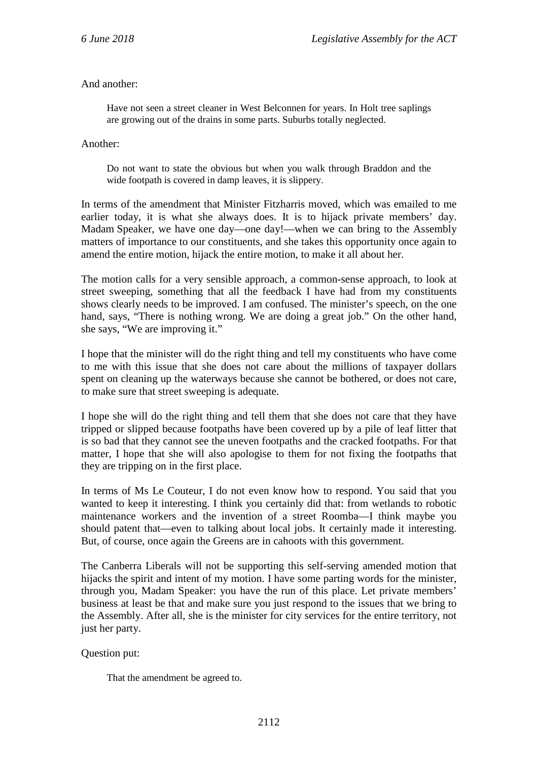And another:

> Have not seen a street cleaner in West Belconnen for years. In Holt tree saplings are growing out of the drains in some parts. Suburbs totally neglected.

Another:

> Do not want to state the obvious but when you walk through Braddon and the wide footpath is covered in damp leaves, it is slippery.

In terms of the amendment that Minister Fitzharris moved, which was emailed to me earlier today, it is what she always does. It is to hijack private members' day. Madam Speaker, we have one day—one day!—when we can bring to the Assembly matters of importance to our constituents, and she takes this opportunity once again to amend the entire motion, hijack the entire motion, to make it all about her.

The motion calls for a very sensible approach, a common-sense approach, to look at street sweeping, something that all the feedback I have had from my constituents shows clearly needs to be improved. I am confused. The minister's speech, on the one hand, says, "There is nothing wrong. We are doing a great job." On the other hand, she says, "We are improving it."

I hope that the minister will do the right thing and tell my constituents who have come to me with this issue that she does not care about the millions of taxpayer dollars spent on cleaning up the waterways because she cannot be bothered, or does not care, to make sure that street sweeping is adequate.

I hope she will do the right thing and tell them that she does not care that they have tripped or slipped because footpaths have been covered up by a pile of leaf litter that is so bad that they cannot see the uneven footpaths and the cracked footpaths. For that matter, I hope that she will also apologise to them for not fixing the footpaths that they are tripping on in the first place.

In terms of Ms Le Couteur, I do not even know how to respond. You said that you wanted to keep it interesting. I think you certainly did that: from wetlands to robotic maintenance workers and the invention of a street Roomba—I think maybe you should patent that—even to talking about local jobs. It certainly made it interesting. But, of course, once again the Greens are in cahoots with this government.

The Canberra Liberals will not be supporting this self-serving amended motion that hijacks the spirit and intent of my motion. I have some parting words for the minister, through you, Madam Speaker: you have the run of this place. Let private members' business at least be that and make sure you just respond to the issues that we bring to the Assembly. After all, she is the minister for city services for the entire territory, not just her party.

Question put:

> That the amendment be agreed to.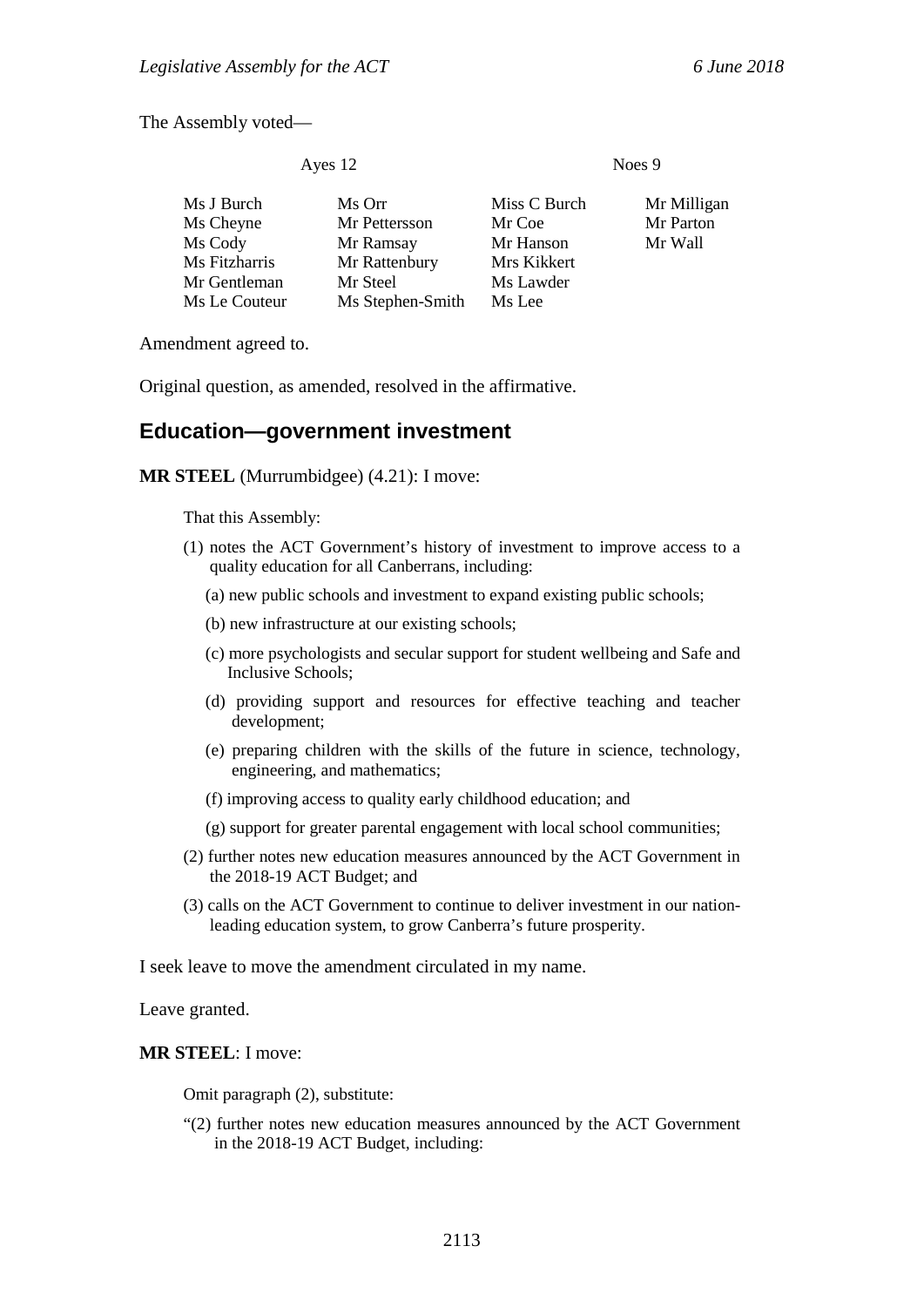The Assembly voted—

| Ayes 12 | | Noes 9 | |
|---|---|---|---|
| Ms J Burch | Ms Orr | Miss C Burch | Mr Milligan |
| Ms Cheyne | Mr Pettersson | Mr Coe | Mr Parton |
| Ms Cody | Mr Ramsay | Mr Hanson | Mr Wall |
| Ms Fitzharris | Mr Rattenbury | Mrs Kikkert | |
| Mr Gentleman | Mr Steel | Ms Lawder | |
| Ms Le Couteur | Ms Stephen-Smith | Ms Lee | |

Amendment agreed to.

Original question, as amended, resolved in the affirmative.

## Education—government investment

**MR STEEL** (Murrumbidgee) (4.21): I move:

> That this Assembly:
>
> (1) notes the ACT Government's history of investment to improve access to a quality education for all Canberrans, including:
>
> (a) new public schools and investment to expand existing public schools;
>
> (b) new infrastructure at our existing schools;
>
> (c) more psychologists and secular support for student wellbeing and Safe and Inclusive Schools;
>
> (d) providing support and resources for effective teaching and teacher development;
>
> (e) preparing children with the skills of the future in science, technology, engineering, and mathematics;
>
> (f) improving access to quality early childhood education; and
>
> (g) support for greater parental engagement with local school communities;
>
> (2) further notes new education measures announced by the ACT Government in the 2018-19 ACT Budget; and
>
> (3) calls on the ACT Government to continue to deliver investment in our nation-leading education system, to grow Canberra's future prosperity.

I seek leave to move the amendment circulated in my name.

Leave granted.

**MR STEEL**: I move:

> Omit paragraph (2), substitute:
>
> "(2) further notes new education measures announced by the ACT Government in the 2018-19 ACT Budget, including: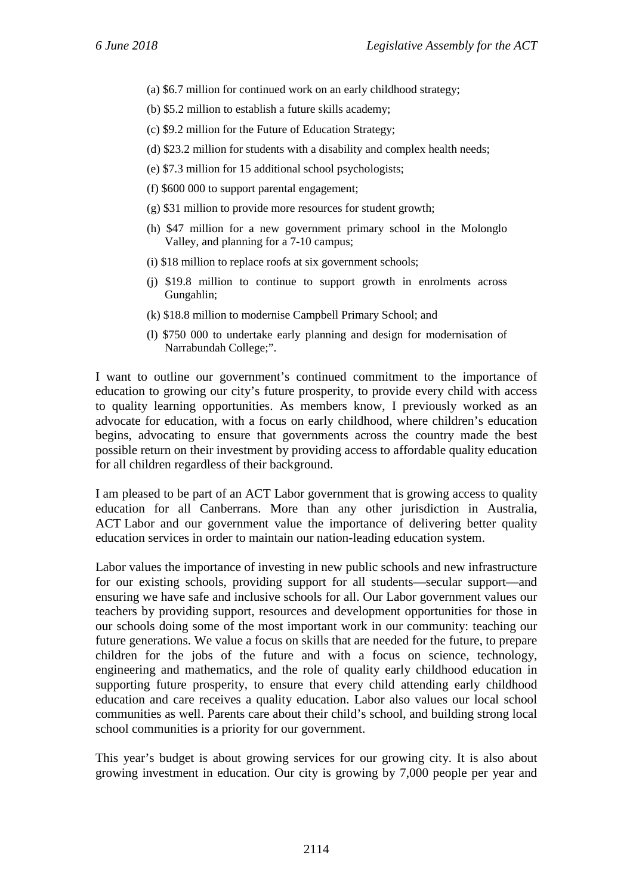(a) $6.7 million for continued work on an early childhood strategy;

(b) $5.2 million to establish a future skills academy;

(c) $9.2 million for the Future of Education Strategy;

(d) $23.2 million for students with a disability and complex health needs;

(e) $7.3 million for 15 additional school psychologists;

(f) $600 000 to support parental engagement;

(g) $31 million to provide more resources for student growth;

(h) $47 million for a new government primary school in the Molonglo Valley, and planning for a 7-10 campus;

(i) $18 million to replace roofs at six government schools;

(j) $19.8 million to continue to support growth in enrolments across Gungahlin;

(k) $18.8 million to modernise Campbell Primary School; and

(l) $750 000 to undertake early planning and design for modernisation of Narrabundah College;".

I want to outline our government's continued commitment to the importance of education to growing our city's future prosperity, to provide every child with access to quality learning opportunities. As members know, I previously worked as an advocate for education, with a focus on early childhood, where children's education begins, advocating to ensure that governments across the country made the best possible return on their investment by providing access to affordable quality education for all children regardless of their background.

I am pleased to be part of an ACT Labor government that is growing access to quality education for all Canberrans. More than any other jurisdiction in Australia, ACT Labor and our government value the importance of delivering better quality education services in order to maintain our nation-leading education system.

Labor values the importance of investing in new public schools and new infrastructure for our existing schools, providing support for all students—secular support—and ensuring we have safe and inclusive schools for all. Our Labor government values our teachers by providing support, resources and development opportunities for those in our schools doing some of the most important work in our community: teaching our future generations. We value a focus on skills that are needed for the future, to prepare children for the jobs of the future and with a focus on science, technology, engineering and mathematics, and the role of quality early childhood education in supporting future prosperity, to ensure that every child attending early childhood education and care receives a quality education. Labor also values our local school communities as well. Parents care about their child's school, and building strong local school communities is a priority for our government.

This year's budget is about growing services for our growing city. It is also about growing investment in education. Our city is growing by 7,000 people per year and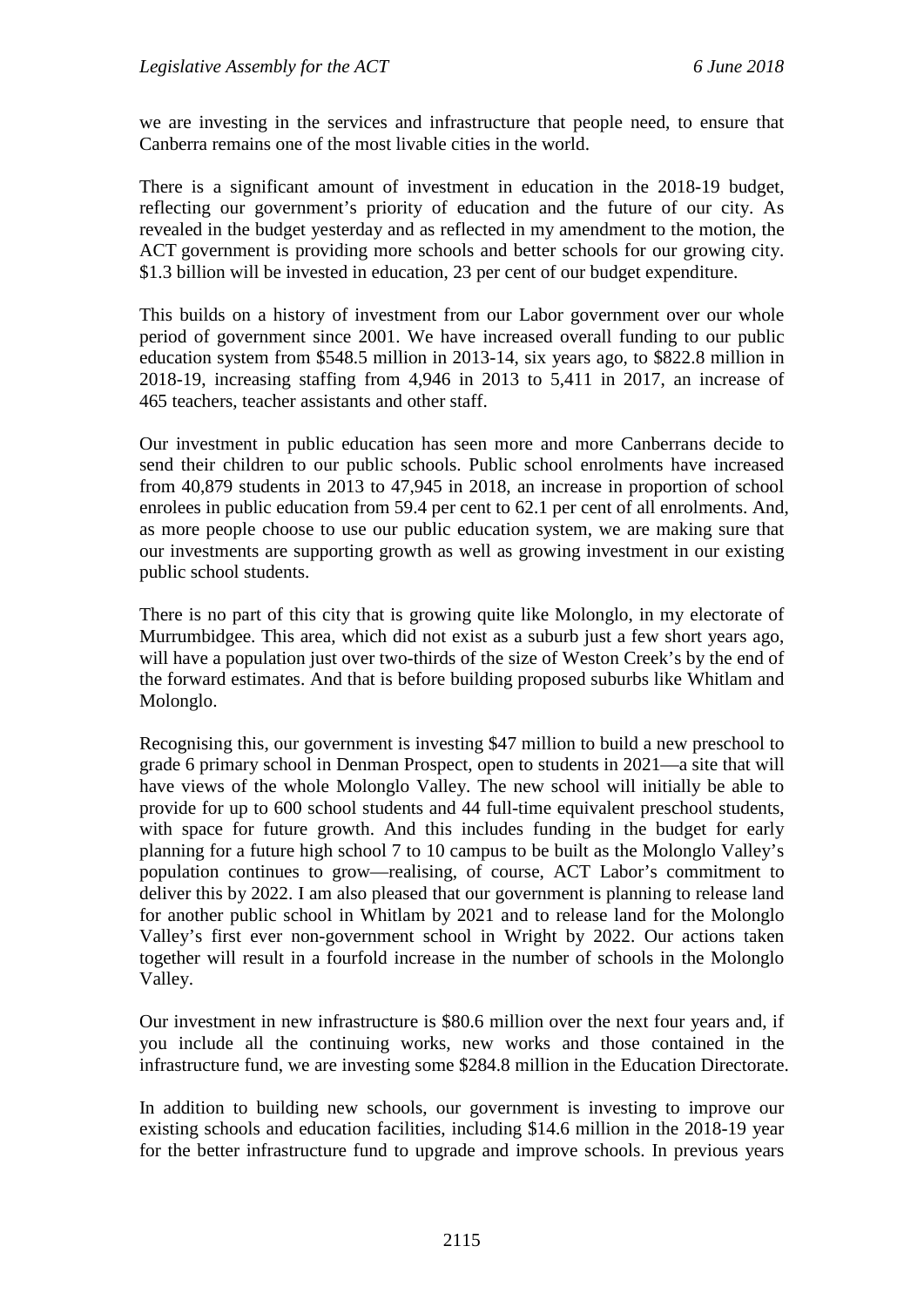we are investing in the services and infrastructure that people need, to ensure that Canberra remains one of the most livable cities in the world.

There is a significant amount of investment in education in the 2018-19 budget, reflecting our government's priority of education and the future of our city. As revealed in the budget yesterday and as reflected in my amendment to the motion, the ACT government is providing more schools and better schools for our growing city. $1.3 billion will be invested in education, 23 per cent of our budget expenditure.

This builds on a history of investment from our Labor government over our whole period of government since 2001. We have increased overall funding to our public education system from $548.5 million in 2013-14, six years ago, to $822.8 million in 2018-19, increasing staffing from 4,946 in 2013 to 5,411 in 2017, an increase of 465 teachers, teacher assistants and other staff.

Our investment in public education has seen more and more Canberrans decide to send their children to our public schools. Public school enrolments have increased from 40,879 students in 2013 to 47,945 in 2018, an increase in proportion of school enrolees in public education from 59.4 per cent to 62.1 per cent of all enrolments. And, as more people choose to use our public education system, we are making sure that our investments are supporting growth as well as growing investment in our existing public school students.

There is no part of this city that is growing quite like Molonglo, in my electorate of Murrumbidgee. This area, which did not exist as a suburb just a few short years ago, will have a population just over two-thirds of the size of Weston Creek's by the end of the forward estimates. And that is before building proposed suburbs like Whitlam and Molonglo.

Recognising this, our government is investing $47 million to build a new preschool to grade 6 primary school in Denman Prospect, open to students in 2021—a site that will have views of the whole Molonglo Valley. The new school will initially be able to provide for up to 600 school students and 44 full-time equivalent preschool students, with space for future growth. And this includes funding in the budget for early planning for a future high school 7 to 10 campus to be built as the Molonglo Valley's population continues to grow—realising, of course, ACT Labor's commitment to deliver this by 2022. I am also pleased that our government is planning to release land for another public school in Whitlam by 2021 and to release land for the Molonglo Valley's first ever non-government school in Wright by 2022. Our actions taken together will result in a fourfold increase in the number of schools in the Molonglo Valley.

Our investment in new infrastructure is $80.6 million over the next four years and, if you include all the continuing works, new works and those contained in the infrastructure fund, we are investing some $284.8 million in the Education Directorate.

In addition to building new schools, our government is investing to improve our existing schools and education facilities, including $14.6 million in the 2018-19 year for the better infrastructure fund to upgrade and improve schools. In previous years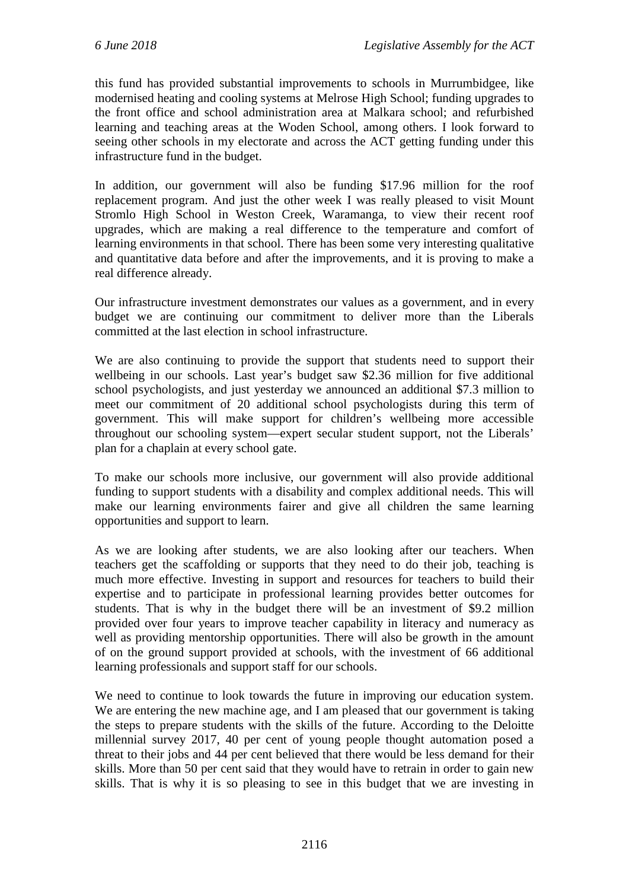this fund has provided substantial improvements to schools in Murrumbidgee, like modernised heating and cooling systems at Melrose High School; funding upgrades to the front office and school administration area at Malkara school; and refurbished learning and teaching areas at the Woden School, among others. I look forward to seeing other schools in my electorate and across the ACT getting funding under this infrastructure fund in the budget.

In addition, our government will also be funding $17.96 million for the roof replacement program. And just the other week I was really pleased to visit Mount Stromlo High School in Weston Creek, Waramanga, to view their recent roof upgrades, which are making a real difference to the temperature and comfort of learning environments in that school. There has been some very interesting qualitative and quantitative data before and after the improvements, and it is proving to make a real difference already.

Our infrastructure investment demonstrates our values as a government, and in every budget we are continuing our commitment to deliver more than the Liberals committed at the last election in school infrastructure.

We are also continuing to provide the support that students need to support their wellbeing in our schools. Last year's budget saw $2.36 million for five additional school psychologists, and just yesterday we announced an additional $7.3 million to meet our commitment of 20 additional school psychologists during this term of government. This will make support for children's wellbeing more accessible throughout our schooling system—expert secular student support, not the Liberals' plan for a chaplain at every school gate.

To make our schools more inclusive, our government will also provide additional funding to support students with a disability and complex additional needs. This will make our learning environments fairer and give all children the same learning opportunities and support to learn.

As we are looking after students, we are also looking after our teachers. When teachers get the scaffolding or supports that they need to do their job, teaching is much more effective. Investing in support and resources for teachers to build their expertise and to participate in professional learning provides better outcomes for students. That is why in the budget there will be an investment of $9.2 million provided over four years to improve teacher capability in literacy and numeracy as well as providing mentorship opportunities. There will also be growth in the amount of on the ground support provided at schools, with the investment of 66 additional learning professionals and support staff for our schools.

We need to continue to look towards the future in improving our education system. We are entering the new machine age, and I am pleased that our government is taking the steps to prepare students with the skills of the future. According to the Deloitte millennial survey 2017, 40 per cent of young people thought automation posed a threat to their jobs and 44 per cent believed that there would be less demand for their skills. More than 50 per cent said that they would have to retrain in order to gain new skills. That is why it is so pleasing to see in this budget that we are investing in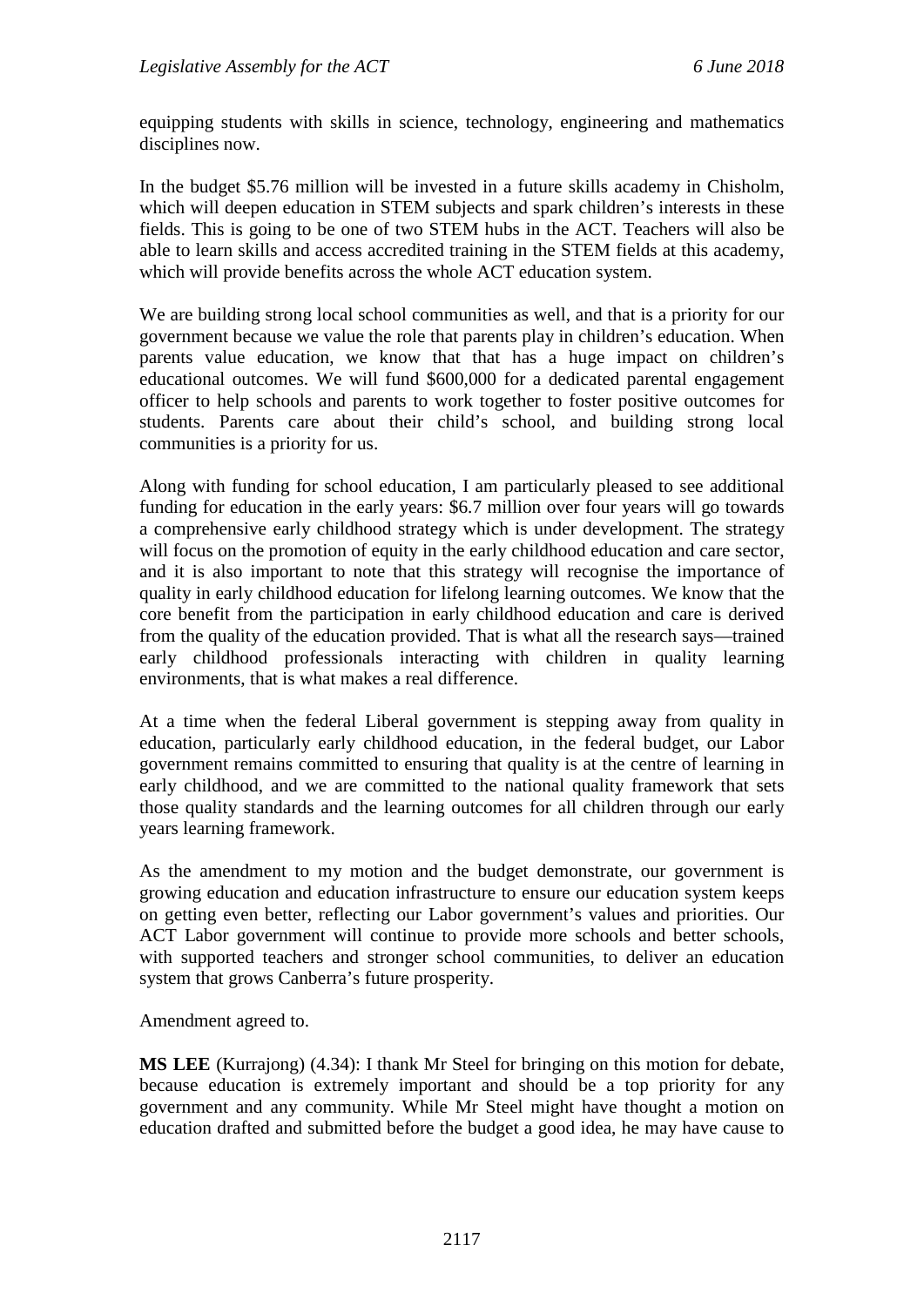equipping students with skills in science, technology, engineering and mathematics disciplines now.

In the budget $5.76 million will be invested in a future skills academy in Chisholm, which will deepen education in STEM subjects and spark children's interests in these fields. This is going to be one of two STEM hubs in the ACT. Teachers will also be able to learn skills and access accredited training in the STEM fields at this academy, which will provide benefits across the whole ACT education system.

We are building strong local school communities as well, and that is a priority for our government because we value the role that parents play in children's education. When parents value education, we know that that has a huge impact on children's educational outcomes. We will fund $600,000 for a dedicated parental engagement officer to help schools and parents to work together to foster positive outcomes for students. Parents care about their child's school, and building strong local communities is a priority for us.

Along with funding for school education, I am particularly pleased to see additional funding for education in the early years: $6.7 million over four years will go towards a comprehensive early childhood strategy which is under development. The strategy will focus on the promotion of equity in the early childhood education and care sector, and it is also important to note that this strategy will recognise the importance of quality in early childhood education for lifelong learning outcomes. We know that the core benefit from the participation in early childhood education and care is derived from the quality of the education provided. That is what all the research says—trained early childhood professionals interacting with children in quality learning environments, that is what makes a real difference.

At a time when the federal Liberal government is stepping away from quality in education, particularly early childhood education, in the federal budget, our Labor government remains committed to ensuring that quality is at the centre of learning in early childhood, and we are committed to the national quality framework that sets those quality standards and the learning outcomes for all children through our early years learning framework.

As the amendment to my motion and the budget demonstrate, our government is growing education and education infrastructure to ensure our education system keeps on getting even better, reflecting our Labor government's values and priorities. Our ACT Labor government will continue to provide more schools and better schools, with supported teachers and stronger school communities, to deliver an education system that grows Canberra's future prosperity.

Amendment agreed to.

**MS LEE** (Kurrajong) (4.34): I thank Mr Steel for bringing on this motion for debate, because education is extremely important and should be a top priority for any government and any community. While Mr Steel might have thought a motion on education drafted and submitted before the budget a good idea, he may have cause to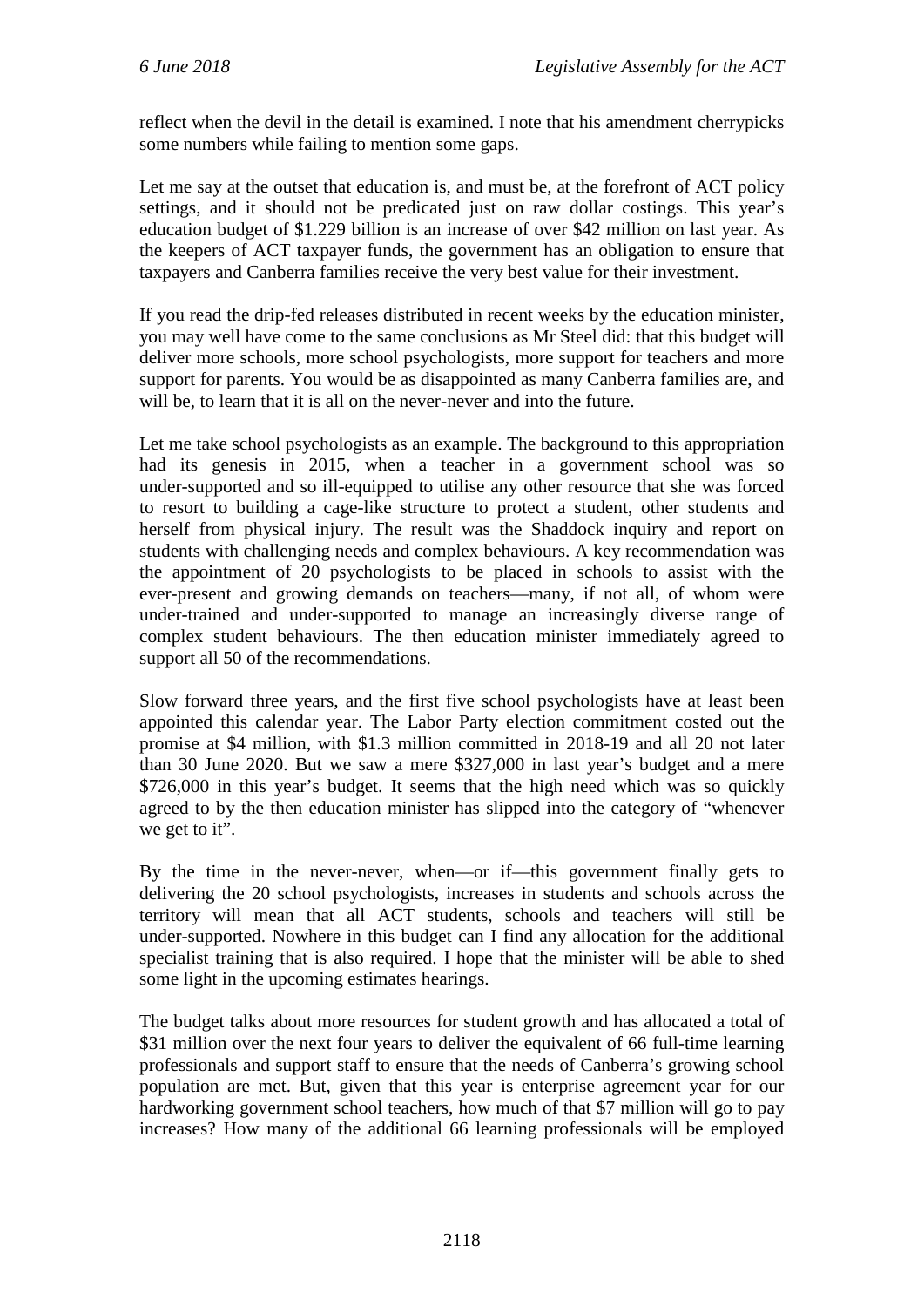reflect when the devil in the detail is examined. I note that his amendment cherrypicks some numbers while failing to mention some gaps.

Let me say at the outset that education is, and must be, at the forefront of ACT policy settings, and it should not be predicated just on raw dollar costings. This year's education budget of $1.229 billion is an increase of over $42 million on last year. As the keepers of ACT taxpayer funds, the government has an obligation to ensure that taxpayers and Canberra families receive the very best value for their investment.

If you read the drip-fed releases distributed in recent weeks by the education minister, you may well have come to the same conclusions as Mr Steel did: that this budget will deliver more schools, more school psychologists, more support for teachers and more support for parents. You would be as disappointed as many Canberra families are, and will be, to learn that it is all on the never-never and into the future.

Let me take school psychologists as an example. The background to this appropriation had its genesis in 2015, when a teacher in a government school was so under-supported and so ill-equipped to utilise any other resource that she was forced to resort to building a cage-like structure to protect a student, other students and herself from physical injury. The result was the Shaddock inquiry and report on students with challenging needs and complex behaviours. A key recommendation was the appointment of 20 psychologists to be placed in schools to assist with the ever-present and growing demands on teachers—many, if not all, of whom were under-trained and under-supported to manage an increasingly diverse range of complex student behaviours. The then education minister immediately agreed to support all 50 of the recommendations.

Slow forward three years, and the first five school psychologists have at least been appointed this calendar year. The Labor Party election commitment costed out the promise at $4 million, with $1.3 million committed in 2018-19 and all 20 not later than 30 June 2020. But we saw a mere $327,000 in last year's budget and a mere $726,000 in this year's budget. It seems that the high need which was so quickly agreed to by the then education minister has slipped into the category of "whenever we get to it".

By the time in the never-never, when—or if—this government finally gets to delivering the 20 school psychologists, increases in students and schools across the territory will mean that all ACT students, schools and teachers will still be under-supported. Nowhere in this budget can I find any allocation for the additional specialist training that is also required. I hope that the minister will be able to shed some light in the upcoming estimates hearings.

The budget talks about more resources for student growth and has allocated a total of $31 million over the next four years to deliver the equivalent of 66 full-time learning professionals and support staff to ensure that the needs of Canberra's growing school population are met. But, given that this year is enterprise agreement year for our hardworking government school teachers, how much of that $7 million will go to pay increases? How many of the additional 66 learning professionals will be employed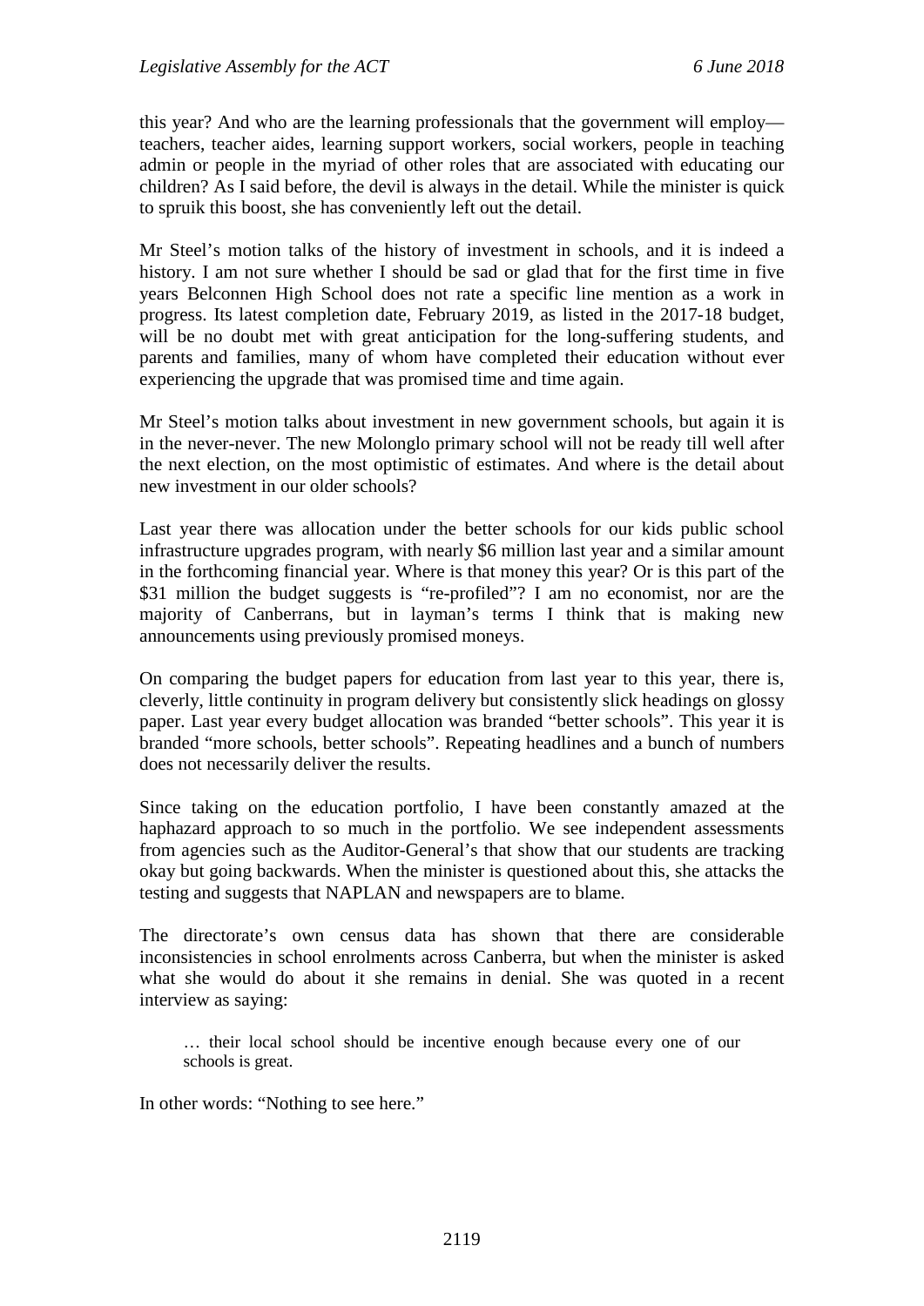this year? And who are the learning professionals that the government will employ—teachers, teacher aides, learning support workers, social workers, people in teaching admin or people in the myriad of other roles that are associated with educating our children? As I said before, the devil is always in the detail. While the minister is quick to spruik this boost, she has conveniently left out the detail.

Mr Steel's motion talks of the history of investment in schools, and it is indeed a history. I am not sure whether I should be sad or glad that for the first time in five years Belconnen High School does not rate a specific line mention as a work in progress. Its latest completion date, February 2019, as listed in the 2017-18 budget, will be no doubt met with great anticipation for the long-suffering students, and parents and families, many of whom have completed their education without ever experiencing the upgrade that was promised time and time again.

Mr Steel's motion talks about investment in new government schools, but again it is in the never-never. The new Molonglo primary school will not be ready till well after the next election, on the most optimistic of estimates. And where is the detail about new investment in our older schools?

Last year there was allocation under the better schools for our kids public school infrastructure upgrades program, with nearly \$6 million last year and a similar amount in the forthcoming financial year. Where is that money this year? Or is this part of the \$31 million the budget suggests is "re-profiled"? I am no economist, nor are the majority of Canberrans, but in layman's terms I think that is making new announcements using previously promised moneys.

On comparing the budget papers for education from last year to this year, there is, cleverly, little continuity in program delivery but consistently slick headings on glossy paper. Last year every budget allocation was branded "better schools". This year it is branded "more schools, better schools". Repeating headlines and a bunch of numbers does not necessarily deliver the results.

Since taking on the education portfolio, I have been constantly amazed at the haphazard approach to so much in the portfolio. We see independent assessments from agencies such as the Auditor-General's that show that our students are tracking okay but going backwards. When the minister is questioned about this, she attacks the testing and suggests that NAPLAN and newspapers are to blame.

The directorate's own census data has shown that there are considerable inconsistencies in school enrolments across Canberra, but when the minister is asked what she would do about it she remains in denial. She was quoted in a recent interview as saying:

> … their local school should be incentive enough because every one of our schools is great.

In other words: "Nothing to see here."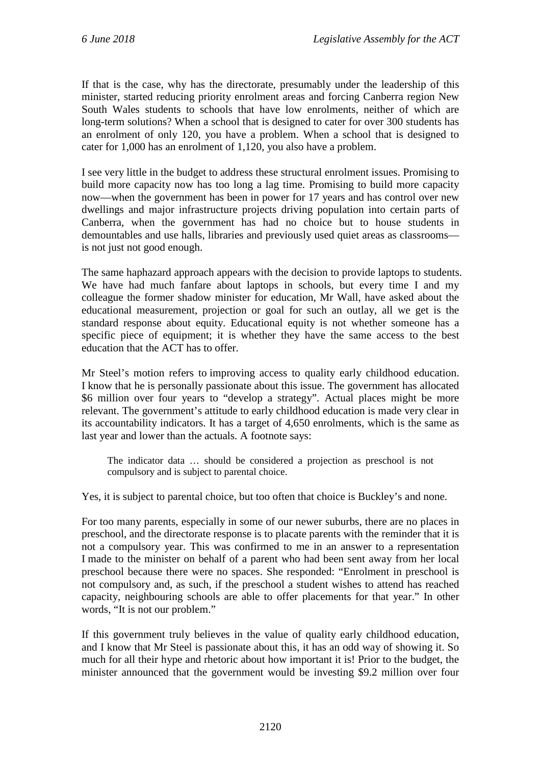If that is the case, why has the directorate, presumably under the leadership of this minister, started reducing priority enrolment areas and forcing Canberra region New South Wales students to schools that have low enrolments, neither of which are long-term solutions? When a school that is designed to cater for over 300 students has an enrolment of only 120, you have a problem. When a school that is designed to cater for 1,000 has an enrolment of 1,120, you also have a problem.

I see very little in the budget to address these structural enrolment issues. Promising to build more capacity now has too long a lag time. Promising to build more capacity now—when the government has been in power for 17 years and has control over new dwellings and major infrastructure projects driving population into certain parts of Canberra, when the government has had no choice but to house students in demountables and use halls, libraries and previously used quiet areas as classrooms—is not just not good enough.

The same haphazard approach appears with the decision to provide laptops to students. We have had much fanfare about laptops in schools, but every time I and my colleague the former shadow minister for education, Mr Wall, have asked about the educational measurement, projection or goal for such an outlay, all we get is the standard response about equity. Educational equity is not whether someone has a specific piece of equipment; it is whether they have the same access to the best education that the ACT has to offer.

Mr Steel's motion refers to improving access to quality early childhood education. I know that he is personally passionate about this issue. The government has allocated \$6 million over four years to "develop a strategy". Actual places might be more relevant. The government's attitude to early childhood education is made very clear in its accountability indicators. It has a target of 4,650 enrolments, which is the same as last year and lower than the actuals. A footnote says:

> The indicator data … should be considered a projection as preschool is not compulsory and is subject to parental choice.

Yes, it is subject to parental choice, but too often that choice is Buckley's and none.

For too many parents, especially in some of our newer suburbs, there are no places in preschool, and the directorate response is to placate parents with the reminder that it is not a compulsory year. This was confirmed to me in an answer to a representation I made to the minister on behalf of a parent who had been sent away from her local preschool because there were no spaces. She responded: "Enrolment in preschool is not compulsory and, as such, if the preschool a student wishes to attend has reached capacity, neighbouring schools are able to offer placements for that year." In other words, "It is not our problem."

If this government truly believes in the value of quality early childhood education, and I know that Mr Steel is passionate about this, it has an odd way of showing it. So much for all their hype and rhetoric about how important it is! Prior to the budget, the minister announced that the government would be investing \$9.2 million over four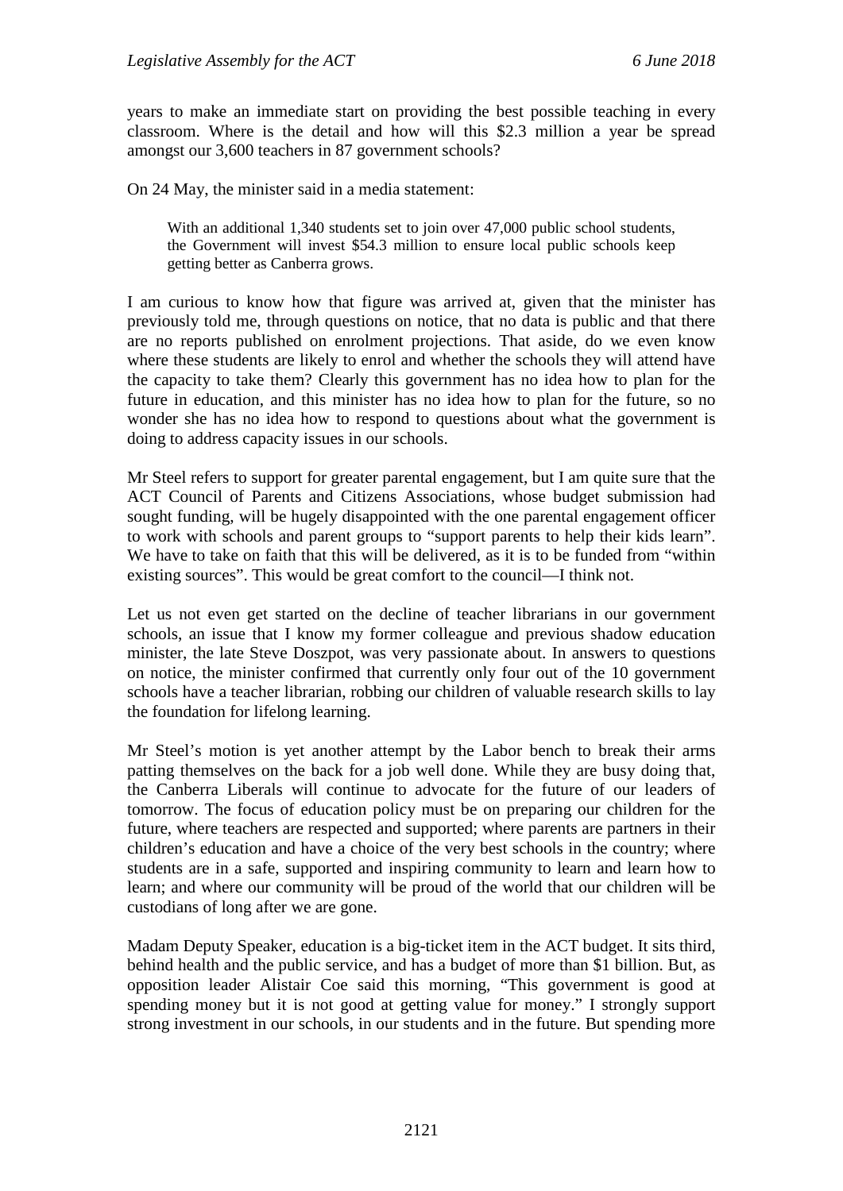years to make an immediate start on providing the best possible teaching in every classroom. Where is the detail and how will this $2.3 million a year be spread amongst our 3,600 teachers in 87 government schools?

On 24 May, the minister said in a media statement:

> With an additional 1,340 students set to join over 47,000 public school students, the Government will invest $54.3 million to ensure local public schools keep getting better as Canberra grows.

I am curious to know how that figure was arrived at, given that the minister has previously told me, through questions on notice, that no data is public and that there are no reports published on enrolment projections. That aside, do we even know where these students are likely to enrol and whether the schools they will attend have the capacity to take them? Clearly this government has no idea how to plan for the future in education, and this minister has no idea how to plan for the future, so no wonder she has no idea how to respond to questions about what the government is doing to address capacity issues in our schools.

Mr Steel refers to support for greater parental engagement, but I am quite sure that the ACT Council of Parents and Citizens Associations, whose budget submission had sought funding, will be hugely disappointed with the one parental engagement officer to work with schools and parent groups to "support parents to help their kids learn". We have to take on faith that this will be delivered, as it is to be funded from "within existing sources". This would be great comfort to the council—I think not.

Let us not even get started on the decline of teacher librarians in our government schools, an issue that I know my former colleague and previous shadow education minister, the late Steve Doszpot, was very passionate about. In answers to questions on notice, the minister confirmed that currently only four out of the 10 government schools have a teacher librarian, robbing our children of valuable research skills to lay the foundation for lifelong learning.

Mr Steel's motion is yet another attempt by the Labor bench to break their arms patting themselves on the back for a job well done. While they are busy doing that, the Canberra Liberals will continue to advocate for the future of our leaders of tomorrow. The focus of education policy must be on preparing our children for the future, where teachers are respected and supported; where parents are partners in their children's education and have a choice of the very best schools in the country; where students are in a safe, supported and inspiring community to learn and learn how to learn; and where our community will be proud of the world that our children will be custodians of long after we are gone.

Madam Deputy Speaker, education is a big-ticket item in the ACT budget. It sits third, behind health and the public service, and has a budget of more than $1 billion. But, as opposition leader Alistair Coe said this morning, "This government is good at spending money but it is not good at getting value for money." I strongly support strong investment in our schools, in our students and in the future. But spending more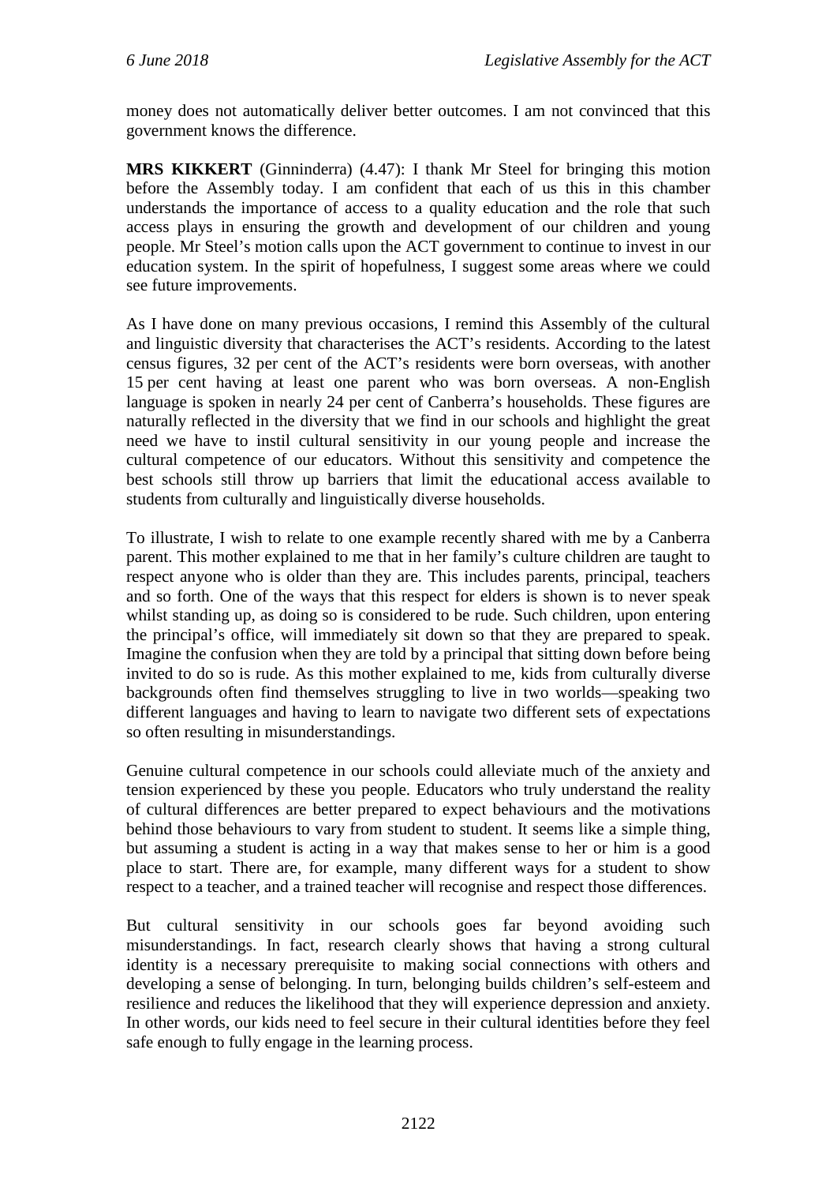money does not automatically deliver better outcomes. I am not convinced that this government knows the difference.

**MRS KIKKERT** (Ginninderra) (4.47): I thank Mr Steel for bringing this motion before the Assembly today. I am confident that each of us this in this chamber understands the importance of access to a quality education and the role that such access plays in ensuring the growth and development of our children and young people. Mr Steel's motion calls upon the ACT government to continue to invest in our education system. In the spirit of hopefulness, I suggest some areas where we could see future improvements.

As I have done on many previous occasions, I remind this Assembly of the cultural and linguistic diversity that characterises the ACT's residents. According to the latest census figures, 32 per cent of the ACT's residents were born overseas, with another 15 per cent having at least one parent who was born overseas. A non-English language is spoken in nearly 24 per cent of Canberra's households. These figures are naturally reflected in the diversity that we find in our schools and highlight the great need we have to instil cultural sensitivity in our young people and increase the cultural competence of our educators. Without this sensitivity and competence the best schools still throw up barriers that limit the educational access available to students from culturally and linguistically diverse households.

To illustrate, I wish to relate to one example recently shared with me by a Canberra parent. This mother explained to me that in her family's culture children are taught to respect anyone who is older than they are. This includes parents, principal, teachers and so forth. One of the ways that this respect for elders is shown is to never speak whilst standing up, as doing so is considered to be rude. Such children, upon entering the principal's office, will immediately sit down so that they are prepared to speak. Imagine the confusion when they are told by a principal that sitting down before being invited to do so is rude. As this mother explained to me, kids from culturally diverse backgrounds often find themselves struggling to live in two worlds—speaking two different languages and having to learn to navigate two different sets of expectations so often resulting in misunderstandings.

Genuine cultural competence in our schools could alleviate much of the anxiety and tension experienced by these you people. Educators who truly understand the reality of cultural differences are better prepared to expect behaviours and the motivations behind those behaviours to vary from student to student. It seems like a simple thing, but assuming a student is acting in a way that makes sense to her or him is a good place to start. There are, for example, many different ways for a student to show respect to a teacher, and a trained teacher will recognise and respect those differences.

But cultural sensitivity in our schools goes far beyond avoiding such misunderstandings. In fact, research clearly shows that having a strong cultural identity is a necessary prerequisite to making social connections with others and developing a sense of belonging. In turn, belonging builds children's self-esteem and resilience and reduces the likelihood that they will experience depression and anxiety. In other words, our kids need to feel secure in their cultural identities before they feel safe enough to fully engage in the learning process.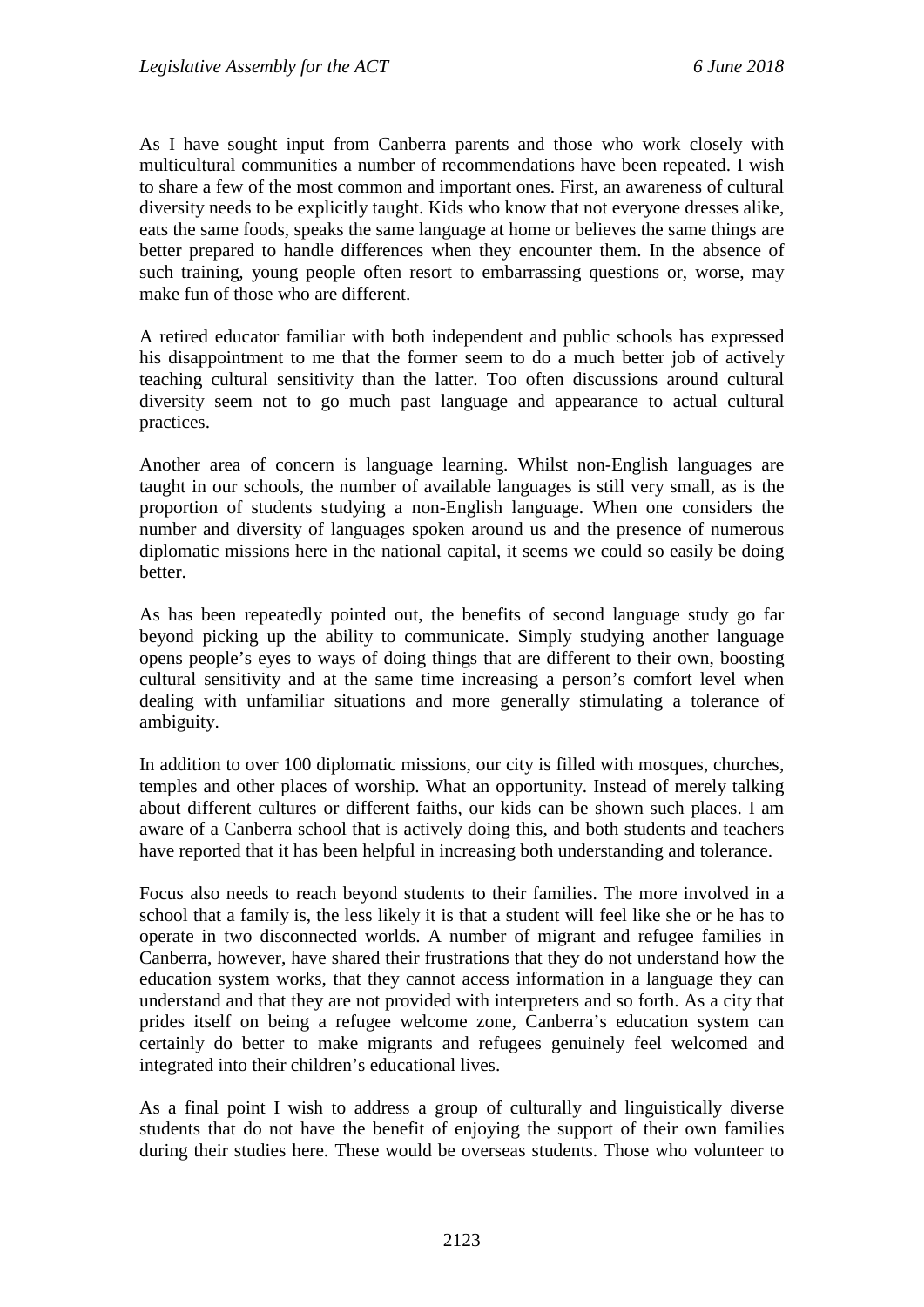As I have sought input from Canberra parents and those who work closely with multicultural communities a number of recommendations have been repeated. I wish to share a few of the most common and important ones. First, an awareness of cultural diversity needs to be explicitly taught. Kids who know that not everyone dresses alike, eats the same foods, speaks the same language at home or believes the same things are better prepared to handle differences when they encounter them. In the absence of such training, young people often resort to embarrassing questions or, worse, may make fun of those who are different.

A retired educator familiar with both independent and public schools has expressed his disappointment to me that the former seem to do a much better job of actively teaching cultural sensitivity than the latter. Too often discussions around cultural diversity seem not to go much past language and appearance to actual cultural practices.

Another area of concern is language learning. Whilst non-English languages are taught in our schools, the number of available languages is still very small, as is the proportion of students studying a non-English language. When one considers the number and diversity of languages spoken around us and the presence of numerous diplomatic missions here in the national capital, it seems we could so easily be doing better.

As has been repeatedly pointed out, the benefits of second language study go far beyond picking up the ability to communicate. Simply studying another language opens people's eyes to ways of doing things that are different to their own, boosting cultural sensitivity and at the same time increasing a person's comfort level when dealing with unfamiliar situations and more generally stimulating a tolerance of ambiguity.

In addition to over 100 diplomatic missions, our city is filled with mosques, churches, temples and other places of worship. What an opportunity. Instead of merely talking about different cultures or different faiths, our kids can be shown such places. I am aware of a Canberra school that is actively doing this, and both students and teachers have reported that it has been helpful in increasing both understanding and tolerance.

Focus also needs to reach beyond students to their families. The more involved in a school that a family is, the less likely it is that a student will feel like she or he has to operate in two disconnected worlds. A number of migrant and refugee families in Canberra, however, have shared their frustrations that they do not understand how the education system works, that they cannot access information in a language they can understand and that they are not provided with interpreters and so forth. As a city that prides itself on being a refugee welcome zone, Canberra's education system can certainly do better to make migrants and refugees genuinely feel welcomed and integrated into their children's educational lives.

As a final point I wish to address a group of culturally and linguistically diverse students that do not have the benefit of enjoying the support of their own families during their studies here. These would be overseas students. Those who volunteer to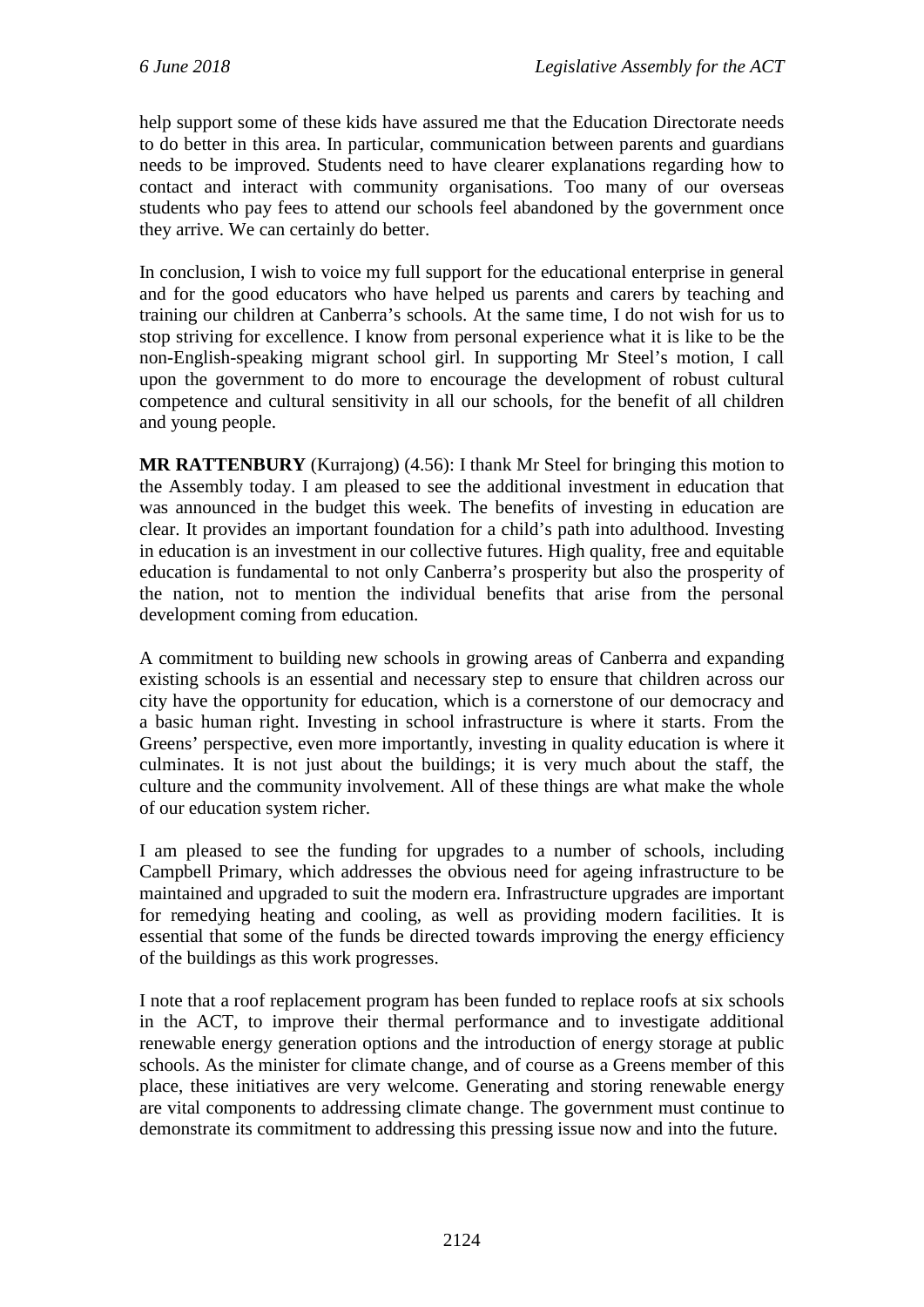help support some of these kids have assured me that the Education Directorate needs to do better in this area. In particular, communication between parents and guardians needs to be improved. Students need to have clearer explanations regarding how to contact and interact with community organisations. Too many of our overseas students who pay fees to attend our schools feel abandoned by the government once they arrive. We can certainly do better.

In conclusion, I wish to voice my full support for the educational enterprise in general and for the good educators who have helped us parents and carers by teaching and training our children at Canberra's schools. At the same time, I do not wish for us to stop striving for excellence. I know from personal experience what it is like to be the non-English-speaking migrant school girl. In supporting Mr Steel's motion, I call upon the government to do more to encourage the development of robust cultural competence and cultural sensitivity in all our schools, for the benefit of all children and young people.

**MR RATTENBURY** (Kurrajong) (4.56): I thank Mr Steel for bringing this motion to the Assembly today. I am pleased to see the additional investment in education that was announced in the budget this week. The benefits of investing in education are clear. It provides an important foundation for a child's path into adulthood. Investing in education is an investment in our collective futures. High quality, free and equitable education is fundamental to not only Canberra's prosperity but also the prosperity of the nation, not to mention the individual benefits that arise from the personal development coming from education.

A commitment to building new schools in growing areas of Canberra and expanding existing schools is an essential and necessary step to ensure that children across our city have the opportunity for education, which is a cornerstone of our democracy and a basic human right. Investing in school infrastructure is where it starts. From the Greens' perspective, even more importantly, investing in quality education is where it culminates. It is not just about the buildings; it is very much about the staff, the culture and the community involvement. All of these things are what make the whole of our education system richer.

I am pleased to see the funding for upgrades to a number of schools, including Campbell Primary, which addresses the obvious need for ageing infrastructure to be maintained and upgraded to suit the modern era. Infrastructure upgrades are important for remedying heating and cooling, as well as providing modern facilities. It is essential that some of the funds be directed towards improving the energy efficiency of the buildings as this work progresses.

I note that a roof replacement program has been funded to replace roofs at six schools in the ACT, to improve their thermal performance and to investigate additional renewable energy generation options and the introduction of energy storage at public schools. As the minister for climate change, and of course as a Greens member of this place, these initiatives are very welcome. Generating and storing renewable energy are vital components to addressing climate change. The government must continue to demonstrate its commitment to addressing this pressing issue now and into the future.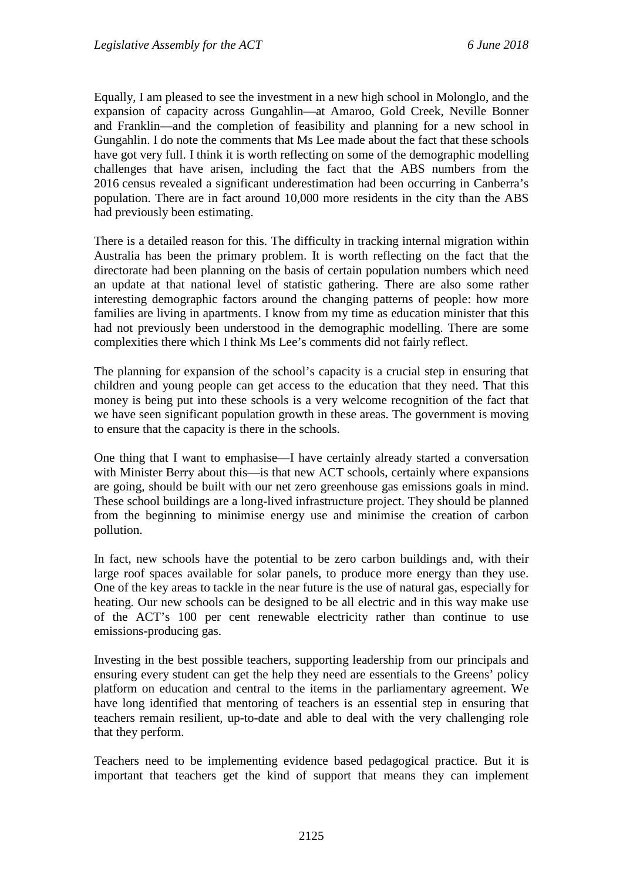Equally, I am pleased to see the investment in a new high school in Molonglo, and the expansion of capacity across Gungahlin—at Amaroo, Gold Creek, Neville Bonner and Franklin—and the completion of feasibility and planning for a new school in Gungahlin. I do note the comments that Ms Lee made about the fact that these schools have got very full. I think it is worth reflecting on some of the demographic modelling challenges that have arisen, including the fact that the ABS numbers from the 2016 census revealed a significant underestimation had been occurring in Canberra's population. There are in fact around 10,000 more residents in the city than the ABS had previously been estimating.

There is a detailed reason for this. The difficulty in tracking internal migration within Australia has been the primary problem. It is worth reflecting on the fact that the directorate had been planning on the basis of certain population numbers which need an update at that national level of statistic gathering. There are also some rather interesting demographic factors around the changing patterns of people: how more families are living in apartments. I know from my time as education minister that this had not previously been understood in the demographic modelling. There are some complexities there which I think Ms Lee's comments did not fairly reflect.

The planning for expansion of the school's capacity is a crucial step in ensuring that children and young people can get access to the education that they need. That this money is being put into these schools is a very welcome recognition of the fact that we have seen significant population growth in these areas. The government is moving to ensure that the capacity is there in the schools.

One thing that I want to emphasise—I have certainly already started a conversation with Minister Berry about this—is that new ACT schools, certainly where expansions are going, should be built with our net zero greenhouse gas emissions goals in mind. These school buildings are a long-lived infrastructure project. They should be planned from the beginning to minimise energy use and minimise the creation of carbon pollution.

In fact, new schools have the potential to be zero carbon buildings and, with their large roof spaces available for solar panels, to produce more energy than they use. One of the key areas to tackle in the near future is the use of natural gas, especially for heating. Our new schools can be designed to be all electric and in this way make use of the ACT's 100 per cent renewable electricity rather than continue to use emissions-producing gas.

Investing in the best possible teachers, supporting leadership from our principals and ensuring every student can get the help they need are essentials to the Greens' policy platform on education and central to the items in the parliamentary agreement. We have long identified that mentoring of teachers is an essential step in ensuring that teachers remain resilient, up-to-date and able to deal with the very challenging role that they perform.

Teachers need to be implementing evidence based pedagogical practice. But it is important that teachers get the kind of support that means they can implement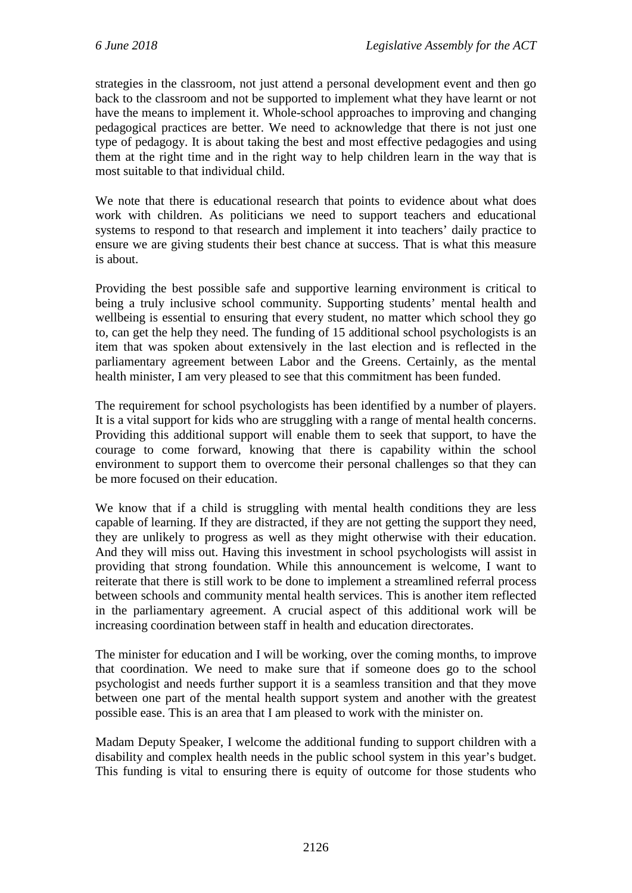strategies in the classroom, not just attend a personal development event and then go back to the classroom and not be supported to implement what they have learnt or not have the means to implement it. Whole-school approaches to improving and changing pedagogical practices are better. We need to acknowledge that there is not just one type of pedagogy. It is about taking the best and most effective pedagogies and using them at the right time and in the right way to help children learn in the way that is most suitable to that individual child.

We note that there is educational research that points to evidence about what does work with children. As politicians we need to support teachers and educational systems to respond to that research and implement it into teachers' daily practice to ensure we are giving students their best chance at success. That is what this measure is about.

Providing the best possible safe and supportive learning environment is critical to being a truly inclusive school community. Supporting students' mental health and wellbeing is essential to ensuring that every student, no matter which school they go to, can get the help they need. The funding of 15 additional school psychologists is an item that was spoken about extensively in the last election and is reflected in the parliamentary agreement between Labor and the Greens. Certainly, as the mental health minister, I am very pleased to see that this commitment has been funded.

The requirement for school psychologists has been identified by a number of players. It is a vital support for kids who are struggling with a range of mental health concerns. Providing this additional support will enable them to seek that support, to have the courage to come forward, knowing that there is capability within the school environment to support them to overcome their personal challenges so that they can be more focused on their education.

We know that if a child is struggling with mental health conditions they are less capable of learning. If they are distracted, if they are not getting the support they need, they are unlikely to progress as well as they might otherwise with their education. And they will miss out. Having this investment in school psychologists will assist in providing that strong foundation. While this announcement is welcome, I want to reiterate that there is still work to be done to implement a streamlined referral process between schools and community mental health services. This is another item reflected in the parliamentary agreement. A crucial aspect of this additional work will be increasing coordination between staff in health and education directorates.

The minister for education and I will be working, over the coming months, to improve that coordination. We need to make sure that if someone does go to the school psychologist and needs further support it is a seamless transition and that they move between one part of the mental health support system and another with the greatest possible ease. This is an area that I am pleased to work with the minister on.

Madam Deputy Speaker, I welcome the additional funding to support children with a disability and complex health needs in the public school system in this year's budget. This funding is vital to ensuring there is equity of outcome for those students who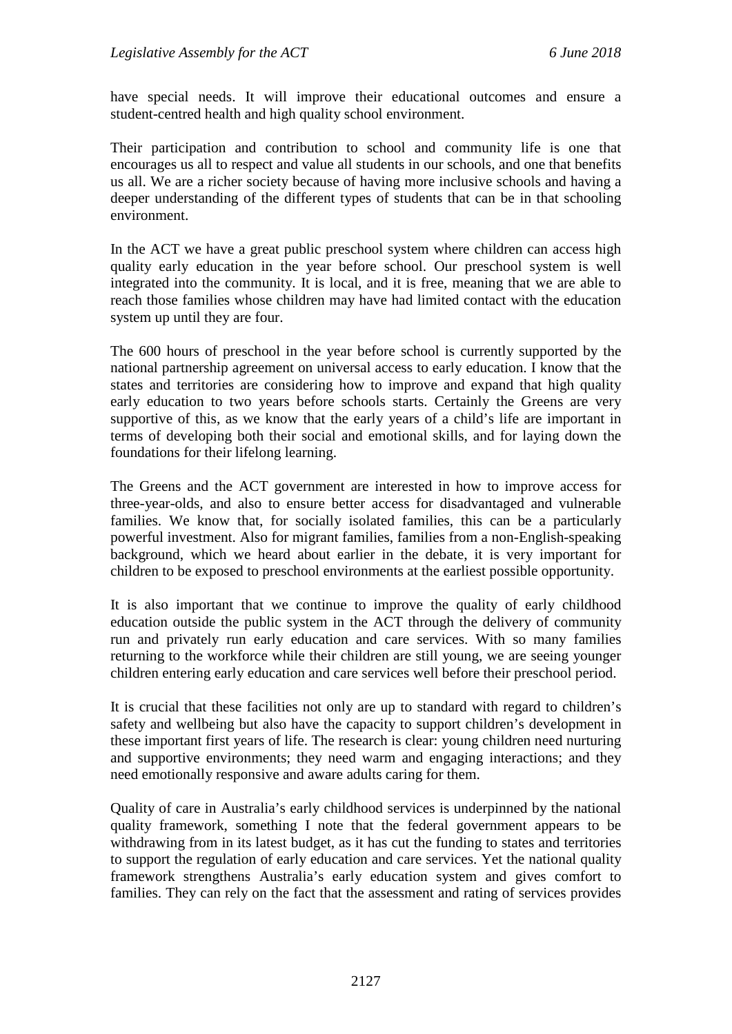have special needs. It will improve their educational outcomes and ensure a student-centred health and high quality school environment.

Their participation and contribution to school and community life is one that encourages us all to respect and value all students in our schools, and one that benefits us all. We are a richer society because of having more inclusive schools and having a deeper understanding of the different types of students that can be in that schooling environment.

In the ACT we have a great public preschool system where children can access high quality early education in the year before school. Our preschool system is well integrated into the community. It is local, and it is free, meaning that we are able to reach those families whose children may have had limited contact with the education system up until they are four.

The 600 hours of preschool in the year before school is currently supported by the national partnership agreement on universal access to early education. I know that the states and territories are considering how to improve and expand that high quality early education to two years before schools starts. Certainly the Greens are very supportive of this, as we know that the early years of a child's life are important in terms of developing both their social and emotional skills, and for laying down the foundations for their lifelong learning.

The Greens and the ACT government are interested in how to improve access for three-year-olds, and also to ensure better access for disadvantaged and vulnerable families. We know that, for socially isolated families, this can be a particularly powerful investment. Also for migrant families, families from a non-English-speaking background, which we heard about earlier in the debate, it is very important for children to be exposed to preschool environments at the earliest possible opportunity.

It is also important that we continue to improve the quality of early childhood education outside the public system in the ACT through the delivery of community run and privately run early education and care services. With so many families returning to the workforce while their children are still young, we are seeing younger children entering early education and care services well before their preschool period.

It is crucial that these facilities not only are up to standard with regard to children's safety and wellbeing but also have the capacity to support children's development in these important first years of life. The research is clear: young children need nurturing and supportive environments; they need warm and engaging interactions; and they need emotionally responsive and aware adults caring for them.

Quality of care in Australia's early childhood services is underpinned by the national quality framework, something I note that the federal government appears to be withdrawing from in its latest budget, as it has cut the funding to states and territories to support the regulation of early education and care services. Yet the national quality framework strengthens Australia's early education system and gives comfort to families. They can rely on the fact that the assessment and rating of services provides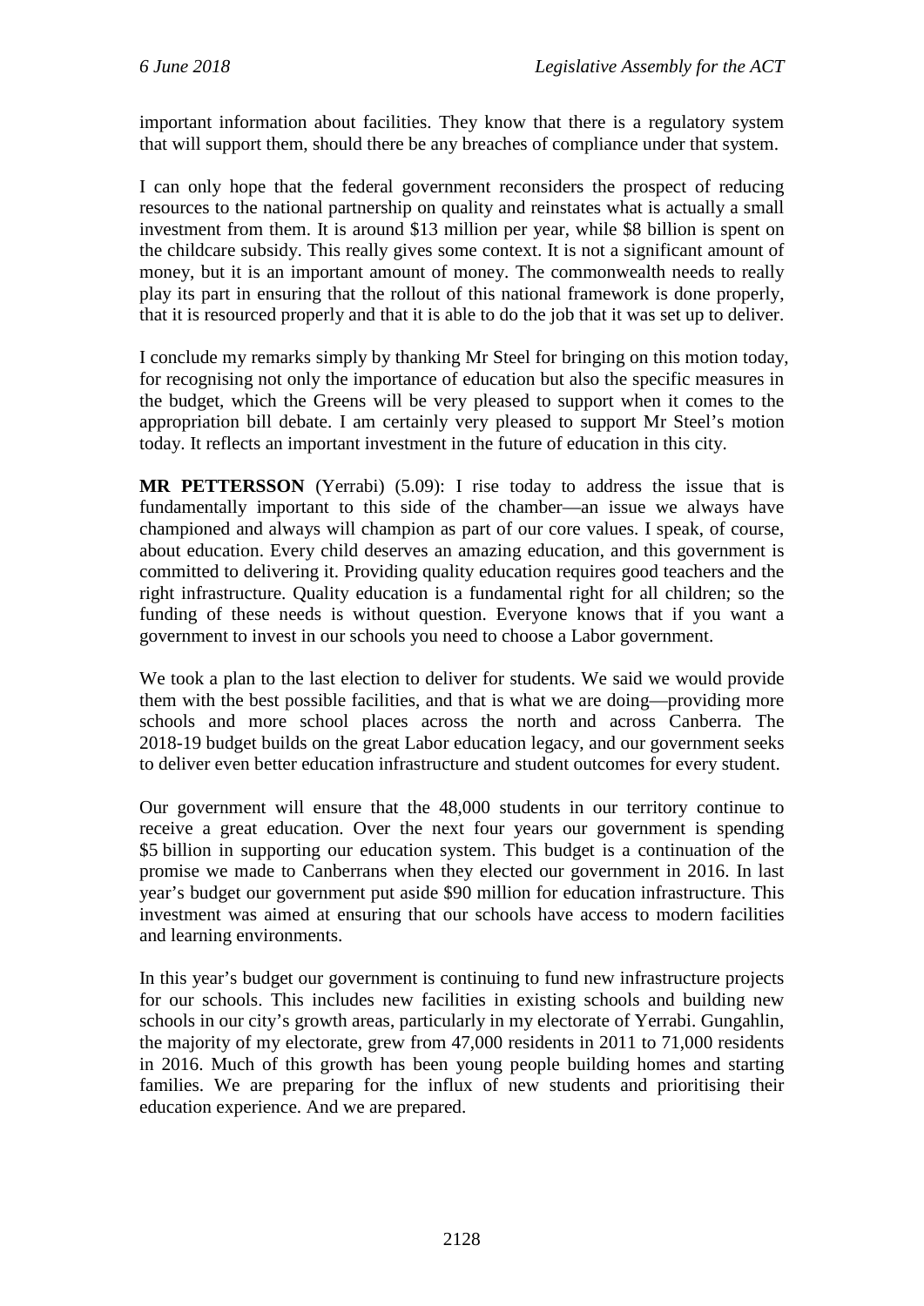important information about facilities. They know that there is a regulatory system that will support them, should there be any breaches of compliance under that system.

I can only hope that the federal government reconsiders the prospect of reducing resources to the national partnership on quality and reinstates what is actually a small investment from them. It is around $13 million per year, while $8 billion is spent on the childcare subsidy. This really gives some context. It is not a significant amount of money, but it is an important amount of money. The commonwealth needs to really play its part in ensuring that the rollout of this national framework is done properly, that it is resourced properly and that it is able to do the job that it was set up to deliver.

I conclude my remarks simply by thanking Mr Steel for bringing on this motion today, for recognising not only the importance of education but also the specific measures in the budget, which the Greens will be very pleased to support when it comes to the appropriation bill debate. I am certainly very pleased to support Mr Steel's motion today. It reflects an important investment in the future of education in this city.

**MR PETTERSSON** (Yerrabi) (5.09): I rise today to address the issue that is fundamentally important to this side of the chamber—an issue we always have championed and always will champion as part of our core values. I speak, of course, about education. Every child deserves an amazing education, and this government is committed to delivering it. Providing quality education requires good teachers and the right infrastructure. Quality education is a fundamental right for all children; so the funding of these needs is without question. Everyone knows that if you want a government to invest in our schools you need to choose a Labor government.

We took a plan to the last election to deliver for students. We said we would provide them with the best possible facilities, and that is what we are doing—providing more schools and more school places across the north and across Canberra. The 2018-19 budget builds on the great Labor education legacy, and our government seeks to deliver even better education infrastructure and student outcomes for every student.

Our government will ensure that the 48,000 students in our territory continue to receive a great education. Over the next four years our government is spending $5 billion in supporting our education system. This budget is a continuation of the promise we made to Canberrans when they elected our government in 2016. In last year's budget our government put aside $90 million for education infrastructure. This investment was aimed at ensuring that our schools have access to modern facilities and learning environments.

In this year's budget our government is continuing to fund new infrastructure projects for our schools. This includes new facilities in existing schools and building new schools in our city's growth areas, particularly in my electorate of Yerrabi. Gungahlin, the majority of my electorate, grew from 47,000 residents in 2011 to 71,000 residents in 2016. Much of this growth has been young people building homes and starting families. We are preparing for the influx of new students and prioritising their education experience. And we are prepared.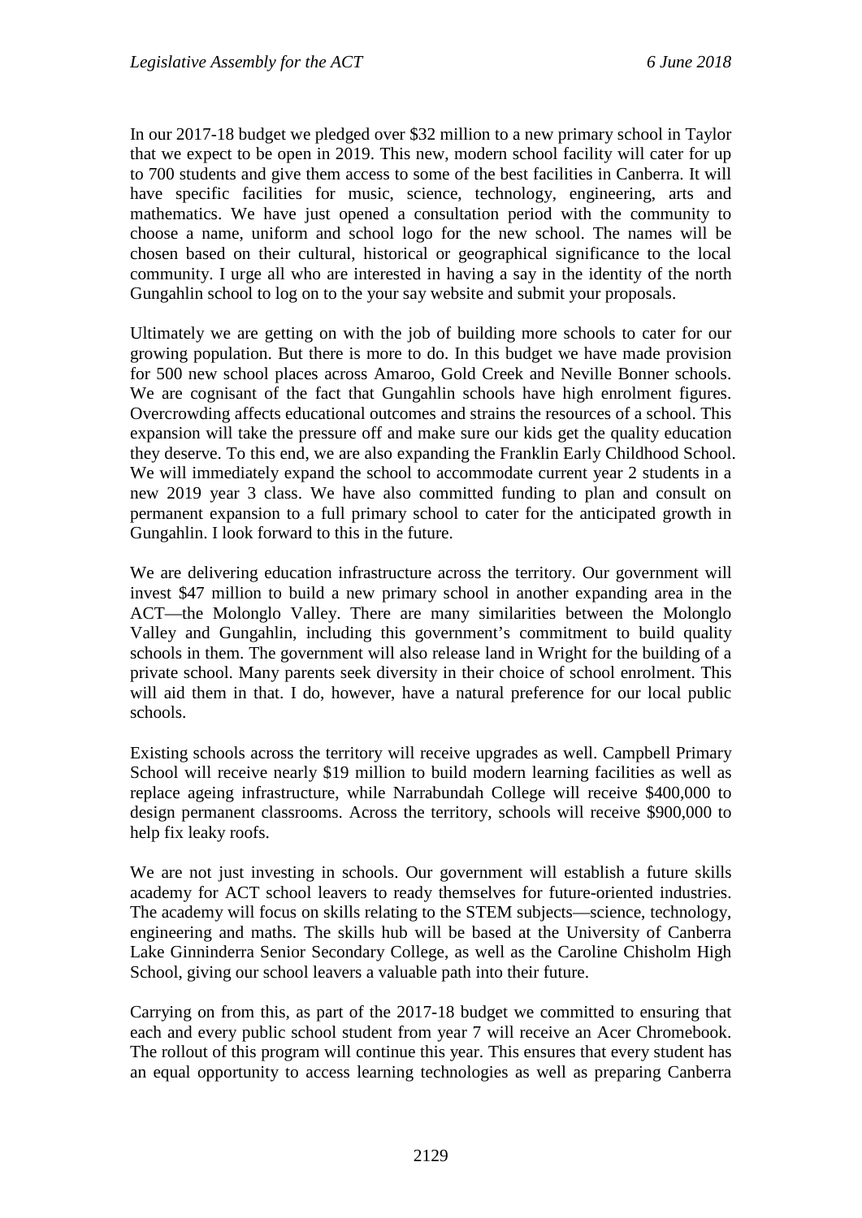In our 2017-18 budget we pledged over $32 million to a new primary school in Taylor that we expect to be open in 2019. This new, modern school facility will cater for up to 700 students and give them access to some of the best facilities in Canberra. It will have specific facilities for music, science, technology, engineering, arts and mathematics. We have just opened a consultation period with the community to choose a name, uniform and school logo for the new school. The names will be chosen based on their cultural, historical or geographical significance to the local community. I urge all who are interested in having a say in the identity of the north Gungahlin school to log on to the your say website and submit your proposals.

Ultimately we are getting on with the job of building more schools to cater for our growing population. But there is more to do. In this budget we have made provision for 500 new school places across Amaroo, Gold Creek and Neville Bonner schools. We are cognisant of the fact that Gungahlin schools have high enrolment figures. Overcrowding affects educational outcomes and strains the resources of a school. This expansion will take the pressure off and make sure our kids get the quality education they deserve. To this end, we are also expanding the Franklin Early Childhood School. We will immediately expand the school to accommodate current year 2 students in a new 2019 year 3 class. We have also committed funding to plan and consult on permanent expansion to a full primary school to cater for the anticipated growth in Gungahlin. I look forward to this in the future.

We are delivering education infrastructure across the territory. Our government will invest $47 million to build a new primary school in another expanding area in the ACT—the Molonglo Valley. There are many similarities between the Molonglo Valley and Gungahlin, including this government's commitment to build quality schools in them. The government will also release land in Wright for the building of a private school. Many parents seek diversity in their choice of school enrolment. This will aid them in that. I do, however, have a natural preference for our local public schools.

Existing schools across the territory will receive upgrades as well. Campbell Primary School will receive nearly $19 million to build modern learning facilities as well as replace ageing infrastructure, while Narrabundah College will receive $400,000 to design permanent classrooms. Across the territory, schools will receive $900,000 to help fix leaky roofs.

We are not just investing in schools. Our government will establish a future skills academy for ACT school leavers to ready themselves for future-oriented industries. The academy will focus on skills relating to the STEM subjects—science, technology, engineering and maths. The skills hub will be based at the University of Canberra Lake Ginninderra Senior Secondary College, as well as the Caroline Chisholm High School, giving our school leavers a valuable path into their future.

Carrying on from this, as part of the 2017-18 budget we committed to ensuring that each and every public school student from year 7 will receive an Acer Chromebook. The rollout of this program will continue this year. This ensures that every student has an equal opportunity to access learning technologies as well as preparing Canberra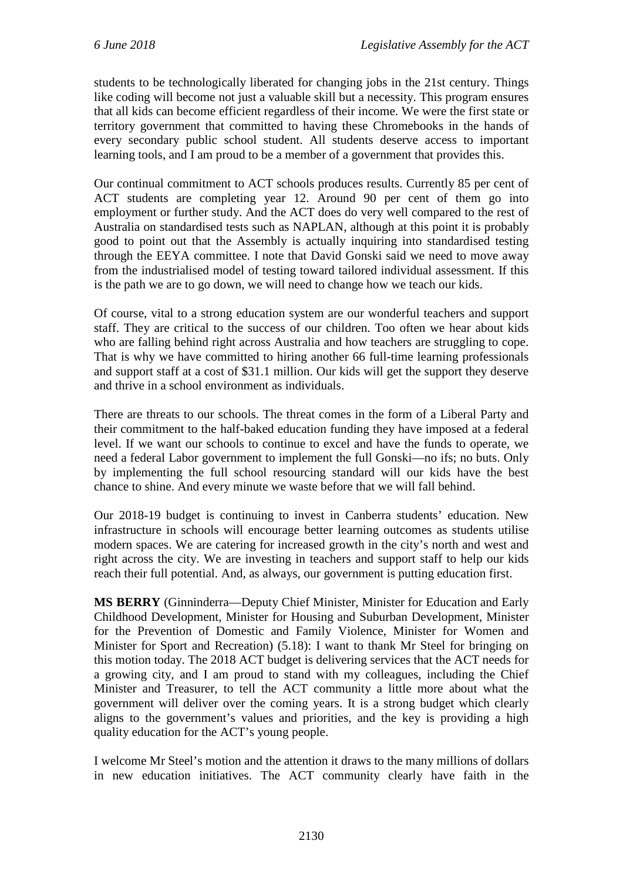students to be technologically liberated for changing jobs in the 21st century. Things like coding will become not just a valuable skill but a necessity. This program ensures that all kids can become efficient regardless of their income. We were the first state or territory government that committed to having these Chromebooks in the hands of every secondary public school student. All students deserve access to important learning tools, and I am proud to be a member of a government that provides this.

Our continual commitment to ACT schools produces results. Currently 85 per cent of ACT students are completing year 12. Around 90 per cent of them go into employment or further study. And the ACT does do very well compared to the rest of Australia on standardised tests such as NAPLAN, although at this point it is probably good to point out that the Assembly is actually inquiring into standardised testing through the EEYA committee. I note that David Gonski said we need to move away from the industrialised model of testing toward tailored individual assessment. If this is the path we are to go down, we will need to change how we teach our kids.

Of course, vital to a strong education system are our wonderful teachers and support staff. They are critical to the success of our children. Too often we hear about kids who are falling behind right across Australia and how teachers are struggling to cope. That is why we have committed to hiring another 66 full-time learning professionals and support staff at a cost of $31.1 million. Our kids will get the support they deserve and thrive in a school environment as individuals.

There are threats to our schools. The threat comes in the form of a Liberal Party and their commitment to the half-baked education funding they have imposed at a federal level. If we want our schools to continue to excel and have the funds to operate, we need a federal Labor government to implement the full Gonski—no ifs; no buts. Only by implementing the full school resourcing standard will our kids have the best chance to shine. And every minute we waste before that we will fall behind.

Our 2018-19 budget is continuing to invest in Canberra students' education. New infrastructure in schools will encourage better learning outcomes as students utilise modern spaces. We are catering for increased growth in the city's north and west and right across the city. We are investing in teachers and support staff to help our kids reach their full potential. And, as always, our government is putting education first.

**MS BERRY** (Ginninderra—Deputy Chief Minister, Minister for Education and Early Childhood Development, Minister for Housing and Suburban Development, Minister for the Prevention of Domestic and Family Violence, Minister for Women and Minister for Sport and Recreation) (5.18): I want to thank Mr Steel for bringing on this motion today. The 2018 ACT budget is delivering services that the ACT needs for a growing city, and I am proud to stand with my colleagues, including the Chief Minister and Treasurer, to tell the ACT community a little more about what the government will deliver over the coming years. It is a strong budget which clearly aligns to the government's values and priorities, and the key is providing a high quality education for the ACT's young people.

I welcome Mr Steel's motion and the attention it draws to the many millions of dollars in new education initiatives. The ACT community clearly have faith in the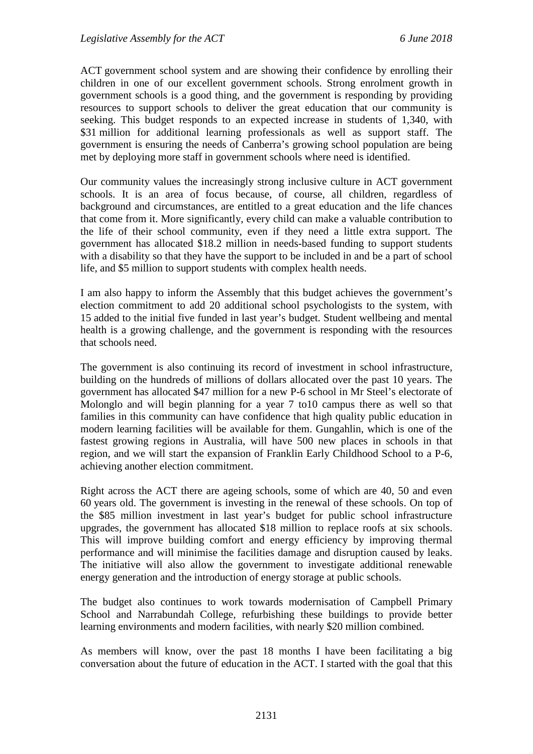ACT government school system and are showing their confidence by enrolling their children in one of our excellent government schools. Strong enrolment growth in government schools is a good thing, and the government is responding by providing resources to support schools to deliver the great education that our community is seeking. This budget responds to an expected increase in students of 1,340, with $31 million for additional learning professionals as well as support staff. The government is ensuring the needs of Canberra's growing school population are being met by deploying more staff in government schools where need is identified.

Our community values the increasingly strong inclusive culture in ACT government schools. It is an area of focus because, of course, all children, regardless of background and circumstances, are entitled to a great education and the life chances that come from it. More significantly, every child can make a valuable contribution to the life of their school community, even if they need a little extra support. The government has allocated $18.2 million in needs-based funding to support students with a disability so that they have the support to be included in and be a part of school life, and $5 million to support students with complex health needs.

I am also happy to inform the Assembly that this budget achieves the government's election commitment to add 20 additional school psychologists to the system, with 15 added to the initial five funded in last year's budget. Student wellbeing and mental health is a growing challenge, and the government is responding with the resources that schools need.

The government is also continuing its record of investment in school infrastructure, building on the hundreds of millions of dollars allocated over the past 10 years. The government has allocated $47 million for a new P-6 school in Mr Steel's electorate of Molonglo and will begin planning for a year 7 to10 campus there as well so that families in this community can have confidence that high quality public education in modern learning facilities will be available for them. Gungahlin, which is one of the fastest growing regions in Australia, will have 500 new places in schools in that region, and we will start the expansion of Franklin Early Childhood School to a P-6, achieving another election commitment.

Right across the ACT there are ageing schools, some of which are 40, 50 and even 60 years old. The government is investing in the renewal of these schools. On top of the $85 million investment in last year's budget for public school infrastructure upgrades, the government has allocated $18 million to replace roofs at six schools. This will improve building comfort and energy efficiency by improving thermal performance and will minimise the facilities damage and disruption caused by leaks. The initiative will also allow the government to investigate additional renewable energy generation and the introduction of energy storage at public schools.

The budget also continues to work towards modernisation of Campbell Primary School and Narrabundah College, refurbishing these buildings to provide better learning environments and modern facilities, with nearly $20 million combined.

As members will know, over the past 18 months I have been facilitating a big conversation about the future of education in the ACT. I started with the goal that this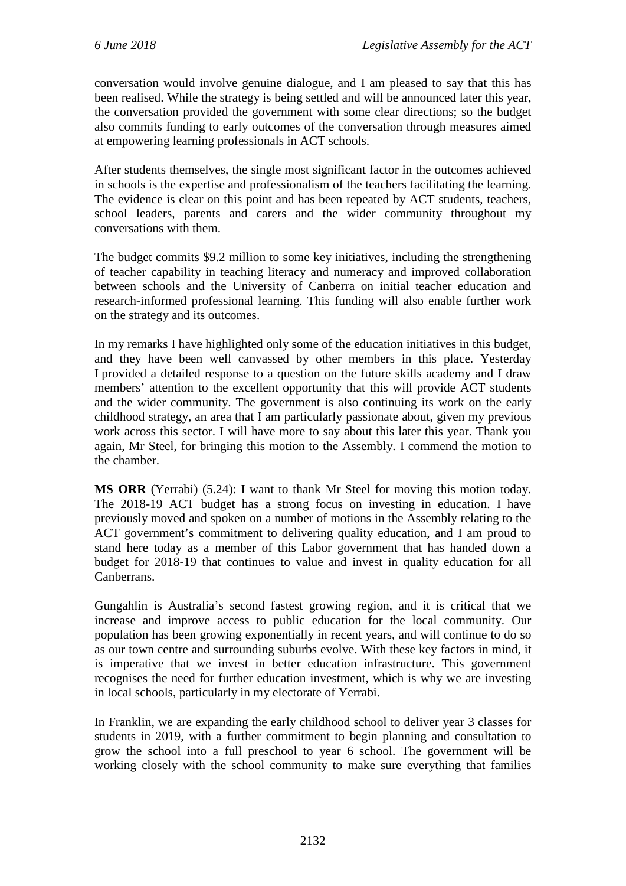conversation would involve genuine dialogue, and I am pleased to say that this has been realised. While the strategy is being settled and will be announced later this year, the conversation provided the government with some clear directions; so the budget also commits funding to early outcomes of the conversation through measures aimed at empowering learning professionals in ACT schools.

After students themselves, the single most significant factor in the outcomes achieved in schools is the expertise and professionalism of the teachers facilitating the learning. The evidence is clear on this point and has been repeated by ACT students, teachers, school leaders, parents and carers and the wider community throughout my conversations with them.

The budget commits $9.2 million to some key initiatives, including the strengthening of teacher capability in teaching literacy and numeracy and improved collaboration between schools and the University of Canberra on initial teacher education and research-informed professional learning. This funding will also enable further work on the strategy and its outcomes.

In my remarks I have highlighted only some of the education initiatives in this budget, and they have been well canvassed by other members in this place. Yesterday I provided a detailed response to a question on the future skills academy and I draw members' attention to the excellent opportunity that this will provide ACT students and the wider community. The government is also continuing its work on the early childhood strategy, an area that I am particularly passionate about, given my previous work across this sector. I will have more to say about this later this year. Thank you again, Mr Steel, for bringing this motion to the Assembly. I commend the motion to the chamber.

**MS ORR** (Yerrabi) (5.24): I want to thank Mr Steel for moving this motion today. The 2018-19 ACT budget has a strong focus on investing in education. I have previously moved and spoken on a number of motions in the Assembly relating to the ACT government's commitment to delivering quality education, and I am proud to stand here today as a member of this Labor government that has handed down a budget for 2018-19 that continues to value and invest in quality education for all Canberrans.

Gungahlin is Australia's second fastest growing region, and it is critical that we increase and improve access to public education for the local community. Our population has been growing exponentially in recent years, and will continue to do so as our town centre and surrounding suburbs evolve. With these key factors in mind, it is imperative that we invest in better education infrastructure. This government recognises the need for further education investment, which is why we are investing in local schools, particularly in my electorate of Yerrabi.

In Franklin, we are expanding the early childhood school to deliver year 3 classes for students in 2019, with a further commitment to begin planning and consultation to grow the school into a full preschool to year 6 school. The government will be working closely with the school community to make sure everything that families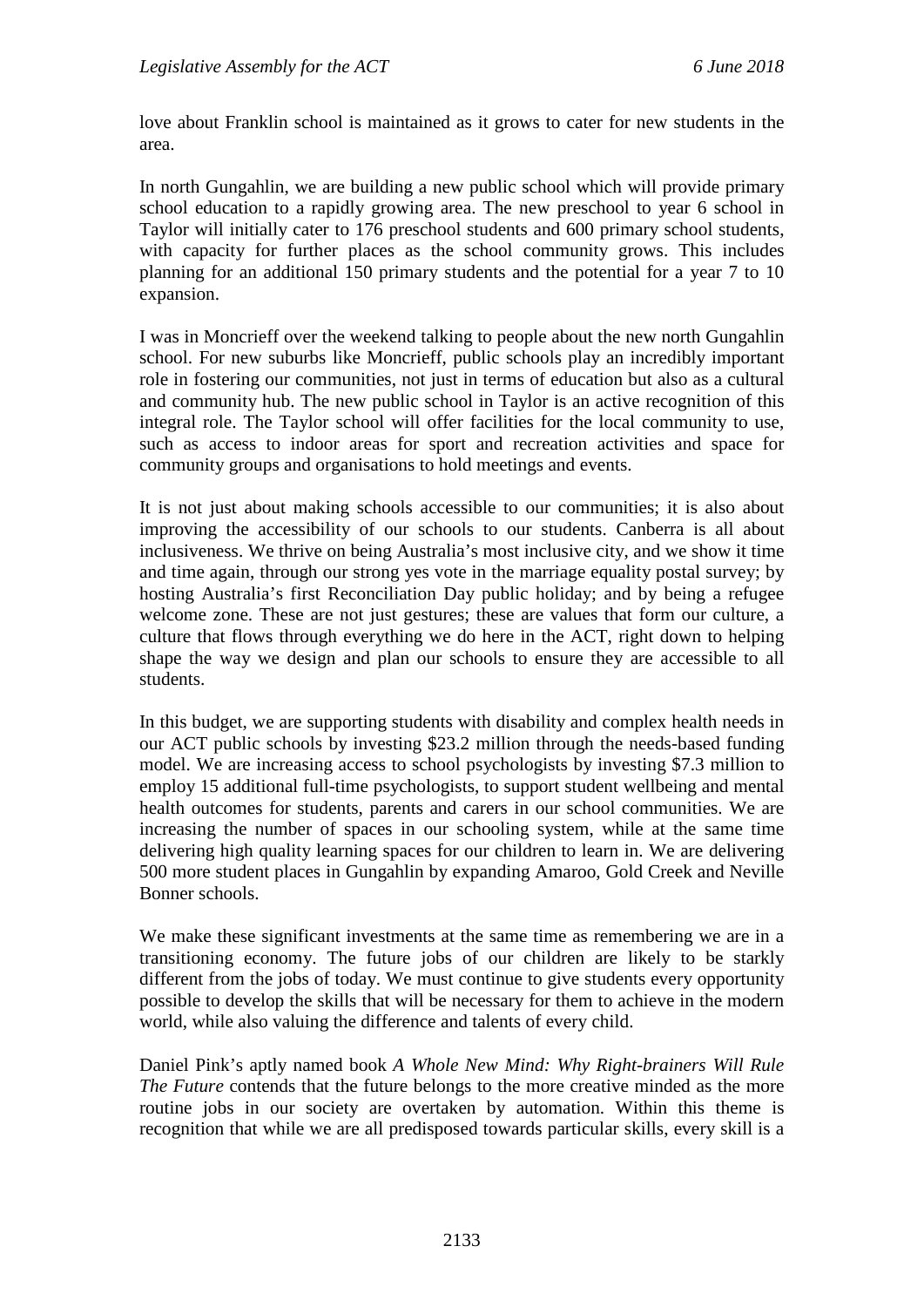love about Franklin school is maintained as it grows to cater for new students in the area.

In north Gungahlin, we are building a new public school which will provide primary school education to a rapidly growing area. The new preschool to year 6 school in Taylor will initially cater to 176 preschool students and 600 primary school students, with capacity for further places as the school community grows. This includes planning for an additional 150 primary students and the potential for a year 7 to 10 expansion.

I was in Moncrieff over the weekend talking to people about the new north Gungahlin school. For new suburbs like Moncrieff, public schools play an incredibly important role in fostering our communities, not just in terms of education but also as a cultural and community hub. The new public school in Taylor is an active recognition of this integral role. The Taylor school will offer facilities for the local community to use, such as access to indoor areas for sport and recreation activities and space for community groups and organisations to hold meetings and events.

It is not just about making schools accessible to our communities; it is also about improving the accessibility of our schools to our students. Canberra is all about inclusiveness. We thrive on being Australia's most inclusive city, and we show it time and time again, through our strong yes vote in the marriage equality postal survey; by hosting Australia's first Reconciliation Day public holiday; and by being a refugee welcome zone. These are not just gestures; these are values that form our culture, a culture that flows through everything we do here in the ACT, right down to helping shape the way we design and plan our schools to ensure they are accessible to all students.

In this budget, we are supporting students with disability and complex health needs in our ACT public schools by investing $23.2 million through the needs-based funding model. We are increasing access to school psychologists by investing $7.3 million to employ 15 additional full-time psychologists, to support student wellbeing and mental health outcomes for students, parents and carers in our school communities. We are increasing the number of spaces in our schooling system, while at the same time delivering high quality learning spaces for our children to learn in. We are delivering 500 more student places in Gungahlin by expanding Amaroo, Gold Creek and Neville Bonner schools.

We make these significant investments at the same time as remembering we are in a transitioning economy. The future jobs of our children are likely to be starkly different from the jobs of today. We must continue to give students every opportunity possible to develop the skills that will be necessary for them to achieve in the modern world, while also valuing the difference and talents of every child.

Daniel Pink's aptly named book *A Whole New Mind: Why Right-brainers Will Rule The Future* contends that the future belongs to the more creative minded as the more routine jobs in our society are overtaken by automation. Within this theme is recognition that while we are all predisposed towards particular skills, every skill is a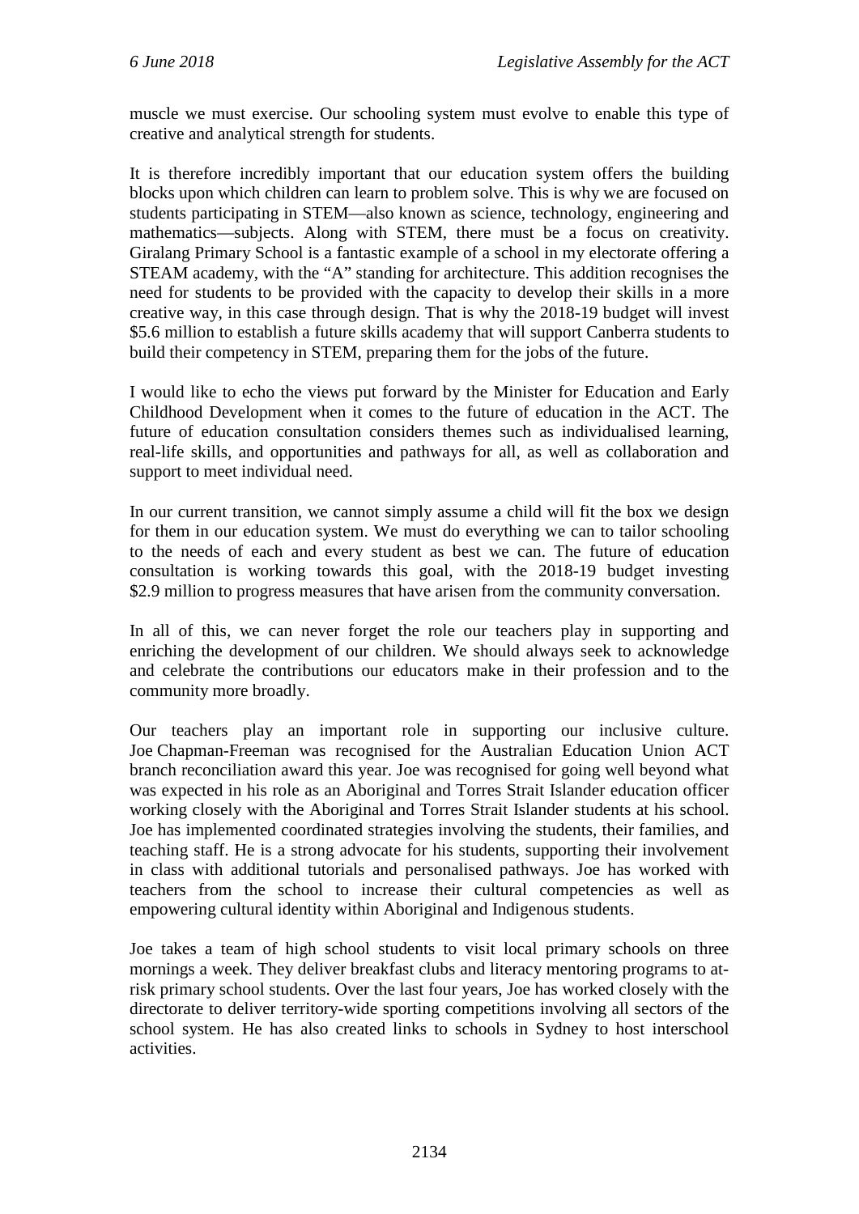muscle we must exercise. Our schooling system must evolve to enable this type of creative and analytical strength for students.

It is therefore incredibly important that our education system offers the building blocks upon which children can learn to problem solve. This is why we are focused on students participating in STEM—also known as science, technology, engineering and mathematics—subjects. Along with STEM, there must be a focus on creativity. Giralang Primary School is a fantastic example of a school in my electorate offering a STEAM academy, with the "A" standing for architecture. This addition recognises the need for students to be provided with the capacity to develop their skills in a more creative way, in this case through design. That is why the 2018-19 budget will invest $5.6 million to establish a future skills academy that will support Canberra students to build their competency in STEM, preparing them for the jobs of the future.

I would like to echo the views put forward by the Minister for Education and Early Childhood Development when it comes to the future of education in the ACT. The future of education consultation considers themes such as individualised learning, real-life skills, and opportunities and pathways for all, as well as collaboration and support to meet individual need.

In our current transition, we cannot simply assume a child will fit the box we design for them in our education system. We must do everything we can to tailor schooling to the needs of each and every student as best we can. The future of education consultation is working towards this goal, with the 2018-19 budget investing $2.9 million to progress measures that have arisen from the community conversation.

In all of this, we can never forget the role our teachers play in supporting and enriching the development of our children. We should always seek to acknowledge and celebrate the contributions our educators make in their profession and to the community more broadly.

Our teachers play an important role in supporting our inclusive culture. Joe Chapman-Freeman was recognised for the Australian Education Union ACT branch reconciliation award this year. Joe was recognised for going well beyond what was expected in his role as an Aboriginal and Torres Strait Islander education officer working closely with the Aboriginal and Torres Strait Islander students at his school. Joe has implemented coordinated strategies involving the students, their families, and teaching staff. He is a strong advocate for his students, supporting their involvement in class with additional tutorials and personalised pathways. Joe has worked with teachers from the school to increase their cultural competencies as well as empowering cultural identity within Aboriginal and Indigenous students.

Joe takes a team of high school students to visit local primary schools on three mornings a week. They deliver breakfast clubs and literacy mentoring programs to at-risk primary school students. Over the last four years, Joe has worked closely with the directorate to deliver territory-wide sporting competitions involving all sectors of the school system. He has also created links to schools in Sydney to host interschool activities.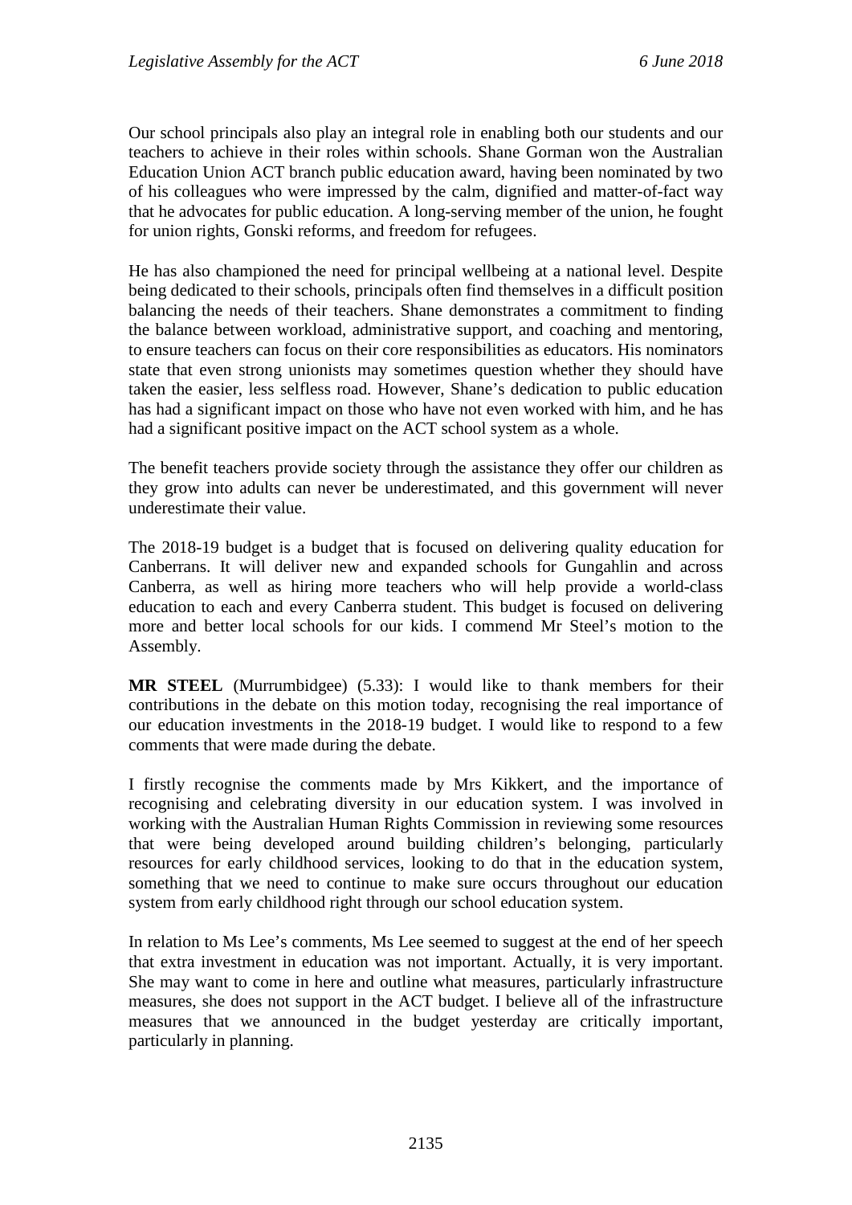Our school principals also play an integral role in enabling both our students and our teachers to achieve in their roles within schools. Shane Gorman won the Australian Education Union ACT branch public education award, having been nominated by two of his colleagues who were impressed by the calm, dignified and matter-of-fact way that he advocates for public education. A long-serving member of the union, he fought for union rights, Gonski reforms, and freedom for refugees.

He has also championed the need for principal wellbeing at a national level. Despite being dedicated to their schools, principals often find themselves in a difficult position balancing the needs of their teachers. Shane demonstrates a commitment to finding the balance between workload, administrative support, and coaching and mentoring, to ensure teachers can focus on their core responsibilities as educators. His nominators state that even strong unionists may sometimes question whether they should have taken the easier, less selfless road. However, Shane's dedication to public education has had a significant impact on those who have not even worked with him, and he has had a significant positive impact on the ACT school system as a whole.

The benefit teachers provide society through the assistance they offer our children as they grow into adults can never be underestimated, and this government will never underestimate their value.

The 2018-19 budget is a budget that is focused on delivering quality education for Canberrans. It will deliver new and expanded schools for Gungahlin and across Canberra, as well as hiring more teachers who will help provide a world-class education to each and every Canberra student. This budget is focused on delivering more and better local schools for our kids. I commend Mr Steel's motion to the Assembly.

**MR STEEL** (Murrumbidgee) (5.33): I would like to thank members for their contributions in the debate on this motion today, recognising the real importance of our education investments in the 2018-19 budget. I would like to respond to a few comments that were made during the debate.

I firstly recognise the comments made by Mrs Kikkert, and the importance of recognising and celebrating diversity in our education system. I was involved in working with the Australian Human Rights Commission in reviewing some resources that were being developed around building children's belonging, particularly resources for early childhood services, looking to do that in the education system, something that we need to continue to make sure occurs throughout our education system from early childhood right through our school education system.

In relation to Ms Lee's comments, Ms Lee seemed to suggest at the end of her speech that extra investment in education was not important. Actually, it is very important. She may want to come in here and outline what measures, particularly infrastructure measures, she does not support in the ACT budget. I believe all of the infrastructure measures that we announced in the budget yesterday are critically important, particularly in planning.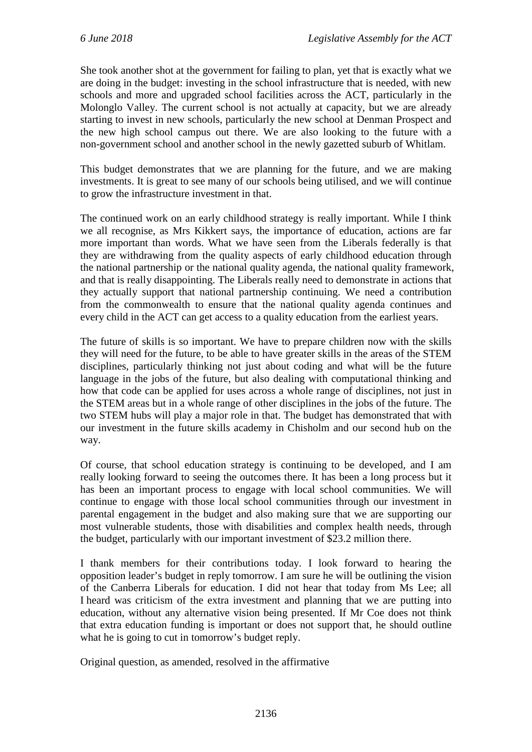She took another shot at the government for failing to plan, yet that is exactly what we are doing in the budget: investing in the school infrastructure that is needed, with new schools and more and upgraded school facilities across the ACT, particularly in the Molonglo Valley. The current school is not actually at capacity, but we are already starting to invest in new schools, particularly the new school at Denman Prospect and the new high school campus out there. We are also looking to the future with a non-government school and another school in the newly gazetted suburb of Whitlam.

This budget demonstrates that we are planning for the future, and we are making investments. It is great to see many of our schools being utilised, and we will continue to grow the infrastructure investment in that.

The continued work on an early childhood strategy is really important. While I think we all recognise, as Mrs Kikkert says, the importance of education, actions are far more important than words. What we have seen from the Liberals federally is that they are withdrawing from the quality aspects of early childhood education through the national partnership or the national quality agenda, the national quality framework, and that is really disappointing. The Liberals really need to demonstrate in actions that they actually support that national partnership continuing. We need a contribution from the commonwealth to ensure that the national quality agenda continues and every child in the ACT can get access to a quality education from the earliest years.

The future of skills is so important. We have to prepare children now with the skills they will need for the future, to be able to have greater skills in the areas of the STEM disciplines, particularly thinking not just about coding and what will be the future language in the jobs of the future, but also dealing with computational thinking and how that code can be applied for uses across a whole range of disciplines, not just in the STEM areas but in a whole range of other disciplines in the jobs of the future. The two STEM hubs will play a major role in that. The budget has demonstrated that with our investment in the future skills academy in Chisholm and our second hub on the way.

Of course, that school education strategy is continuing to be developed, and I am really looking forward to seeing the outcomes there. It has been a long process but it has been an important process to engage with local school communities. We will continue to engage with those local school communities through our investment in parental engagement in the budget and also making sure that we are supporting our most vulnerable students, those with disabilities and complex health needs, through the budget, particularly with our important investment of $23.2 million there.

I thank members for their contributions today. I look forward to hearing the opposition leader's budget in reply tomorrow. I am sure he will be outlining the vision of the Canberra Liberals for education. I did not hear that today from Ms Lee; all I heard was criticism of the extra investment and planning that we are putting into education, without any alternative vision being presented. If Mr Coe does not think that extra education funding is important or does not support that, he should outline what he is going to cut in tomorrow's budget reply.

Original question, as amended, resolved in the affirmative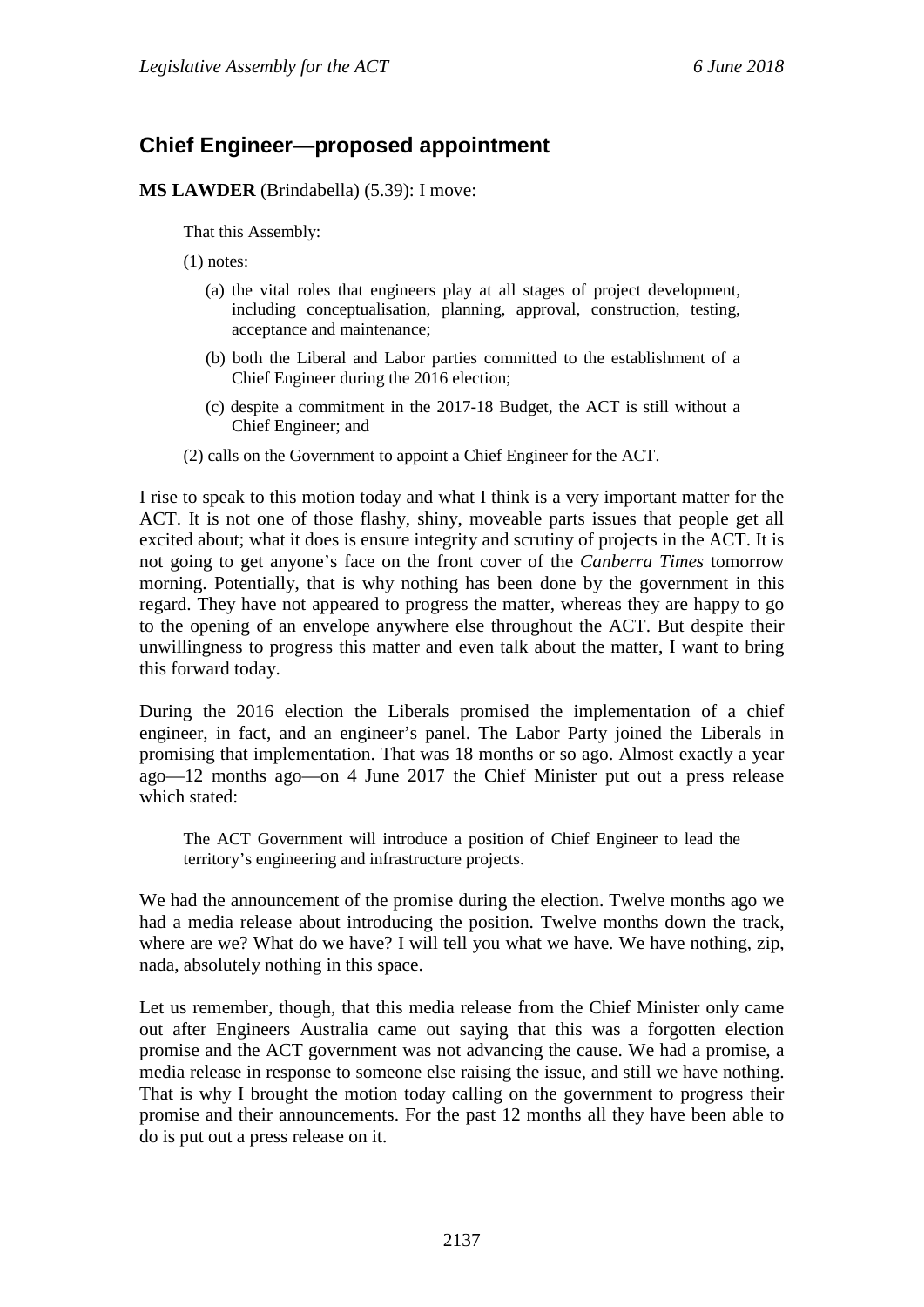## Chief Engineer—proposed appointment

**MS LAWDER** (Brindabella) (5.39): I move:

> That this Assembly:
>
> (1) notes:
>
> (a) the vital roles that engineers play at all stages of project development, including conceptualisation, planning, approval, construction, testing, acceptance and maintenance;
>
> (b) both the Liberal and Labor parties committed to the establishment of a Chief Engineer during the 2016 election;
>
> (c) despite a commitment in the 2017-18 Budget, the ACT is still without a Chief Engineer; and
>
> (2) calls on the Government to appoint a Chief Engineer for the ACT.

I rise to speak to this motion today and what I think is a very important matter for the ACT. It is not one of those flashy, shiny, moveable parts issues that people get all excited about; what it does is ensure integrity and scrutiny of projects in the ACT. It is not going to get anyone's face on the front cover of the *Canberra Times* tomorrow morning. Potentially, that is why nothing has been done by the government in this regard. They have not appeared to progress the matter, whereas they are happy to go to the opening of an envelope anywhere else throughout the ACT. But despite their unwillingness to progress this matter and even talk about the matter, I want to bring this forward today.

During the 2016 election the Liberals promised the implementation of a chief engineer, in fact, and an engineer's panel. The Labor Party joined the Liberals in promising that implementation. That was 18 months or so ago. Almost exactly a year ago—12 months ago—on 4 June 2017 the Chief Minister put out a press release which stated:

> The ACT Government will introduce a position of Chief Engineer to lead the territory's engineering and infrastructure projects.

We had the announcement of the promise during the election. Twelve months ago we had a media release about introducing the position. Twelve months down the track, where are we? What do we have? I will tell you what we have. We have nothing, zip, nada, absolutely nothing in this space.

Let us remember, though, that this media release from the Chief Minister only came out after Engineers Australia came out saying that this was a forgotten election promise and the ACT government was not advancing the cause. We had a promise, a media release in response to someone else raising the issue, and still we have nothing. That is why I brought the motion today calling on the government to progress their promise and their announcements. For the past 12 months all they have been able to do is put out a press release on it.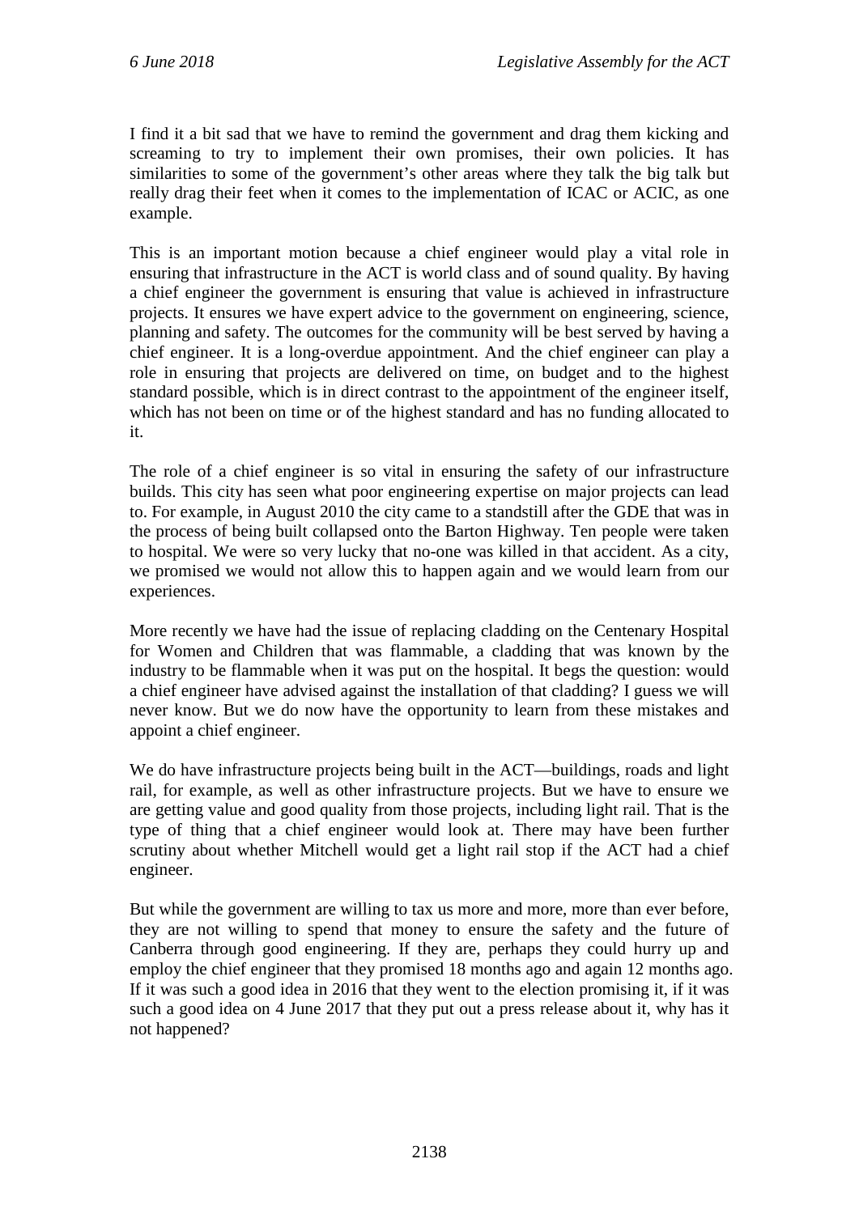I find it a bit sad that we have to remind the government and drag them kicking and screaming to try to implement their own promises, their own policies. It has similarities to some of the government's other areas where they talk the big talk but really drag their feet when it comes to the implementation of ICAC or ACIC, as one example.

This is an important motion because a chief engineer would play a vital role in ensuring that infrastructure in the ACT is world class and of sound quality. By having a chief engineer the government is ensuring that value is achieved in infrastructure projects. It ensures we have expert advice to the government on engineering, science, planning and safety. The outcomes for the community will be best served by having a chief engineer. It is a long-overdue appointment. And the chief engineer can play a role in ensuring that projects are delivered on time, on budget and to the highest standard possible, which is in direct contrast to the appointment of the engineer itself, which has not been on time or of the highest standard and has no funding allocated to it.

The role of a chief engineer is so vital in ensuring the safety of our infrastructure builds. This city has seen what poor engineering expertise on major projects can lead to. For example, in August 2010 the city came to a standstill after the GDE that was in the process of being built collapsed onto the Barton Highway. Ten people were taken to hospital. We were so very lucky that no-one was killed in that accident. As a city, we promised we would not allow this to happen again and we would learn from our experiences.

More recently we have had the issue of replacing cladding on the Centenary Hospital for Women and Children that was flammable, a cladding that was known by the industry to be flammable when it was put on the hospital. It begs the question: would a chief engineer have advised against the installation of that cladding? I guess we will never know. But we do now have the opportunity to learn from these mistakes and appoint a chief engineer.

We do have infrastructure projects being built in the ACT—buildings, roads and light rail, for example, as well as other infrastructure projects. But we have to ensure we are getting value and good quality from those projects, including light rail. That is the type of thing that a chief engineer would look at. There may have been further scrutiny about whether Mitchell would get a light rail stop if the ACT had a chief engineer.

But while the government are willing to tax us more and more, more than ever before, they are not willing to spend that money to ensure the safety and the future of Canberra through good engineering. If they are, perhaps they could hurry up and employ the chief engineer that they promised 18 months ago and again 12 months ago. If it was such a good idea in 2016 that they went to the election promising it, if it was such a good idea on 4 June 2017 that they put out a press release about it, why has it not happened?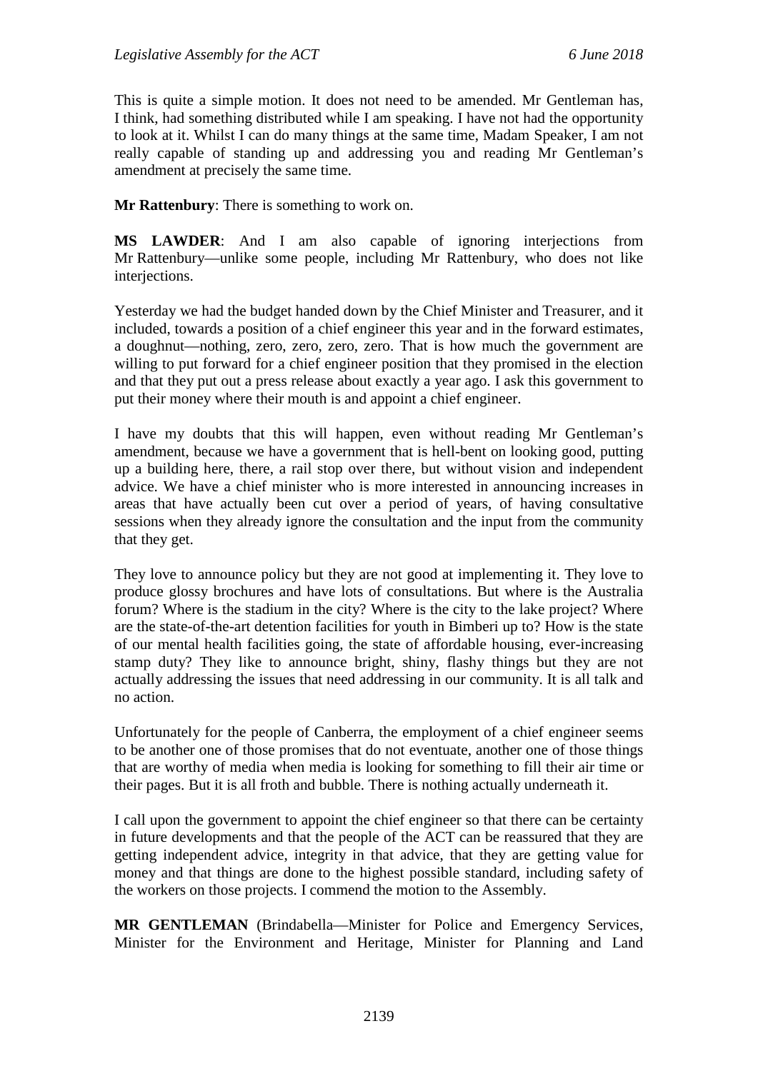This is quite a simple motion. It does not need to be amended. Mr Gentleman has, I think, had something distributed while I am speaking. I have not had the opportunity to look at it. Whilst I can do many things at the same time, Madam Speaker, I am not really capable of standing up and addressing you and reading Mr Gentleman's amendment at precisely the same time.

**Mr Rattenbury**: There is something to work on.

**MS LAWDER**: And I am also capable of ignoring interjections from Mr Rattenbury—unlike some people, including Mr Rattenbury, who does not like interjections.

Yesterday we had the budget handed down by the Chief Minister and Treasurer, and it included, towards a position of a chief engineer this year and in the forward estimates, a doughnut—nothing, zero, zero, zero, zero. That is how much the government are willing to put forward for a chief engineer position that they promised in the election and that they put out a press release about exactly a year ago. I ask this government to put their money where their mouth is and appoint a chief engineer.

I have my doubts that this will happen, even without reading Mr Gentleman's amendment, because we have a government that is hell-bent on looking good, putting up a building here, there, a rail stop over there, but without vision and independent advice. We have a chief minister who is more interested in announcing increases in areas that have actually been cut over a period of years, of having consultative sessions when they already ignore the consultation and the input from the community that they get.

They love to announce policy but they are not good at implementing it. They love to produce glossy brochures and have lots of consultations. But where is the Australia forum? Where is the stadium in the city? Where is the city to the lake project? Where are the state-of-the-art detention facilities for youth in Bimberi up to? How is the state of our mental health facilities going, the state of affordable housing, ever-increasing stamp duty? They like to announce bright, shiny, flashy things but they are not actually addressing the issues that need addressing in our community. It is all talk and no action.

Unfortunately for the people of Canberra, the employment of a chief engineer seems to be another one of those promises that do not eventuate, another one of those things that are worthy of media when media is looking for something to fill their air time or their pages. But it is all froth and bubble. There is nothing actually underneath it.

I call upon the government to appoint the chief engineer so that there can be certainty in future developments and that the people of the ACT can be reassured that they are getting independent advice, integrity in that advice, that they are getting value for money and that things are done to the highest possible standard, including safety of the workers on those projects. I commend the motion to the Assembly.

**MR GENTLEMAN** (Brindabella—Minister for Police and Emergency Services, Minister for the Environment and Heritage, Minister for Planning and Land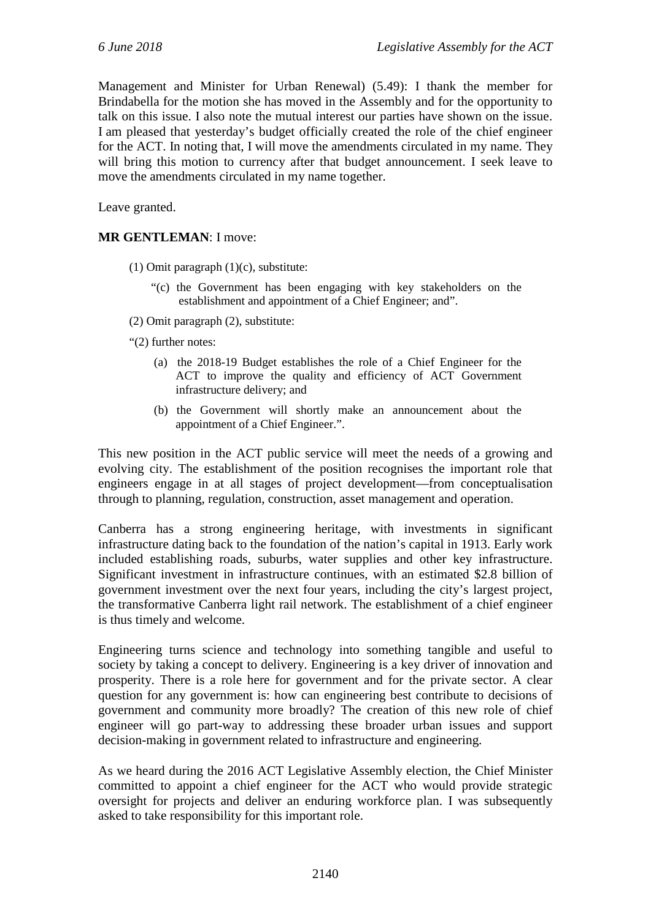Management and Minister for Urban Renewal) (5.49): I thank the member for Brindabella for the motion she has moved in the Assembly and for the opportunity to talk on this issue. I also note the mutual interest our parties have shown on the issue. I am pleased that yesterday's budget officially created the role of the chief engineer for the ACT. In noting that, I will move the amendments circulated in my name. They will bring this motion to currency after that budget announcement. I seek leave to move the amendments circulated in my name together.

Leave granted.

**MR GENTLEMAN**: I move:

(1) Omit paragraph (1)(c), substitute:

"(c) the Government has been engaging with key stakeholders on the establishment and appointment of a Chief Engineer; and".

(2) Omit paragraph (2), substitute:

"(2) further notes:

(a) the 2018-19 Budget establishes the role of a Chief Engineer for the ACT to improve the quality and efficiency of ACT Government infrastructure delivery; and

(b) the Government will shortly make an announcement about the appointment of a Chief Engineer.".

This new position in the ACT public service will meet the needs of a growing and evolving city. The establishment of the position recognises the important role that engineers engage in at all stages of project development—from conceptualisation through to planning, regulation, construction, asset management and operation.

Canberra has a strong engineering heritage, with investments in significant infrastructure dating back to the foundation of the nation's capital in 1913. Early work included establishing roads, suburbs, water supplies and other key infrastructure. Significant investment in infrastructure continues, with an estimated $2.8 billion of government investment over the next four years, including the city's largest project, the transformative Canberra light rail network. The establishment of a chief engineer is thus timely and welcome.

Engineering turns science and technology into something tangible and useful to society by taking a concept to delivery. Engineering is a key driver of innovation and prosperity. There is a role here for government and for the private sector. A clear question for any government is: how can engineering best contribute to decisions of government and community more broadly? The creation of this new role of chief engineer will go part-way to addressing these broader urban issues and support decision-making in government related to infrastructure and engineering.

As we heard during the 2016 ACT Legislative Assembly election, the Chief Minister committed to appoint a chief engineer for the ACT who would provide strategic oversight for projects and deliver an enduring workforce plan. I was subsequently asked to take responsibility for this important role.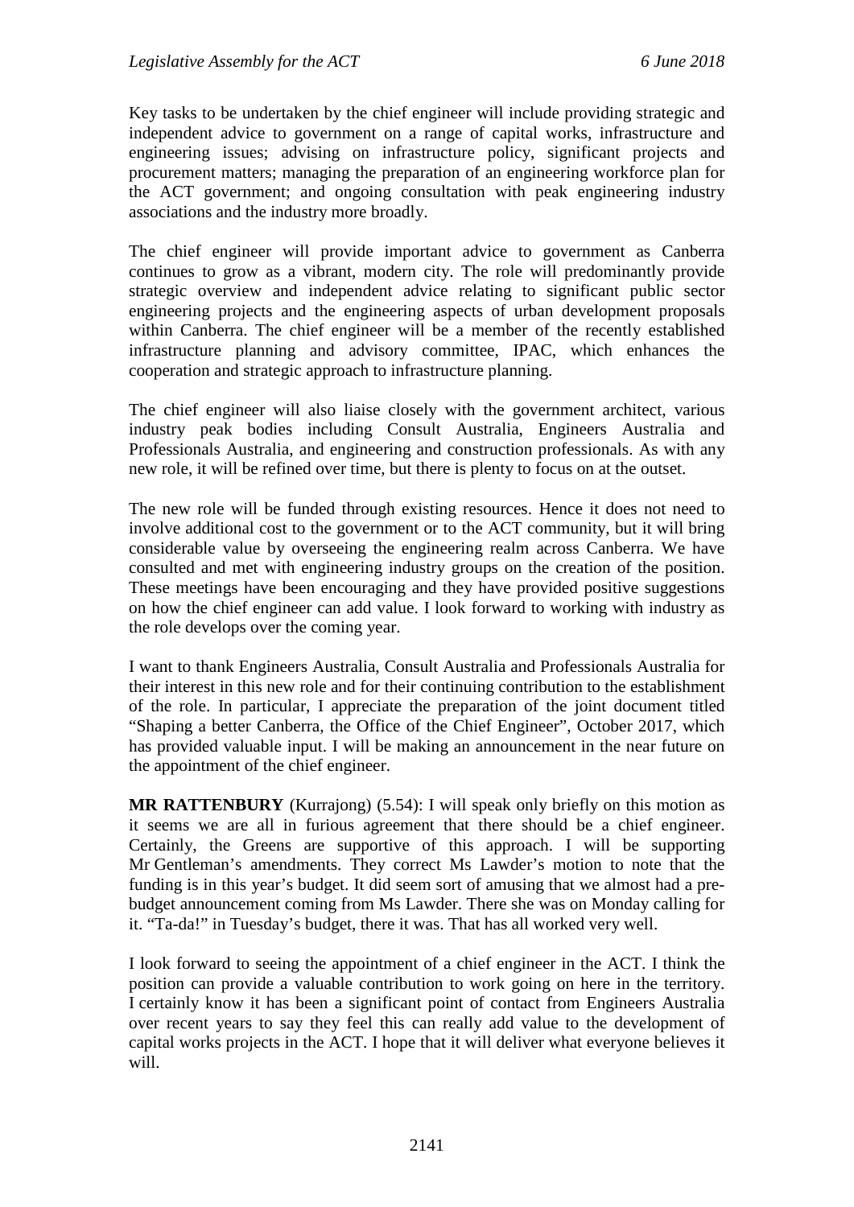Key tasks to be undertaken by the chief engineer will include providing strategic and independent advice to government on a range of capital works, infrastructure and engineering issues; advising on infrastructure policy, significant projects and procurement matters; managing the preparation of an engineering workforce plan for the ACT government; and ongoing consultation with peak engineering industry associations and the industry more broadly.

The chief engineer will provide important advice to government as Canberra continues to grow as a vibrant, modern city. The role will predominantly provide strategic overview and independent advice relating to significant public sector engineering projects and the engineering aspects of urban development proposals within Canberra. The chief engineer will be a member of the recently established infrastructure planning and advisory committee, IPAC, which enhances the cooperation and strategic approach to infrastructure planning.

The chief engineer will also liaise closely with the government architect, various industry peak bodies including Consult Australia, Engineers Australia and Professionals Australia, and engineering and construction professionals. As with any new role, it will be refined over time, but there is plenty to focus on at the outset.

The new role will be funded through existing resources. Hence it does not need to involve additional cost to the government or to the ACT community, but it will bring considerable value by overseeing the engineering realm across Canberra. We have consulted and met with engineering industry groups on the creation of the position. These meetings have been encouraging and they have provided positive suggestions on how the chief engineer can add value. I look forward to working with industry as the role develops over the coming year.

I want to thank Engineers Australia, Consult Australia and Professionals Australia for their interest in this new role and for their continuing contribution to the establishment of the role. In particular, I appreciate the preparation of the joint document titled "Shaping a better Canberra, the Office of the Chief Engineer", October 2017, which has provided valuable input. I will be making an announcement in the near future on the appointment of the chief engineer.

**MR RATTENBURY** (Kurrajong) (5.54): I will speak only briefly on this motion as it seems we are all in furious agreement that there should be a chief engineer. Certainly, the Greens are supportive of this approach. I will be supporting Mr Gentleman's amendments. They correct Ms Lawder's motion to note that the funding is in this year's budget. It did seem sort of amusing that we almost had a pre-budget announcement coming from Ms Lawder. There she was on Monday calling for it. "Ta-da!" in Tuesday's budget, there it was. That has all worked very well.

I look forward to seeing the appointment of a chief engineer in the ACT. I think the position can provide a valuable contribution to work going on here in the territory. I certainly know it has been a significant point of contact from Engineers Australia over recent years to say they feel this can really add value to the development of capital works projects in the ACT. I hope that it will deliver what everyone believes it will.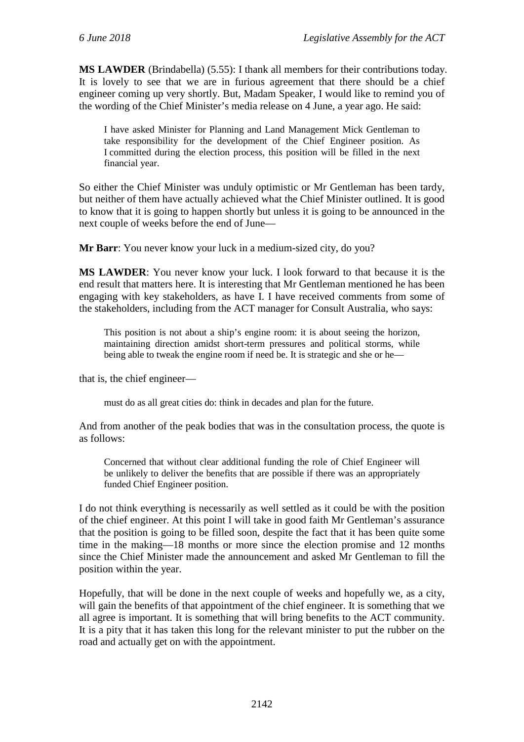**MS LAWDER** (Brindabella) (5.55): I thank all members for their contributions today. It is lovely to see that we are in furious agreement that there should be a chief engineer coming up very shortly. But, Madam Speaker, I would like to remind you of the wording of the Chief Minister's media release on 4 June, a year ago. He said:

> I have asked Minister for Planning and Land Management Mick Gentleman to take responsibility for the development of the Chief Engineer position. As I committed during the election process, this position will be filled in the next financial year.

So either the Chief Minister was unduly optimistic or Mr Gentleman has been tardy, but neither of them have actually achieved what the Chief Minister outlined. It is good to know that it is going to happen shortly but unless it is going to be announced in the next couple of weeks before the end of June—

**Mr Barr**: You never know your luck in a medium-sized city, do you?

**MS LAWDER**: You never know your luck. I look forward to that because it is the end result that matters here. It is interesting that Mr Gentleman mentioned he has been engaging with key stakeholders, as have I. I have received comments from some of the stakeholders, including from the ACT manager for Consult Australia, who says:

> This position is not about a ship's engine room: it is about seeing the horizon, maintaining direction amidst short-term pressures and political storms, while being able to tweak the engine room if need be. It is strategic and she or he—

that is, the chief engineer—

> must do as all great cities do: think in decades and plan for the future.

And from another of the peak bodies that was in the consultation process, the quote is as follows:

> Concerned that without clear additional funding the role of Chief Engineer will be unlikely to deliver the benefits that are possible if there was an appropriately funded Chief Engineer position.

I do not think everything is necessarily as well settled as it could be with the position of the chief engineer. At this point I will take in good faith Mr Gentleman's assurance that the position is going to be filled soon, despite the fact that it has been quite some time in the making—18 months or more since the election promise and 12 months since the Chief Minister made the announcement and asked Mr Gentleman to fill the position within the year.

Hopefully, that will be done in the next couple of weeks and hopefully we, as a city, will gain the benefits of that appointment of the chief engineer. It is something that we all agree is important. It is something that will bring benefits to the ACT community. It is a pity that it has taken this long for the relevant minister to put the rubber on the road and actually get on with the appointment.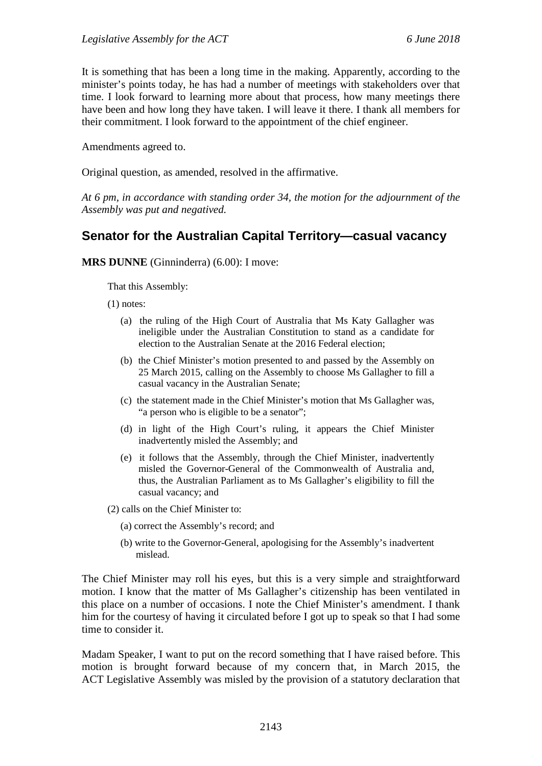It is something that has been a long time in the making. Apparently, according to the minister's points today, he has had a number of meetings with stakeholders over that time. I look forward to learning more about that process, how many meetings there have been and how long they have taken. I will leave it there. I thank all members for their commitment. I look forward to the appointment of the chief engineer.

Amendments agreed to.

Original question, as amended, resolved in the affirmative.

*At 6 pm, in accordance with standing order 34, the motion for the adjournment of the Assembly was put and negatived.*

## Senator for the Australian Capital Territory—casual vacancy

**MRS DUNNE** (Ginninderra) (6.00): I move:

That this Assembly:

(1) notes:

(a) the ruling of the High Court of Australia that Ms Katy Gallagher was ineligible under the Australian Constitution to stand as a candidate for election to the Australian Senate at the 2016 Federal election;

(b) the Chief Minister's motion presented to and passed by the Assembly on 25 March 2015, calling on the Assembly to choose Ms Gallagher to fill a casual vacancy in the Australian Senate;

(c) the statement made in the Chief Minister's motion that Ms Gallagher was, "a person who is eligible to be a senator";

(d) in light of the High Court's ruling, it appears the Chief Minister inadvertently misled the Assembly; and

(e) it follows that the Assembly, through the Chief Minister, inadvertently misled the Governor-General of the Commonwealth of Australia and, thus, the Australian Parliament as to Ms Gallagher's eligibility to fill the casual vacancy; and

(2) calls on the Chief Minister to:

(a) correct the Assembly's record; and

(b) write to the Governor-General, apologising for the Assembly's inadvertent mislead.

The Chief Minister may roll his eyes, but this is a very simple and straightforward motion. I know that the matter of Ms Gallagher's citizenship has been ventilated in this place on a number of occasions. I note the Chief Minister's amendment. I thank him for the courtesy of having it circulated before I got up to speak so that I had some time to consider it.

Madam Speaker, I want to put on the record something that I have raised before. This motion is brought forward because of my concern that, in March 2015, the ACT Legislative Assembly was misled by the provision of a statutory declaration that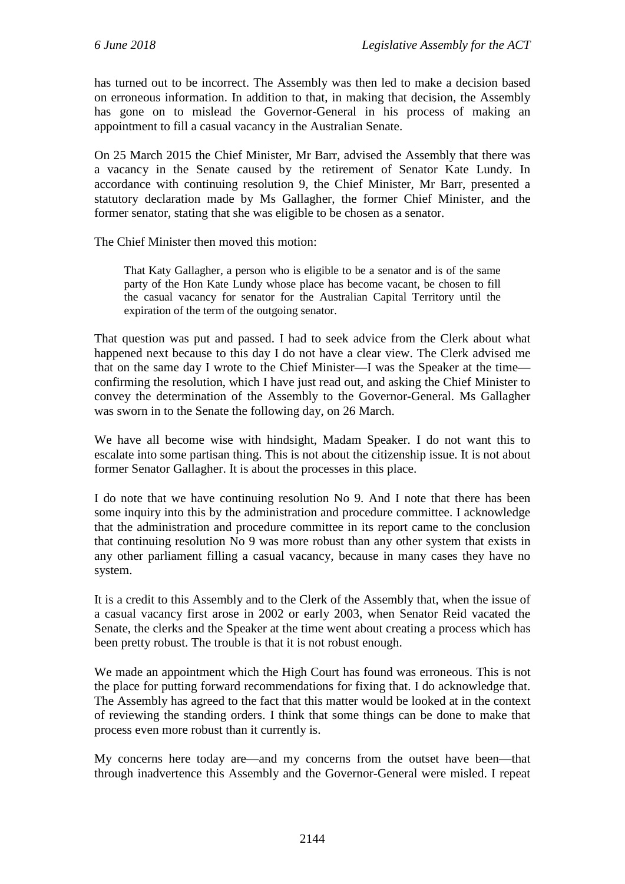has turned out to be incorrect. The Assembly was then led to make a decision based on erroneous information. In addition to that, in making that decision, the Assembly has gone on to mislead the Governor-General in his process of making an appointment to fill a casual vacancy in the Australian Senate.

On 25 March 2015 the Chief Minister, Mr Barr, advised the Assembly that there was a vacancy in the Senate caused by the retirement of Senator Kate Lundy. In accordance with continuing resolution 9, the Chief Minister, Mr Barr, presented a statutory declaration made by Ms Gallagher, the former Chief Minister, and the former senator, stating that she was eligible to be chosen as a senator.

The Chief Minister then moved this motion:

> That Katy Gallagher, a person who is eligible to be a senator and is of the same party of the Hon Kate Lundy whose place has become vacant, be chosen to fill the casual vacancy for senator for the Australian Capital Territory until the expiration of the term of the outgoing senator.

That question was put and passed. I had to seek advice from the Clerk about what happened next because to this day I do not have a clear view. The Clerk advised me that on the same day I wrote to the Chief Minister—I was the Speaker at the time—confirming the resolution, which I have just read out, and asking the Chief Minister to convey the determination of the Assembly to the Governor-General. Ms Gallagher was sworn in to the Senate the following day, on 26 March.

We have all become wise with hindsight, Madam Speaker. I do not want this to escalate into some partisan thing. This is not about the citizenship issue. It is not about former Senator Gallagher. It is about the processes in this place.

I do note that we have continuing resolution No 9. And I note that there has been some inquiry into this by the administration and procedure committee. I acknowledge that the administration and procedure committee in its report came to the conclusion that continuing resolution No 9 was more robust than any other system that exists in any other parliament filling a casual vacancy, because in many cases they have no system.

It is a credit to this Assembly and to the Clerk of the Assembly that, when the issue of a casual vacancy first arose in 2002 or early 2003, when Senator Reid vacated the Senate, the clerks and the Speaker at the time went about creating a process which has been pretty robust. The trouble is that it is not robust enough.

We made an appointment which the High Court has found was erroneous. This is not the place for putting forward recommendations for fixing that. I do acknowledge that. The Assembly has agreed to the fact that this matter would be looked at in the context of reviewing the standing orders. I think that some things can be done to make that process even more robust than it currently is.

My concerns here today are—and my concerns from the outset have been—that through inadvertence this Assembly and the Governor-General were misled. I repeat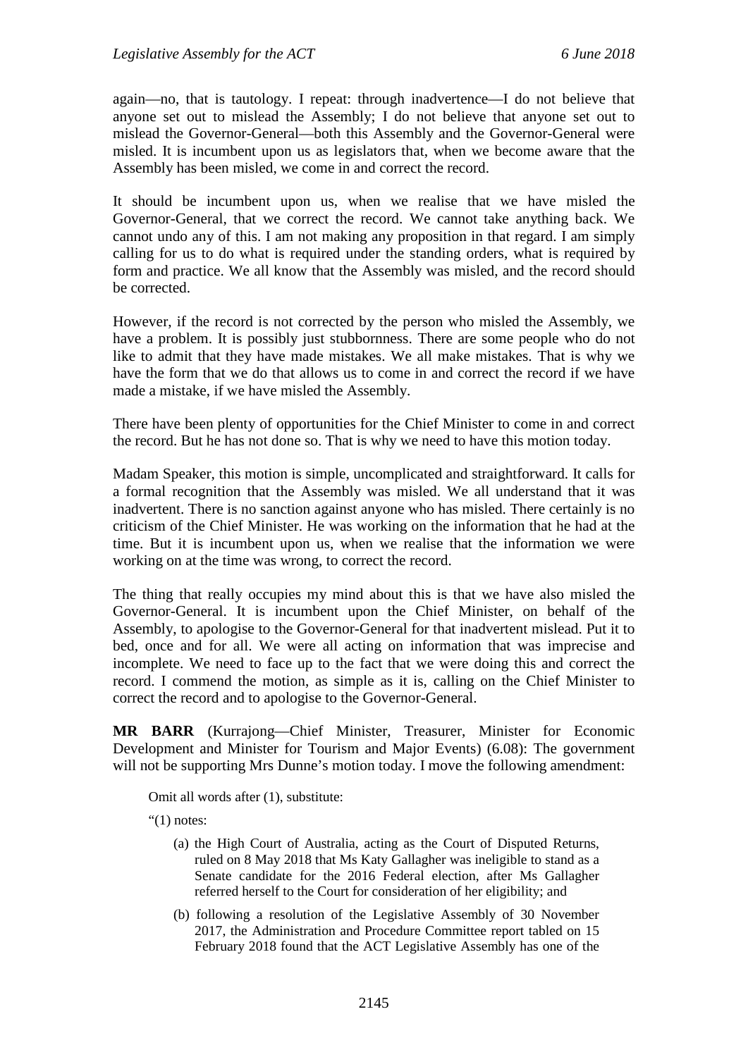again—no, that is tautology. I repeat: through inadvertence—I do not believe that anyone set out to mislead the Assembly; I do not believe that anyone set out to mislead the Governor-General—both this Assembly and the Governor-General were misled. It is incumbent upon us as legislators that, when we become aware that the Assembly has been misled, we come in and correct the record.

It should be incumbent upon us, when we realise that we have misled the Governor-General, that we correct the record. We cannot take anything back. We cannot undo any of this. I am not making any proposition in that regard. I am simply calling for us to do what is required under the standing orders, what is required by form and practice. We all know that the Assembly was misled, and the record should be corrected.

However, if the record is not corrected by the person who misled the Assembly, we have a problem. It is possibly just stubbornness. There are some people who do not like to admit that they have made mistakes. We all make mistakes. That is why we have the form that we do that allows us to come in and correct the record if we have made a mistake, if we have misled the Assembly.

There have been plenty of opportunities for the Chief Minister to come in and correct the record. But he has not done so. That is why we need to have this motion today.

Madam Speaker, this motion is simple, uncomplicated and straightforward. It calls for a formal recognition that the Assembly was misled. We all understand that it was inadvertent. There is no sanction against anyone who has misled. There certainly is no criticism of the Chief Minister. He was working on the information that he had at the time. But it is incumbent upon us, when we realise that the information we were working on at the time was wrong, to correct the record.

The thing that really occupies my mind about this is that we have also misled the Governor-General. It is incumbent upon the Chief Minister, on behalf of the Assembly, to apologise to the Governor-General for that inadvertent mislead. Put it to bed, once and for all. We were all acting on information that was imprecise and incomplete. We need to face up to the fact that we were doing this and correct the record. I commend the motion, as simple as it is, calling on the Chief Minister to correct the record and to apologise to the Governor-General.

**MR BARR** (Kurrajong—Chief Minister, Treasurer, Minister for Economic Development and Minister for Tourism and Major Events) (6.08): The government will not be supporting Mrs Dunne's motion today. I move the following amendment:

> Omit all words after (1), substitute:
>
> "(1) notes:
>
> (a) the High Court of Australia, acting as the Court of Disputed Returns, ruled on 8 May 2018 that Ms Katy Gallagher was ineligible to stand as a Senate candidate for the 2016 Federal election, after Ms Gallagher referred herself to the Court for consideration of her eligibility; and
>
> (b) following a resolution of the Legislative Assembly of 30 November 2017, the Administration and Procedure Committee report tabled on 15 February 2018 found that the ACT Legislative Assembly has one of the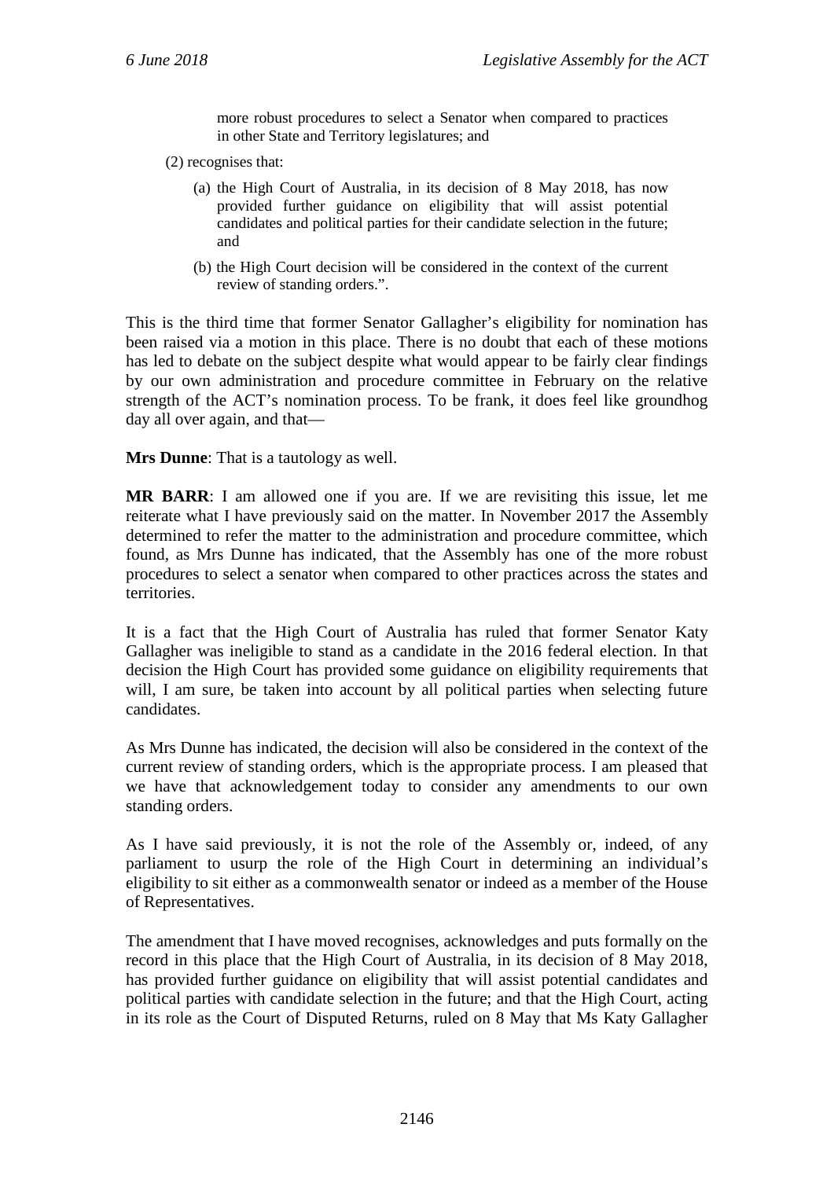more robust procedures to select a Senator when compared to practices in other State and Territory legislatures; and

(2) recognises that:

(a) the High Court of Australia, in its decision of 8 May 2018, has now provided further guidance on eligibility that will assist potential candidates and political parties for their candidate selection in the future; and

(b) the High Court decision will be considered in the context of the current review of standing orders.".

This is the third time that former Senator Gallagher's eligibility for nomination has been raised via a motion in this place. There is no doubt that each of these motions has led to debate on the subject despite what would appear to be fairly clear findings by our own administration and procedure committee in February on the relative strength of the ACT's nomination process. To be frank, it does feel like groundhog day all over again, and that—

**Mrs Dunne**: That is a tautology as well.

**MR BARR**: I am allowed one if you are. If we are revisiting this issue, let me reiterate what I have previously said on the matter. In November 2017 the Assembly determined to refer the matter to the administration and procedure committee, which found, as Mrs Dunne has indicated, that the Assembly has one of the more robust procedures to select a senator when compared to other practices across the states and territories.

It is a fact that the High Court of Australia has ruled that former Senator Katy Gallagher was ineligible to stand as a candidate in the 2016 federal election. In that decision the High Court has provided some guidance on eligibility requirements that will, I am sure, be taken into account by all political parties when selecting future candidates.

As Mrs Dunne has indicated, the decision will also be considered in the context of the current review of standing orders, which is the appropriate process. I am pleased that we have that acknowledgement today to consider any amendments to our own standing orders.

As I have said previously, it is not the role of the Assembly or, indeed, of any parliament to usurp the role of the High Court in determining an individual's eligibility to sit either as a commonwealth senator or indeed as a member of the House of Representatives.

The amendment that I have moved recognises, acknowledges and puts formally on the record in this place that the High Court of Australia, in its decision of 8 May 2018, has provided further guidance on eligibility that will assist potential candidates and political parties with candidate selection in the future; and that the High Court, acting in its role as the Court of Disputed Returns, ruled on 8 May that Ms Katy Gallagher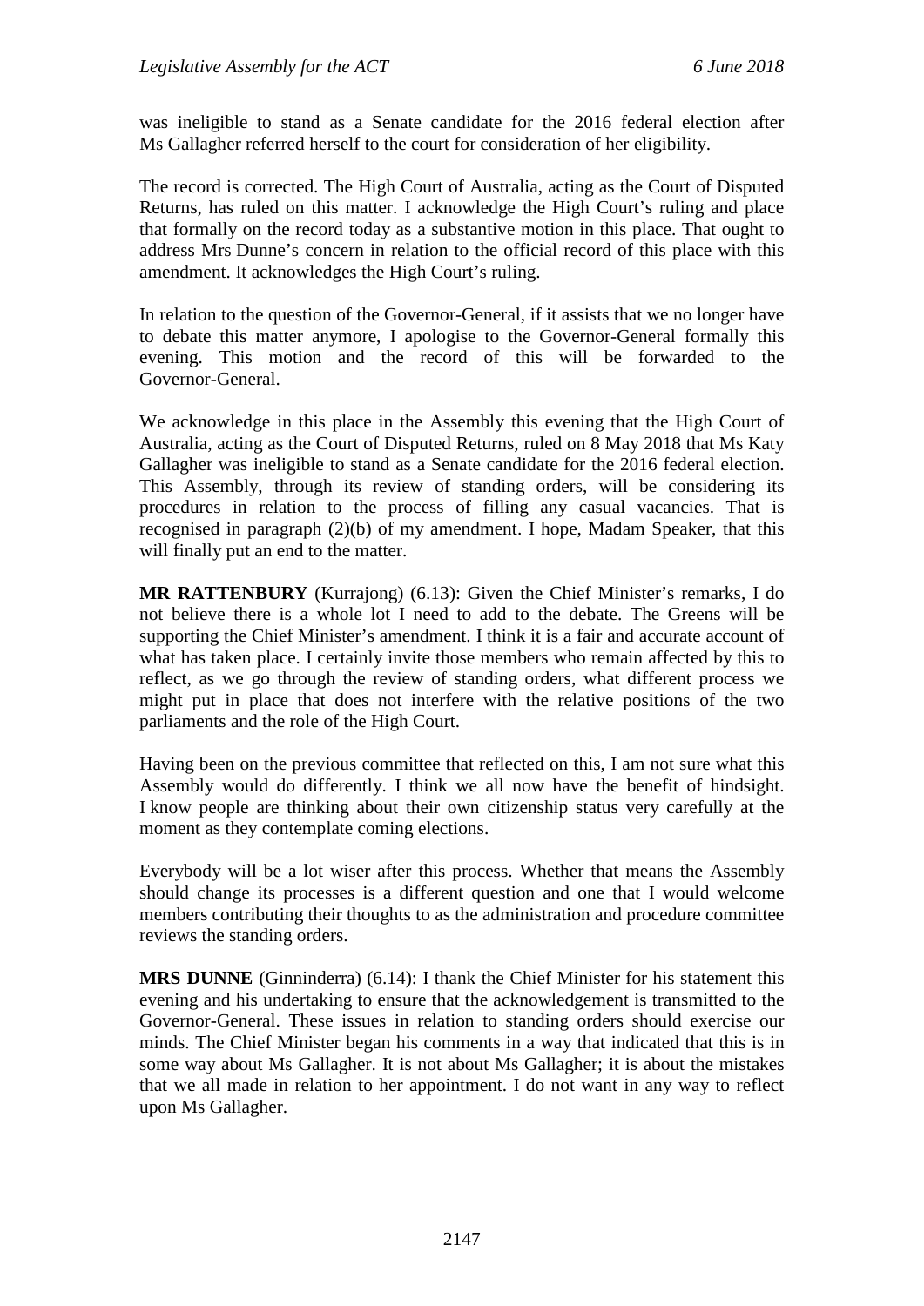was ineligible to stand as a Senate candidate for the 2016 federal election after Ms Gallagher referred herself to the court for consideration of her eligibility.

The record is corrected. The High Court of Australia, acting as the Court of Disputed Returns, has ruled on this matter. I acknowledge the High Court's ruling and place that formally on the record today as a substantive motion in this place. That ought to address Mrs Dunne's concern in relation to the official record of this place with this amendment. It acknowledges the High Court's ruling.

In relation to the question of the Governor-General, if it assists that we no longer have to debate this matter anymore, I apologise to the Governor-General formally this evening. This motion and the record of this will be forwarded to the Governor-General.

We acknowledge in this place in the Assembly this evening that the High Court of Australia, acting as the Court of Disputed Returns, ruled on 8 May 2018 that Ms Katy Gallagher was ineligible to stand as a Senate candidate for the 2016 federal election. This Assembly, through its review of standing orders, will be considering its procedures in relation to the process of filling any casual vacancies. That is recognised in paragraph (2)(b) of my amendment. I hope, Madam Speaker, that this will finally put an end to the matter.

**MR RATTENBURY** (Kurrajong) (6.13): Given the Chief Minister's remarks, I do not believe there is a whole lot I need to add to the debate. The Greens will be supporting the Chief Minister's amendment. I think it is a fair and accurate account of what has taken place. I certainly invite those members who remain affected by this to reflect, as we go through the review of standing orders, what different process we might put in place that does not interfere with the relative positions of the two parliaments and the role of the High Court.

Having been on the previous committee that reflected on this, I am not sure what this Assembly would do differently. I think we all now have the benefit of hindsight. I know people are thinking about their own citizenship status very carefully at the moment as they contemplate coming elections.

Everybody will be a lot wiser after this process. Whether that means the Assembly should change its processes is a different question and one that I would welcome members contributing their thoughts to as the administration and procedure committee reviews the standing orders.

**MRS DUNNE** (Ginninderra) (6.14): I thank the Chief Minister for his statement this evening and his undertaking to ensure that the acknowledgement is transmitted to the Governor-General. These issues in relation to standing orders should exercise our minds. The Chief Minister began his comments in a way that indicated that this is in some way about Ms Gallagher. It is not about Ms Gallagher; it is about the mistakes that we all made in relation to her appointment. I do not want in any way to reflect upon Ms Gallagher.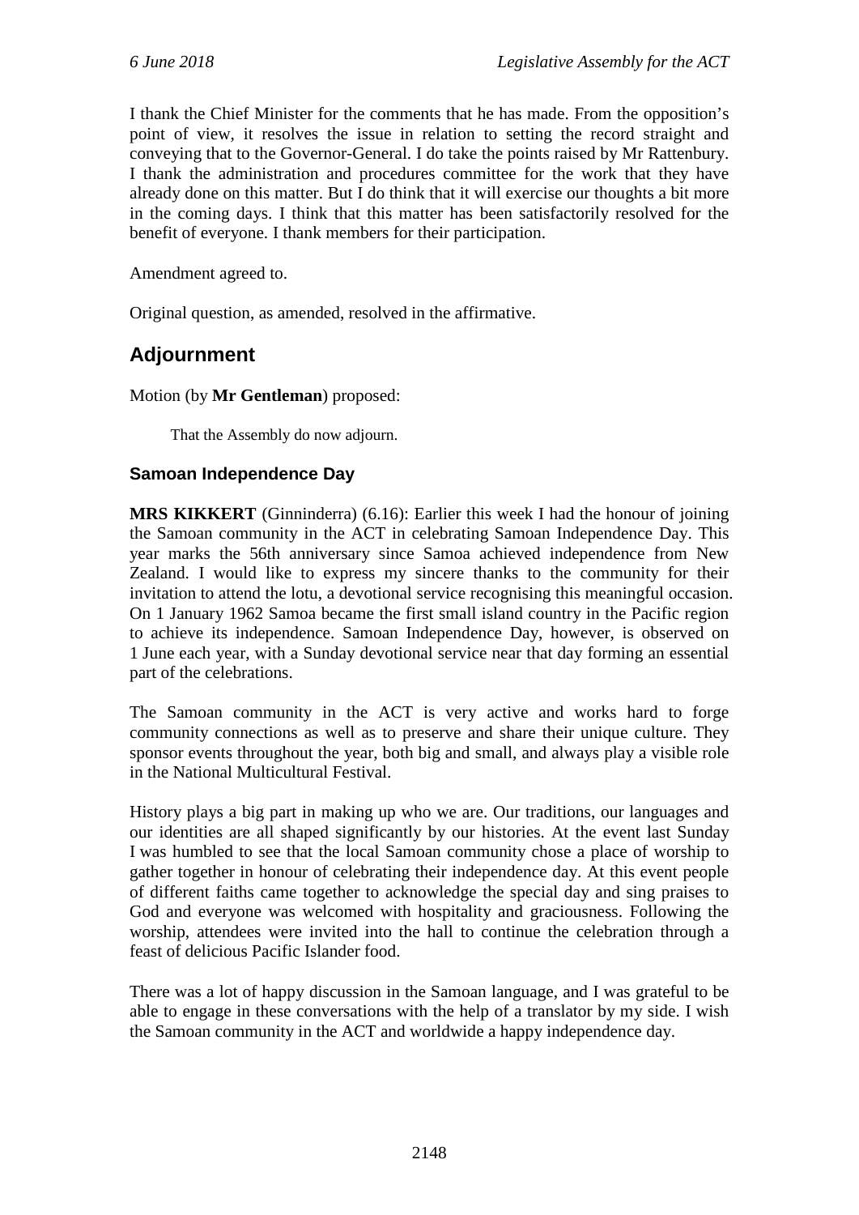I thank the Chief Minister for the comments that he has made. From the opposition's point of view, it resolves the issue in relation to setting the record straight and conveying that to the Governor-General. I do take the points raised by Mr Rattenbury. I thank the administration and procedures committee for the work that they have already done on this matter. But I do think that it will exercise our thoughts a bit more in the coming days. I think that this matter has been satisfactorily resolved for the benefit of everyone. I thank members for their participation.

Amendment agreed to.

Original question, as amended, resolved in the affirmative.

## Adjournment

Motion (by **Mr Gentleman**) proposed:

> That the Assembly do now adjourn.

### Samoan Independence Day

**MRS KIKKERT** (Ginninderra) (6.16): Earlier this week I had the honour of joining the Samoan community in the ACT in celebrating Samoan Independence Day. This year marks the 56th anniversary since Samoa achieved independence from New Zealand. I would like to express my sincere thanks to the community for their invitation to attend the lotu, a devotional service recognising this meaningful occasion. On 1 January 1962 Samoa became the first small island country in the Pacific region to achieve its independence. Samoan Independence Day, however, is observed on 1 June each year, with a Sunday devotional service near that day forming an essential part of the celebrations.

The Samoan community in the ACT is very active and works hard to forge community connections as well as to preserve and share their unique culture. They sponsor events throughout the year, both big and small, and always play a visible role in the National Multicultural Festival.

History plays a big part in making up who we are. Our traditions, our languages and our identities are all shaped significantly by our histories. At the event last Sunday I was humbled to see that the local Samoan community chose a place of worship to gather together in honour of celebrating their independence day. At this event people of different faiths came together to acknowledge the special day and sing praises to God and everyone was welcomed with hospitality and graciousness. Following the worship, attendees were invited into the hall to continue the celebration through a feast of delicious Pacific Islander food.

There was a lot of happy discussion in the Samoan language, and I was grateful to be able to engage in these conversations with the help of a translator by my side. I wish the Samoan community in the ACT and worldwide a happy independence day.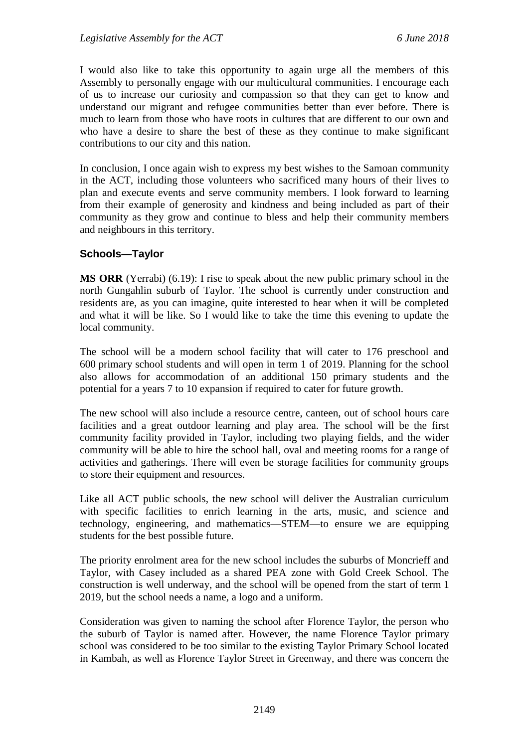I would also like to take this opportunity to again urge all the members of this Assembly to personally engage with our multicultural communities. I encourage each of us to increase our curiosity and compassion so that they can get to know and understand our migrant and refugee communities better than ever before. There is much to learn from those who have roots in cultures that are different to our own and who have a desire to share the best of these as they continue to make significant contributions to our city and this nation.

In conclusion, I once again wish to express my best wishes to the Samoan community in the ACT, including those volunteers who sacrificed many hours of their lives to plan and execute events and serve community members. I look forward to learning from their example of generosity and kindness and being included as part of their community as they grow and continue to bless and help their community members and neighbours in this territory.

### Schools—Taylor

**MS ORR** (Yerrabi) (6.19): I rise to speak about the new public primary school in the north Gungahlin suburb of Taylor. The school is currently under construction and residents are, as you can imagine, quite interested to hear when it will be completed and what it will be like. So I would like to take the time this evening to update the local community.

The school will be a modern school facility that will cater to 176 preschool and 600 primary school students and will open in term 1 of 2019. Planning for the school also allows for accommodation of an additional 150 primary students and the potential for a years 7 to 10 expansion if required to cater for future growth.

The new school will also include a resource centre, canteen, out of school hours care facilities and a great outdoor learning and play area. The school will be the first community facility provided in Taylor, including two playing fields, and the wider community will be able to hire the school hall, oval and meeting rooms for a range of activities and gatherings. There will even be storage facilities for community groups to store their equipment and resources.

Like all ACT public schools, the new school will deliver the Australian curriculum with specific facilities to enrich learning in the arts, music, and science and technology, engineering, and mathematics—STEM—to ensure we are equipping students for the best possible future.

The priority enrolment area for the new school includes the suburbs of Moncrieff and Taylor, with Casey included as a shared PEA zone with Gold Creek School. The construction is well underway, and the school will be opened from the start of term 1 2019, but the school needs a name, a logo and a uniform.

Consideration was given to naming the school after Florence Taylor, the person who the suburb of Taylor is named after. However, the name Florence Taylor primary school was considered to be too similar to the existing Taylor Primary School located in Kambah, as well as Florence Taylor Street in Greenway, and there was concern the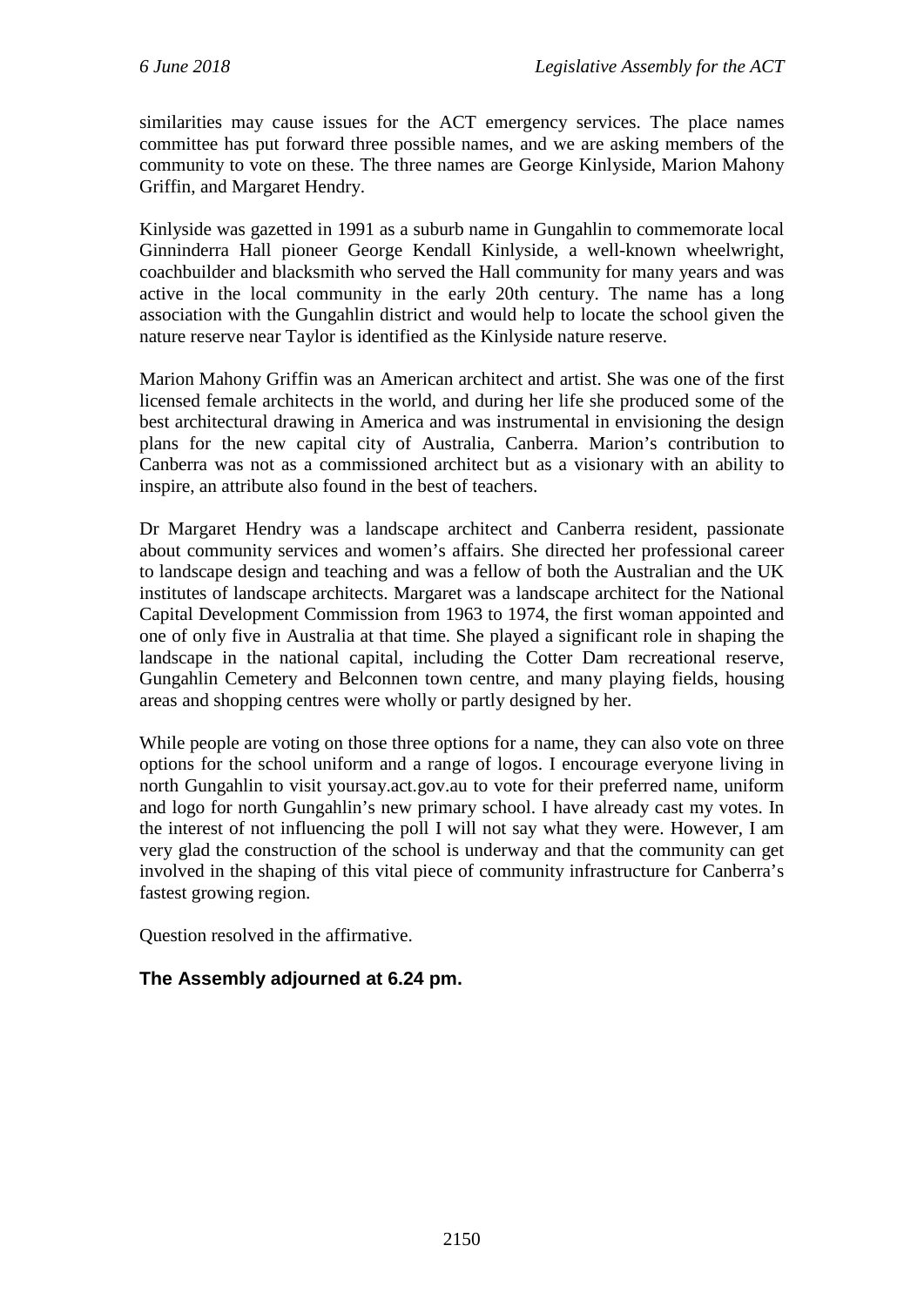similarities may cause issues for the ACT emergency services. The place names committee has put forward three possible names, and we are asking members of the community to vote on these. The three names are George Kinlyside, Marion Mahony Griffin, and Margaret Hendry.

Kinlyside was gazetted in 1991 as a suburb name in Gungahlin to commemorate local Ginninderra Hall pioneer George Kendall Kinlyside, a well-known wheelwright, coachbuilder and blacksmith who served the Hall community for many years and was active in the local community in the early 20th century. The name has a long association with the Gungahlin district and would help to locate the school given the nature reserve near Taylor is identified as the Kinlyside nature reserve.

Marion Mahony Griffin was an American architect and artist. She was one of the first licensed female architects in the world, and during her life she produced some of the best architectural drawing in America and was instrumental in envisioning the design plans for the new capital city of Australia, Canberra. Marion's contribution to Canberra was not as a commissioned architect but as a visionary with an ability to inspire, an attribute also found in the best of teachers.

Dr Margaret Hendry was a landscape architect and Canberra resident, passionate about community services and women's affairs. She directed her professional career to landscape design and teaching and was a fellow of both the Australian and the UK institutes of landscape architects. Margaret was a landscape architect for the National Capital Development Commission from 1963 to 1974, the first woman appointed and one of only five in Australia at that time. She played a significant role in shaping the landscape in the national capital, including the Cotter Dam recreational reserve, Gungahlin Cemetery and Belconnen town centre, and many playing fields, housing areas and shopping centres were wholly or partly designed by her.

While people are voting on those three options for a name, they can also vote on three options for the school uniform and a range of logos. I encourage everyone living in north Gungahlin to visit yoursay.act.gov.au to vote for their preferred name, uniform and logo for north Gungahlin's new primary school. I have already cast my votes. In the interest of not influencing the poll I will not say what they were. However, I am very glad the construction of the school is underway and that the community can get involved in the shaping of this vital piece of community infrastructure for Canberra's fastest growing region.

Question resolved in the affirmative.

**The Assembly adjourned at 6.24 pm.**